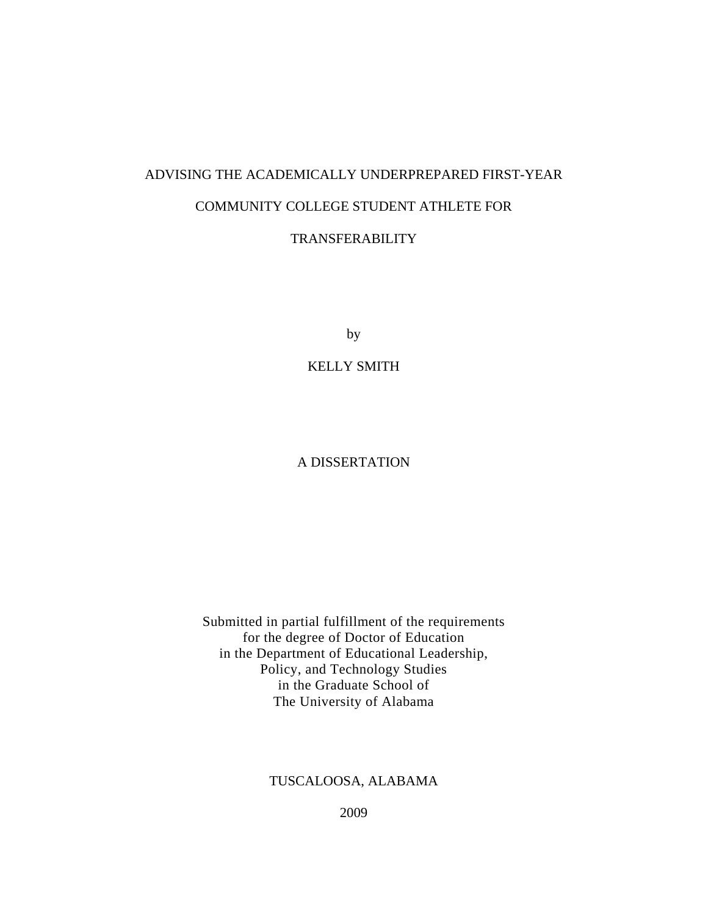# ADVISING THE ACADEMICALLY UNDERPREPARED FIRST-YEAR COMMUNITY COLLEGE STUDENT ATHLETE FOR TRANSFERABILITY

by

KELLY SMITH

A DISSERTATION

Submitted in partial fulfillment of the requirements
for the degree of Doctor of Education
in the Department of Educational Leadership,
Policy, and Technology Studies
in the Graduate School of
The University of Alabama

TUSCALOOSA, ALABAMA

2009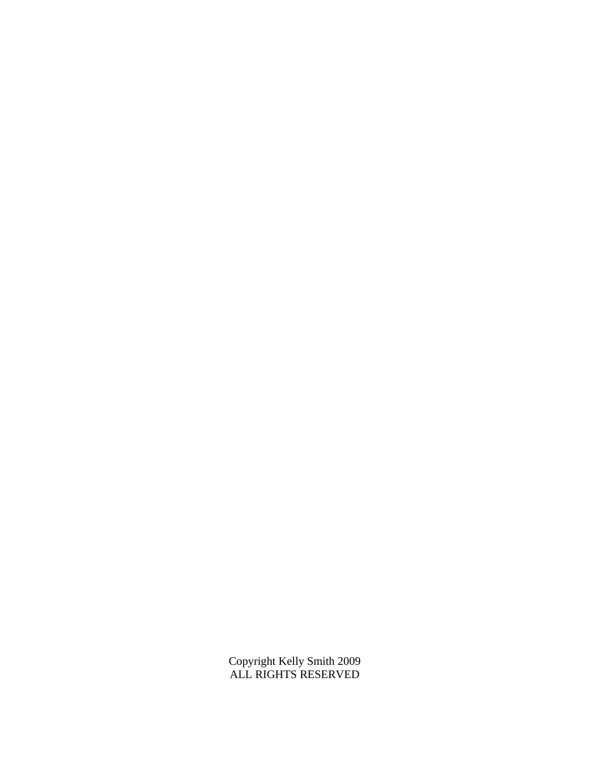Copyright Kelly Smith 2009
ALL RIGHTS RESERVED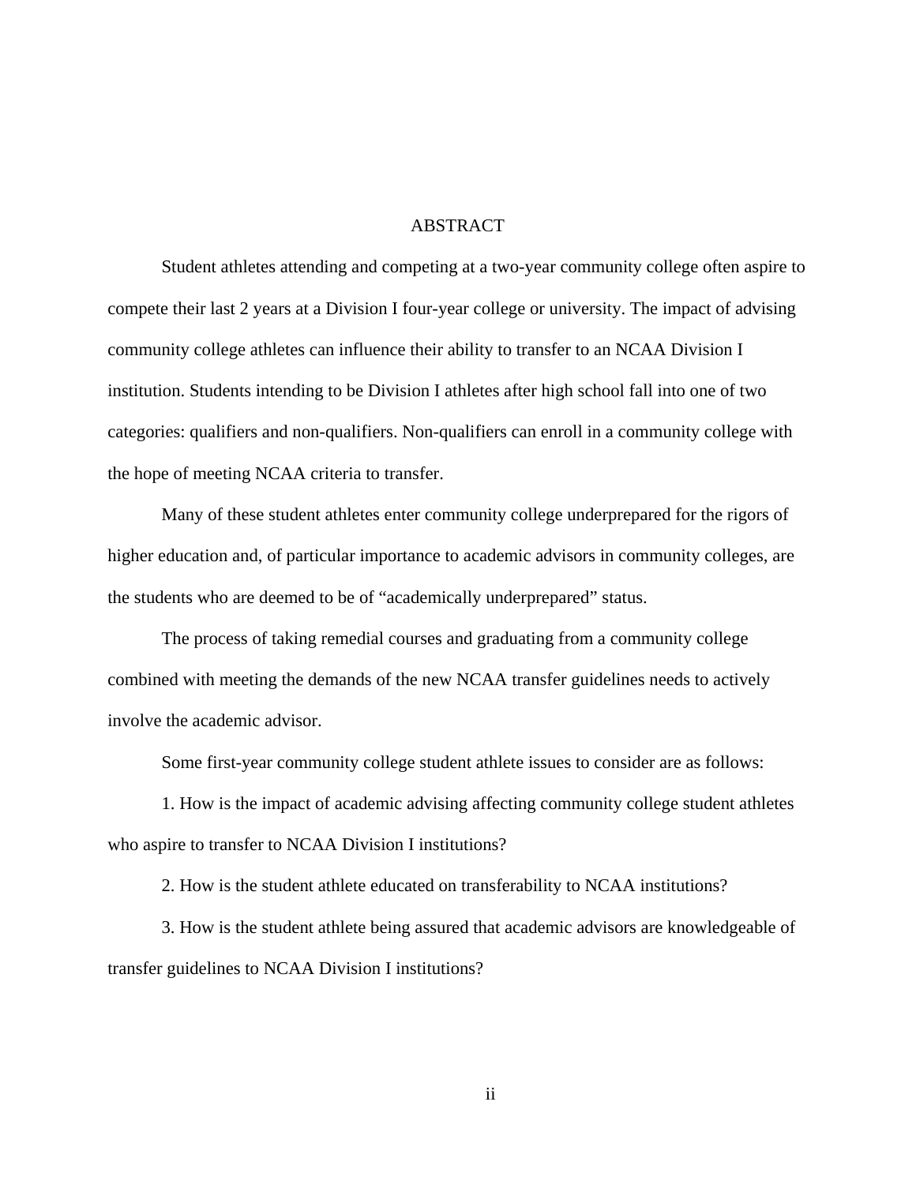# ABSTRACT

Student athletes attending and competing at a two-year community college often aspire to compete their last 2 years at a Division I four-year college or university. The impact of advising community college athletes can influence their ability to transfer to an NCAA Division I institution. Students intending to be Division I athletes after high school fall into one of two categories: qualifiers and non-qualifiers. Non-qualifiers can enroll in a community college with the hope of meeting NCAA criteria to transfer.

Many of these student athletes enter community college underprepared for the rigors of higher education and, of particular importance to academic advisors in community colleges, are the students who are deemed to be of “academically underprepared” status.

The process of taking remedial courses and graduating from a community college combined with meeting the demands of the new NCAA transfer guidelines needs to actively involve the academic advisor.

Some first-year community college student athlete issues to consider are as follows:

1. How is the impact of academic advising affecting community college student athletes who aspire to transfer to NCAA Division I institutions?

2. How is the student athlete educated on transferability to NCAA institutions?

3. How is the student athlete being assured that academic advisors are knowledgeable of transfer guidelines to NCAA Division I institutions?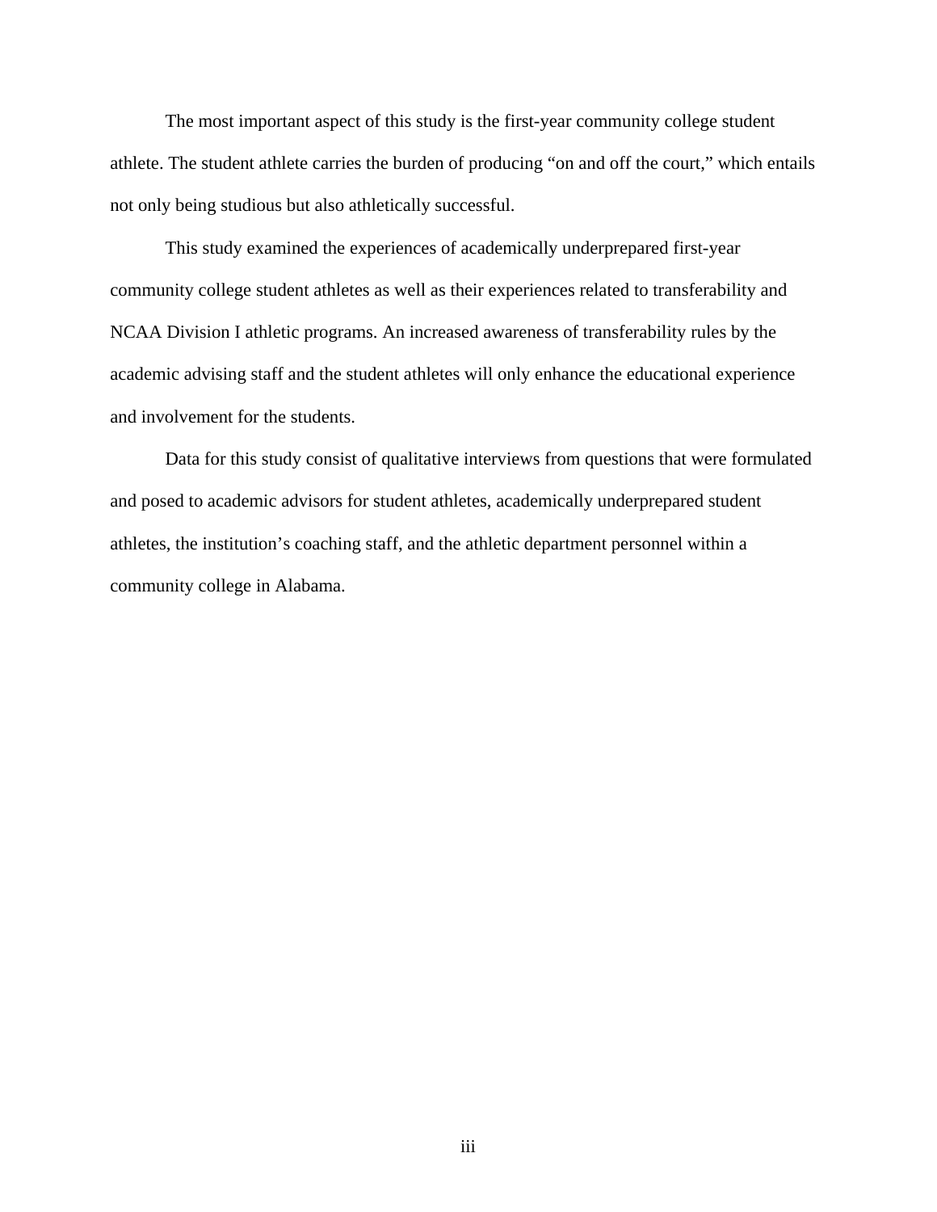The most important aspect of this study is the first-year community college student athlete. The student athlete carries the burden of producing "on and off the court," which entails not only being studious but also athletically successful.

This study examined the experiences of academically underprepared first-year community college student athletes as well as their experiences related to transferability and NCAA Division I athletic programs. An increased awareness of transferability rules by the academic advising staff and the student athletes will only enhance the educational experience and involvement for the students.

Data for this study consist of qualitative interviews from questions that were formulated and posed to academic advisors for student athletes, academically underprepared student athletes, the institution's coaching staff, and the athletic department personnel within a community college in Alabama.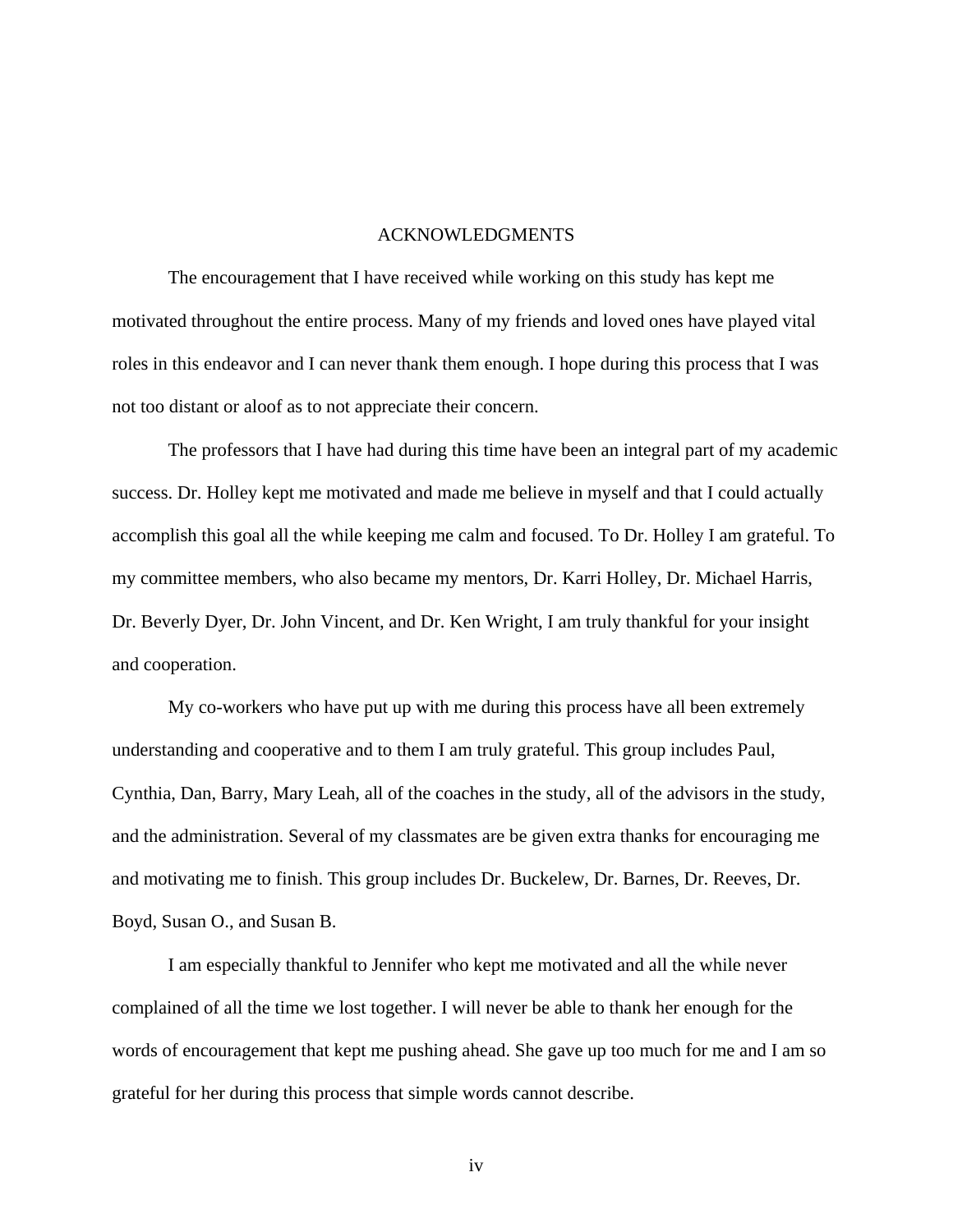# ACKNOWLEDGMENTS

The encouragement that I have received while working on this study has kept me motivated throughout the entire process. Many of my friends and loved ones have played vital roles in this endeavor and I can never thank them enough. I hope during this process that I was not too distant or aloof as to not appreciate their concern.

The professors that I have had during this time have been an integral part of my academic success. Dr. Holley kept me motivated and made me believe in myself and that I could actually accomplish this goal all the while keeping me calm and focused. To Dr. Holley I am grateful. To my committee members, who also became my mentors, Dr. Karri Holley, Dr. Michael Harris, Dr. Beverly Dyer, Dr. John Vincent, and Dr. Ken Wright, I am truly thankful for your insight and cooperation.

My co-workers who have put up with me during this process have all been extremely understanding and cooperative and to them I am truly grateful. This group includes Paul, Cynthia, Dan, Barry, Mary Leah, all of the coaches in the study, all of the advisors in the study, and the administration. Several of my classmates are be given extra thanks for encouraging me and motivating me to finish. This group includes Dr. Buckelew, Dr. Barnes, Dr. Reeves, Dr. Boyd, Susan O., and Susan B.

I am especially thankful to Jennifer who kept me motivated and all the while never complained of all the time we lost together. I will never be able to thank her enough for the words of encouragement that kept me pushing ahead. She gave up too much for me and I am so grateful for her during this process that simple words cannot describe.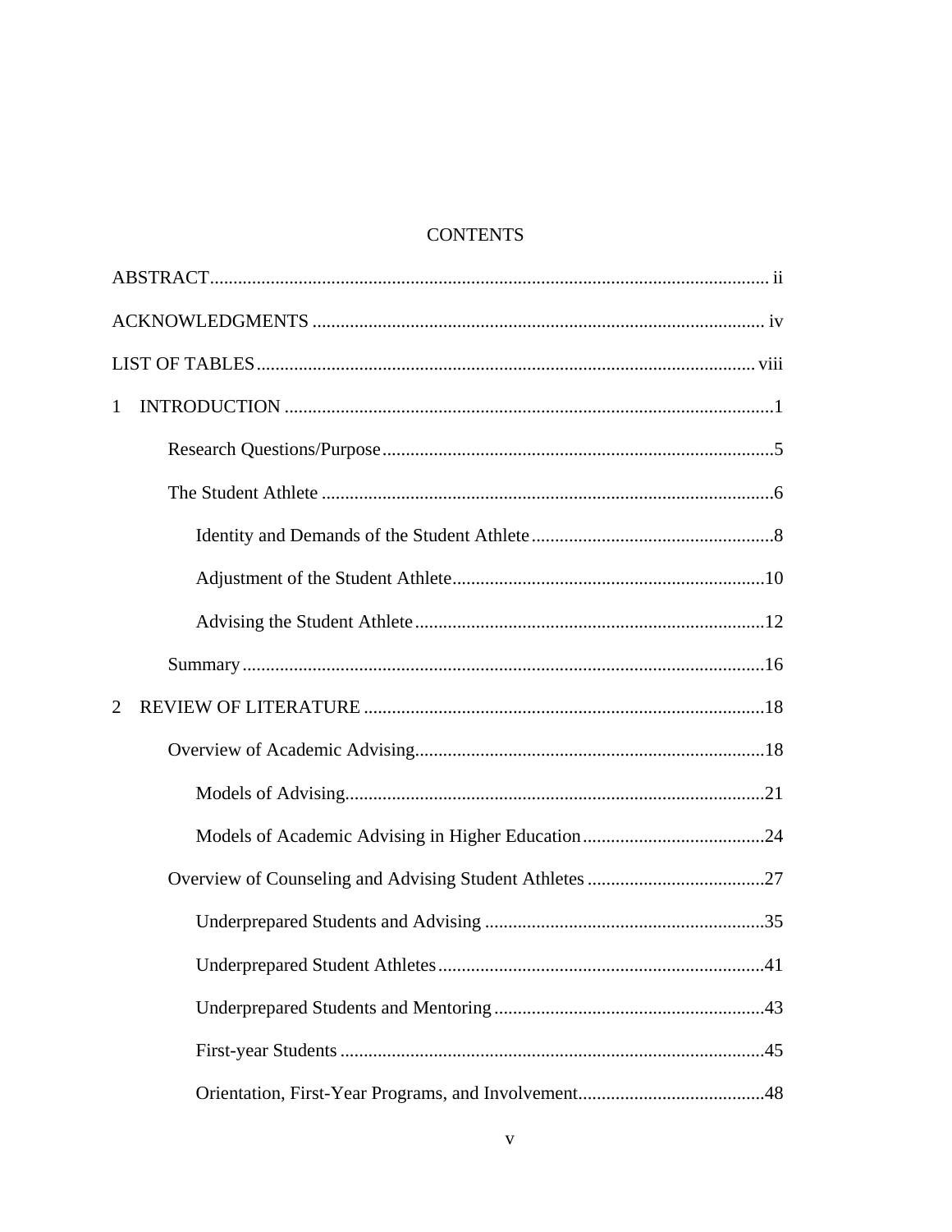# CONTENTS

ABSTRACT ........................................................................................................................ ii

ACKNOWLEDGMENTS ................................................................................................. iv

LIST OF TABLES ........................................................................................................... viii

1 INTRODUCTION .........................................................................................................1

- Research Questions/Purpose ....................................................................................5
- The Student Athlete .................................................................................................6
  - Identity and Demands of the Student Athlete .....................................................8
  - Adjustment of the Student Athlete ....................................................................10
  - Advising the Student Athlete ............................................................................12
- Summary ................................................................................................................16

2 REVIEW OF LITERATURE .......................................................................................18

- Overview of Academic Advising............................................................................18
  - Models of Advising...........................................................................................21
  - Models of Academic Advising in Higher Education ........................................24
- Overview of Counseling and Advising Student Athletes .......................................27
  - Underprepared Students and Advising .............................................................35
  - Underprepared Student Athletes .......................................................................41
  - Underprepared Students and Mentoring ...........................................................43
  - First-year Students ............................................................................................45
  - Orientation, First-Year Programs, and Involvement.........................................48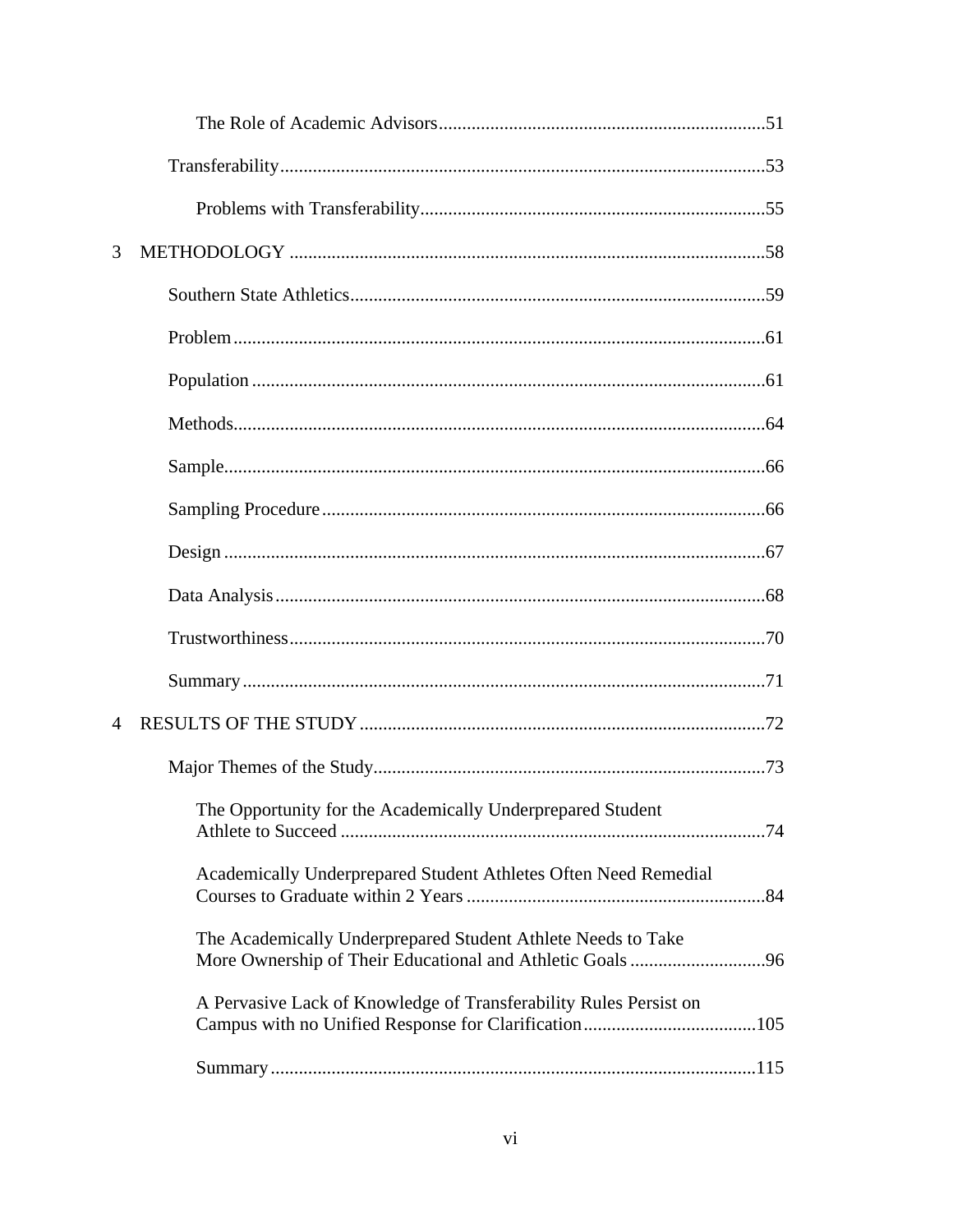The Role of Academic Advisors.....................................................................51

Transferability........................................................................................................53

Problems with Transferability..........................................................................55

3 METHODOLOGY .......................................................................................................58

Southern State Athletics.........................................................................................59

Problem..................................................................................................................61

Population ..............................................................................................................61

Methods..................................................................................................................64

Sample....................................................................................................................66

Sampling Procedure ...............................................................................................66

Design ....................................................................................................................67

Data Analysis .........................................................................................................68

Trustworthiness......................................................................................................70

Summary ................................................................................................................71

4 RESULTS OF THE STUDY .......................................................................................72

Major Themes of the Study....................................................................................73

The Opportunity for the Academically Underprepared Student Athlete to Succeed ...........................................................................................74

Academically Underprepared Student Athletes Often Need Remedial Courses to Graduate within 2 Years ................................................................84

The Academically Underprepared Student Athlete Needs to Take More Ownership of Their Educational and Athletic Goals .............................96

A Pervasive Lack of Knowledge of Transferability Rules Persist on Campus with no Unified Response for Clarification.....................................105

Summary ........................................................................................................115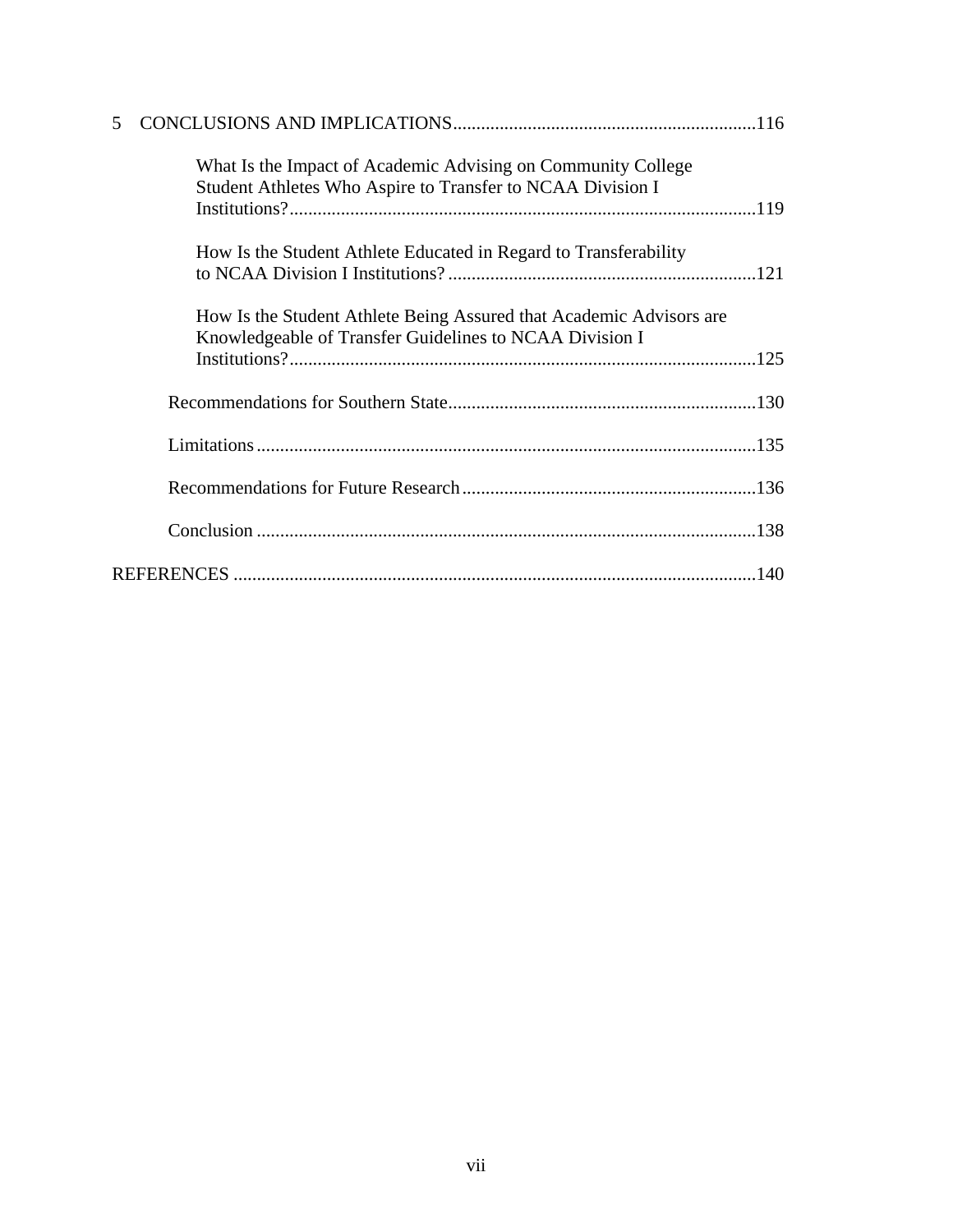5 CONCLUSIONS AND IMPLICATIONS ................................................................116

What Is the Impact of Academic Advising on Community College Student Athletes Who Aspire to Transfer to NCAA Division I Institutions? ...................................................................................................119

How Is the Student Athlete Educated in Regard to Transferability to NCAA Division I Institutions? ..................................................................121

How Is the Student Athlete Being Assured that Academic Advisors are Knowledgeable of Transfer Guidelines to NCAA Division I Institutions? ...................................................................................................125

Recommendations for Southern State .................................................................130

Limitations ..........................................................................................................135

Recommendations for Future Research ..............................................................136

Conclusion ..........................................................................................................138

REFERENCES ...............................................................................................................140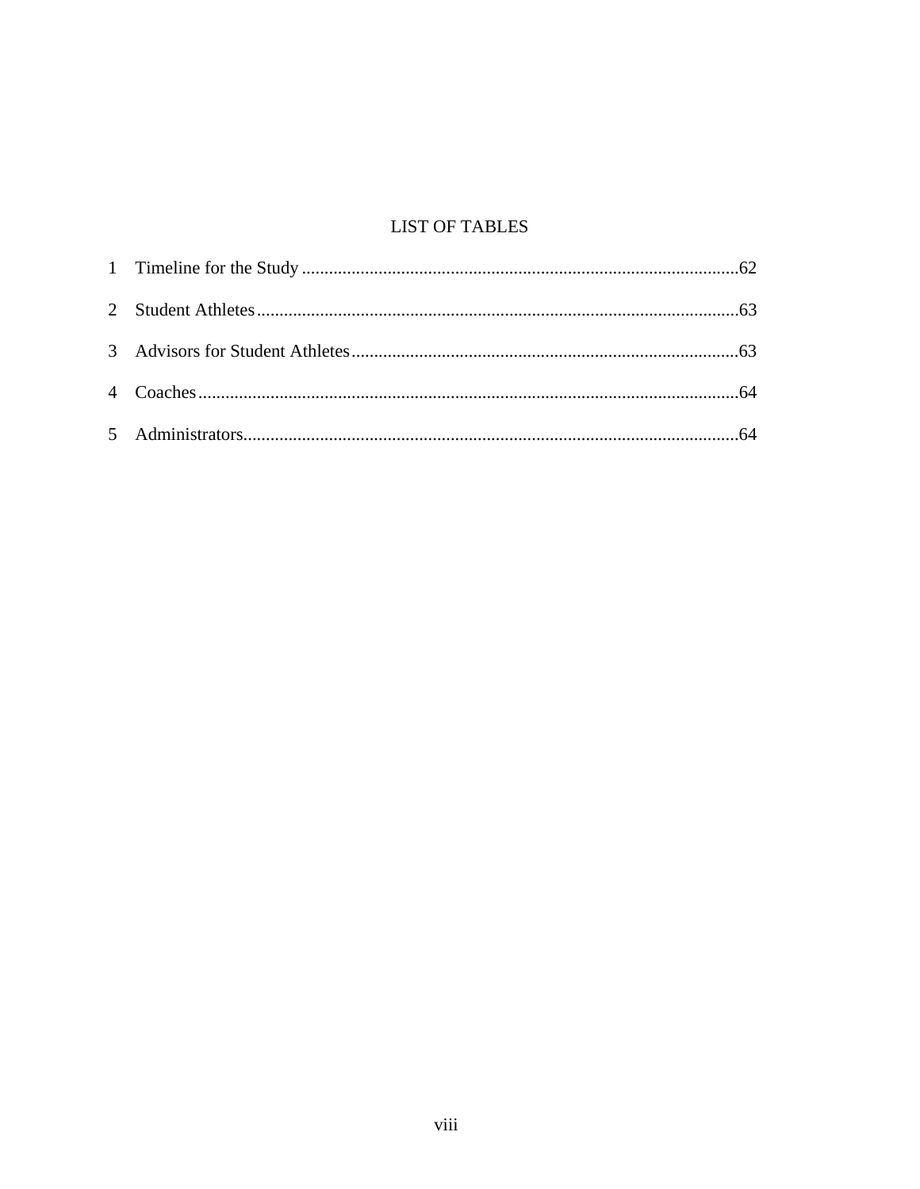# LIST OF TABLES

1 Timeline for the Study ....................62

2 Student Athletes ....................63

3 Advisors for Student Athletes ....................63

4 Coaches ....................64

5 Administrators ....................64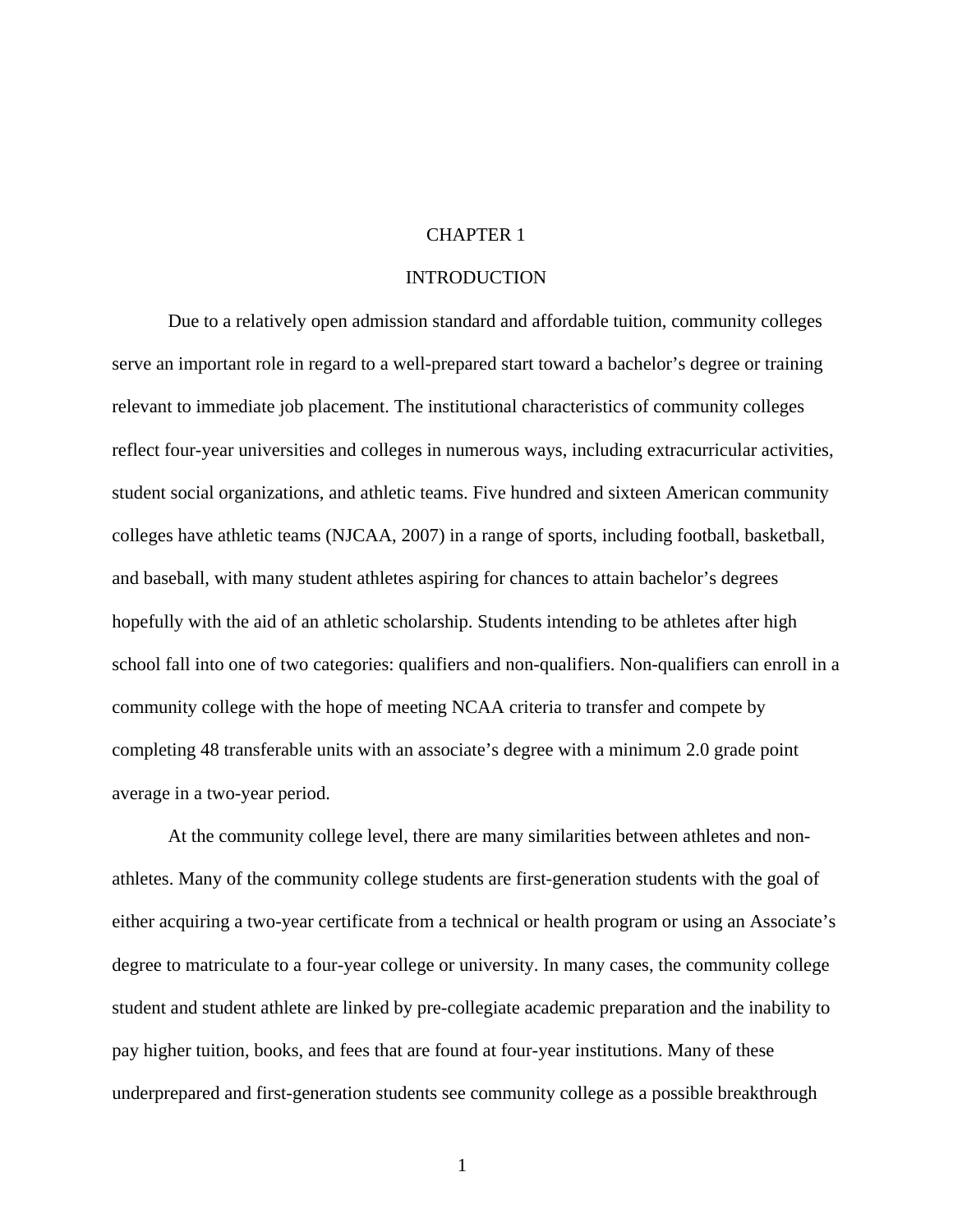# CHAPTER 1

# INTRODUCTION

Due to a relatively open admission standard and affordable tuition, community colleges serve an important role in regard to a well-prepared start toward a bachelor's degree or training relevant to immediate job placement. The institutional characteristics of community colleges reflect four-year universities and colleges in numerous ways, including extracurricular activities, student social organizations, and athletic teams. Five hundred and sixteen American community colleges have athletic teams (NJCAA, 2007) in a range of sports, including football, basketball, and baseball, with many student athletes aspiring for chances to attain bachelor's degrees hopefully with the aid of an athletic scholarship. Students intending to be athletes after high school fall into one of two categories: qualifiers and non-qualifiers. Non-qualifiers can enroll in a community college with the hope of meeting NCAA criteria to transfer and compete by completing 48 transferable units with an associate's degree with a minimum 2.0 grade point average in a two-year period.

At the community college level, there are many similarities between athletes and non-athletes. Many of the community college students are first-generation students with the goal of either acquiring a two-year certificate from a technical or health program or using an Associate's degree to matriculate to a four-year college or university. In many cases, the community college student and student athlete are linked by pre-collegiate academic preparation and the inability to pay higher tuition, books, and fees that are found at four-year institutions. Many of these underprepared and first-generation students see community college as a possible breakthrough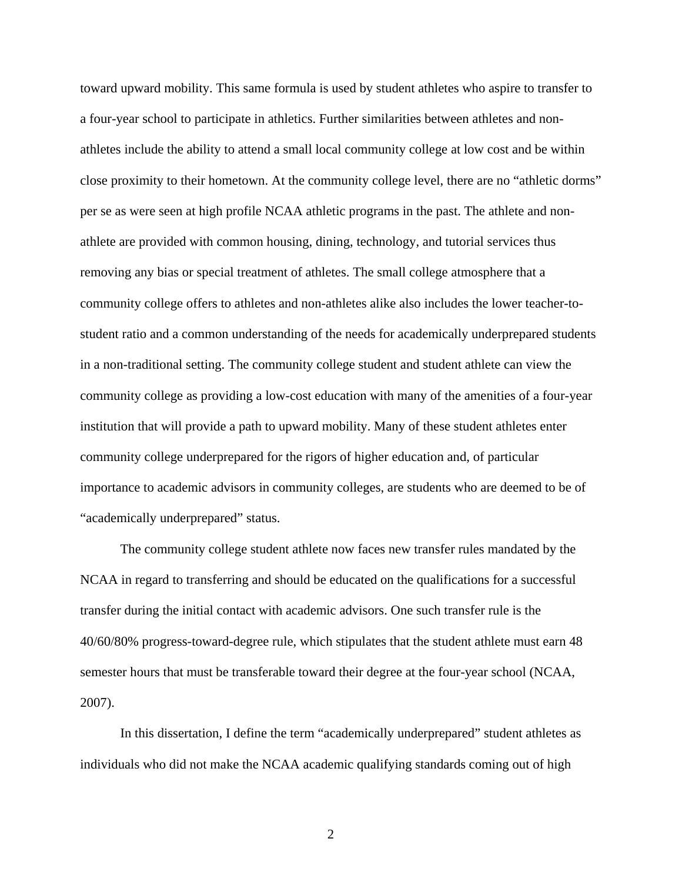toward upward mobility. This same formula is used by student athletes who aspire to transfer to a four-year school to participate in athletics. Further similarities between athletes and non-athletes include the ability to attend a small local community college at low cost and be within close proximity to their hometown. At the community college level, there are no "athletic dorms" per se as were seen at high profile NCAA athletic programs in the past. The athlete and non-athlete are provided with common housing, dining, technology, and tutorial services thus removing any bias or special treatment of athletes. The small college atmosphere that a community college offers to athletes and non-athletes alike also includes the lower teacher-to-student ratio and a common understanding of the needs for academically underprepared students in a non-traditional setting. The community college student and student athlete can view the community college as providing a low-cost education with many of the amenities of a four-year institution that will provide a path to upward mobility. Many of these student athletes enter community college underprepared for the rigors of higher education and, of particular importance to academic advisors in community colleges, are students who are deemed to be of "academically underprepared" status.

The community college student athlete now faces new transfer rules mandated by the NCAA in regard to transferring and should be educated on the qualifications for a successful transfer during the initial contact with academic advisors. One such transfer rule is the 40/60/80% progress-toward-degree rule, which stipulates that the student athlete must earn 48 semester hours that must be transferable toward their degree at the four-year school (NCAA, 2007).

In this dissertation, I define the term "academically underprepared" student athletes as individuals who did not make the NCAA academic qualifying standards coming out of high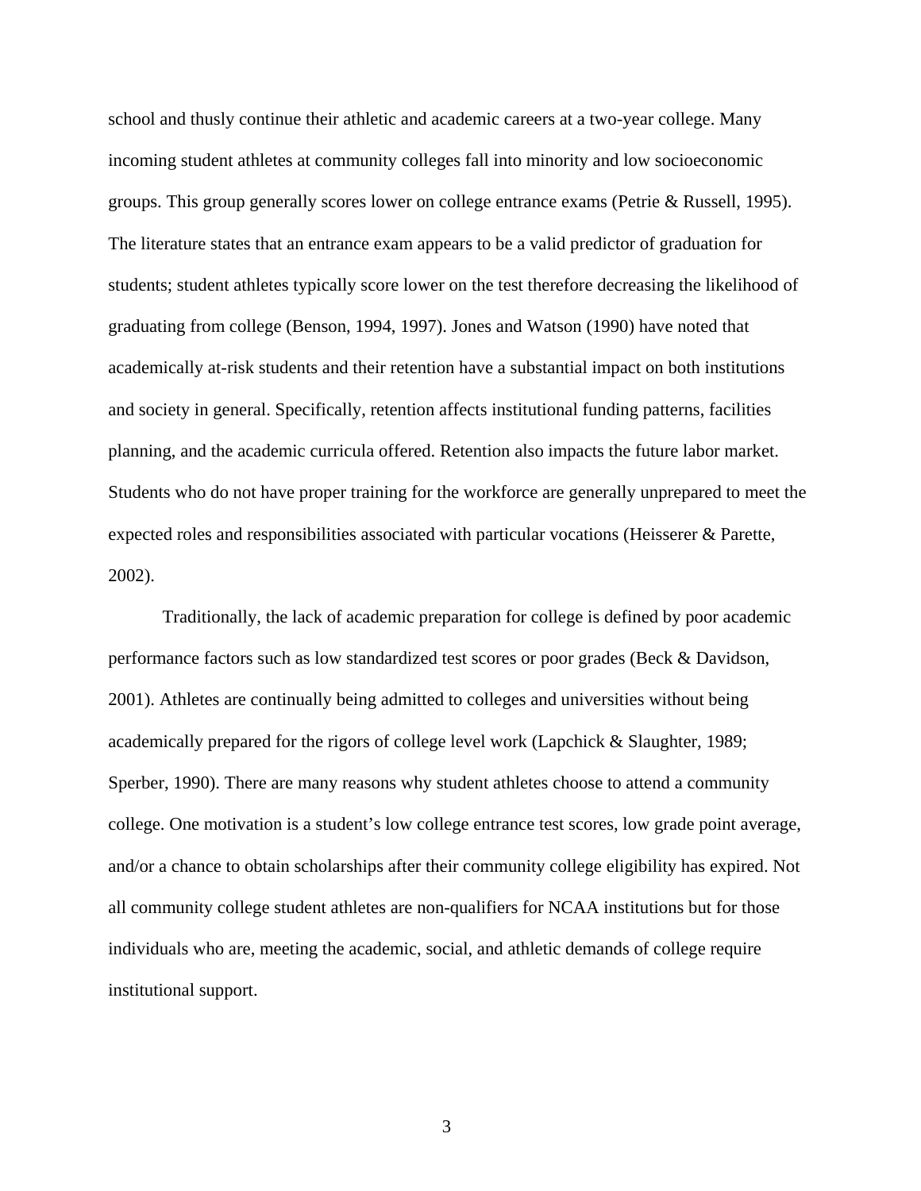school and thusly continue their athletic and academic careers at a two-year college. Many incoming student athletes at community colleges fall into minority and low socioeconomic groups. This group generally scores lower on college entrance exams (Petrie & Russell, 1995). The literature states that an entrance exam appears to be a valid predictor of graduation for students; student athletes typically score lower on the test therefore decreasing the likelihood of graduating from college (Benson, 1994, 1997). Jones and Watson (1990) have noted that academically at-risk students and their retention have a substantial impact on both institutions and society in general. Specifically, retention affects institutional funding patterns, facilities planning, and the academic curricula offered. Retention also impacts the future labor market. Students who do not have proper training for the workforce are generally unprepared to meet the expected roles and responsibilities associated with particular vocations (Heisserer & Parette, 2002).

Traditionally, the lack of academic preparation for college is defined by poor academic performance factors such as low standardized test scores or poor grades (Beck & Davidson, 2001). Athletes are continually being admitted to colleges and universities without being academically prepared for the rigors of college level work (Lapchick & Slaughter, 1989; Sperber, 1990). There are many reasons why student athletes choose to attend a community college. One motivation is a student's low college entrance test scores, low grade point average, and/or a chance to obtain scholarships after their community college eligibility has expired. Not all community college student athletes are non-qualifiers for NCAA institutions but for those individuals who are, meeting the academic, social, and athletic demands of college require institutional support.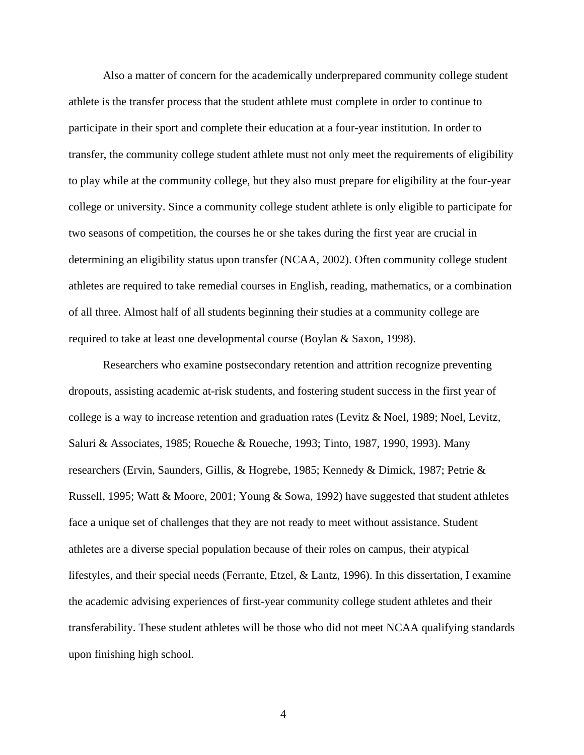Also a matter of concern for the academically underprepared community college student athlete is the transfer process that the student athlete must complete in order to continue to participate in their sport and complete their education at a four-year institution. In order to transfer, the community college student athlete must not only meet the requirements of eligibility to play while at the community college, but they also must prepare for eligibility at the four-year college or university. Since a community college student athlete is only eligible to participate for two seasons of competition, the courses he or she takes during the first year are crucial in determining an eligibility status upon transfer (NCAA, 2002). Often community college student athletes are required to take remedial courses in English, reading, mathematics, or a combination of all three. Almost half of all students beginning their studies at a community college are required to take at least one developmental course (Boylan & Saxon, 1998).

Researchers who examine postsecondary retention and attrition recognize preventing dropouts, assisting academic at-risk students, and fostering student success in the first year of college is a way to increase retention and graduation rates (Levitz & Noel, 1989; Noel, Levitz, Saluri & Associates, 1985; Roueche & Roueche, 1993; Tinto, 1987, 1990, 1993). Many researchers (Ervin, Saunders, Gillis, & Hogrebe, 1985; Kennedy & Dimick, 1987; Petrie & Russell, 1995; Watt & Moore, 2001; Young & Sowa, 1992) have suggested that student athletes face a unique set of challenges that they are not ready to meet without assistance. Student athletes are a diverse special population because of their roles on campus, their atypical lifestyles, and their special needs (Ferrante, Etzel, & Lantz, 1996). In this dissertation, I examine the academic advising experiences of first-year community college student athletes and their transferability. These student athletes will be those who did not meet NCAA qualifying standards upon finishing high school.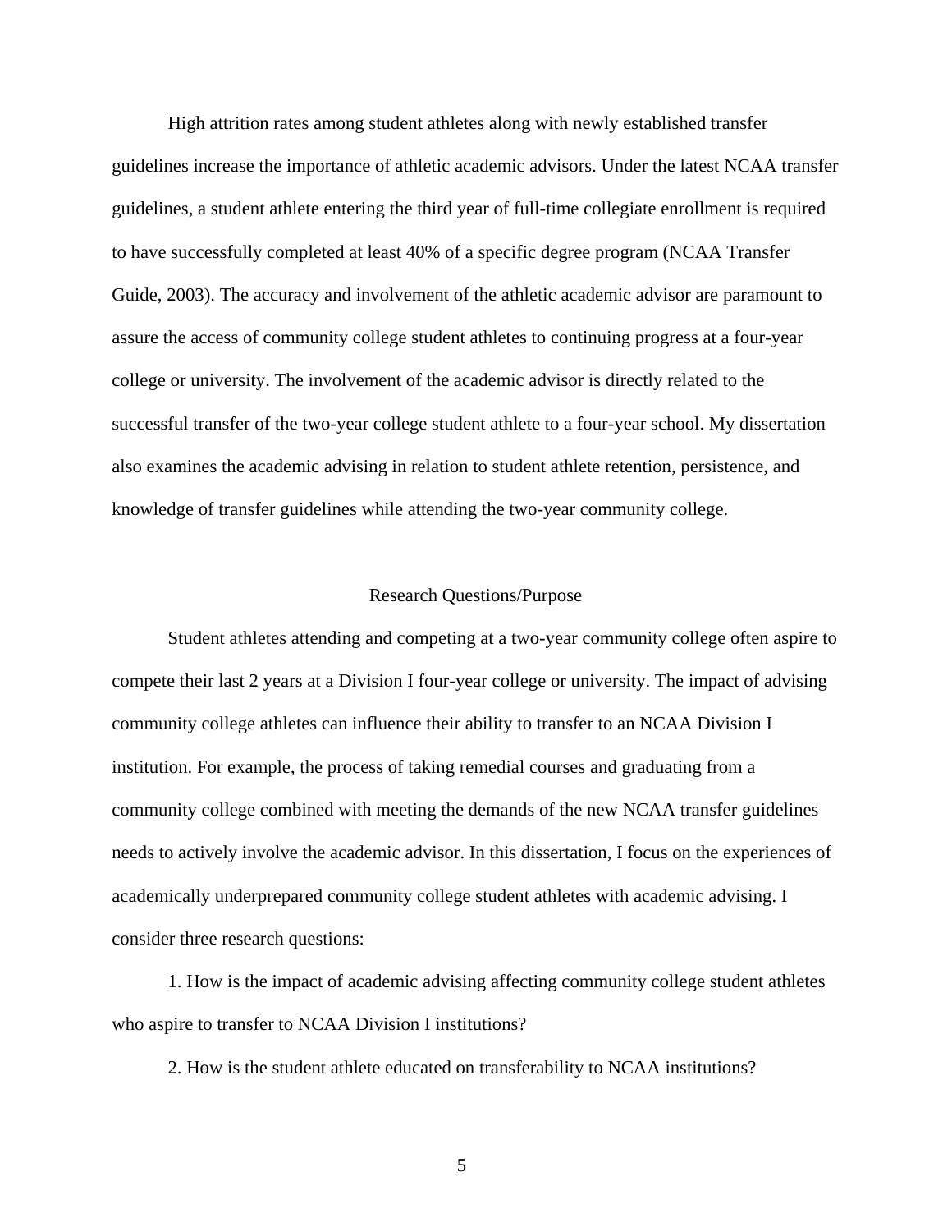High attrition rates among student athletes along with newly established transfer guidelines increase the importance of athletic academic advisors. Under the latest NCAA transfer guidelines, a student athlete entering the third year of full-time collegiate enrollment is required to have successfully completed at least 40% of a specific degree program (NCAA Transfer Guide, 2003). The accuracy and involvement of the athletic academic advisor are paramount to assure the access of community college student athletes to continuing progress at a four-year college or university. The involvement of the academic advisor is directly related to the successful transfer of the two-year college student athlete to a four-year school. My dissertation also examines the academic advising in relation to student athlete retention, persistence, and knowledge of transfer guidelines while attending the two-year community college.

## Research Questions/Purpose

Student athletes attending and competing at a two-year community college often aspire to compete their last 2 years at a Division I four-year college or university. The impact of advising community college athletes can influence their ability to transfer to an NCAA Division I institution. For example, the process of taking remedial courses and graduating from a community college combined with meeting the demands of the new NCAA transfer guidelines needs to actively involve the academic advisor. In this dissertation, I focus on the experiences of academically underprepared community college student athletes with academic advising. I consider three research questions:

1. How is the impact of academic advising affecting community college student athletes who aspire to transfer to NCAA Division I institutions?

2. How is the student athlete educated on transferability to NCAA institutions?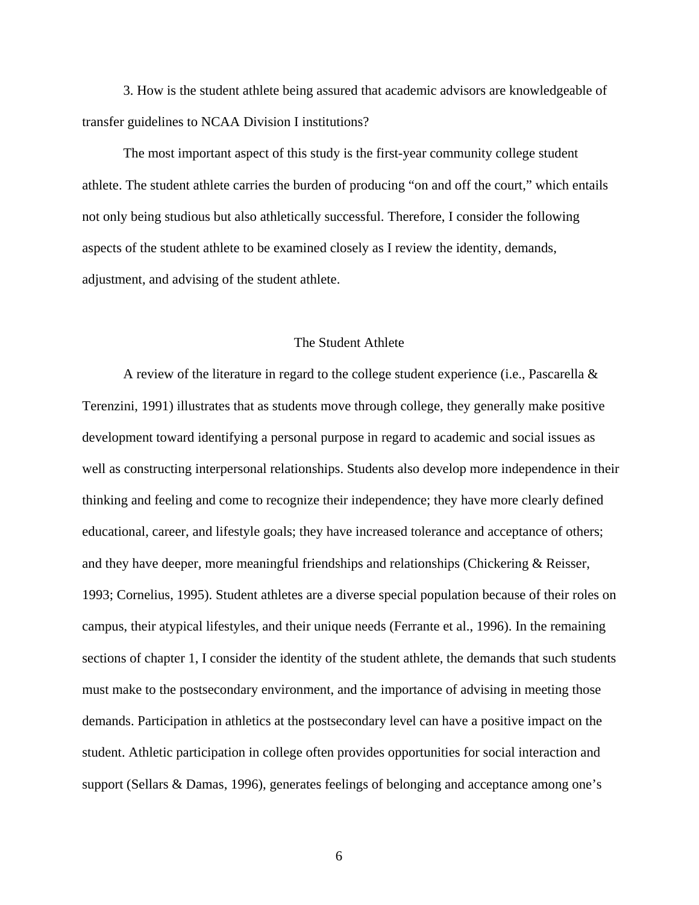3. How is the student athlete being assured that academic advisors are knowledgeable of transfer guidelines to NCAA Division I institutions?

The most important aspect of this study is the first-year community college student athlete. The student athlete carries the burden of producing "on and off the court," which entails not only being studious but also athletically successful. Therefore, I consider the following aspects of the student athlete to be examined closely as I review the identity, demands, adjustment, and advising of the student athlete.

## The Student Athlete

A review of the literature in regard to the college student experience (i.e., Pascarella & Terenzini, 1991) illustrates that as students move through college, they generally make positive development toward identifying a personal purpose in regard to academic and social issues as well as constructing interpersonal relationships. Students also develop more independence in their thinking and feeling and come to recognize their independence; they have more clearly defined educational, career, and lifestyle goals; they have increased tolerance and acceptance of others; and they have deeper, more meaningful friendships and relationships (Chickering & Reisser, 1993; Cornelius, 1995). Student athletes are a diverse special population because of their roles on campus, their atypical lifestyles, and their unique needs (Ferrante et al., 1996). In the remaining sections of chapter 1, I consider the identity of the student athlete, the demands that such students must make to the postsecondary environment, and the importance of advising in meeting those demands. Participation in athletics at the postsecondary level can have a positive impact on the student. Athletic participation in college often provides opportunities for social interaction and support (Sellars & Damas, 1996), generates feelings of belonging and acceptance among one's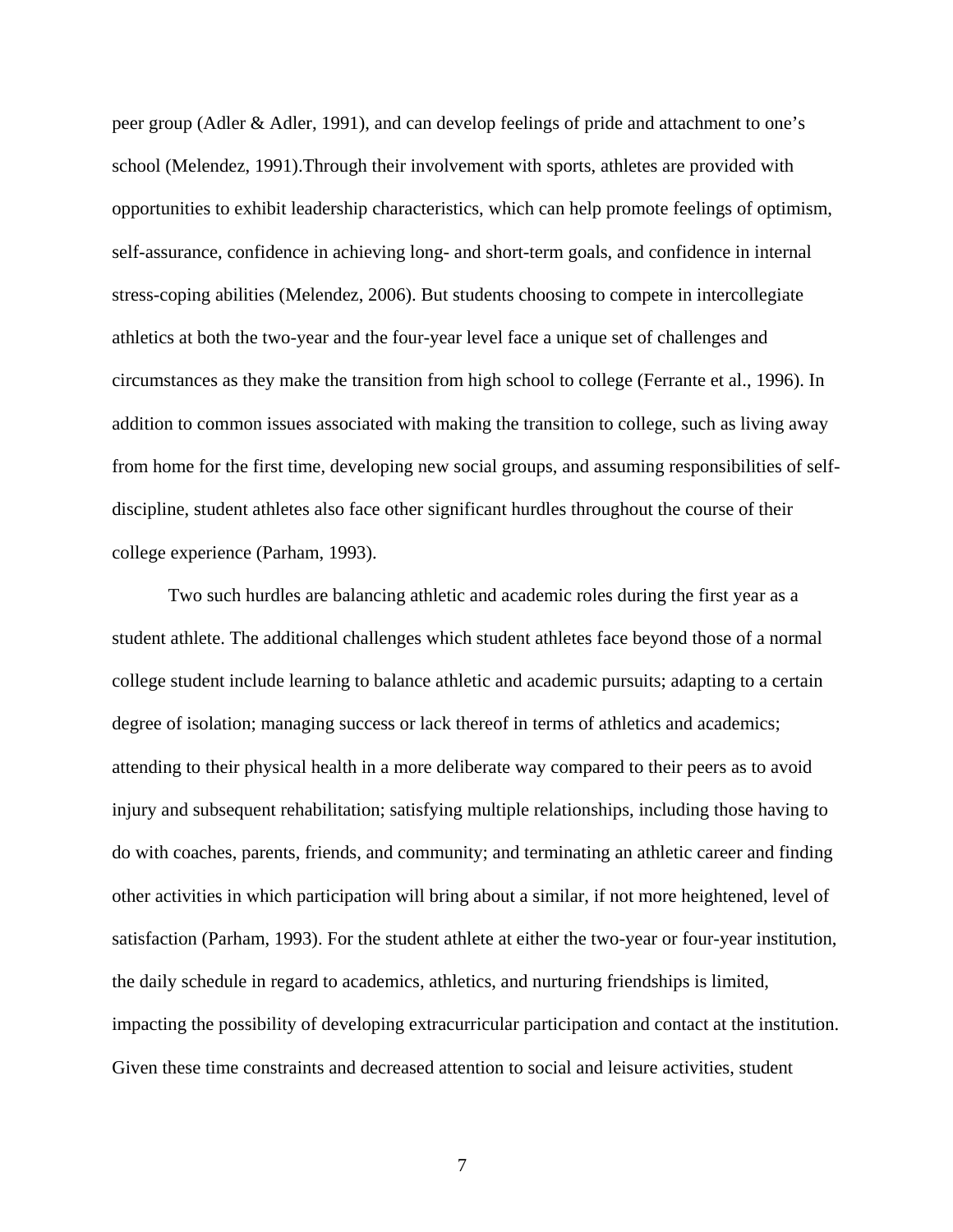peer group (Adler & Adler, 1991), and can develop feelings of pride and attachment to one's school (Melendez, 1991).Through their involvement with sports, athletes are provided with opportunities to exhibit leadership characteristics, which can help promote feelings of optimism, self-assurance, confidence in achieving long- and short-term goals, and confidence in internal stress-coping abilities (Melendez, 2006). But students choosing to compete in intercollegiate athletics at both the two-year and the four-year level face a unique set of challenges and circumstances as they make the transition from high school to college (Ferrante et al., 1996). In addition to common issues associated with making the transition to college, such as living away from home for the first time, developing new social groups, and assuming responsibilities of self-discipline, student athletes also face other significant hurdles throughout the course of their college experience (Parham, 1993).

Two such hurdles are balancing athletic and academic roles during the first year as a student athlete. The additional challenges which student athletes face beyond those of a normal college student include learning to balance athletic and academic pursuits; adapting to a certain degree of isolation; managing success or lack thereof in terms of athletics and academics; attending to their physical health in a more deliberate way compared to their peers as to avoid injury and subsequent rehabilitation; satisfying multiple relationships, including those having to do with coaches, parents, friends, and community; and terminating an athletic career and finding other activities in which participation will bring about a similar, if not more heightened, level of satisfaction (Parham, 1993). For the student athlete at either the two-year or four-year institution, the daily schedule in regard to academics, athletics, and nurturing friendships is limited, impacting the possibility of developing extracurricular participation and contact at the institution. Given these time constraints and decreased attention to social and leisure activities, student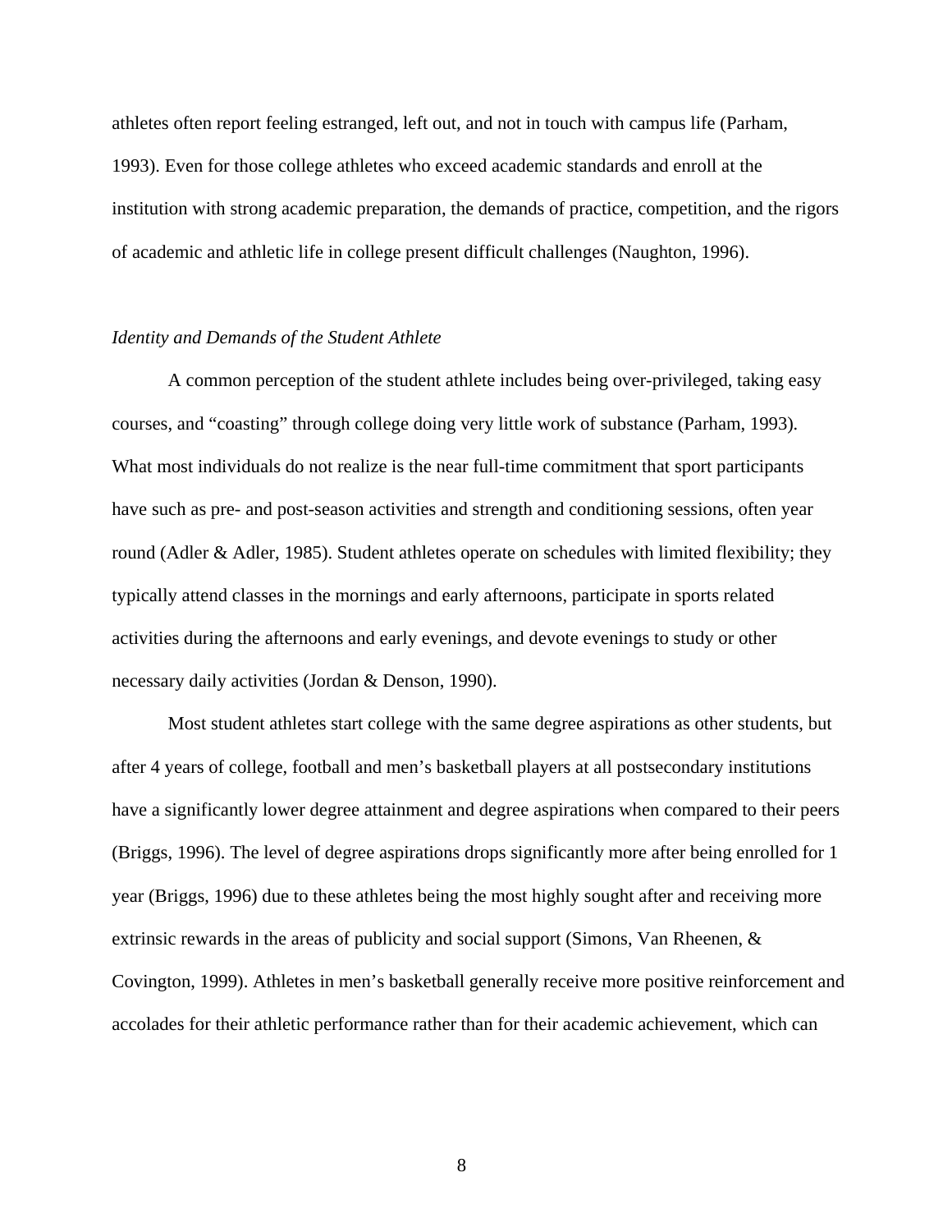athletes often report feeling estranged, left out, and not in touch with campus life (Parham, 1993). Even for those college athletes who exceed academic standards and enroll at the institution with strong academic preparation, the demands of practice, competition, and the rigors of academic and athletic life in college present difficult challenges (Naughton, 1996).

*Identity and Demands of the Student Athlete*

A common perception of the student athlete includes being over-privileged, taking easy courses, and "coasting" through college doing very little work of substance (Parham, 1993). What most individuals do not realize is the near full-time commitment that sport participants have such as pre- and post-season activities and strength and conditioning sessions, often year round (Adler & Adler, 1985). Student athletes operate on schedules with limited flexibility; they typically attend classes in the mornings and early afternoons, participate in sports related activities during the afternoons and early evenings, and devote evenings to study or other necessary daily activities (Jordan & Denson, 1990).

Most student athletes start college with the same degree aspirations as other students, but after 4 years of college, football and men's basketball players at all postsecondary institutions have a significantly lower degree attainment and degree aspirations when compared to their peers (Briggs, 1996). The level of degree aspirations drops significantly more after being enrolled for 1 year (Briggs, 1996) due to these athletes being the most highly sought after and receiving more extrinsic rewards in the areas of publicity and social support (Simons, Van Rheenen, & Covington, 1999). Athletes in men's basketball generally receive more positive reinforcement and accolades for their athletic performance rather than for their academic achievement, which can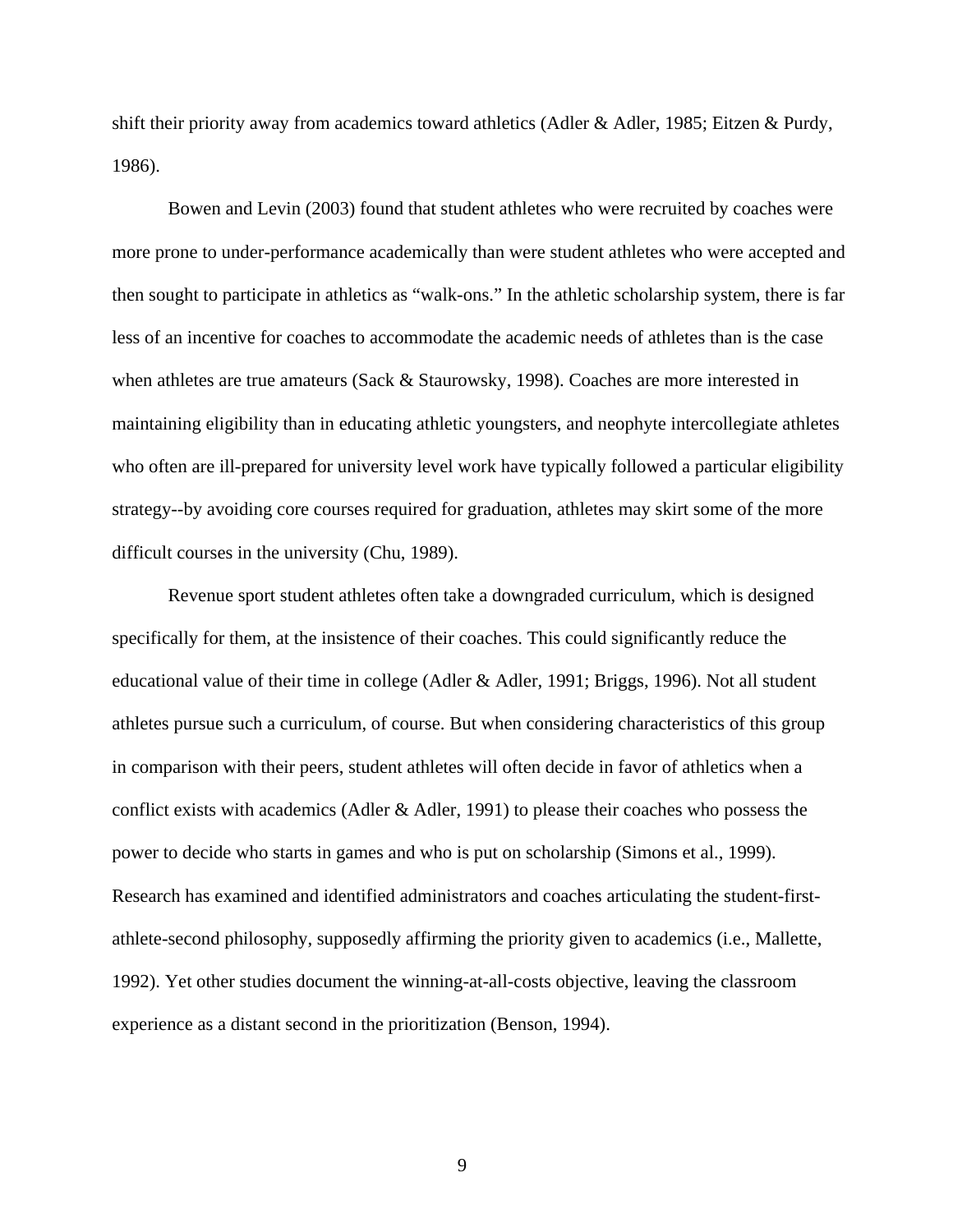shift their priority away from academics toward athletics (Adler & Adler, 1985; Eitzen & Purdy, 1986).

Bowen and Levin (2003) found that student athletes who were recruited by coaches were more prone to under-performance academically than were student athletes who were accepted and then sought to participate in athletics as "walk-ons." In the athletic scholarship system, there is far less of an incentive for coaches to accommodate the academic needs of athletes than is the case when athletes are true amateurs (Sack & Staurowsky, 1998). Coaches are more interested in maintaining eligibility than in educating athletic youngsters, and neophyte intercollegiate athletes who often are ill-prepared for university level work have typically followed a particular eligibility strategy--by avoiding core courses required for graduation, athletes may skirt some of the more difficult courses in the university (Chu, 1989).

Revenue sport student athletes often take a downgraded curriculum, which is designed specifically for them, at the insistence of their coaches. This could significantly reduce the educational value of their time in college (Adler & Adler, 1991; Briggs, 1996). Not all student athletes pursue such a curriculum, of course. But when considering characteristics of this group in comparison with their peers, student athletes will often decide in favor of athletics when a conflict exists with academics (Adler & Adler, 1991) to please their coaches who possess the power to decide who starts in games and who is put on scholarship (Simons et al., 1999). Research has examined and identified administrators and coaches articulating the student-first-athlete-second philosophy, supposedly affirming the priority given to academics (i.e., Mallette, 1992). Yet other studies document the winning-at-all-costs objective, leaving the classroom experience as a distant second in the prioritization (Benson, 1994).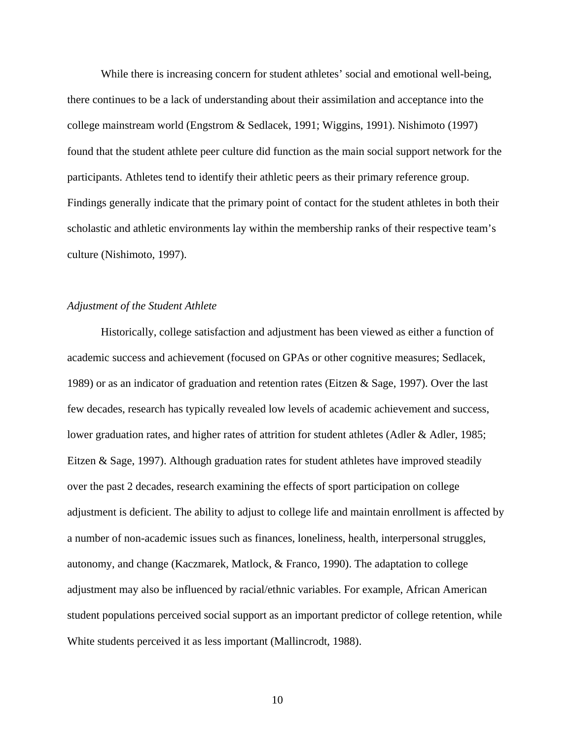While there is increasing concern for student athletes' social and emotional well-being, there continues to be a lack of understanding about their assimilation and acceptance into the college mainstream world (Engstrom & Sedlacek, 1991; Wiggins, 1991). Nishimoto (1997) found that the student athlete peer culture did function as the main social support network for the participants. Athletes tend to identify their athletic peers as their primary reference group. Findings generally indicate that the primary point of contact for the student athletes in both their scholastic and athletic environments lay within the membership ranks of their respective team's culture (Nishimoto, 1997).

### *Adjustment of the Student Athlete*

Historically, college satisfaction and adjustment has been viewed as either a function of academic success and achievement (focused on GPAs or other cognitive measures; Sedlacek, 1989) or as an indicator of graduation and retention rates (Eitzen & Sage, 1997). Over the last few decades, research has typically revealed low levels of academic achievement and success, lower graduation rates, and higher rates of attrition for student athletes (Adler & Adler, 1985; Eitzen & Sage, 1997). Although graduation rates for student athletes have improved steadily over the past 2 decades, research examining the effects of sport participation on college adjustment is deficient. The ability to adjust to college life and maintain enrollment is affected by a number of non-academic issues such as finances, loneliness, health, interpersonal struggles, autonomy, and change (Kaczmarek, Matlock, & Franco, 1990). The adaptation to college adjustment may also be influenced by racial/ethnic variables. For example, African American student populations perceived social support as an important predictor of college retention, while White students perceived it as less important (Mallincrodt, 1988).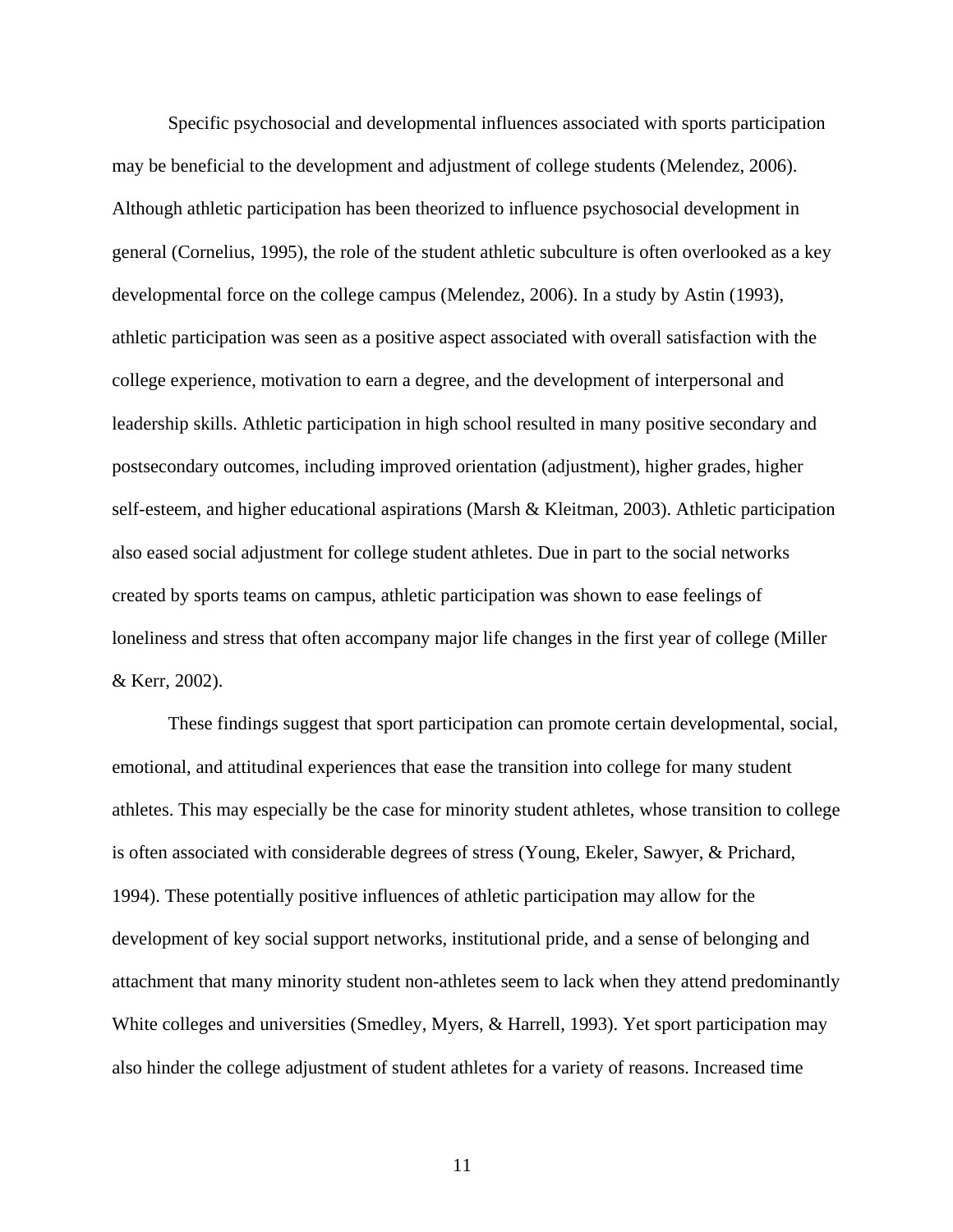Specific psychosocial and developmental influences associated with sports participation may be beneficial to the development and adjustment of college students (Melendez, 2006). Although athletic participation has been theorized to influence psychosocial development in general (Cornelius, 1995), the role of the student athletic subculture is often overlooked as a key developmental force on the college campus (Melendez, 2006). In a study by Astin (1993), athletic participation was seen as a positive aspect associated with overall satisfaction with the college experience, motivation to earn a degree, and the development of interpersonal and leadership skills. Athletic participation in high school resulted in many positive secondary and postsecondary outcomes, including improved orientation (adjustment), higher grades, higher self-esteem, and higher educational aspirations (Marsh & Kleitman, 2003). Athletic participation also eased social adjustment for college student athletes. Due in part to the social networks created by sports teams on campus, athletic participation was shown to ease feelings of loneliness and stress that often accompany major life changes in the first year of college (Miller & Kerr, 2002).

These findings suggest that sport participation can promote certain developmental, social, emotional, and attitudinal experiences that ease the transition into college for many student athletes. This may especially be the case for minority student athletes, whose transition to college is often associated with considerable degrees of stress (Young, Ekeler, Sawyer, & Prichard, 1994). These potentially positive influences of athletic participation may allow for the development of key social support networks, institutional pride, and a sense of belonging and attachment that many minority student non-athletes seem to lack when they attend predominantly White colleges and universities (Smedley, Myers, & Harrell, 1993). Yet sport participation may also hinder the college adjustment of student athletes for a variety of reasons. Increased time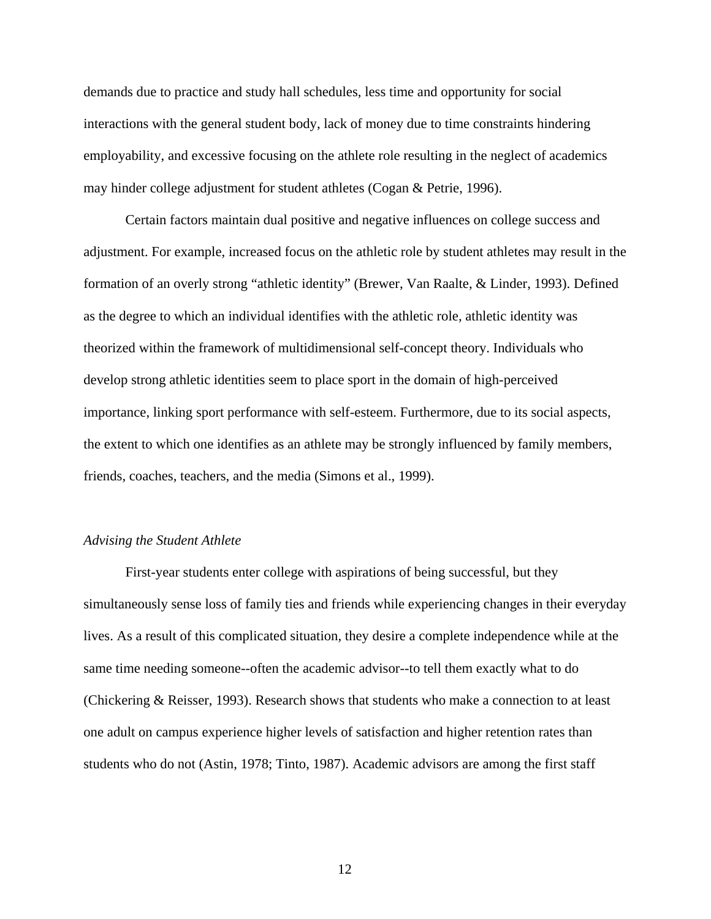demands due to practice and study hall schedules, less time and opportunity for social interactions with the general student body, lack of money due to time constraints hindering employability, and excessive focusing on the athlete role resulting in the neglect of academics may hinder college adjustment for student athletes (Cogan & Petrie, 1996).

Certain factors maintain dual positive and negative influences on college success and adjustment. For example, increased focus on the athletic role by student athletes may result in the formation of an overly strong "athletic identity" (Brewer, Van Raalte, & Linder, 1993). Defined as the degree to which an individual identifies with the athletic role, athletic identity was theorized within the framework of multidimensional self-concept theory. Individuals who develop strong athletic identities seem to place sport in the domain of high-perceived importance, linking sport performance with self-esteem. Furthermore, due to its social aspects, the extent to which one identifies as an athlete may be strongly influenced by family members, friends, coaches, teachers, and the media (Simons et al., 1999).

*Advising the Student Athlete*

First-year students enter college with aspirations of being successful, but they simultaneously sense loss of family ties and friends while experiencing changes in their everyday lives. As a result of this complicated situation, they desire a complete independence while at the same time needing someone--often the academic advisor--to tell them exactly what to do (Chickering & Reisser, 1993). Research shows that students who make a connection to at least one adult on campus experience higher levels of satisfaction and higher retention rates than students who do not (Astin, 1978; Tinto, 1987). Academic advisors are among the first staff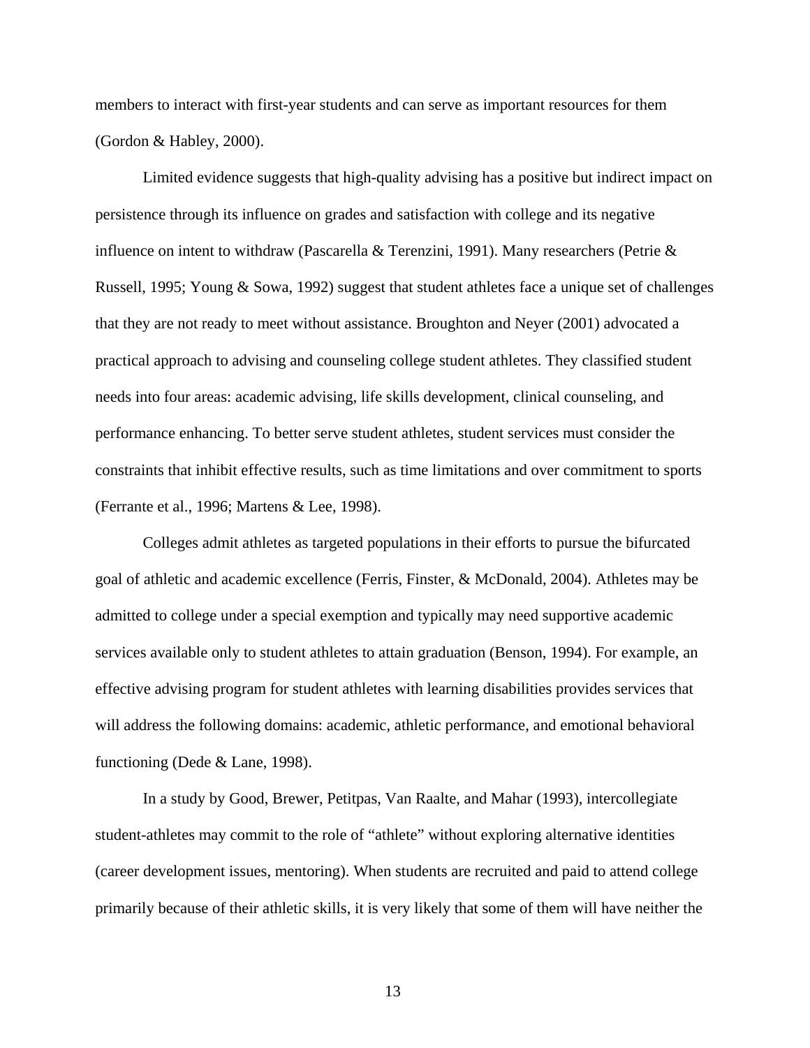members to interact with first-year students and can serve as important resources for them (Gordon & Habley, 2000).

Limited evidence suggests that high-quality advising has a positive but indirect impact on persistence through its influence on grades and satisfaction with college and its negative influence on intent to withdraw (Pascarella & Terenzini, 1991). Many researchers (Petrie & Russell, 1995; Young & Sowa, 1992) suggest that student athletes face a unique set of challenges that they are not ready to meet without assistance. Broughton and Neyer (2001) advocated a practical approach to advising and counseling college student athletes. They classified student needs into four areas: academic advising, life skills development, clinical counseling, and performance enhancing. To better serve student athletes, student services must consider the constraints that inhibit effective results, such as time limitations and over commitment to sports (Ferrante et al., 1996; Martens & Lee, 1998).

Colleges admit athletes as targeted populations in their efforts to pursue the bifurcated goal of athletic and academic excellence (Ferris, Finster, & McDonald, 2004). Athletes may be admitted to college under a special exemption and typically may need supportive academic services available only to student athletes to attain graduation (Benson, 1994). For example, an effective advising program for student athletes with learning disabilities provides services that will address the following domains: academic, athletic performance, and emotional behavioral functioning (Dede & Lane, 1998).

In a study by Good, Brewer, Petitpas, Van Raalte, and Mahar (1993), intercollegiate student-athletes may commit to the role of "athlete" without exploring alternative identities (career development issues, mentoring). When students are recruited and paid to attend college primarily because of their athletic skills, it is very likely that some of them will have neither the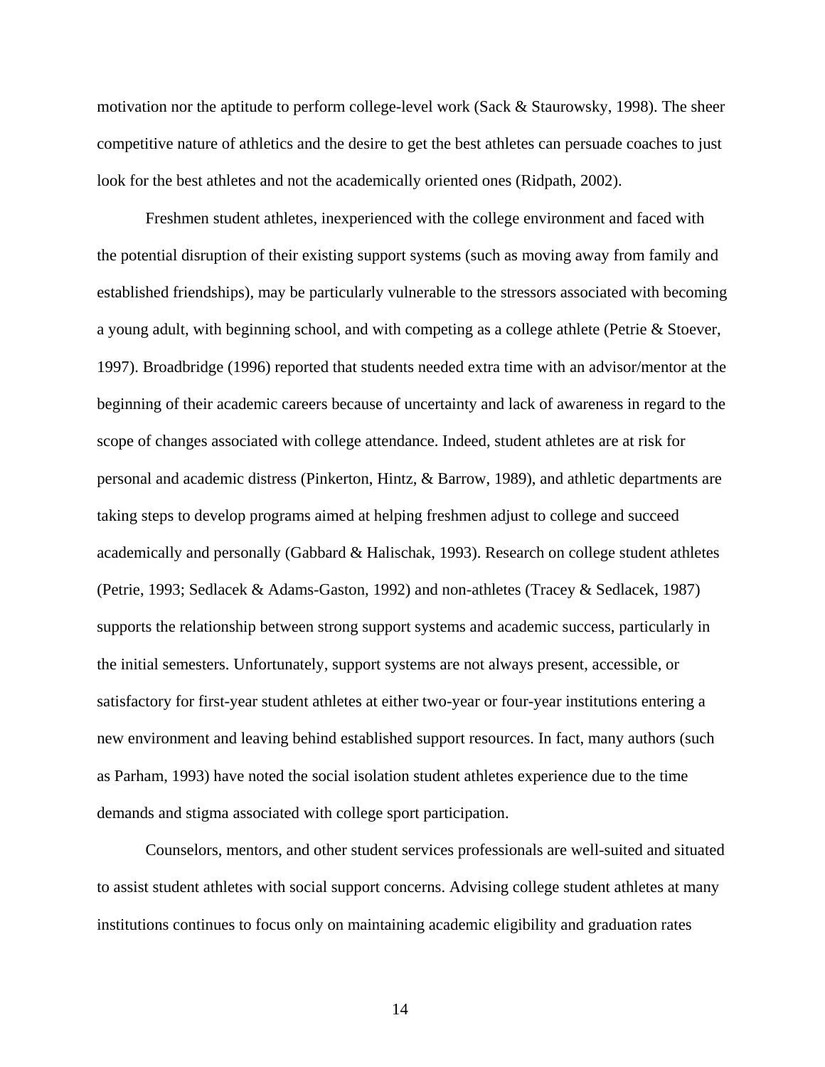motivation nor the aptitude to perform college-level work (Sack & Staurowsky, 1998). The sheer competitive nature of athletics and the desire to get the best athletes can persuade coaches to just look for the best athletes and not the academically oriented ones (Ridpath, 2002).

Freshmen student athletes, inexperienced with the college environment and faced with the potential disruption of their existing support systems (such as moving away from family and established friendships), may be particularly vulnerable to the stressors associated with becoming a young adult, with beginning school, and with competing as a college athlete (Petrie & Stoever, 1997). Broadbridge (1996) reported that students needed extra time with an advisor/mentor at the beginning of their academic careers because of uncertainty and lack of awareness in regard to the scope of changes associated with college attendance. Indeed, student athletes are at risk for personal and academic distress (Pinkerton, Hintz, & Barrow, 1989), and athletic departments are taking steps to develop programs aimed at helping freshmen adjust to college and succeed academically and personally (Gabbard & Halischak, 1993). Research on college student athletes (Petrie, 1993; Sedlacek & Adams-Gaston, 1992) and non-athletes (Tracey & Sedlacek, 1987) supports the relationship between strong support systems and academic success, particularly in the initial semesters. Unfortunately, support systems are not always present, accessible, or satisfactory for first-year student athletes at either two-year or four-year institutions entering a new environment and leaving behind established support resources. In fact, many authors (such as Parham, 1993) have noted the social isolation student athletes experience due to the time demands and stigma associated with college sport participation.

Counselors, mentors, and other student services professionals are well-suited and situated to assist student athletes with social support concerns. Advising college student athletes at many institutions continues to focus only on maintaining academic eligibility and graduation rates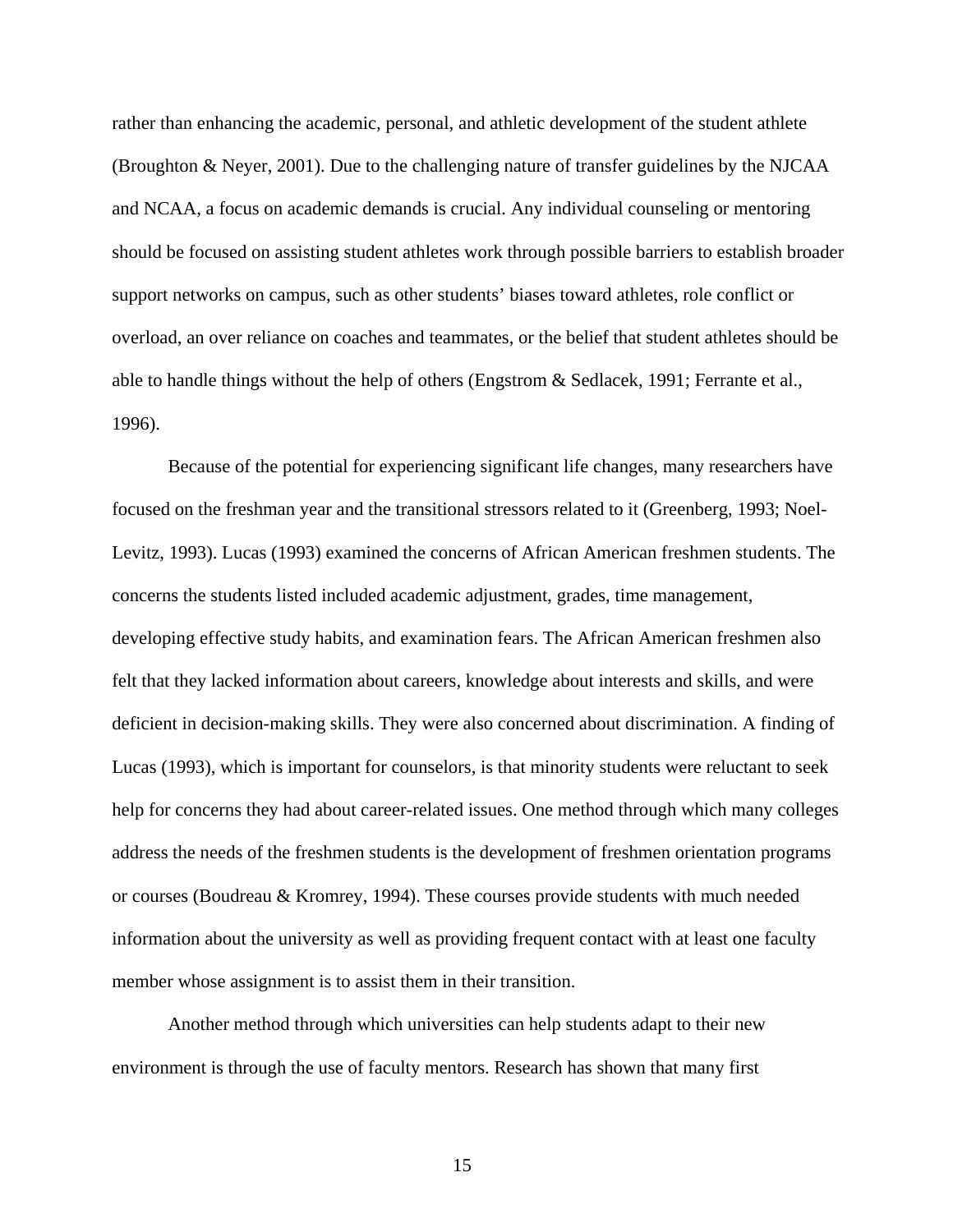rather than enhancing the academic, personal, and athletic development of the student athlete (Broughton & Neyer, 2001). Due to the challenging nature of transfer guidelines by the NJCAA and NCAA, a focus on academic demands is crucial. Any individual counseling or mentoring should be focused on assisting student athletes work through possible barriers to establish broader support networks on campus, such as other students' biases toward athletes, role conflict or overload, an over reliance on coaches and teammates, or the belief that student athletes should be able to handle things without the help of others (Engstrom & Sedlacek, 1991; Ferrante et al., 1996).

Because of the potential for experiencing significant life changes, many researchers have focused on the freshman year and the transitional stressors related to it (Greenberg, 1993; Noel-Levitz, 1993). Lucas (1993) examined the concerns of African American freshmen students. The concerns the students listed included academic adjustment, grades, time management, developing effective study habits, and examination fears. The African American freshmen also felt that they lacked information about careers, knowledge about interests and skills, and were deficient in decision-making skills. They were also concerned about discrimination. A finding of Lucas (1993), which is important for counselors, is that minority students were reluctant to seek help for concerns they had about career-related issues. One method through which many colleges address the needs of the freshmen students is the development of freshmen orientation programs or courses (Boudreau & Kromrey, 1994). These courses provide students with much needed information about the university as well as providing frequent contact with at least one faculty member whose assignment is to assist them in their transition.

Another method through which universities can help students adapt to their new environment is through the use of faculty mentors. Research has shown that many first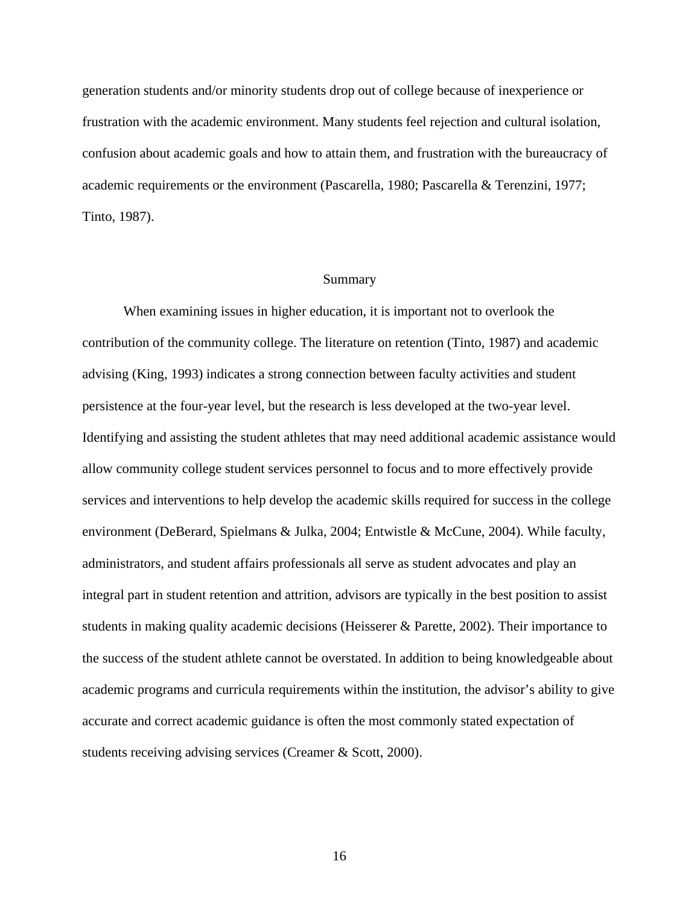generation students and/or minority students drop out of college because of inexperience or frustration with the academic environment. Many students feel rejection and cultural isolation, confusion about academic goals and how to attain them, and frustration with the bureaucracy of academic requirements or the environment (Pascarella, 1980; Pascarella & Terenzini, 1977; Tinto, 1987).

## Summary

When examining issues in higher education, it is important not to overlook the contribution of the community college. The literature on retention (Tinto, 1987) and academic advising (King, 1993) indicates a strong connection between faculty activities and student persistence at the four-year level, but the research is less developed at the two-year level. Identifying and assisting the student athletes that may need additional academic assistance would allow community college student services personnel to focus and to more effectively provide services and interventions to help develop the academic skills required for success in the college environment (DeBerard, Spielmans & Julka, 2004; Entwistle & McCune, 2004). While faculty, administrators, and student affairs professionals all serve as student advocates and play an integral part in student retention and attrition, advisors are typically in the best position to assist students in making quality academic decisions (Heisserer & Parette, 2002). Their importance to the success of the student athlete cannot be overstated. In addition to being knowledgeable about academic programs and curricula requirements within the institution, the advisor's ability to give accurate and correct academic guidance is often the most commonly stated expectation of students receiving advising services (Creamer & Scott, 2000).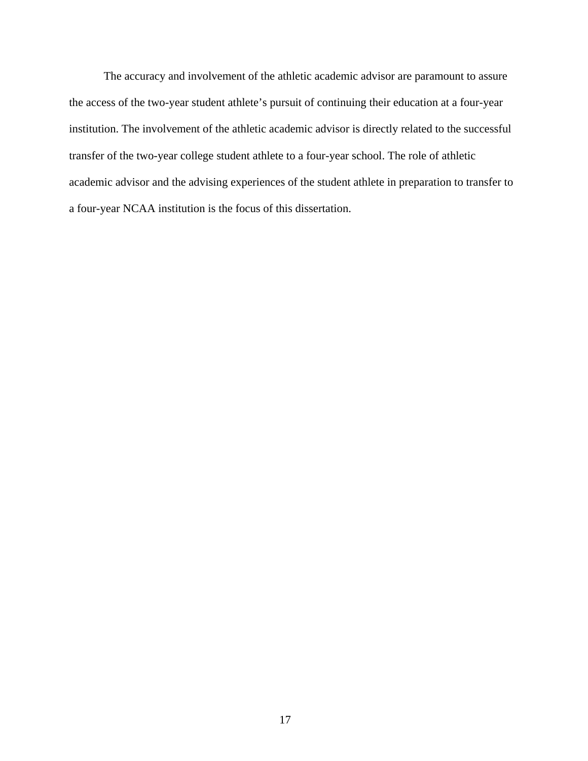The accuracy and involvement of the athletic academic advisor are paramount to assure the access of the two-year student athlete's pursuit of continuing their education at a four-year institution. The involvement of the athletic academic advisor is directly related to the successful transfer of the two-year college student athlete to a four-year school. The role of athletic academic advisor and the advising experiences of the student athlete in preparation to transfer to a four-year NCAA institution is the focus of this dissertation.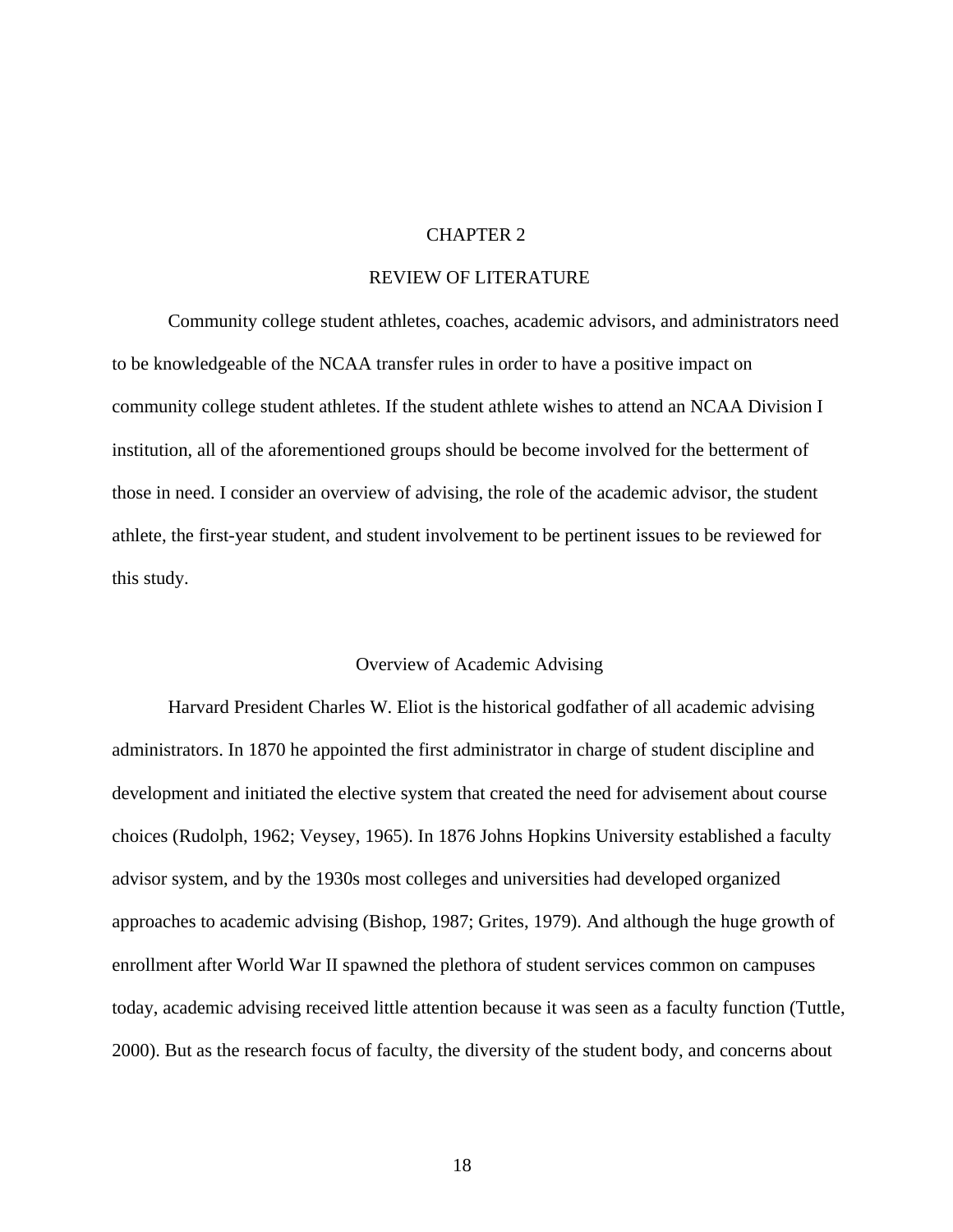# CHAPTER 2

# REVIEW OF LITERATURE

Community college student athletes, coaches, academic advisors, and administrators need to be knowledgeable of the NCAA transfer rules in order to have a positive impact on community college student athletes. If the student athlete wishes to attend an NCAA Division I institution, all of the aforementioned groups should be become involved for the betterment of those in need. I consider an overview of advising, the role of the academic advisor, the student athlete, the first-year student, and student involvement to be pertinent issues to be reviewed for this study.

## Overview of Academic Advising

Harvard President Charles W. Eliot is the historical godfather of all academic advising administrators. In 1870 he appointed the first administrator in charge of student discipline and development and initiated the elective system that created the need for advisement about course choices (Rudolph, 1962; Veysey, 1965). In 1876 Johns Hopkins University established a faculty advisor system, and by the 1930s most colleges and universities had developed organized approaches to academic advising (Bishop, 1987; Grites, 1979). And although the huge growth of enrollment after World War II spawned the plethora of student services common on campuses today, academic advising received little attention because it was seen as a faculty function (Tuttle, 2000). But as the research focus of faculty, the diversity of the student body, and concerns about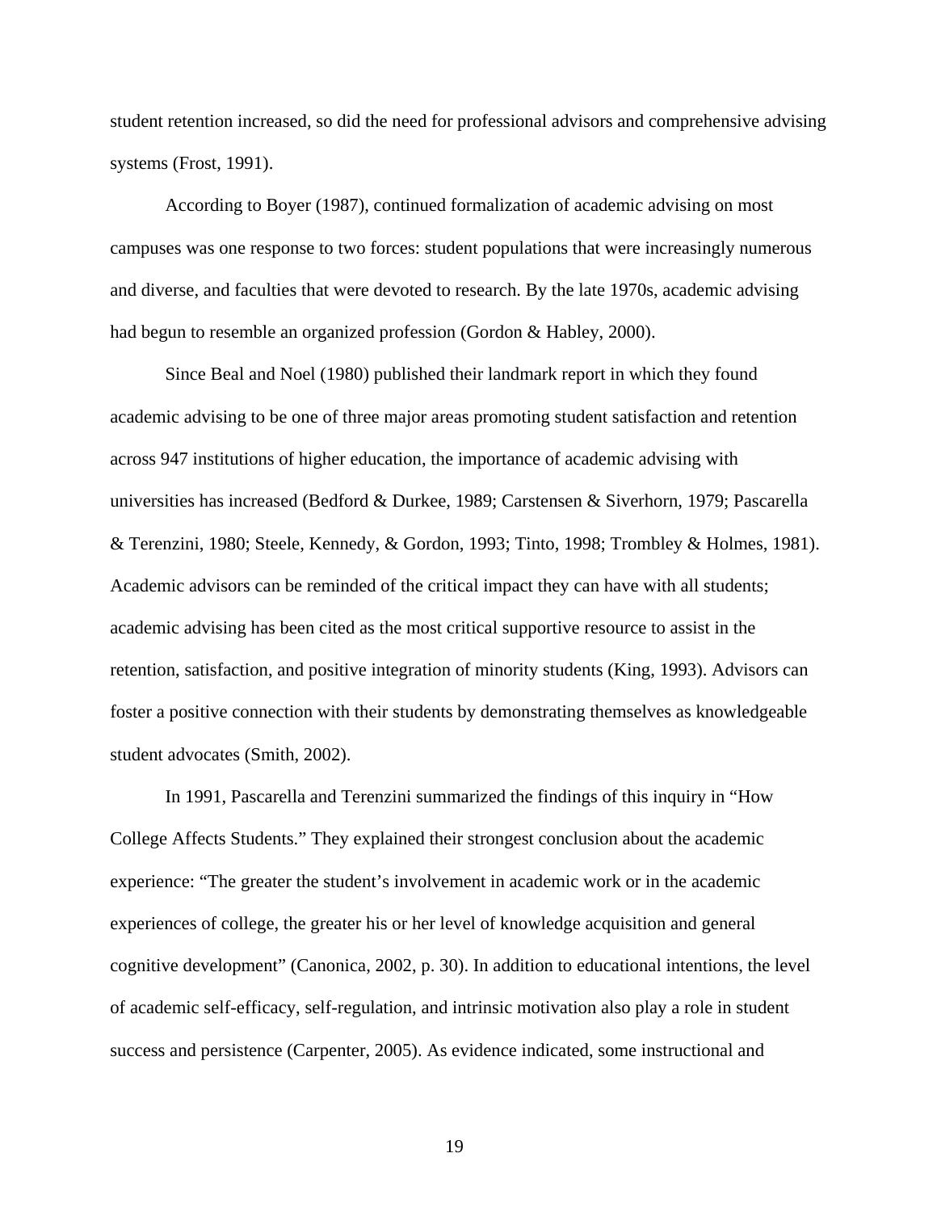student retention increased, so did the need for professional advisors and comprehensive advising systems (Frost, 1991).

According to Boyer (1987), continued formalization of academic advising on most campuses was one response to two forces: student populations that were increasingly numerous and diverse, and faculties that were devoted to research. By the late 1970s, academic advising had begun to resemble an organized profession (Gordon & Habley, 2000).

Since Beal and Noel (1980) published their landmark report in which they found academic advising to be one of three major areas promoting student satisfaction and retention across 947 institutions of higher education, the importance of academic advising with universities has increased (Bedford & Durkee, 1989; Carstensen & Siverhorn, 1979; Pascarella & Terenzini, 1980; Steele, Kennedy, & Gordon, 1993; Tinto, 1998; Trombley & Holmes, 1981). Academic advisors can be reminded of the critical impact they can have with all students; academic advising has been cited as the most critical supportive resource to assist in the retention, satisfaction, and positive integration of minority students (King, 1993). Advisors can foster a positive connection with their students by demonstrating themselves as knowledgeable student advocates (Smith, 2002).

In 1991, Pascarella and Terenzini summarized the findings of this inquiry in "How College Affects Students." They explained their strongest conclusion about the academic experience: "The greater the student's involvement in academic work or in the academic experiences of college, the greater his or her level of knowledge acquisition and general cognitive development" (Canonica, 2002, p. 30). In addition to educational intentions, the level of academic self-efficacy, self-regulation, and intrinsic motivation also play a role in student success and persistence (Carpenter, 2005). As evidence indicated, some instructional and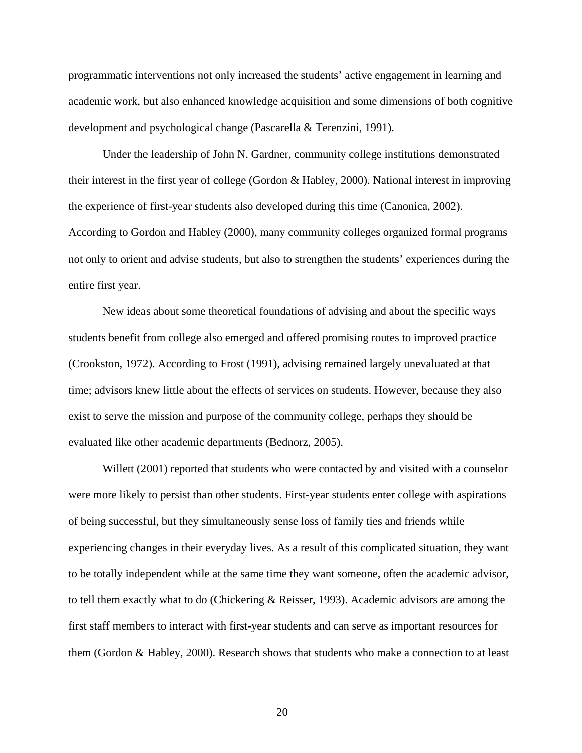programmatic interventions not only increased the students' active engagement in learning and academic work, but also enhanced knowledge acquisition and some dimensions of both cognitive development and psychological change (Pascarella & Terenzini, 1991).

Under the leadership of John N. Gardner, community college institutions demonstrated their interest in the first year of college (Gordon & Habley, 2000). National interest in improving the experience of first-year students also developed during this time (Canonica, 2002). According to Gordon and Habley (2000), many community colleges organized formal programs not only to orient and advise students, but also to strengthen the students' experiences during the entire first year.

New ideas about some theoretical foundations of advising and about the specific ways students benefit from college also emerged and offered promising routes to improved practice (Crookston, 1972). According to Frost (1991), advising remained largely unevaluated at that time; advisors knew little about the effects of services on students. However, because they also exist to serve the mission and purpose of the community college, perhaps they should be evaluated like other academic departments (Bednorz, 2005).

Willett (2001) reported that students who were contacted by and visited with a counselor were more likely to persist than other students. First-year students enter college with aspirations of being successful, but they simultaneously sense loss of family ties and friends while experiencing changes in their everyday lives. As a result of this complicated situation, they want to be totally independent while at the same time they want someone, often the academic advisor, to tell them exactly what to do (Chickering & Reisser, 1993). Academic advisors are among the first staff members to interact with first-year students and can serve as important resources for them (Gordon & Habley, 2000). Research shows that students who make a connection to at least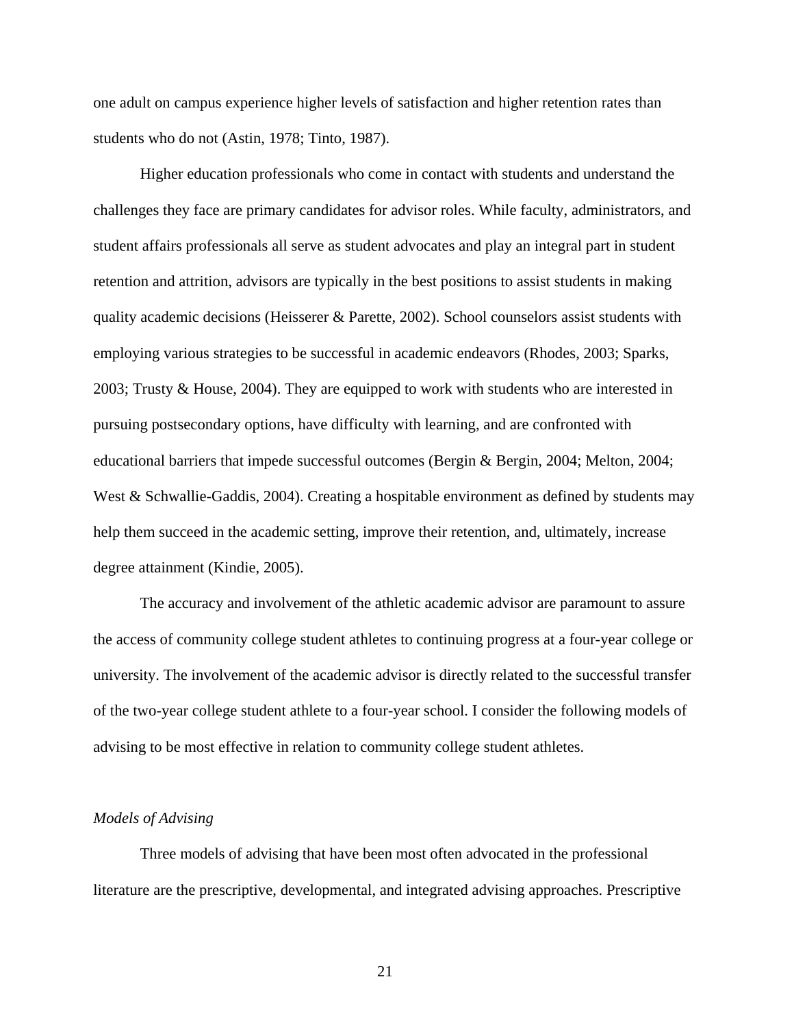one adult on campus experience higher levels of satisfaction and higher retention rates than students who do not (Astin, 1978; Tinto, 1987).

Higher education professionals who come in contact with students and understand the challenges they face are primary candidates for advisor roles. While faculty, administrators, and student affairs professionals all serve as student advocates and play an integral part in student retention and attrition, advisors are typically in the best positions to assist students in making quality academic decisions (Heisserer & Parette, 2002). School counselors assist students with employing various strategies to be successful in academic endeavors (Rhodes, 2003; Sparks, 2003; Trusty & House, 2004). They are equipped to work with students who are interested in pursuing postsecondary options, have difficulty with learning, and are confronted with educational barriers that impede successful outcomes (Bergin & Bergin, 2004; Melton, 2004; West & Schwallie-Gaddis, 2004). Creating a hospitable environment as defined by students may help them succeed in the academic setting, improve their retention, and, ultimately, increase degree attainment (Kindie, 2005).

The accuracy and involvement of the athletic academic advisor are paramount to assure the access of community college student athletes to continuing progress at a four-year college or university. The involvement of the academic advisor is directly related to the successful transfer of the two-year college student athlete to a four-year school. I consider the following models of advising to be most effective in relation to community college student athletes.

### *Models of Advising*

Three models of advising that have been most often advocated in the professional literature are the prescriptive, developmental, and integrated advising approaches. Prescriptive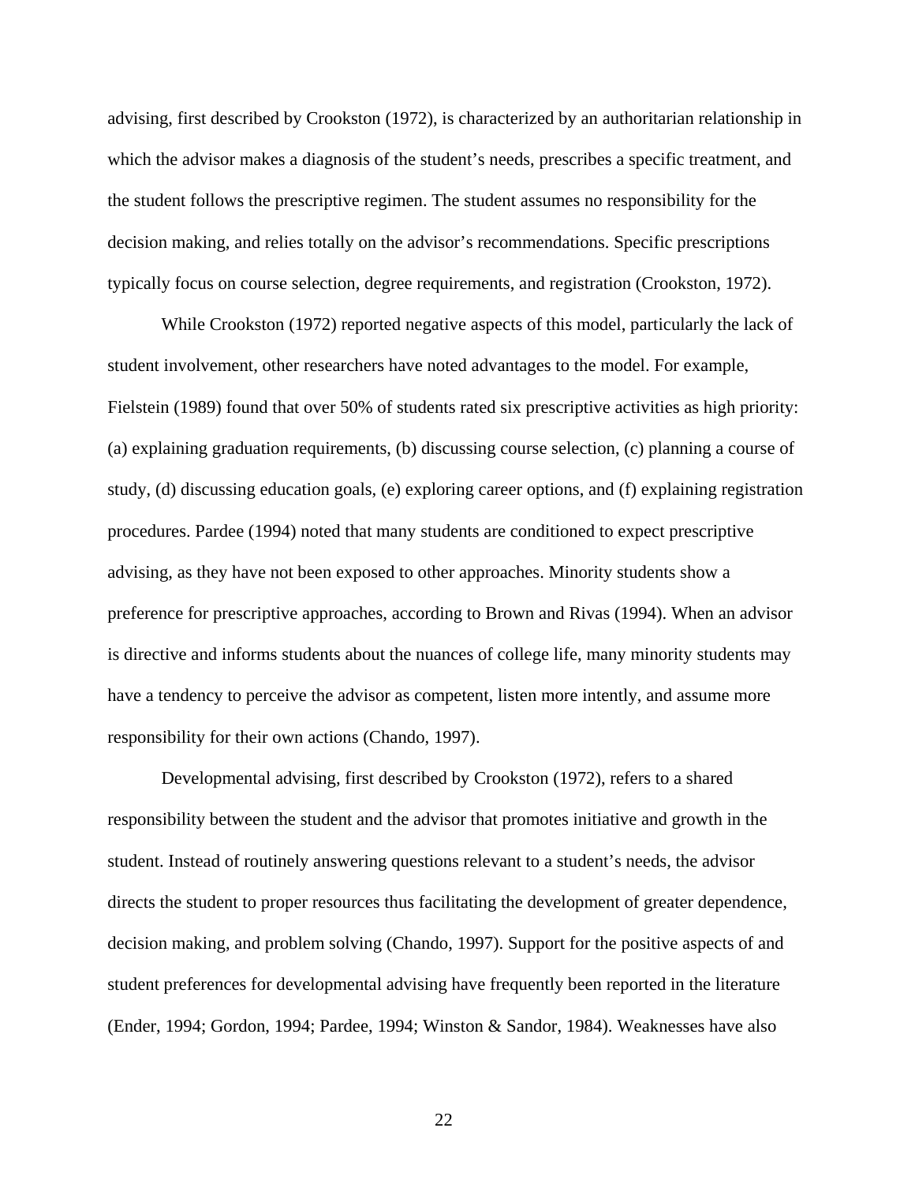advising, first described by Crookston (1972), is characterized by an authoritarian relationship in which the advisor makes a diagnosis of the student's needs, prescribes a specific treatment, and the student follows the prescriptive regimen. The student assumes no responsibility for the decision making, and relies totally on the advisor's recommendations. Specific prescriptions typically focus on course selection, degree requirements, and registration (Crookston, 1972).

While Crookston (1972) reported negative aspects of this model, particularly the lack of student involvement, other researchers have noted advantages to the model. For example, Fielstein (1989) found that over 50% of students rated six prescriptive activities as high priority: (a) explaining graduation requirements, (b) discussing course selection, (c) planning a course of study, (d) discussing education goals, (e) exploring career options, and (f) explaining registration procedures. Pardee (1994) noted that many students are conditioned to expect prescriptive advising, as they have not been exposed to other approaches. Minority students show a preference for prescriptive approaches, according to Brown and Rivas (1994). When an advisor is directive and informs students about the nuances of college life, many minority students may have a tendency to perceive the advisor as competent, listen more intently, and assume more responsibility for their own actions (Chando, 1997).

Developmental advising, first described by Crookston (1972), refers to a shared responsibility between the student and the advisor that promotes initiative and growth in the student. Instead of routinely answering questions relevant to a student's needs, the advisor directs the student to proper resources thus facilitating the development of greater dependence, decision making, and problem solving (Chando, 1997). Support for the positive aspects of and student preferences for developmental advising have frequently been reported in the literature (Ender, 1994; Gordon, 1994; Pardee, 1994; Winston & Sandor, 1984). Weaknesses have also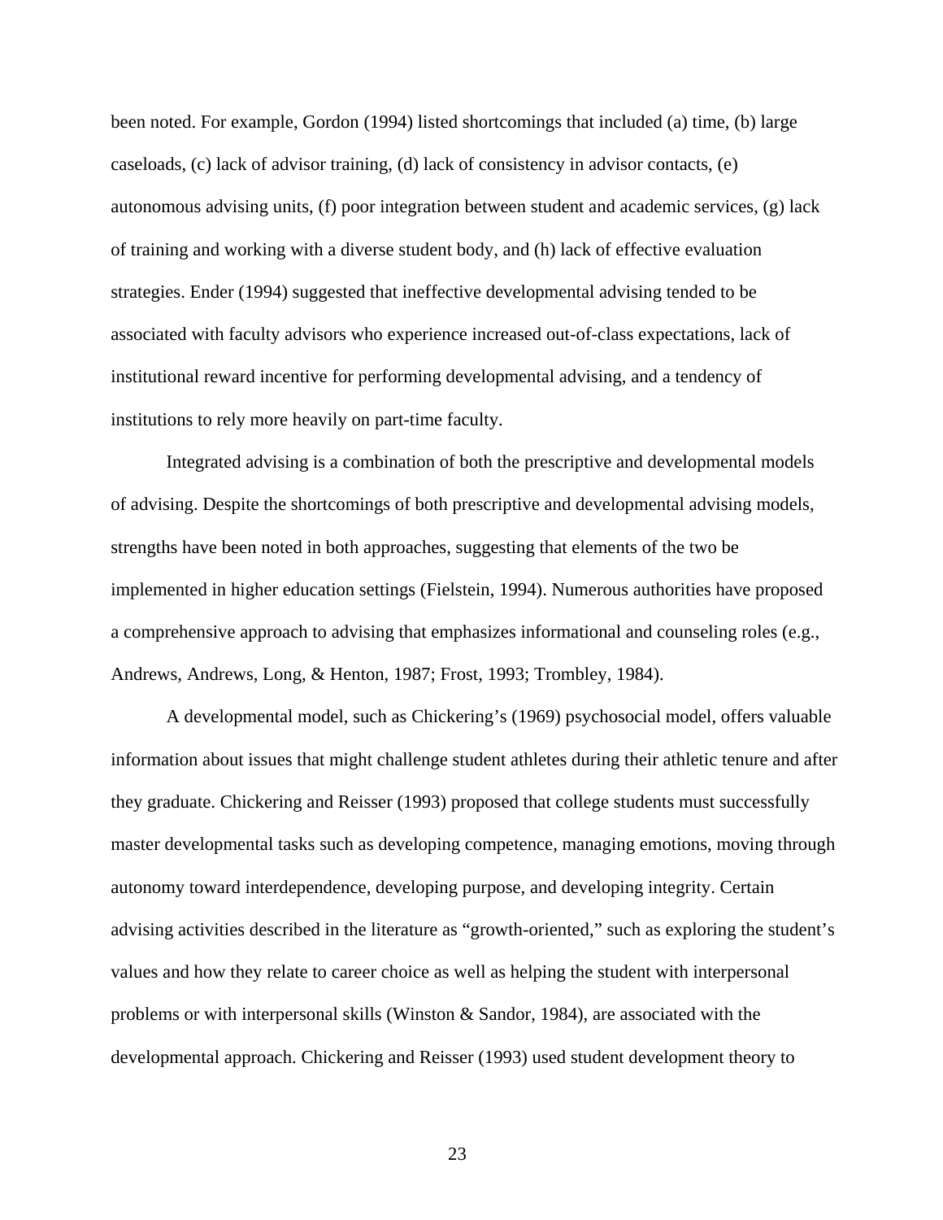been noted. For example, Gordon (1994) listed shortcomings that included (a) time, (b) large caseloads, (c) lack of advisor training, (d) lack of consistency in advisor contacts, (e) autonomous advising units, (f) poor integration between student and academic services, (g) lack of training and working with a diverse student body, and (h) lack of effective evaluation strategies. Ender (1994) suggested that ineffective developmental advising tended to be associated with faculty advisors who experience increased out-of-class expectations, lack of institutional reward incentive for performing developmental advising, and a tendency of institutions to rely more heavily on part-time faculty.

Integrated advising is a combination of both the prescriptive and developmental models of advising. Despite the shortcomings of both prescriptive and developmental advising models, strengths have been noted in both approaches, suggesting that elements of the two be implemented in higher education settings (Fielstein, 1994). Numerous authorities have proposed a comprehensive approach to advising that emphasizes informational and counseling roles (e.g., Andrews, Andrews, Long, & Henton, 1987; Frost, 1993; Trombley, 1984).

A developmental model, such as Chickering's (1969) psychosocial model, offers valuable information about issues that might challenge student athletes during their athletic tenure and after they graduate. Chickering and Reisser (1993) proposed that college students must successfully master developmental tasks such as developing competence, managing emotions, moving through autonomy toward interdependence, developing purpose, and developing integrity. Certain advising activities described in the literature as "growth-oriented," such as exploring the student's values and how they relate to career choice as well as helping the student with interpersonal problems or with interpersonal skills (Winston & Sandor, 1984), are associated with the developmental approach. Chickering and Reisser (1993) used student development theory to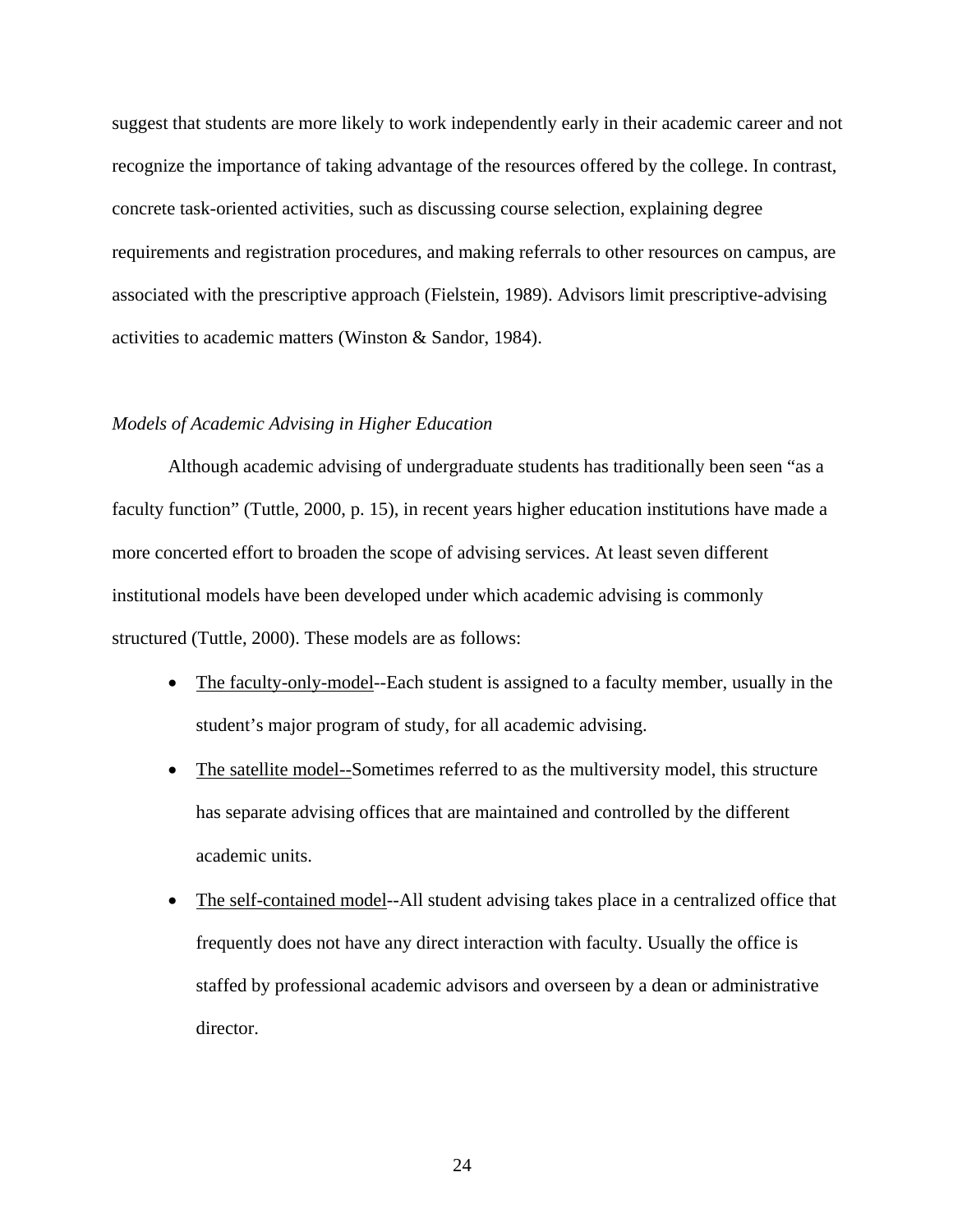suggest that students are more likely to work independently early in their academic career and not recognize the importance of taking advantage of the resources offered by the college. In contrast, concrete task-oriented activities, such as discussing course selection, explaining degree requirements and registration procedures, and making referrals to other resources on campus, are associated with the prescriptive approach (Fielstein, 1989). Advisors limit prescriptive-advising activities to academic matters (Winston & Sandor, 1984).

*Models of Academic Advising in Higher Education*

Although academic advising of undergraduate students has traditionally been seen "as a faculty function" (Tuttle, 2000, p. 15), in recent years higher education institutions have made a more concerted effort to broaden the scope of advising services. At least seven different institutional models have been developed under which academic advising is commonly structured (Tuttle, 2000). These models are as follows:

- <u>The faculty-only-model</u>--Each student is assigned to a faculty member, usually in the student's major program of study, for all academic advising.
- <u>The satellite model--</u>Sometimes referred to as the multiversity model, this structure has separate advising offices that are maintained and controlled by the different academic units.
- <u>The self-contained model</u>--All student advising takes place in a centralized office that frequently does not have any direct interaction with faculty. Usually the office is staffed by professional academic advisors and overseen by a dean or administrative director.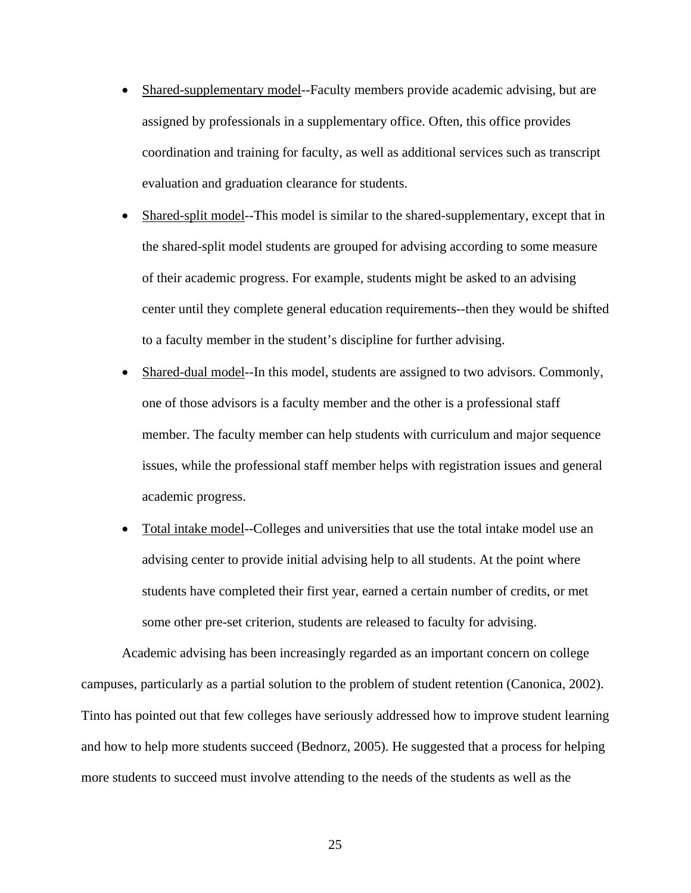- Shared-supplementary model--Faculty members provide academic advising, but are assigned by professionals in a supplementary office. Often, this office provides coordination and training for faculty, as well as additional services such as transcript evaluation and graduation clearance for students.
- Shared-split model--This model is similar to the shared-supplementary, except that in the shared-split model students are grouped for advising according to some measure of their academic progress. For example, students might be asked to an advising center until they complete general education requirements--then they would be shifted to a faculty member in the student's discipline for further advising.
- Shared-dual model--In this model, students are assigned to two advisors. Commonly, one of those advisors is a faculty member and the other is a professional staff member. The faculty member can help students with curriculum and major sequence issues, while the professional staff member helps with registration issues and general academic progress.
- Total intake model--Colleges and universities that use the total intake model use an advising center to provide initial advising help to all students. At the point where students have completed their first year, earned a certain number of credits, or met some other pre-set criterion, students are released to faculty for advising.

Academic advising has been increasingly regarded as an important concern on college campuses, particularly as a partial solution to the problem of student retention (Canonica, 2002). Tinto has pointed out that few colleges have seriously addressed how to improve student learning and how to help more students succeed (Bednorz, 2005). He suggested that a process for helping more students to succeed must involve attending to the needs of the students as well as the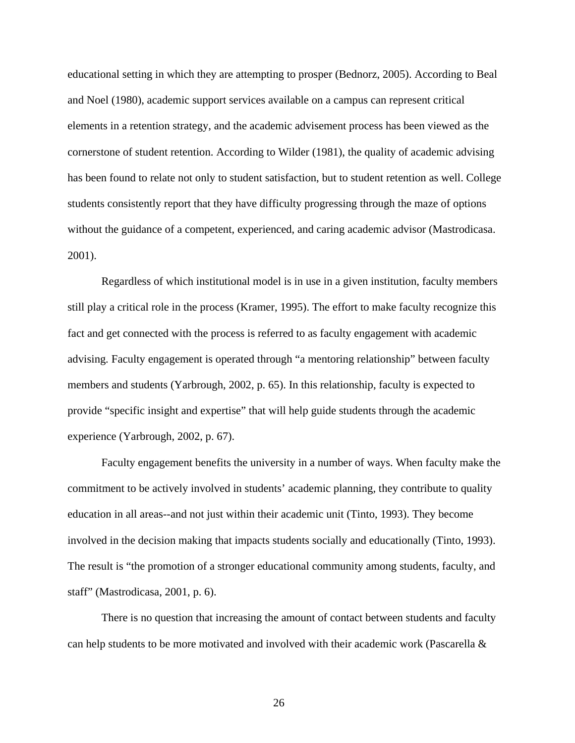educational setting in which they are attempting to prosper (Bednorz, 2005). According to Beal and Noel (1980), academic support services available on a campus can represent critical elements in a retention strategy, and the academic advisement process has been viewed as the cornerstone of student retention. According to Wilder (1981), the quality of academic advising has been found to relate not only to student satisfaction, but to student retention as well. College students consistently report that they have difficulty progressing through the maze of options without the guidance of a competent, experienced, and caring academic advisor (Mastrodicasa. 2001).

Regardless of which institutional model is in use in a given institution, faculty members still play a critical role in the process (Kramer, 1995). The effort to make faculty recognize this fact and get connected with the process is referred to as faculty engagement with academic advising. Faculty engagement is operated through "a mentoring relationship" between faculty members and students (Yarbrough, 2002, p. 65). In this relationship, faculty is expected to provide "specific insight and expertise" that will help guide students through the academic experience (Yarbrough, 2002, p. 67).

Faculty engagement benefits the university in a number of ways. When faculty make the commitment to be actively involved in students' academic planning, they contribute to quality education in all areas--and not just within their academic unit (Tinto, 1993). They become involved in the decision making that impacts students socially and educationally (Tinto, 1993). The result is "the promotion of a stronger educational community among students, faculty, and staff" (Mastrodicasa, 2001, p. 6).

There is no question that increasing the amount of contact between students and faculty can help students to be more motivated and involved with their academic work (Pascarella &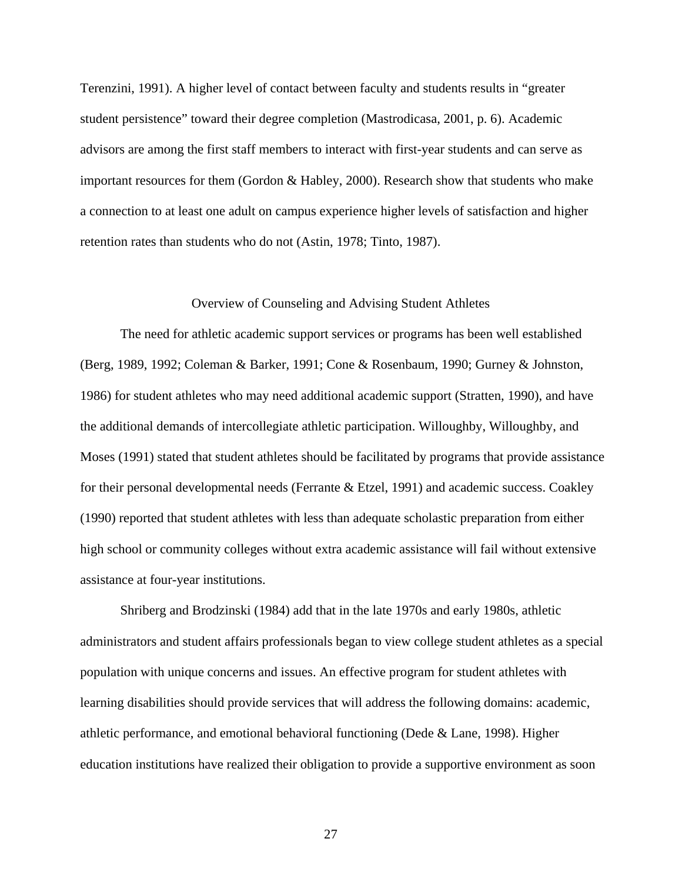Terenzini, 1991). A higher level of contact between faculty and students results in "greater student persistence" toward their degree completion (Mastrodicasa, 2001, p. 6). Academic advisors are among the first staff members to interact with first-year students and can serve as important resources for them (Gordon & Habley, 2000). Research show that students who make a connection to at least one adult on campus experience higher levels of satisfaction and higher retention rates than students who do not (Astin, 1978; Tinto, 1987).

## Overview of Counseling and Advising Student Athletes

The need for athletic academic support services or programs has been well established (Berg, 1989, 1992; Coleman & Barker, 1991; Cone & Rosenbaum, 1990; Gurney & Johnston, 1986) for student athletes who may need additional academic support (Stratten, 1990), and have the additional demands of intercollegiate athletic participation. Willoughby, Willoughby, and Moses (1991) stated that student athletes should be facilitated by programs that provide assistance for their personal developmental needs (Ferrante & Etzel, 1991) and academic success. Coakley (1990) reported that student athletes with less than adequate scholastic preparation from either high school or community colleges without extra academic assistance will fail without extensive assistance at four-year institutions.

Shriberg and Brodzinski (1984) add that in the late 1970s and early 1980s, athletic administrators and student affairs professionals began to view college student athletes as a special population with unique concerns and issues. An effective program for student athletes with learning disabilities should provide services that will address the following domains: academic, athletic performance, and emotional behavioral functioning (Dede & Lane, 1998). Higher education institutions have realized their obligation to provide a supportive environment as soon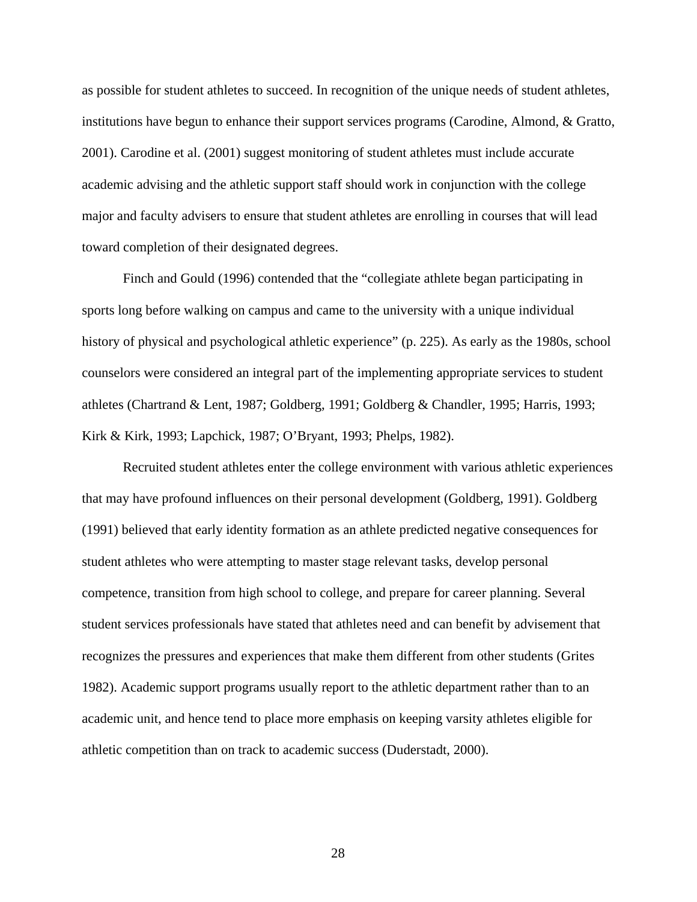as possible for student athletes to succeed. In recognition of the unique needs of student athletes, institutions have begun to enhance their support services programs (Carodine, Almond, & Gratto, 2001). Carodine et al. (2001) suggest monitoring of student athletes must include accurate academic advising and the athletic support staff should work in conjunction with the college major and faculty advisers to ensure that student athletes are enrolling in courses that will lead toward completion of their designated degrees.

Finch and Gould (1996) contended that the "collegiate athlete began participating in sports long before walking on campus and came to the university with a unique individual history of physical and psychological athletic experience" (p. 225). As early as the 1980s, school counselors were considered an integral part of the implementing appropriate services to student athletes (Chartrand & Lent, 1987; Goldberg, 1991; Goldberg & Chandler, 1995; Harris, 1993; Kirk & Kirk, 1993; Lapchick, 1987; O'Bryant, 1993; Phelps, 1982).

Recruited student athletes enter the college environment with various athletic experiences that may have profound influences on their personal development (Goldberg, 1991). Goldberg (1991) believed that early identity formation as an athlete predicted negative consequences for student athletes who were attempting to master stage relevant tasks, develop personal competence, transition from high school to college, and prepare for career planning. Several student services professionals have stated that athletes need and can benefit by advisement that recognizes the pressures and experiences that make them different from other students (Grites 1982). Academic support programs usually report to the athletic department rather than to an academic unit, and hence tend to place more emphasis on keeping varsity athletes eligible for athletic competition than on track to academic success (Duderstadt, 2000).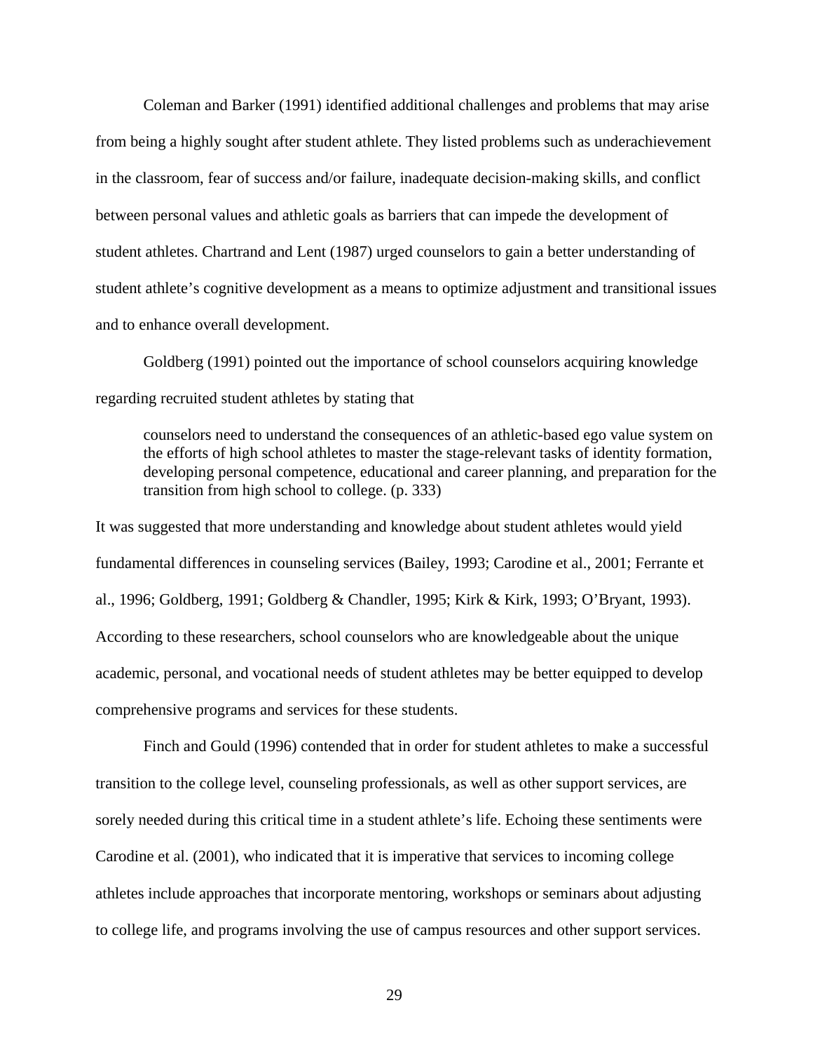Coleman and Barker (1991) identified additional challenges and problems that may arise from being a highly sought after student athlete. They listed problems such as underachievement in the classroom, fear of success and/or failure, inadequate decision-making skills, and conflict between personal values and athletic goals as barriers that can impede the development of student athletes. Chartrand and Lent (1987) urged counselors to gain a better understanding of student athlete's cognitive development as a means to optimize adjustment and transitional issues and to enhance overall development.

Goldberg (1991) pointed out the importance of school counselors acquiring knowledge regarding recruited student athletes by stating that

> counselors need to understand the consequences of an athletic-based ego value system on the efforts of high school athletes to master the stage-relevant tasks of identity formation, developing personal competence, educational and career planning, and preparation for the transition from high school to college. (p. 333)

It was suggested that more understanding and knowledge about student athletes would yield fundamental differences in counseling services (Bailey, 1993; Carodine et al., 2001; Ferrante et al., 1996; Goldberg, 1991; Goldberg & Chandler, 1995; Kirk & Kirk, 1993; O'Bryant, 1993). According to these researchers, school counselors who are knowledgeable about the unique academic, personal, and vocational needs of student athletes may be better equipped to develop comprehensive programs and services for these students.

Finch and Gould (1996) contended that in order for student athletes to make a successful transition to the college level, counseling professionals, as well as other support services, are sorely needed during this critical time in a student athlete's life. Echoing these sentiments were Carodine et al. (2001), who indicated that it is imperative that services to incoming college athletes include approaches that incorporate mentoring, workshops or seminars about adjusting to college life, and programs involving the use of campus resources and other support services.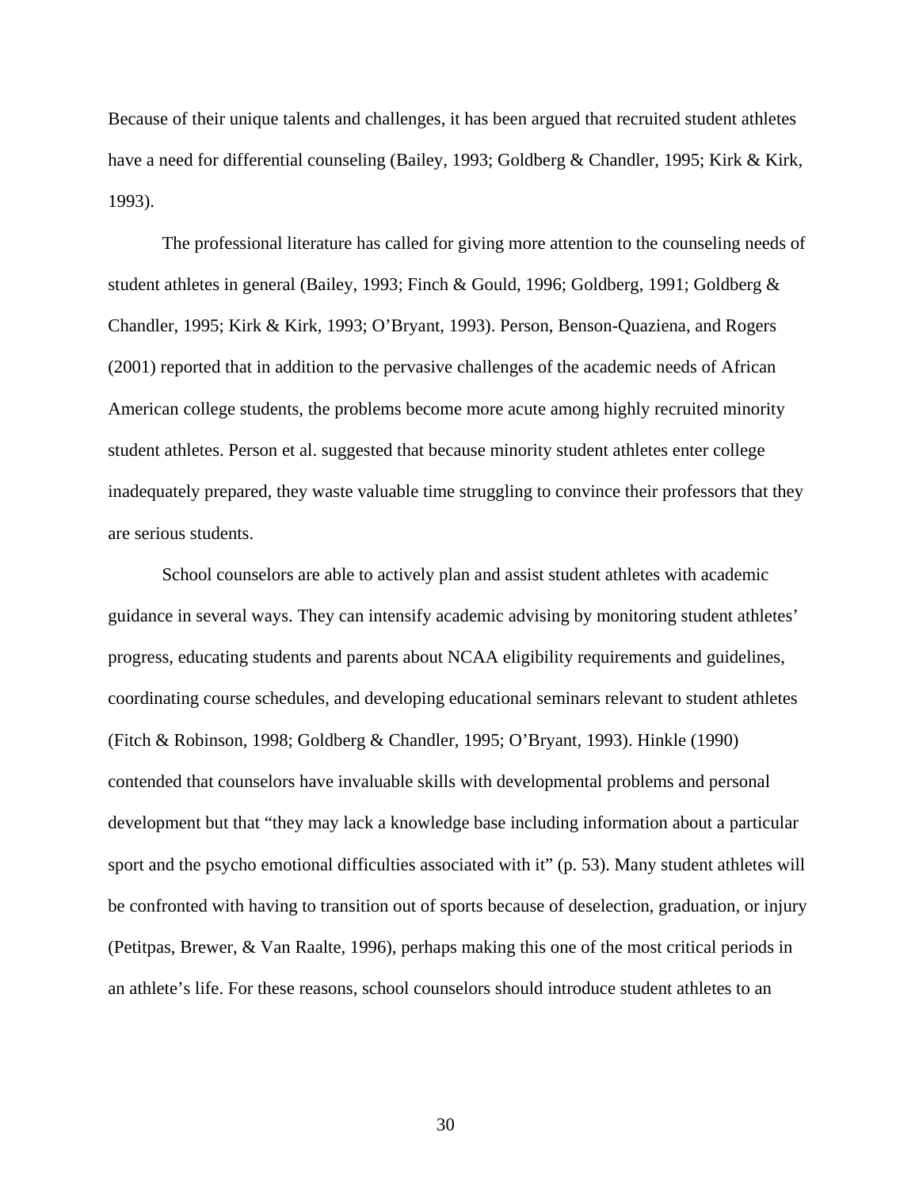Because of their unique talents and challenges, it has been argued that recruited student athletes have a need for differential counseling (Bailey, 1993; Goldberg & Chandler, 1995; Kirk & Kirk, 1993).

The professional literature has called for giving more attention to the counseling needs of student athletes in general (Bailey, 1993; Finch & Gould, 1996; Goldberg, 1991; Goldberg & Chandler, 1995; Kirk & Kirk, 1993; O'Bryant, 1993). Person, Benson-Quaziena, and Rogers (2001) reported that in addition to the pervasive challenges of the academic needs of African American college students, the problems become more acute among highly recruited minority student athletes. Person et al. suggested that because minority student athletes enter college inadequately prepared, they waste valuable time struggling to convince their professors that they are serious students.

School counselors are able to actively plan and assist student athletes with academic guidance in several ways. They can intensify academic advising by monitoring student athletes' progress, educating students and parents about NCAA eligibility requirements and guidelines, coordinating course schedules, and developing educational seminars relevant to student athletes (Fitch & Robinson, 1998; Goldberg & Chandler, 1995; O'Bryant, 1993). Hinkle (1990) contended that counselors have invaluable skills with developmental problems and personal development but that "they may lack a knowledge base including information about a particular sport and the psycho emotional difficulties associated with it" (p. 53). Many student athletes will be confronted with having to transition out of sports because of deselection, graduation, or injury (Petitpas, Brewer, & Van Raalte, 1996), perhaps making this one of the most critical periods in an athlete's life. For these reasons, school counselors should introduce student athletes to an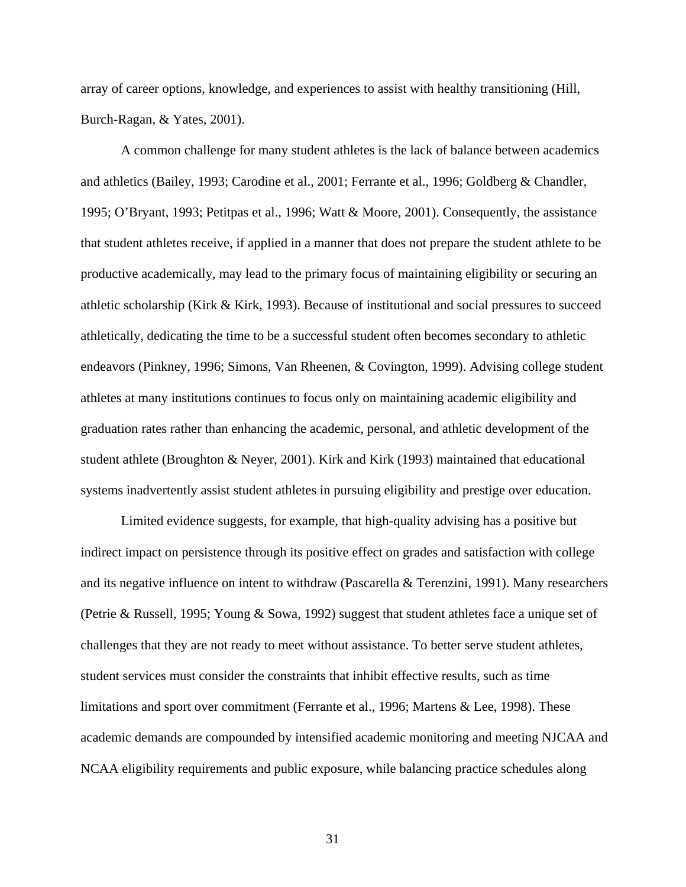array of career options, knowledge, and experiences to assist with healthy transitioning (Hill, Burch-Ragan, & Yates, 2001).

A common challenge for many student athletes is the lack of balance between academics and athletics (Bailey, 1993; Carodine et al., 2001; Ferrante et al., 1996; Goldberg & Chandler, 1995; O'Bryant, 1993; Petitpas et al., 1996; Watt & Moore, 2001). Consequently, the assistance that student athletes receive, if applied in a manner that does not prepare the student athlete to be productive academically, may lead to the primary focus of maintaining eligibility or securing an athletic scholarship (Kirk & Kirk, 1993). Because of institutional and social pressures to succeed athletically, dedicating the time to be a successful student often becomes secondary to athletic endeavors (Pinkney, 1996; Simons, Van Rheenen, & Covington, 1999). Advising college student athletes at many institutions continues to focus only on maintaining academic eligibility and graduation rates rather than enhancing the academic, personal, and athletic development of the student athlete (Broughton & Neyer, 2001). Kirk and Kirk (1993) maintained that educational systems inadvertently assist student athletes in pursuing eligibility and prestige over education.

Limited evidence suggests, for example, that high-quality advising has a positive but indirect impact on persistence through its positive effect on grades and satisfaction with college and its negative influence on intent to withdraw (Pascarella & Terenzini, 1991). Many researchers (Petrie & Russell, 1995; Young & Sowa, 1992) suggest that student athletes face a unique set of challenges that they are not ready to meet without assistance. To better serve student athletes, student services must consider the constraints that inhibit effective results, such as time limitations and sport over commitment (Ferrante et al., 1996; Martens & Lee, 1998). These academic demands are compounded by intensified academic monitoring and meeting NJCAA and NCAA eligibility requirements and public exposure, while balancing practice schedules along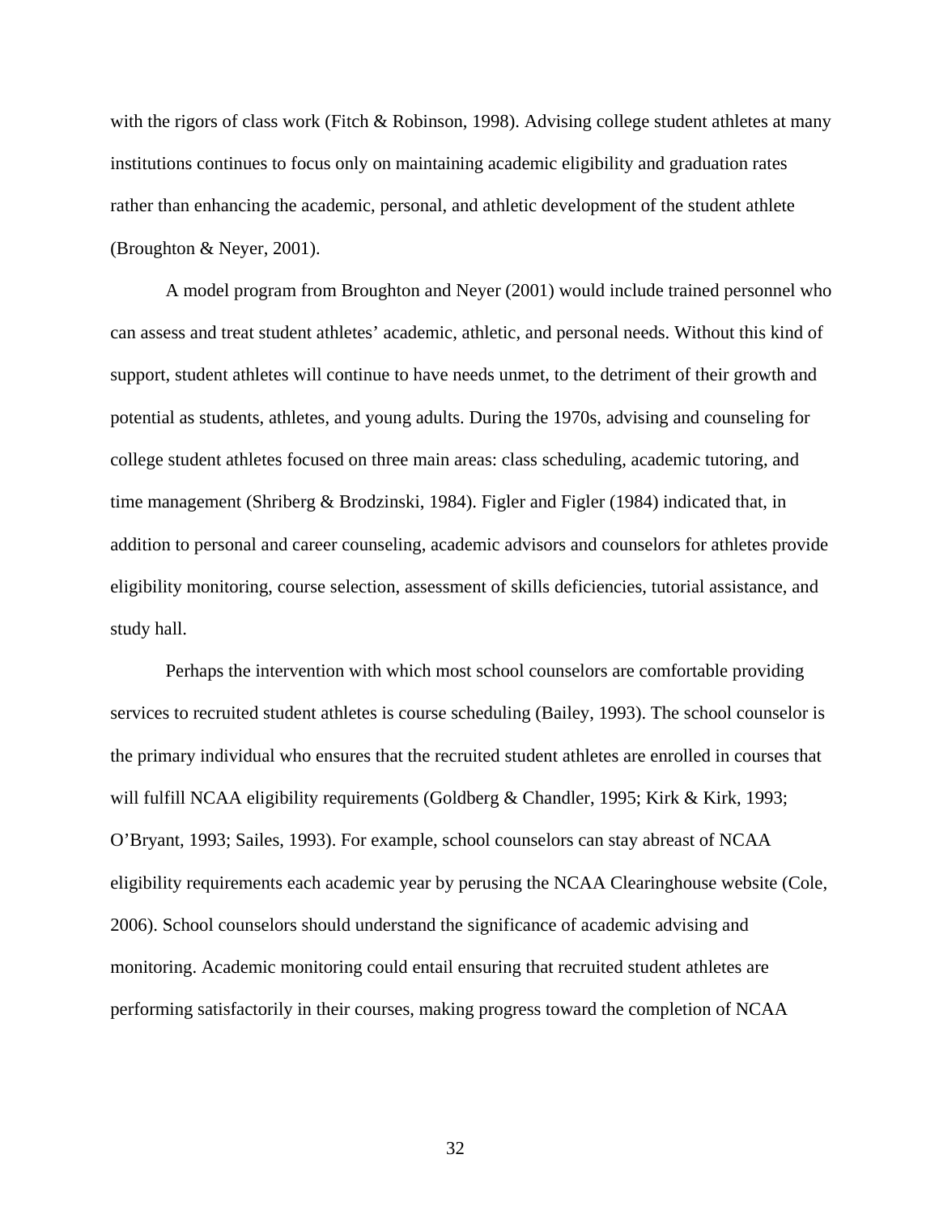with the rigors of class work (Fitch & Robinson, 1998). Advising college student athletes at many institutions continues to focus only on maintaining academic eligibility and graduation rates rather than enhancing the academic, personal, and athletic development of the student athlete (Broughton & Neyer, 2001).

A model program from Broughton and Neyer (2001) would include trained personnel who can assess and treat student athletes' academic, athletic, and personal needs. Without this kind of support, student athletes will continue to have needs unmet, to the detriment of their growth and potential as students, athletes, and young adults. During the 1970s, advising and counseling for college student athletes focused on three main areas: class scheduling, academic tutoring, and time management (Shriberg & Brodzinski, 1984). Figler and Figler (1984) indicated that, in addition to personal and career counseling, academic advisors and counselors for athletes provide eligibility monitoring, course selection, assessment of skills deficiencies, tutorial assistance, and study hall.

Perhaps the intervention with which most school counselors are comfortable providing services to recruited student athletes is course scheduling (Bailey, 1993). The school counselor is the primary individual who ensures that the recruited student athletes are enrolled in courses that will fulfill NCAA eligibility requirements (Goldberg & Chandler, 1995; Kirk & Kirk, 1993; O'Bryant, 1993; Sailes, 1993). For example, school counselors can stay abreast of NCAA eligibility requirements each academic year by perusing the NCAA Clearinghouse website (Cole, 2006). School counselors should understand the significance of academic advising and monitoring. Academic monitoring could entail ensuring that recruited student athletes are performing satisfactorily in their courses, making progress toward the completion of NCAA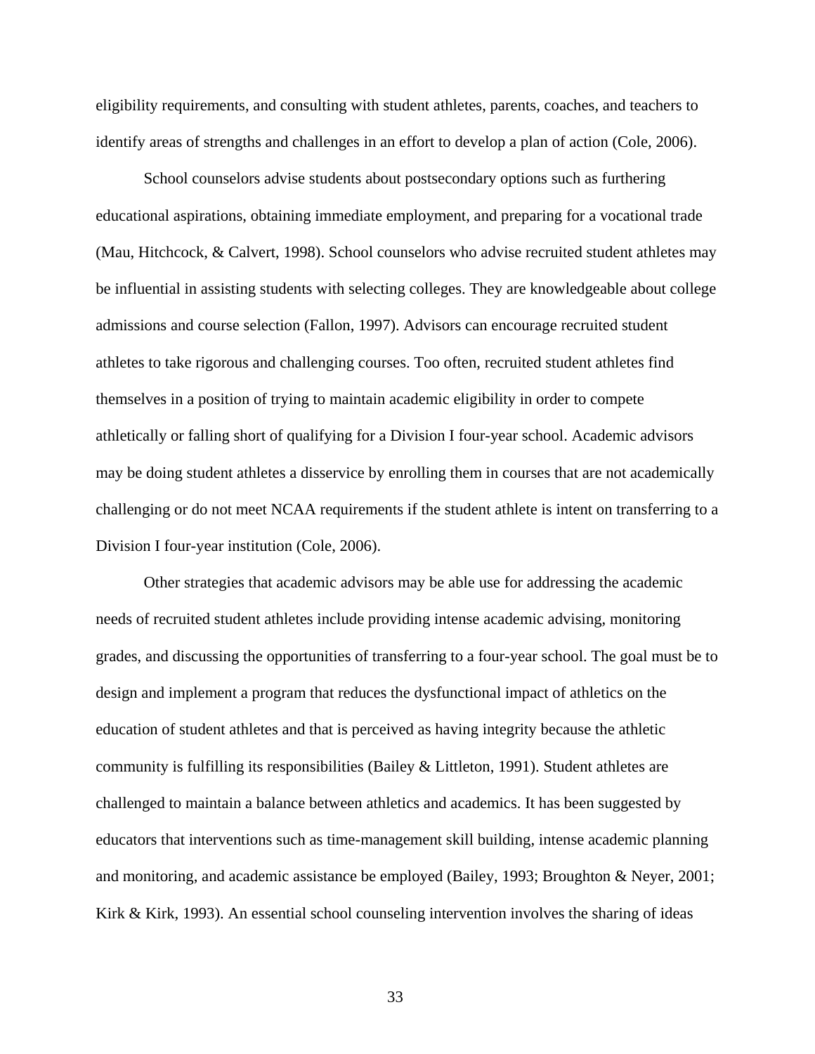eligibility requirements, and consulting with student athletes, parents, coaches, and teachers to identify areas of strengths and challenges in an effort to develop a plan of action (Cole, 2006).

School counselors advise students about postsecondary options such as furthering educational aspirations, obtaining immediate employment, and preparing for a vocational trade (Mau, Hitchcock, & Calvert, 1998). School counselors who advise recruited student athletes may be influential in assisting students with selecting colleges. They are knowledgeable about college admissions and course selection (Fallon, 1997). Advisors can encourage recruited student athletes to take rigorous and challenging courses. Too often, recruited student athletes find themselves in a position of trying to maintain academic eligibility in order to compete athletically or falling short of qualifying for a Division I four-year school. Academic advisors may be doing student athletes a disservice by enrolling them in courses that are not academically challenging or do not meet NCAA requirements if the student athlete is intent on transferring to a Division I four-year institution (Cole, 2006).

Other strategies that academic advisors may be able use for addressing the academic needs of recruited student athletes include providing intense academic advising, monitoring grades, and discussing the opportunities of transferring to a four-year school. The goal must be to design and implement a program that reduces the dysfunctional impact of athletics on the education of student athletes and that is perceived as having integrity because the athletic community is fulfilling its responsibilities (Bailey & Littleton, 1991). Student athletes are challenged to maintain a balance between athletics and academics. It has been suggested by educators that interventions such as time-management skill building, intense academic planning and monitoring, and academic assistance be employed (Bailey, 1993; Broughton & Neyer, 2001; Kirk & Kirk, 1993). An essential school counseling intervention involves the sharing of ideas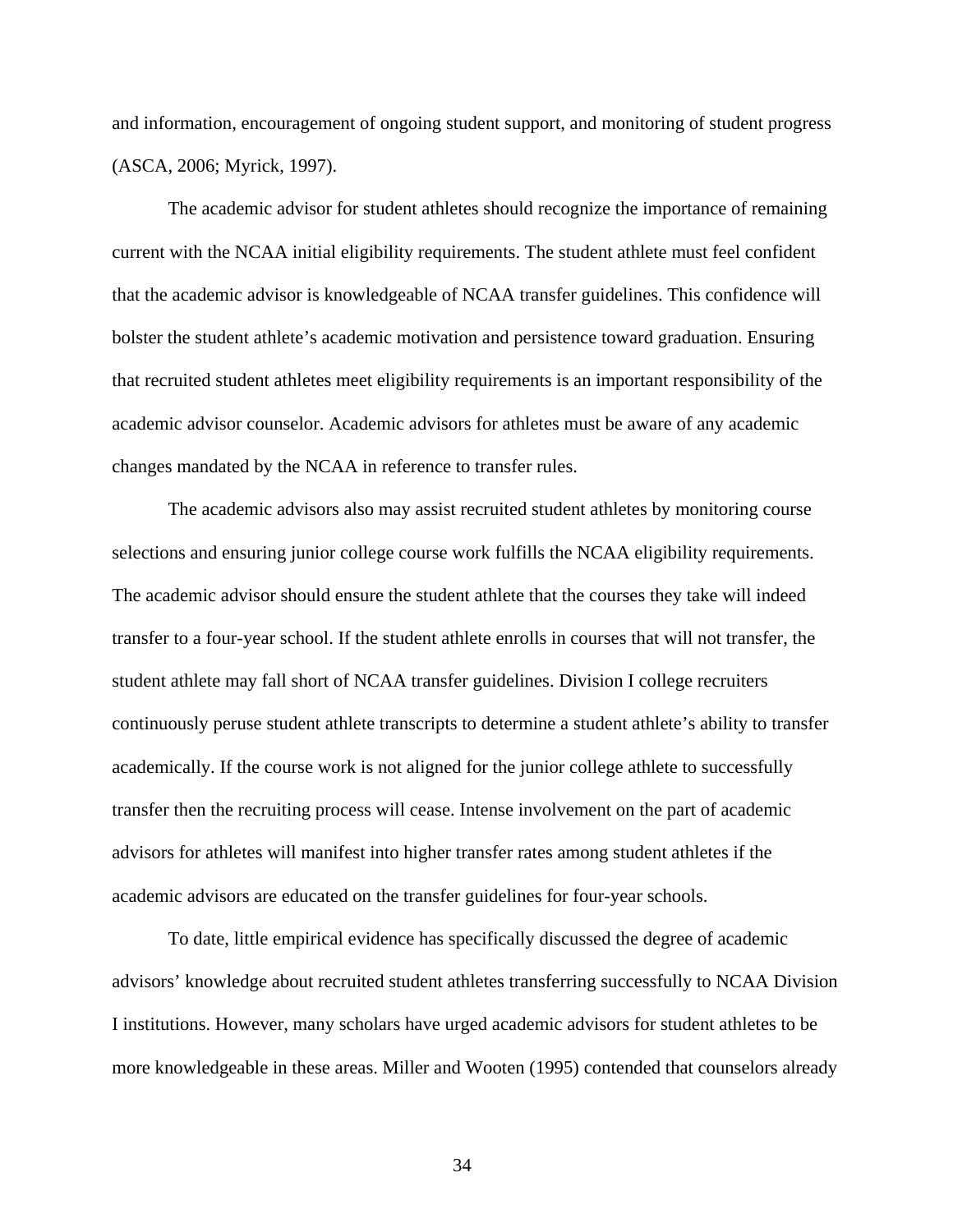and information, encouragement of ongoing student support, and monitoring of student progress (ASCA, 2006; Myrick, 1997).

The academic advisor for student athletes should recognize the importance of remaining current with the NCAA initial eligibility requirements. The student athlete must feel confident that the academic advisor is knowledgeable of NCAA transfer guidelines. This confidence will bolster the student athlete's academic motivation and persistence toward graduation. Ensuring that recruited student athletes meet eligibility requirements is an important responsibility of the academic advisor counselor. Academic advisors for athletes must be aware of any academic changes mandated by the NCAA in reference to transfer rules.

The academic advisors also may assist recruited student athletes by monitoring course selections and ensuring junior college course work fulfills the NCAA eligibility requirements. The academic advisor should ensure the student athlete that the courses they take will indeed transfer to a four-year school. If the student athlete enrolls in courses that will not transfer, the student athlete may fall short of NCAA transfer guidelines. Division I college recruiters continuously peruse student athlete transcripts to determine a student athlete's ability to transfer academically. If the course work is not aligned for the junior college athlete to successfully transfer then the recruiting process will cease. Intense involvement on the part of academic advisors for athletes will manifest into higher transfer rates among student athletes if the academic advisors are educated on the transfer guidelines for four-year schools.

To date, little empirical evidence has specifically discussed the degree of academic advisors' knowledge about recruited student athletes transferring successfully to NCAA Division I institutions. However, many scholars have urged academic advisors for student athletes to be more knowledgeable in these areas. Miller and Wooten (1995) contended that counselors already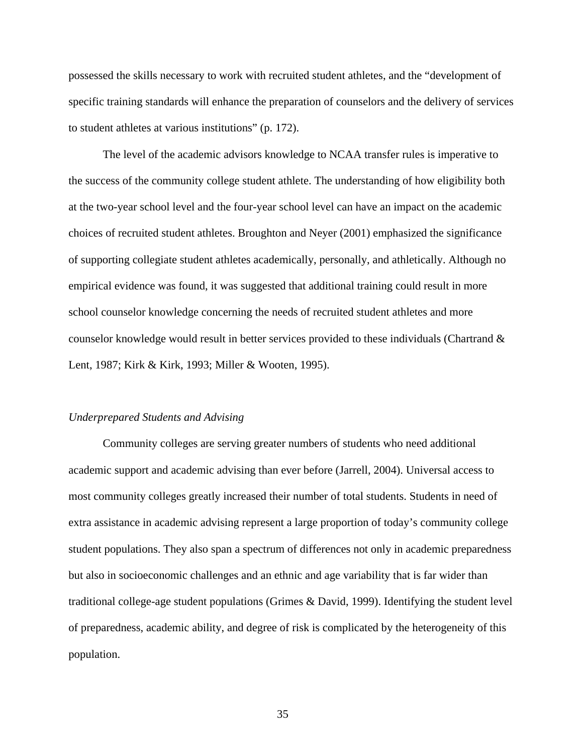possessed the skills necessary to work with recruited student athletes, and the "development of specific training standards will enhance the preparation of counselors and the delivery of services to student athletes at various institutions" (p. 172).

The level of the academic advisors knowledge to NCAA transfer rules is imperative to the success of the community college student athlete. The understanding of how eligibility both at the two-year school level and the four-year school level can have an impact on the academic choices of recruited student athletes. Broughton and Neyer (2001) emphasized the significance of supporting collegiate student athletes academically, personally, and athletically. Although no empirical evidence was found, it was suggested that additional training could result in more school counselor knowledge concerning the needs of recruited student athletes and more counselor knowledge would result in better services provided to these individuals (Chartrand & Lent, 1987; Kirk & Kirk, 1993; Miller & Wooten, 1995).

*Underprepared Students and Advising*

Community colleges are serving greater numbers of students who need additional academic support and academic advising than ever before (Jarrell, 2004). Universal access to most community colleges greatly increased their number of total students. Students in need of extra assistance in academic advising represent a large proportion of today's community college student populations. They also span a spectrum of differences not only in academic preparedness but also in socioeconomic challenges and an ethnic and age variability that is far wider than traditional college-age student populations (Grimes & David, 1999). Identifying the student level of preparedness, academic ability, and degree of risk is complicated by the heterogeneity of this population.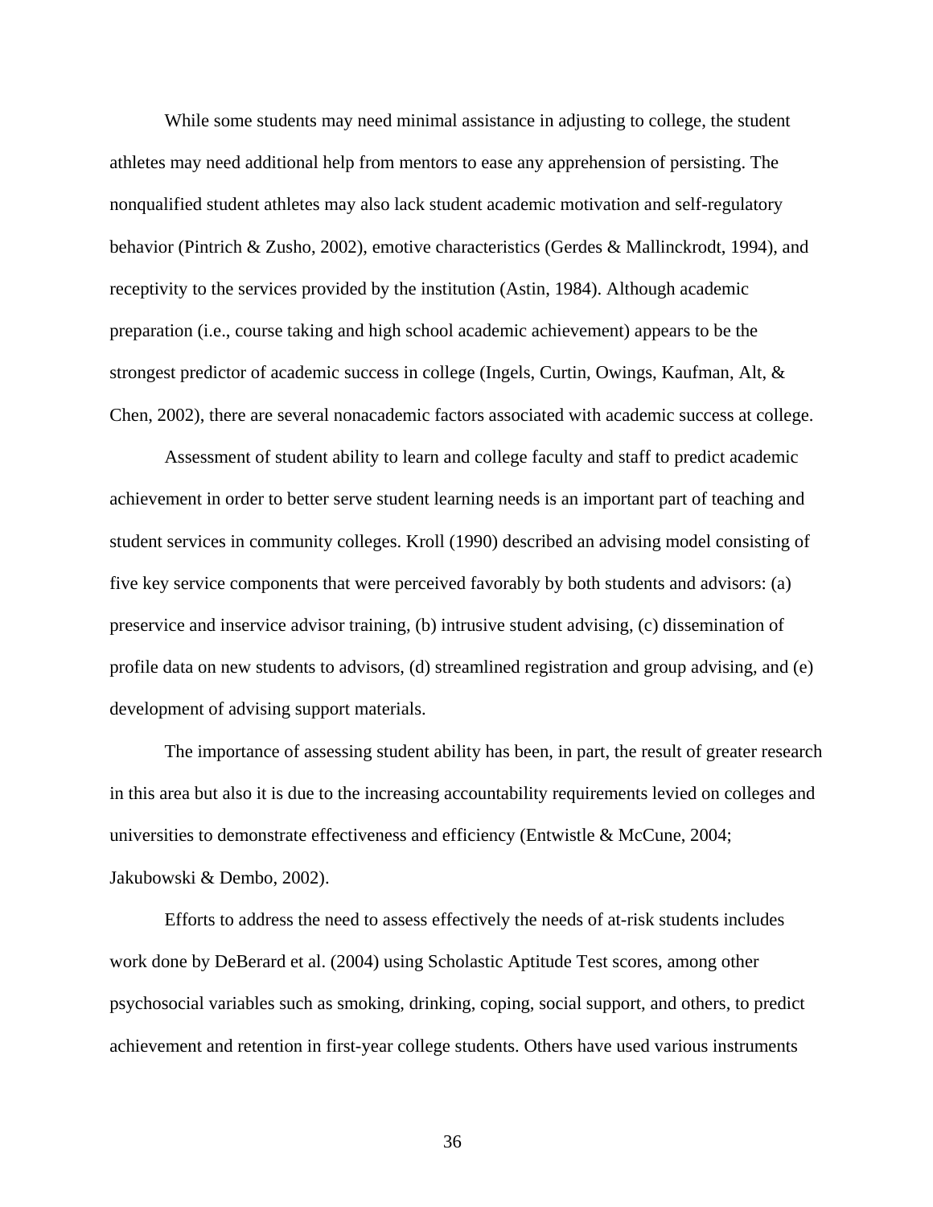While some students may need minimal assistance in adjusting to college, the student athletes may need additional help from mentors to ease any apprehension of persisting. The nonqualified student athletes may also lack student academic motivation and self-regulatory behavior (Pintrich & Zusho, 2002), emotive characteristics (Gerdes & Mallinckrodt, 1994), and receptivity to the services provided by the institution (Astin, 1984). Although academic preparation (i.e., course taking and high school academic achievement) appears to be the strongest predictor of academic success in college (Ingels, Curtin, Owings, Kaufman, Alt, & Chen, 2002), there are several nonacademic factors associated with academic success at college.

Assessment of student ability to learn and college faculty and staff to predict academic achievement in order to better serve student learning needs is an important part of teaching and student services in community colleges. Kroll (1990) described an advising model consisting of five key service components that were perceived favorably by both students and advisors: (a) preservice and inservice advisor training, (b) intrusive student advising, (c) dissemination of profile data on new students to advisors, (d) streamlined registration and group advising, and (e) development of advising support materials.

The importance of assessing student ability has been, in part, the result of greater research in this area but also it is due to the increasing accountability requirements levied on colleges and universities to demonstrate effectiveness and efficiency (Entwistle & McCune, 2004; Jakubowski & Dembo, 2002).

Efforts to address the need to assess effectively the needs of at-risk students includes work done by DeBerard et al. (2004) using Scholastic Aptitude Test scores, among other psychosocial variables such as smoking, drinking, coping, social support, and others, to predict achievement and retention in first-year college students. Others have used various instruments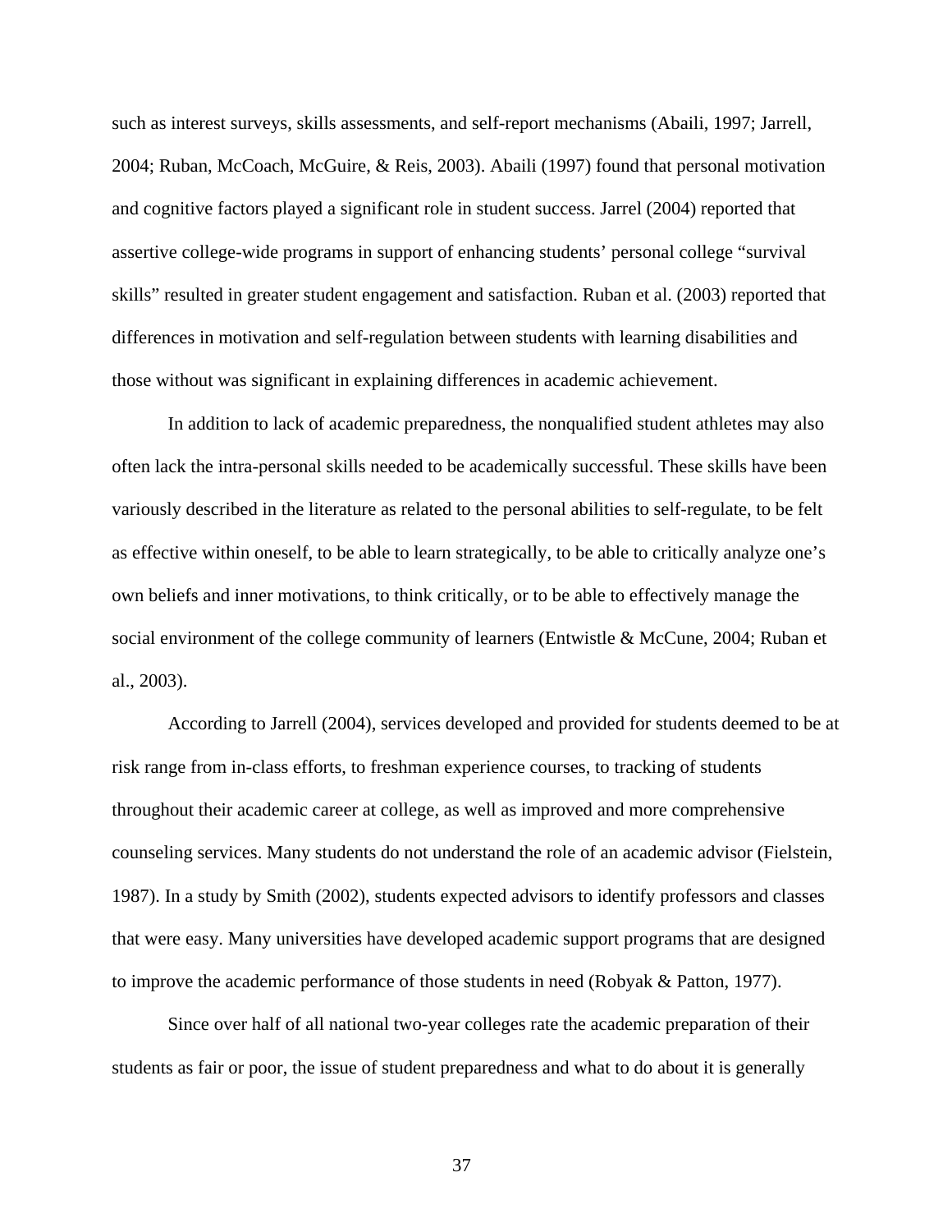such as interest surveys, skills assessments, and self-report mechanisms (Abaili, 1997; Jarrell, 2004; Ruban, McCoach, McGuire, & Reis, 2003). Abaili (1997) found that personal motivation and cognitive factors played a significant role in student success. Jarrel (2004) reported that assertive college-wide programs in support of enhancing students' personal college "survival skills" resulted in greater student engagement and satisfaction. Ruban et al. (2003) reported that differences in motivation and self-regulation between students with learning disabilities and those without was significant in explaining differences in academic achievement.

In addition to lack of academic preparedness, the nonqualified student athletes may also often lack the intra-personal skills needed to be academically successful. These skills have been variously described in the literature as related to the personal abilities to self-regulate, to be felt as effective within oneself, to be able to learn strategically, to be able to critically analyze one's own beliefs and inner motivations, to think critically, or to be able to effectively manage the social environment of the college community of learners (Entwistle & McCune, 2004; Ruban et al., 2003).

According to Jarrell (2004), services developed and provided for students deemed to be at risk range from in-class efforts, to freshman experience courses, to tracking of students throughout their academic career at college, as well as improved and more comprehensive counseling services. Many students do not understand the role of an academic advisor (Fielstein, 1987). In a study by Smith (2002), students expected advisors to identify professors and classes that were easy. Many universities have developed academic support programs that are designed to improve the academic performance of those students in need (Robyak & Patton, 1977).

Since over half of all national two-year colleges rate the academic preparation of their students as fair or poor, the issue of student preparedness and what to do about it is generally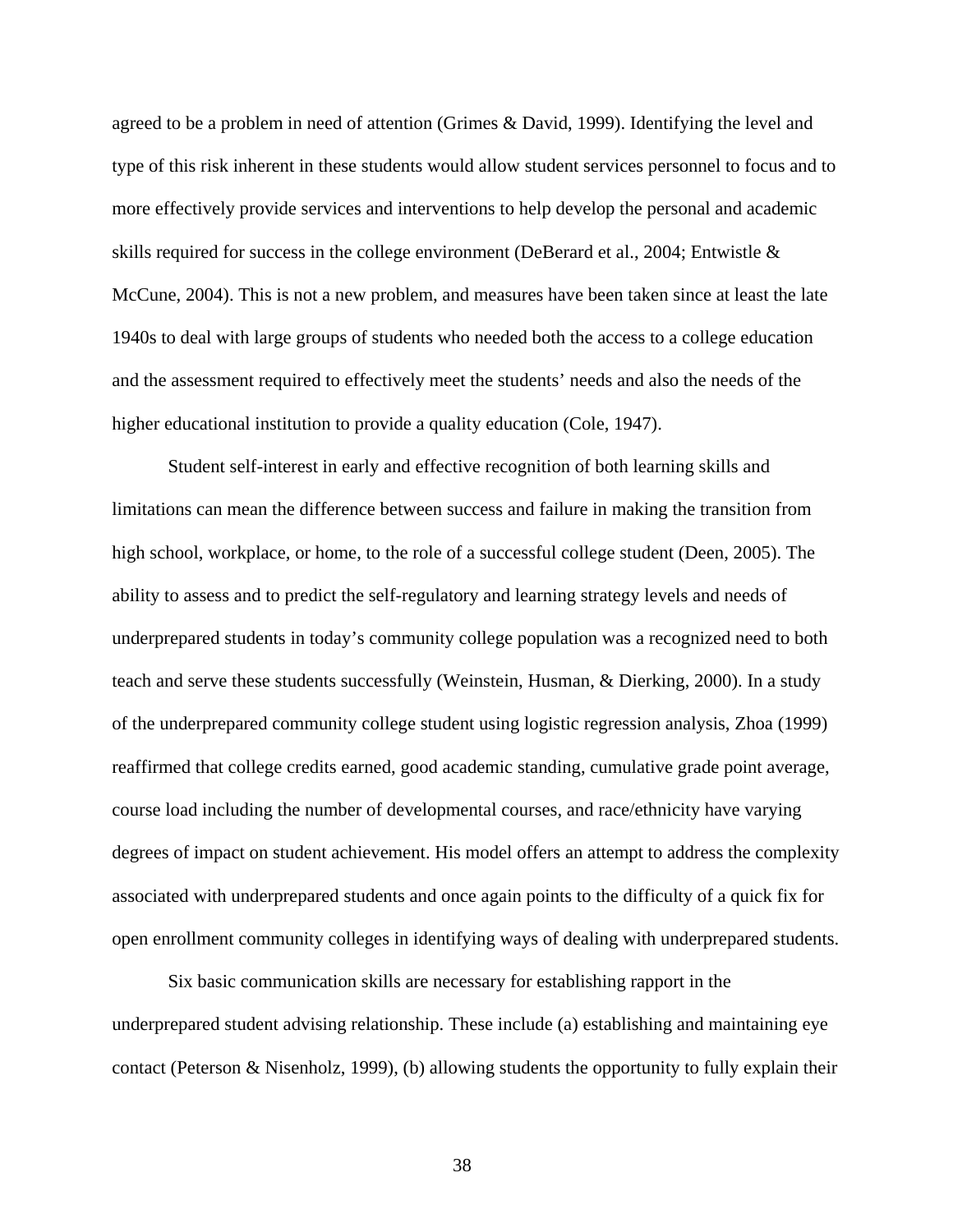agreed to be a problem in need of attention (Grimes & David, 1999). Identifying the level and type of this risk inherent in these students would allow student services personnel to focus and to more effectively provide services and interventions to help develop the personal and academic skills required for success in the college environment (DeBerard et al., 2004; Entwistle & McCune, 2004). This is not a new problem, and measures have been taken since at least the late 1940s to deal with large groups of students who needed both the access to a college education and the assessment required to effectively meet the students' needs and also the needs of the higher educational institution to provide a quality education (Cole, 1947).

Student self-interest in early and effective recognition of both learning skills and limitations can mean the difference between success and failure in making the transition from high school, workplace, or home, to the role of a successful college student (Deen, 2005). The ability to assess and to predict the self-regulatory and learning strategy levels and needs of underprepared students in today's community college population was a recognized need to both teach and serve these students successfully (Weinstein, Husman, & Dierking, 2000). In a study of the underprepared community college student using logistic regression analysis, Zhoa (1999) reaffirmed that college credits earned, good academic standing, cumulative grade point average, course load including the number of developmental courses, and race/ethnicity have varying degrees of impact on student achievement. His model offers an attempt to address the complexity associated with underprepared students and once again points to the difficulty of a quick fix for open enrollment community colleges in identifying ways of dealing with underprepared students.

Six basic communication skills are necessary for establishing rapport in the underprepared student advising relationship. These include (a) establishing and maintaining eye contact (Peterson & Nisenholz, 1999), (b) allowing students the opportunity to fully explain their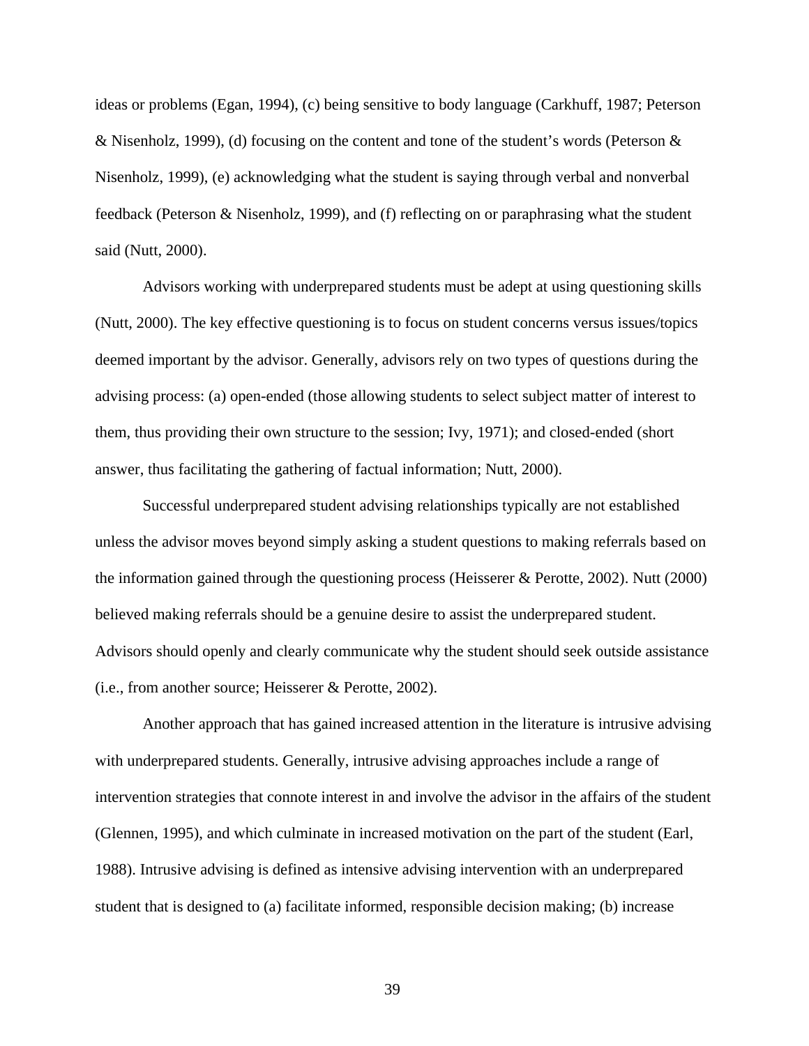ideas or problems (Egan, 1994), (c) being sensitive to body language (Carkhuff, 1987; Peterson & Nisenholz, 1999), (d) focusing on the content and tone of the student's words (Peterson & Nisenholz, 1999), (e) acknowledging what the student is saying through verbal and nonverbal feedback (Peterson & Nisenholz, 1999), and (f) reflecting on or paraphrasing what the student said (Nutt, 2000).

Advisors working with underprepared students must be adept at using questioning skills (Nutt, 2000). The key effective questioning is to focus on student concerns versus issues/topics deemed important by the advisor. Generally, advisors rely on two types of questions during the advising process: (a) open-ended (those allowing students to select subject matter of interest to them, thus providing their own structure to the session; Ivy, 1971); and closed-ended (short answer, thus facilitating the gathering of factual information; Nutt, 2000).

Successful underprepared student advising relationships typically are not established unless the advisor moves beyond simply asking a student questions to making referrals based on the information gained through the questioning process (Heisserer & Perotte, 2002). Nutt (2000) believed making referrals should be a genuine desire to assist the underprepared student. Advisors should openly and clearly communicate why the student should seek outside assistance (i.e., from another source; Heisserer & Perotte, 2002).

Another approach that has gained increased attention in the literature is intrusive advising with underprepared students. Generally, intrusive advising approaches include a range of intervention strategies that connote interest in and involve the advisor in the affairs of the student (Glennen, 1995), and which culminate in increased motivation on the part of the student (Earl, 1988). Intrusive advising is defined as intensive advising intervention with an underprepared student that is designed to (a) facilitate informed, responsible decision making; (b) increase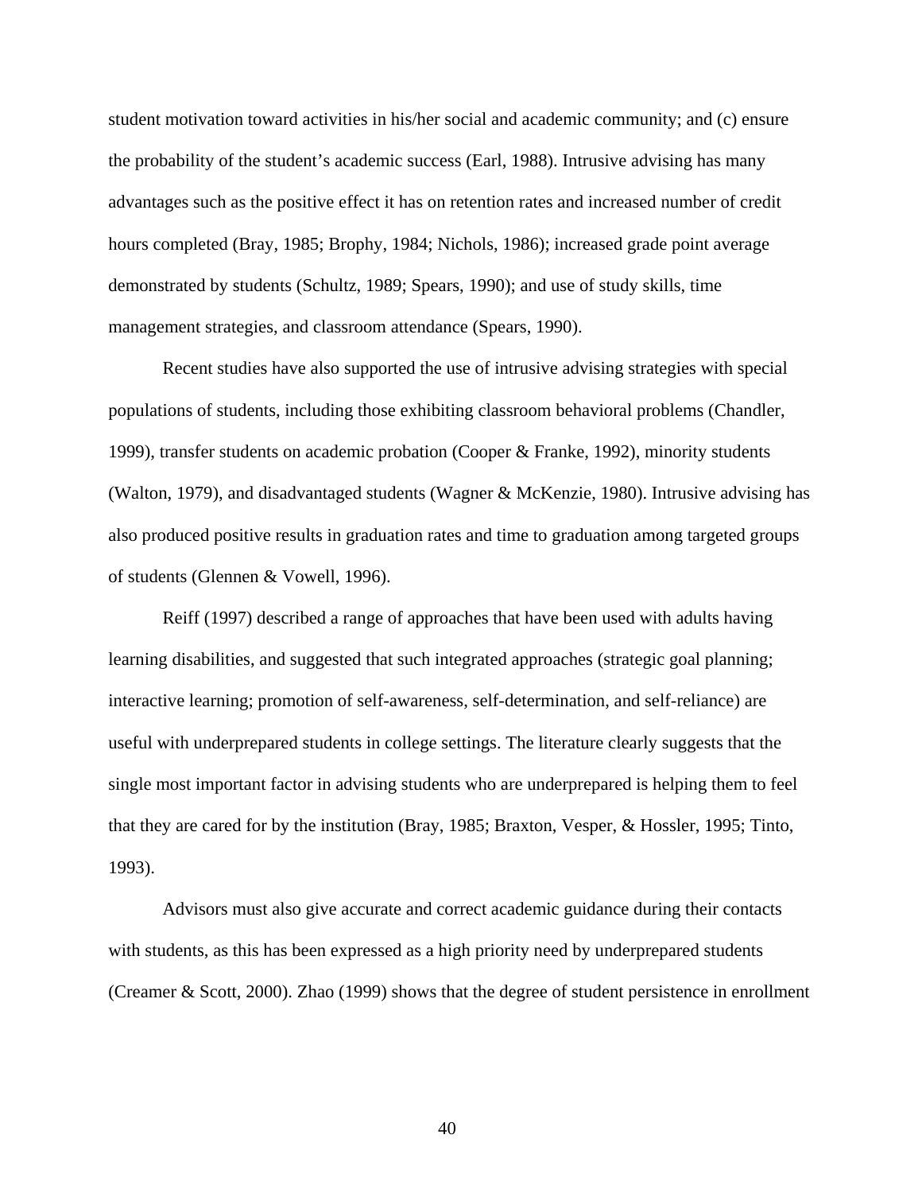student motivation toward activities in his/her social and academic community; and (c) ensure the probability of the student's academic success (Earl, 1988). Intrusive advising has many advantages such as the positive effect it has on retention rates and increased number of credit hours completed (Bray, 1985; Brophy, 1984; Nichols, 1986); increased grade point average demonstrated by students (Schultz, 1989; Spears, 1990); and use of study skills, time management strategies, and classroom attendance (Spears, 1990).

Recent studies have also supported the use of intrusive advising strategies with special populations of students, including those exhibiting classroom behavioral problems (Chandler, 1999), transfer students on academic probation (Cooper & Franke, 1992), minority students (Walton, 1979), and disadvantaged students (Wagner & McKenzie, 1980). Intrusive advising has also produced positive results in graduation rates and time to graduation among targeted groups of students (Glennen & Vowell, 1996).

Reiff (1997) described a range of approaches that have been used with adults having learning disabilities, and suggested that such integrated approaches (strategic goal planning; interactive learning; promotion of self-awareness, self-determination, and self-reliance) are useful with underprepared students in college settings. The literature clearly suggests that the single most important factor in advising students who are underprepared is helping them to feel that they are cared for by the institution (Bray, 1985; Braxton, Vesper, & Hossler, 1995; Tinto, 1993).

Advisors must also give accurate and correct academic guidance during their contacts with students, as this has been expressed as a high priority need by underprepared students (Creamer & Scott, 2000). Zhao (1999) shows that the degree of student persistence in enrollment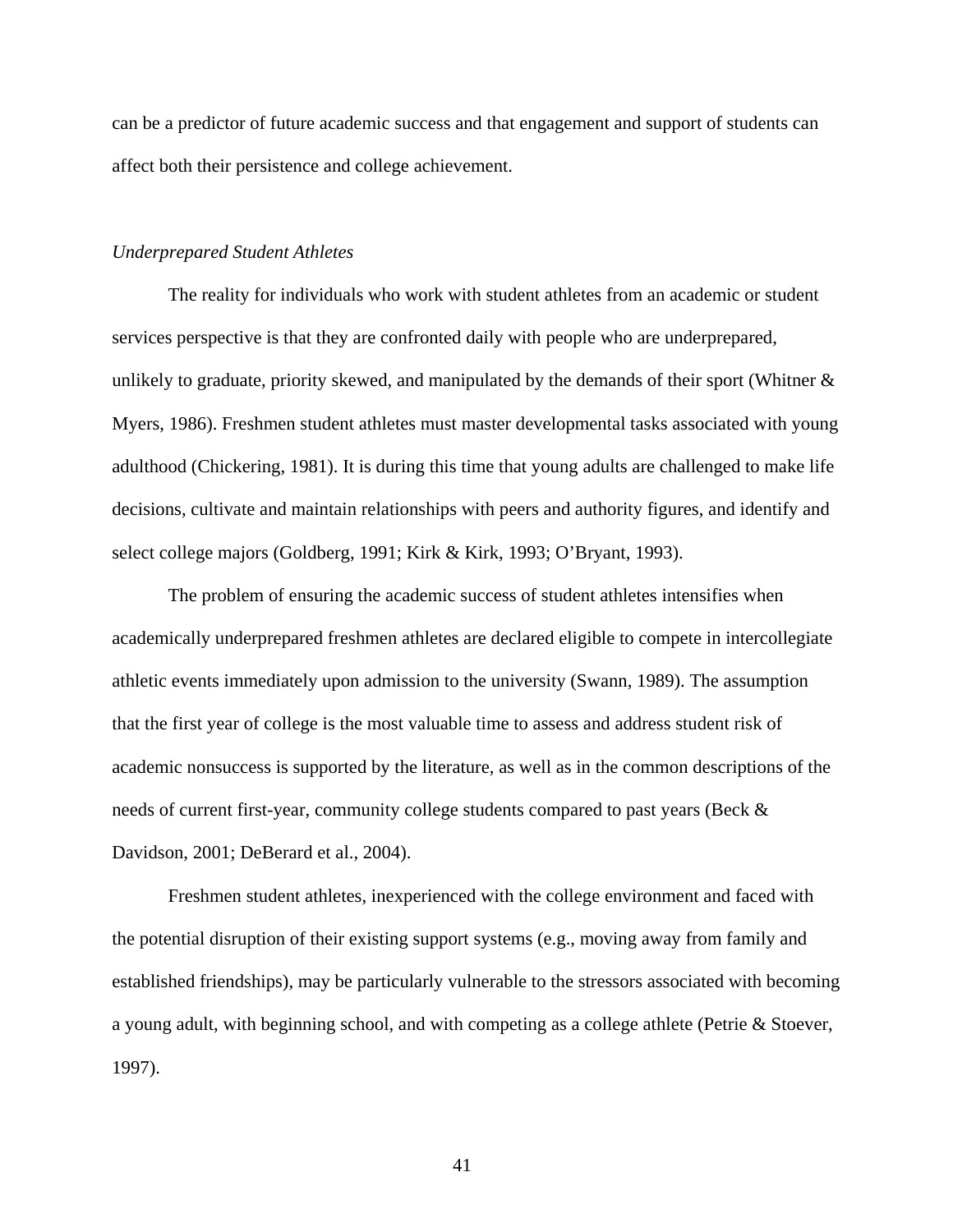can be a predictor of future academic success and that engagement and support of students can affect both their persistence and college achievement.

*Underprepared Student Athletes*

The reality for individuals who work with student athletes from an academic or student services perspective is that they are confronted daily with people who are underprepared, unlikely to graduate, priority skewed, and manipulated by the demands of their sport (Whitner & Myers, 1986). Freshmen student athletes must master developmental tasks associated with young adulthood (Chickering, 1981). It is during this time that young adults are challenged to make life decisions, cultivate and maintain relationships with peers and authority figures, and identify and select college majors (Goldberg, 1991; Kirk & Kirk, 1993; O'Bryant, 1993).

The problem of ensuring the academic success of student athletes intensifies when academically underprepared freshmen athletes are declared eligible to compete in intercollegiate athletic events immediately upon admission to the university (Swann, 1989). The assumption that the first year of college is the most valuable time to assess and address student risk of academic nonsuccess is supported by the literature, as well as in the common descriptions of the needs of current first-year, community college students compared to past years (Beck & Davidson, 2001; DeBerard et al., 2004).

Freshmen student athletes, inexperienced with the college environment and faced with the potential disruption of their existing support systems (e.g., moving away from family and established friendships), may be particularly vulnerable to the stressors associated with becoming a young adult, with beginning school, and with competing as a college athlete (Petrie & Stoever, 1997).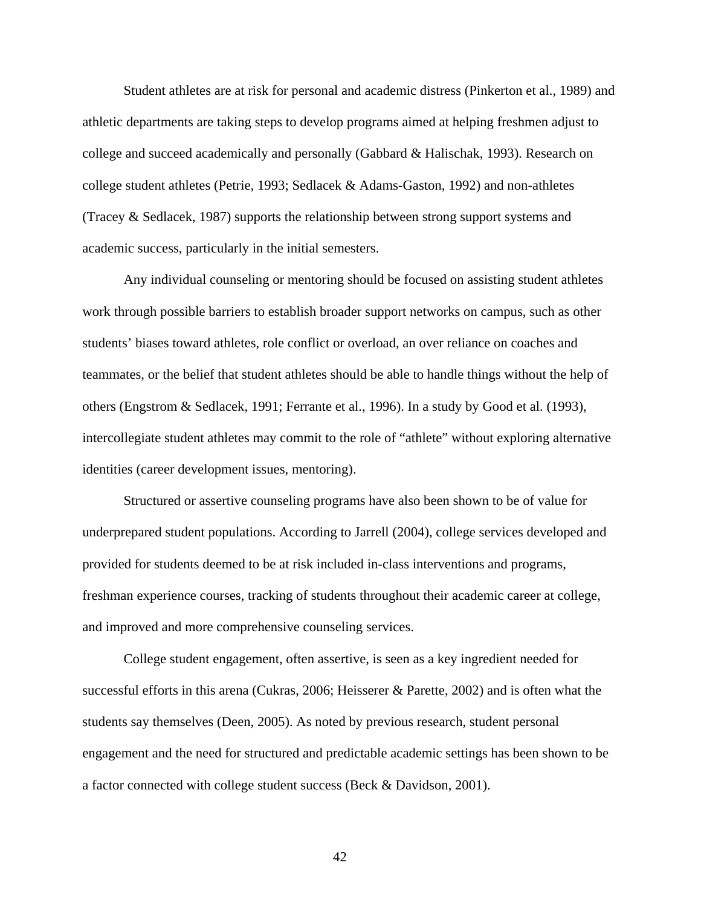Student athletes are at risk for personal and academic distress (Pinkerton et al., 1989) and athletic departments are taking steps to develop programs aimed at helping freshmen adjust to college and succeed academically and personally (Gabbard & Halischak, 1993). Research on college student athletes (Petrie, 1993; Sedlacek & Adams-Gaston, 1992) and non-athletes (Tracey & Sedlacek, 1987) supports the relationship between strong support systems and academic success, particularly in the initial semesters.

Any individual counseling or mentoring should be focused on assisting student athletes work through possible barriers to establish broader support networks on campus, such as other students' biases toward athletes, role conflict or overload, an over reliance on coaches and teammates, or the belief that student athletes should be able to handle things without the help of others (Engstrom & Sedlacek, 1991; Ferrante et al., 1996). In a study by Good et al. (1993), intercollegiate student athletes may commit to the role of "athlete" without exploring alternative identities (career development issues, mentoring).

Structured or assertive counseling programs have also been shown to be of value for underprepared student populations. According to Jarrell (2004), college services developed and provided for students deemed to be at risk included in-class interventions and programs, freshman experience courses, tracking of students throughout their academic career at college, and improved and more comprehensive counseling services.

College student engagement, often assertive, is seen as a key ingredient needed for successful efforts in this arena (Cukras, 2006; Heisserer & Parette, 2002) and is often what the students say themselves (Deen, 2005). As noted by previous research, student personal engagement and the need for structured and predictable academic settings has been shown to be a factor connected with college student success (Beck & Davidson, 2001).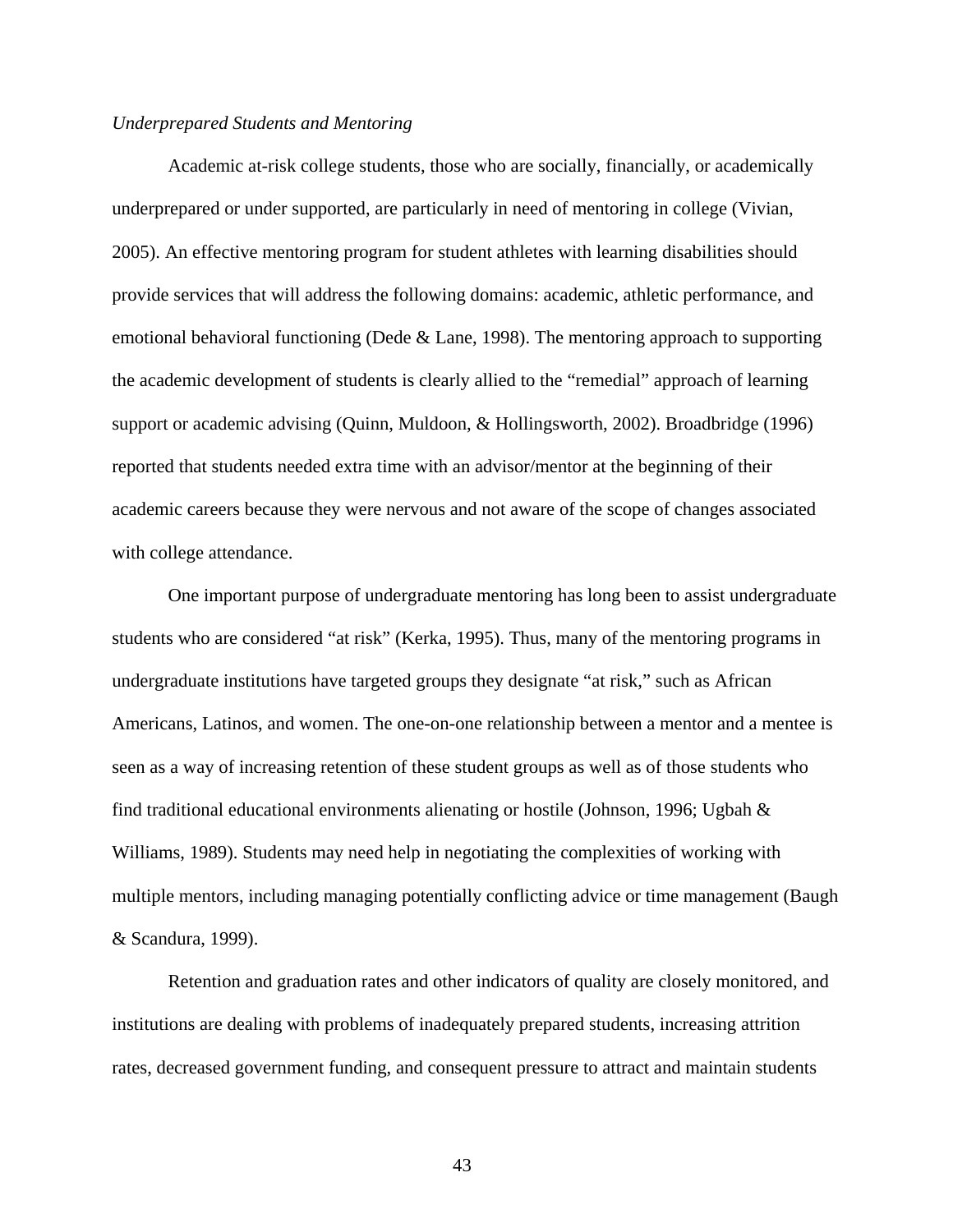*Underprepared Students and Mentoring*

Academic at-risk college students, those who are socially, financially, or academically underprepared or under supported, are particularly in need of mentoring in college (Vivian, 2005). An effective mentoring program for student athletes with learning disabilities should provide services that will address the following domains: academic, athletic performance, and emotional behavioral functioning (Dede & Lane, 1998). The mentoring approach to supporting the academic development of students is clearly allied to the "remedial" approach of learning support or academic advising (Quinn, Muldoon, & Hollingsworth, 2002). Broadbridge (1996) reported that students needed extra time with an advisor/mentor at the beginning of their academic careers because they were nervous and not aware of the scope of changes associated with college attendance.

One important purpose of undergraduate mentoring has long been to assist undergraduate students who are considered "at risk" (Kerka, 1995). Thus, many of the mentoring programs in undergraduate institutions have targeted groups they designate "at risk," such as African Americans, Latinos, and women. The one-on-one relationship between a mentor and a mentee is seen as a way of increasing retention of these student groups as well as of those students who find traditional educational environments alienating or hostile (Johnson, 1996; Ugbah & Williams, 1989). Students may need help in negotiating the complexities of working with multiple mentors, including managing potentially conflicting advice or time management (Baugh & Scandura, 1999).

Retention and graduation rates and other indicators of quality are closely monitored, and institutions are dealing with problems of inadequately prepared students, increasing attrition rates, decreased government funding, and consequent pressure to attract and maintain students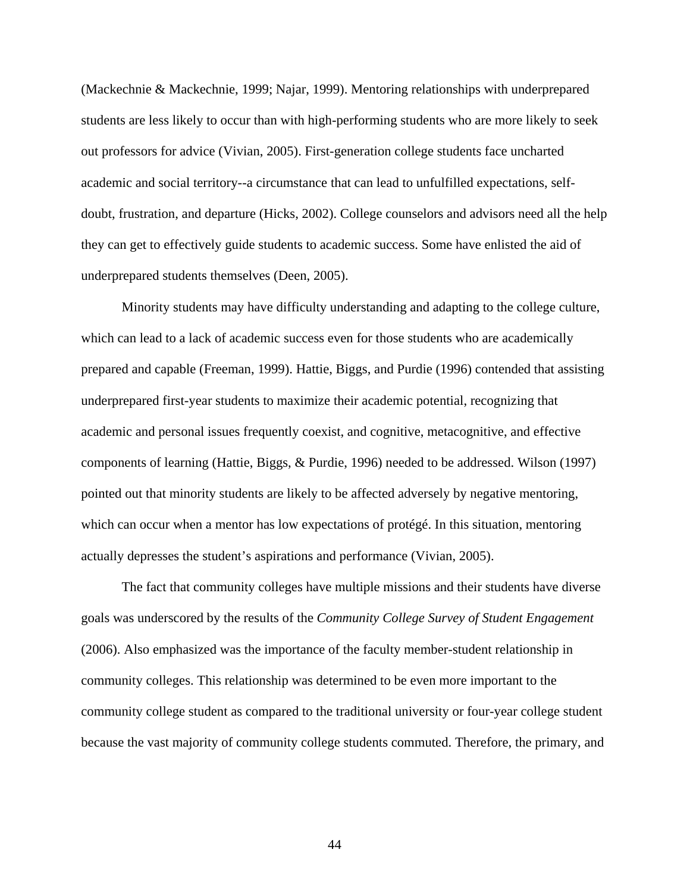(Mackechnie & Mackechnie, 1999; Najar, 1999). Mentoring relationships with underprepared students are less likely to occur than with high-performing students who are more likely to seek out professors for advice (Vivian, 2005). First-generation college students face uncharted academic and social territory--a circumstance that can lead to unfulfilled expectations, self-doubt, frustration, and departure (Hicks, 2002). College counselors and advisors need all the help they can get to effectively guide students to academic success. Some have enlisted the aid of underprepared students themselves (Deen, 2005).

Minority students may have difficulty understanding and adapting to the college culture, which can lead to a lack of academic success even for those students who are academically prepared and capable (Freeman, 1999). Hattie, Biggs, and Purdie (1996) contended that assisting underprepared first-year students to maximize their academic potential, recognizing that academic and personal issues frequently coexist, and cognitive, metacognitive, and effective components of learning (Hattie, Biggs, & Purdie, 1996) needed to be addressed. Wilson (1997) pointed out that minority students are likely to be affected adversely by negative mentoring, which can occur when a mentor has low expectations of protégé. In this situation, mentoring actually depresses the student's aspirations and performance (Vivian, 2005).

The fact that community colleges have multiple missions and their students have diverse goals was underscored by the results of the *Community College Survey of Student Engagement* (2006). Also emphasized was the importance of the faculty member-student relationship in community colleges. This relationship was determined to be even more important to the community college student as compared to the traditional university or four-year college student because the vast majority of community college students commuted. Therefore, the primary, and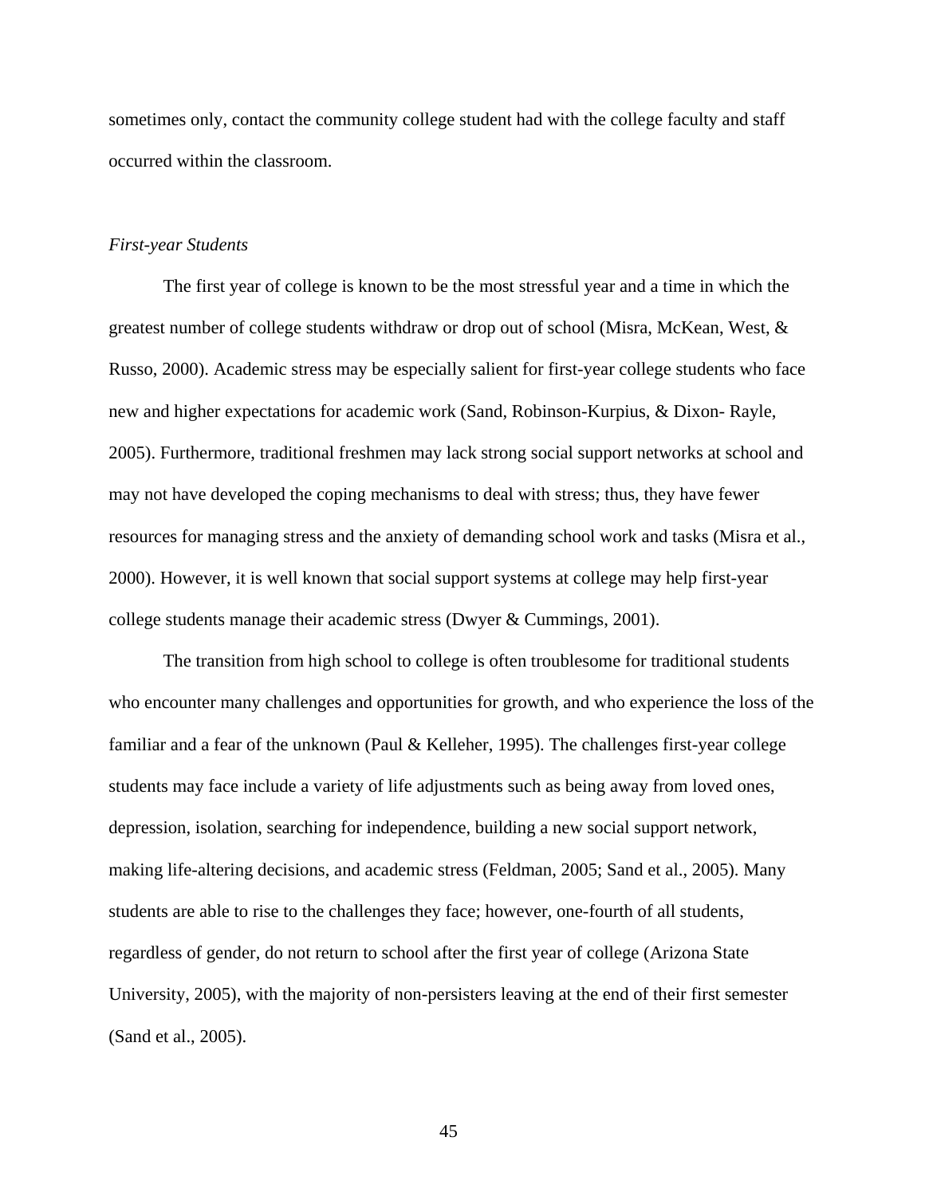sometimes only, contact the community college student had with the college faculty and staff occurred within the classroom.

*First-year Students*

The first year of college is known to be the most stressful year and a time in which the greatest number of college students withdraw or drop out of school (Misra, McKean, West, & Russo, 2000). Academic stress may be especially salient for first-year college students who face new and higher expectations for academic work (Sand, Robinson-Kurpius, & Dixon- Rayle, 2005). Furthermore, traditional freshmen may lack strong social support networks at school and may not have developed the coping mechanisms to deal with stress; thus, they have fewer resources for managing stress and the anxiety of demanding school work and tasks (Misra et al., 2000). However, it is well known that social support systems at college may help first-year college students manage their academic stress (Dwyer & Cummings, 2001).

The transition from high school to college is often troublesome for traditional students who encounter many challenges and opportunities for growth, and who experience the loss of the familiar and a fear of the unknown (Paul & Kelleher, 1995). The challenges first-year college students may face include a variety of life adjustments such as being away from loved ones, depression, isolation, searching for independence, building a new social support network, making life-altering decisions, and academic stress (Feldman, 2005; Sand et al., 2005). Many students are able to rise to the challenges they face; however, one-fourth of all students, regardless of gender, do not return to school after the first year of college (Arizona State University, 2005), with the majority of non-persisters leaving at the end of their first semester (Sand et al., 2005).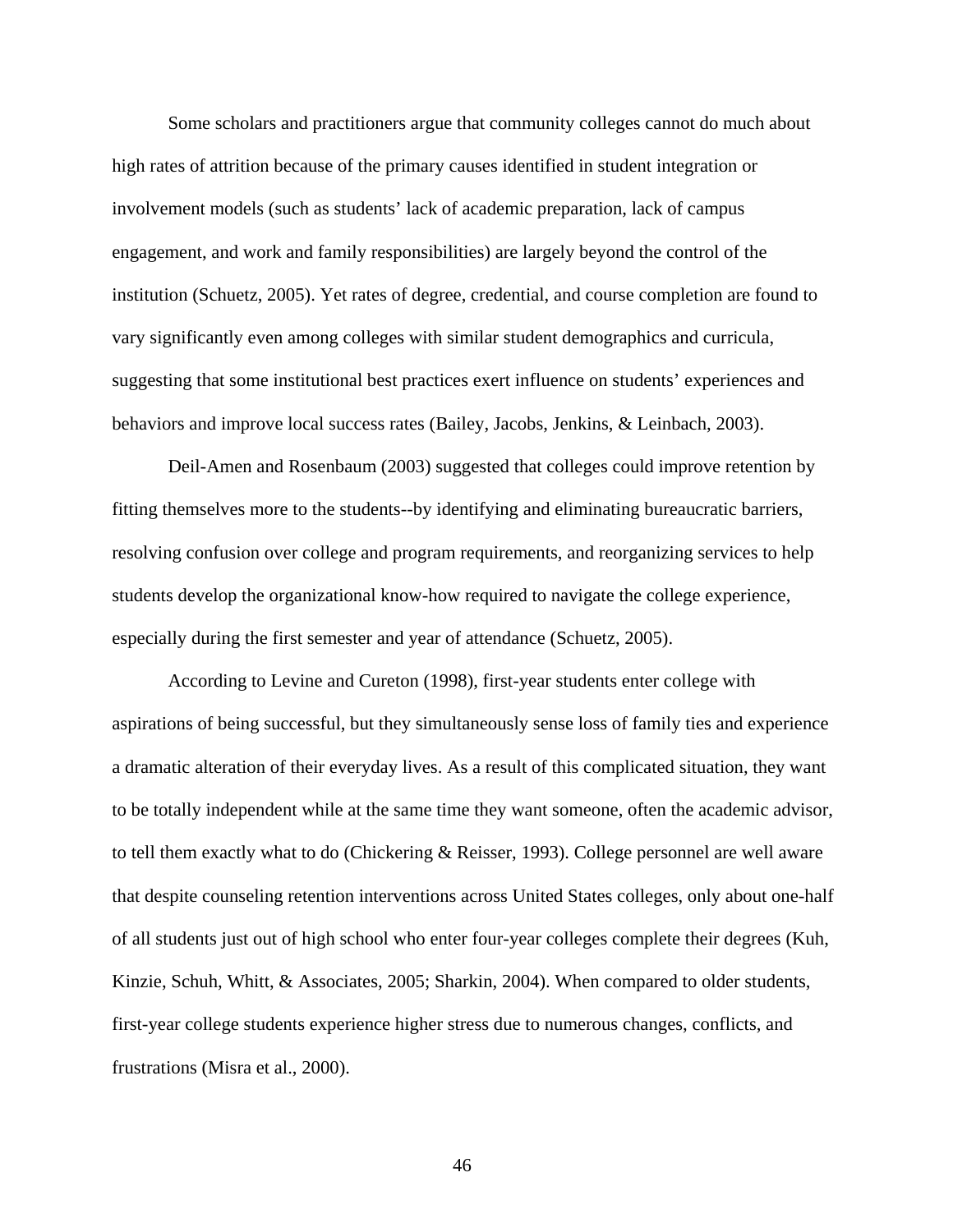Some scholars and practitioners argue that community colleges cannot do much about high rates of attrition because of the primary causes identified in student integration or involvement models (such as students' lack of academic preparation, lack of campus engagement, and work and family responsibilities) are largely beyond the control of the institution (Schuetz, 2005). Yet rates of degree, credential, and course completion are found to vary significantly even among colleges with similar student demographics and curricula, suggesting that some institutional best practices exert influence on students' experiences and behaviors and improve local success rates (Bailey, Jacobs, Jenkins, & Leinbach, 2003).

Deil-Amen and Rosenbaum (2003) suggested that colleges could improve retention by fitting themselves more to the students--by identifying and eliminating bureaucratic barriers, resolving confusion over college and program requirements, and reorganizing services to help students develop the organizational know-how required to navigate the college experience, especially during the first semester and year of attendance (Schuetz, 2005).

According to Levine and Cureton (1998), first-year students enter college with aspirations of being successful, but they simultaneously sense loss of family ties and experience a dramatic alteration of their everyday lives. As a result of this complicated situation, they want to be totally independent while at the same time they want someone, often the academic advisor, to tell them exactly what to do (Chickering & Reisser, 1993). College personnel are well aware that despite counseling retention interventions across United States colleges, only about one-half of all students just out of high school who enter four-year colleges complete their degrees (Kuh, Kinzie, Schuh, Whitt, & Associates, 2005; Sharkin, 2004). When compared to older students, first-year college students experience higher stress due to numerous changes, conflicts, and frustrations (Misra et al., 2000).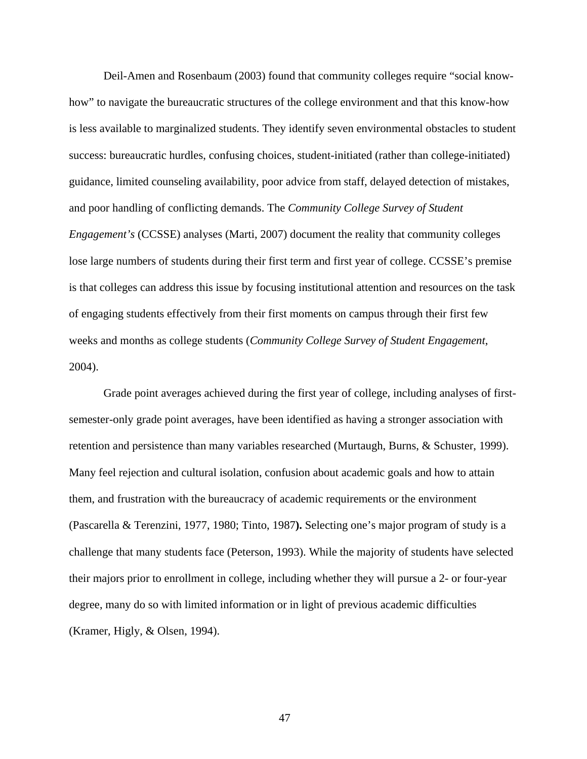Deil-Amen and Rosenbaum (2003) found that community colleges require "social know-how" to navigate the bureaucratic structures of the college environment and that this know-how is less available to marginalized students. They identify seven environmental obstacles to student success: bureaucratic hurdles, confusing choices, student-initiated (rather than college-initiated) guidance, limited counseling availability, poor advice from staff, delayed detection of mistakes, and poor handling of conflicting demands. The *Community College Survey of Student Engagement's* (CCSSE) analyses (Marti, 2007) document the reality that community colleges lose large numbers of students during their first term and first year of college. CCSSE's premise is that colleges can address this issue by focusing institutional attention and resources on the task of engaging students effectively from their first moments on campus through their first few weeks and months as college students (*Community College Survey of Student Engagement*, 2004).

Grade point averages achieved during the first year of college, including analyses of first-semester-only grade point averages, have been identified as having a stronger association with retention and persistence than many variables researched (Murtaugh, Burns, & Schuster, 1999). Many feel rejection and cultural isolation, confusion about academic goals and how to attain them, and frustration with the bureaucracy of academic requirements or the environment (Pascarella & Terenzini, 1977, 1980; Tinto, 1987**).** Selecting one's major program of study is a challenge that many students face (Peterson, 1993). While the majority of students have selected their majors prior to enrollment in college, including whether they will pursue a 2- or four-year degree, many do so with limited information or in light of previous academic difficulties (Kramer, Higly, & Olsen, 1994).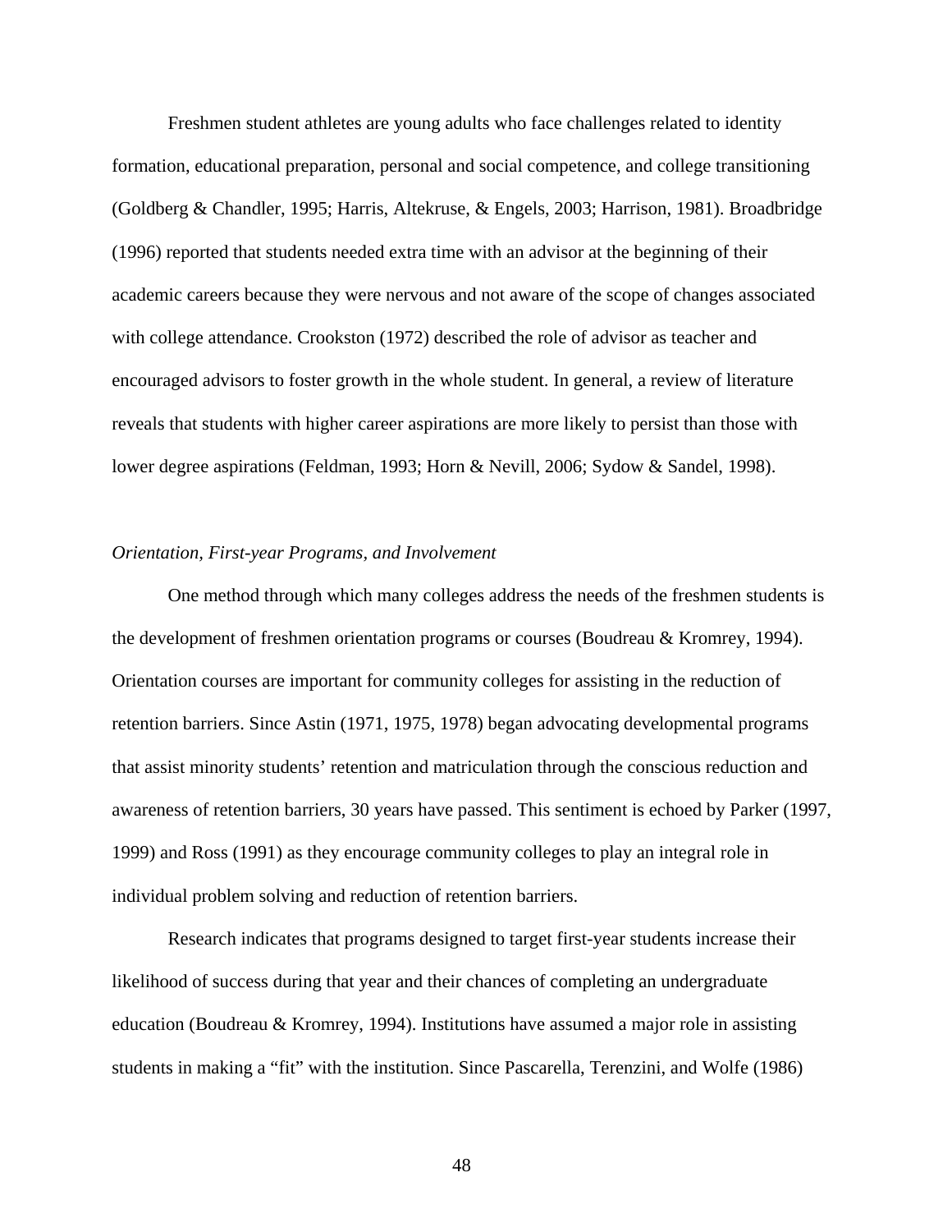Freshmen student athletes are young adults who face challenges related to identity formation, educational preparation, personal and social competence, and college transitioning (Goldberg & Chandler, 1995; Harris, Altekruse, & Engels, 2003; Harrison, 1981). Broadbridge (1996) reported that students needed extra time with an advisor at the beginning of their academic careers because they were nervous and not aware of the scope of changes associated with college attendance. Crookston (1972) described the role of advisor as teacher and encouraged advisors to foster growth in the whole student. In general, a review of literature reveals that students with higher career aspirations are more likely to persist than those with lower degree aspirations (Feldman, 1993; Horn & Nevill, 2006; Sydow & Sandel, 1998).

*Orientation, First-year Programs, and Involvement*

One method through which many colleges address the needs of the freshmen students is the development of freshmen orientation programs or courses (Boudreau & Kromrey, 1994). Orientation courses are important for community colleges for assisting in the reduction of retention barriers. Since Astin (1971, 1975, 1978) began advocating developmental programs that assist minority students' retention and matriculation through the conscious reduction and awareness of retention barriers, 30 years have passed. This sentiment is echoed by Parker (1997, 1999) and Ross (1991) as they encourage community colleges to play an integral role in individual problem solving and reduction of retention barriers.

Research indicates that programs designed to target first-year students increase their likelihood of success during that year and their chances of completing an undergraduate education (Boudreau & Kromrey, 1994). Institutions have assumed a major role in assisting students in making a "fit" with the institution. Since Pascarella, Terenzini, and Wolfe (1986)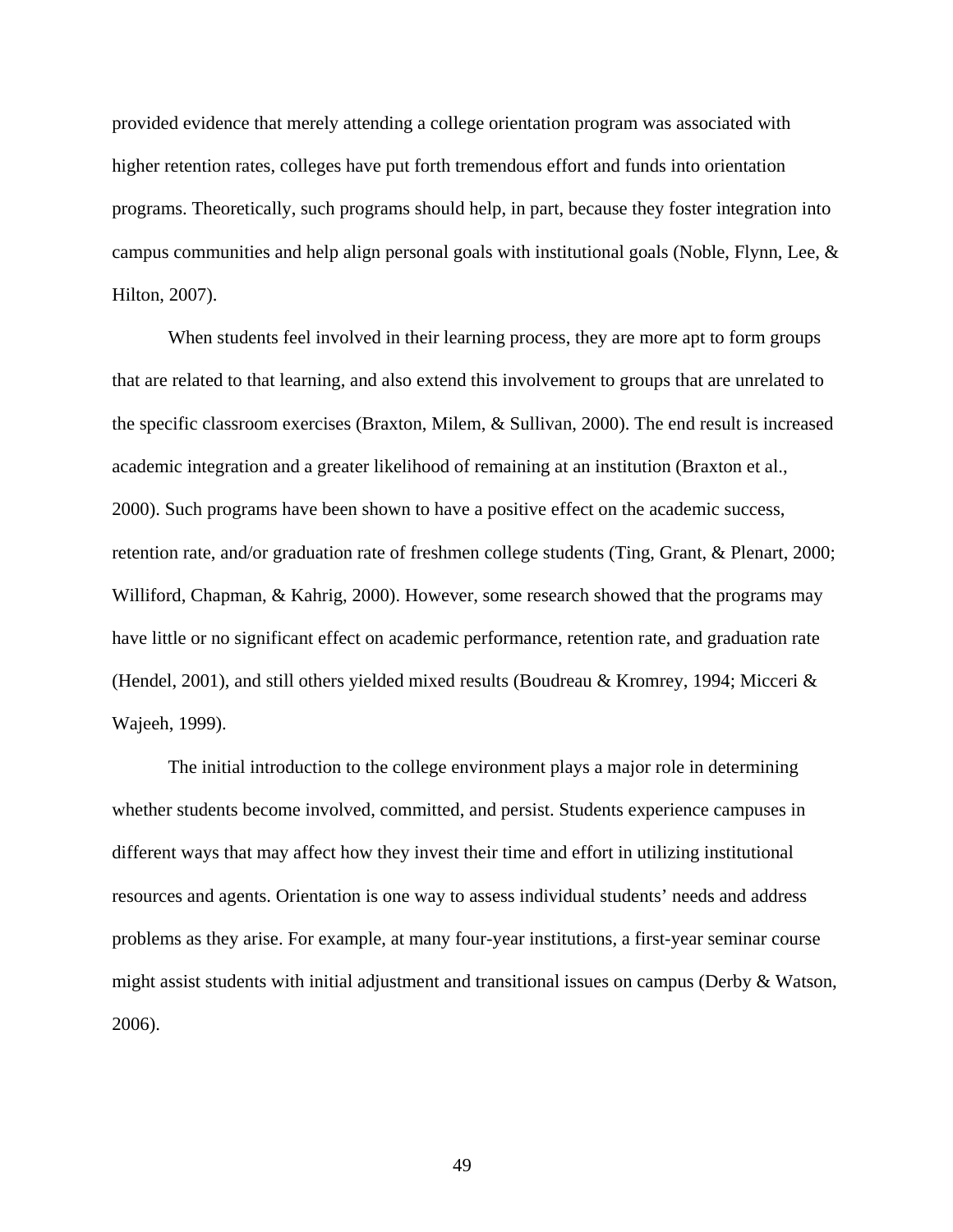provided evidence that merely attending a college orientation program was associated with higher retention rates, colleges have put forth tremendous effort and funds into orientation programs. Theoretically, such programs should help, in part, because they foster integration into campus communities and help align personal goals with institutional goals (Noble, Flynn, Lee, & Hilton, 2007).

When students feel involved in their learning process, they are more apt to form groups that are related to that learning, and also extend this involvement to groups that are unrelated to the specific classroom exercises (Braxton, Milem, & Sullivan, 2000). The end result is increased academic integration and a greater likelihood of remaining at an institution (Braxton et al., 2000). Such programs have been shown to have a positive effect on the academic success, retention rate, and/or graduation rate of freshmen college students (Ting, Grant, & Plenart, 2000; Williford, Chapman, & Kahrig, 2000). However, some research showed that the programs may have little or no significant effect on academic performance, retention rate, and graduation rate (Hendel, 2001), and still others yielded mixed results (Boudreau & Kromrey, 1994; Micceri & Wajeeh, 1999).

The initial introduction to the college environment plays a major role in determining whether students become involved, committed, and persist. Students experience campuses in different ways that may affect how they invest their time and effort in utilizing institutional resources and agents. Orientation is one way to assess individual students' needs and address problems as they arise. For example, at many four-year institutions, a first-year seminar course might assist students with initial adjustment and transitional issues on campus (Derby & Watson, 2006).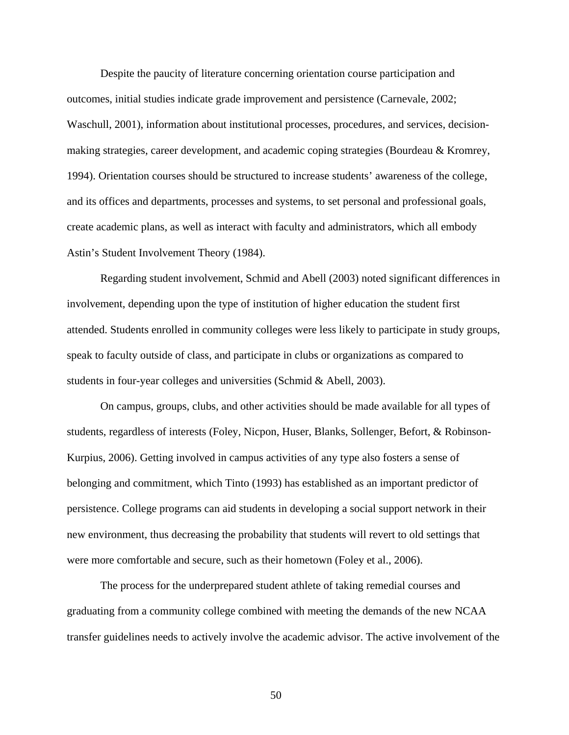Despite the paucity of literature concerning orientation course participation and outcomes, initial studies indicate grade improvement and persistence (Carnevale, 2002; Waschull, 2001), information about institutional processes, procedures, and services, decision-making strategies, career development, and academic coping strategies (Bourdeau & Kromrey, 1994). Orientation courses should be structured to increase students' awareness of the college, and its offices and departments, processes and systems, to set personal and professional goals, create academic plans, as well as interact with faculty and administrators, which all embody Astin's Student Involvement Theory (1984).

Regarding student involvement, Schmid and Abell (2003) noted significant differences in involvement, depending upon the type of institution of higher education the student first attended. Students enrolled in community colleges were less likely to participate in study groups, speak to faculty outside of class, and participate in clubs or organizations as compared to students in four-year colleges and universities (Schmid & Abell, 2003).

On campus, groups, clubs, and other activities should be made available for all types of students, regardless of interests (Foley, Nicpon, Huser, Blanks, Sollenger, Befort, & Robinson-Kurpius, 2006). Getting involved in campus activities of any type also fosters a sense of belonging and commitment, which Tinto (1993) has established as an important predictor of persistence. College programs can aid students in developing a social support network in their new environment, thus decreasing the probability that students will revert to old settings that were more comfortable and secure, such as their hometown (Foley et al., 2006).

The process for the underprepared student athlete of taking remedial courses and graduating from a community college combined with meeting the demands of the new NCAA transfer guidelines needs to actively involve the academic advisor. The active involvement of the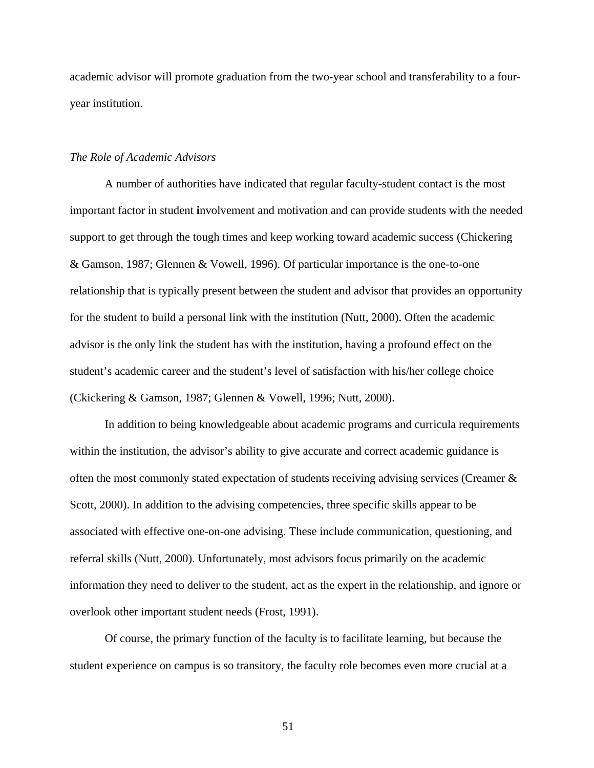academic advisor will promote graduation from the two-year school and transferability to a four-year institution.

*The Role of Academic Advisors*

A number of authorities have indicated that regular faculty-student contact is the most important factor in student involvement and motivation and can provide students with the needed support to get through the tough times and keep working toward academic success (Chickering & Gamson, 1987; Glennen & Vowell, 1996). Of particular importance is the one-to-one relationship that is typically present between the student and advisor that provides an opportunity for the student to build a personal link with the institution (Nutt, 2000). Often the academic advisor is the only link the student has with the institution, having a profound effect on the student's academic career and the student's level of satisfaction with his/her college choice (Ckickering & Gamson, 1987; Glennen & Vowell, 1996; Nutt, 2000).

In addition to being knowledgeable about academic programs and curricula requirements within the institution, the advisor's ability to give accurate and correct academic guidance is often the most commonly stated expectation of students receiving advising services (Creamer & Scott, 2000). In addition to the advising competencies, three specific skills appear to be associated with effective one-on-one advising. These include communication, questioning, and referral skills (Nutt, 2000). Unfortunately, most advisors focus primarily on the academic information they need to deliver to the student, act as the expert in the relationship, and ignore or overlook other important student needs (Frost, 1991).

Of course, the primary function of the faculty is to facilitate learning, but because the student experience on campus is so transitory, the faculty role becomes even more crucial at a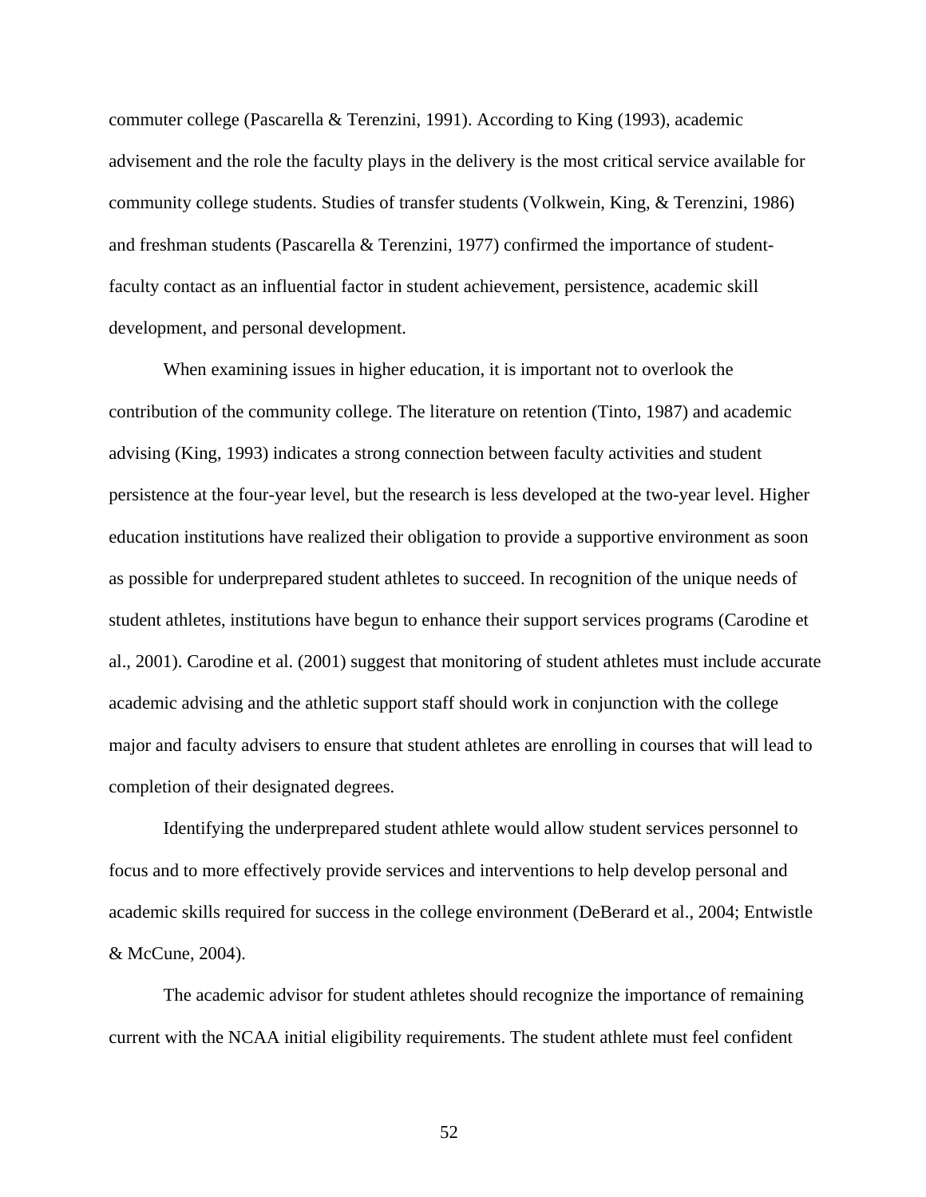commuter college (Pascarella & Terenzini, 1991). According to King (1993), academic advisement and the role the faculty plays in the delivery is the most critical service available for community college students. Studies of transfer students (Volkwein, King, & Terenzini, 1986) and freshman students (Pascarella & Terenzini, 1977) confirmed the importance of student-faculty contact as an influential factor in student achievement, persistence, academic skill development, and personal development.

When examining issues in higher education, it is important not to overlook the contribution of the community college. The literature on retention (Tinto, 1987) and academic advising (King, 1993) indicates a strong connection between faculty activities and student persistence at the four-year level, but the research is less developed at the two-year level. Higher education institutions have realized their obligation to provide a supportive environment as soon as possible for underprepared student athletes to succeed. In recognition of the unique needs of student athletes, institutions have begun to enhance their support services programs (Carodine et al., 2001). Carodine et al. (2001) suggest that monitoring of student athletes must include accurate academic advising and the athletic support staff should work in conjunction with the college major and faculty advisers to ensure that student athletes are enrolling in courses that will lead to completion of their designated degrees.

Identifying the underprepared student athlete would allow student services personnel to focus and to more effectively provide services and interventions to help develop personal and academic skills required for success in the college environment (DeBerard et al., 2004; Entwistle & McCune, 2004).

The academic advisor for student athletes should recognize the importance of remaining current with the NCAA initial eligibility requirements. The student athlete must feel confident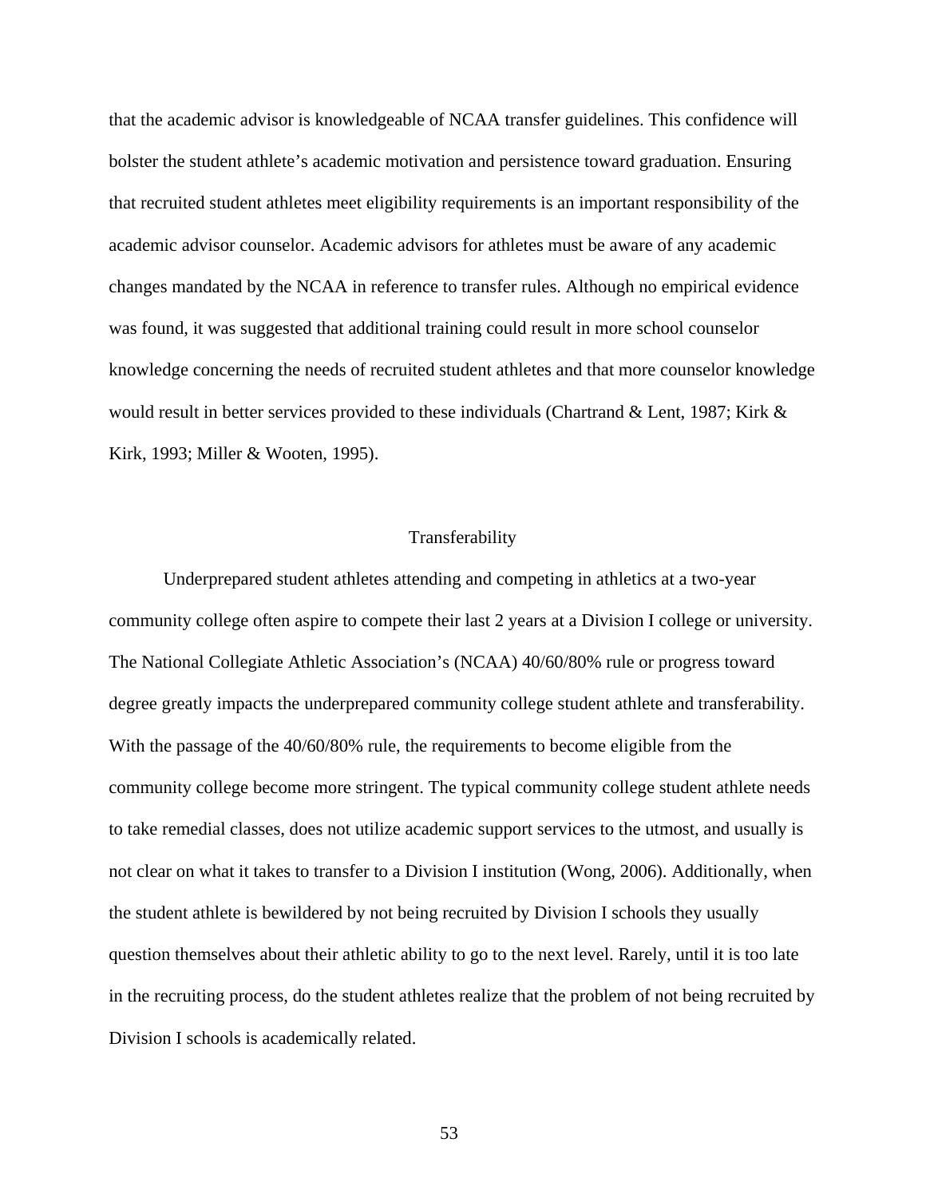that the academic advisor is knowledgeable of NCAA transfer guidelines. This confidence will bolster the student athlete's academic motivation and persistence toward graduation. Ensuring that recruited student athletes meet eligibility requirements is an important responsibility of the academic advisor counselor. Academic advisors for athletes must be aware of any academic changes mandated by the NCAA in reference to transfer rules. Although no empirical evidence was found, it was suggested that additional training could result in more school counselor knowledge concerning the needs of recruited student athletes and that more counselor knowledge would result in better services provided to these individuals (Chartrand & Lent, 1987; Kirk & Kirk, 1993; Miller & Wooten, 1995).

## Transferability

Underprepared student athletes attending and competing in athletics at a two-year community college often aspire to compete their last 2 years at a Division I college or university. The National Collegiate Athletic Association's (NCAA) 40/60/80% rule or progress toward degree greatly impacts the underprepared community college student athlete and transferability. With the passage of the 40/60/80% rule, the requirements to become eligible from the community college become more stringent. The typical community college student athlete needs to take remedial classes, does not utilize academic support services to the utmost, and usually is not clear on what it takes to transfer to a Division I institution (Wong, 2006). Additionally, when the student athlete is bewildered by not being recruited by Division I schools they usually question themselves about their athletic ability to go to the next level. Rarely, until it is too late in the recruiting process, do the student athletes realize that the problem of not being recruited by Division I schools is academically related.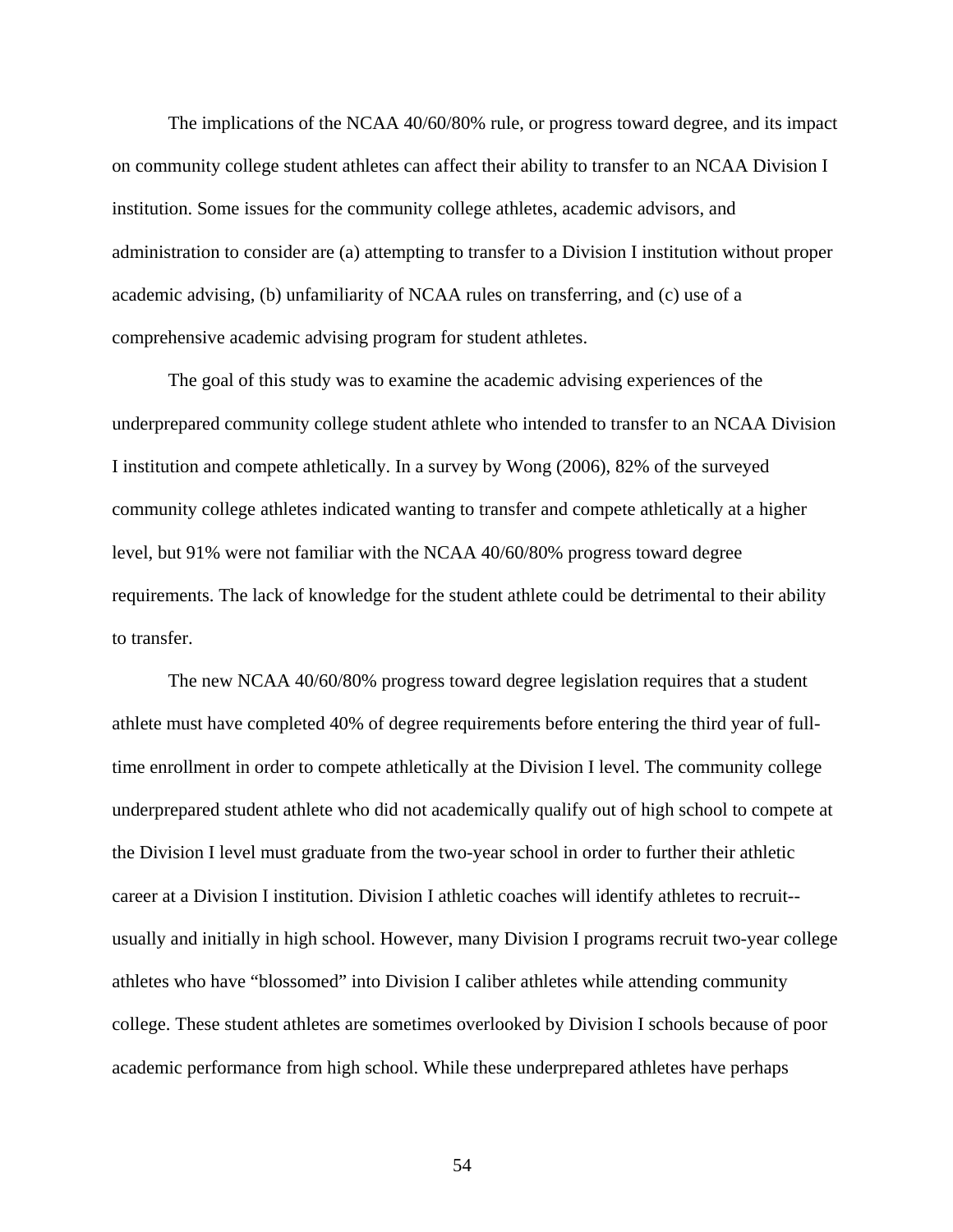The implications of the NCAA 40/60/80% rule, or progress toward degree, and its impact on community college student athletes can affect their ability to transfer to an NCAA Division I institution. Some issues for the community college athletes, academic advisors, and administration to consider are (a) attempting to transfer to a Division I institution without proper academic advising, (b) unfamiliarity of NCAA rules on transferring, and (c) use of a comprehensive academic advising program for student athletes.

The goal of this study was to examine the academic advising experiences of the underprepared community college student athlete who intended to transfer to an NCAA Division I institution and compete athletically. In a survey by Wong (2006), 82% of the surveyed community college athletes indicated wanting to transfer and compete athletically at a higher level, but 91% were not familiar with the NCAA 40/60/80% progress toward degree requirements. The lack of knowledge for the student athlete could be detrimental to their ability to transfer.

The new NCAA 40/60/80% progress toward degree legislation requires that a student athlete must have completed 40% of degree requirements before entering the third year of full-time enrollment in order to compete athletically at the Division I level. The community college underprepared student athlete who did not academically qualify out of high school to compete at the Division I level must graduate from the two-year school in order to further their athletic career at a Division I institution. Division I athletic coaches will identify athletes to recruit--usually and initially in high school. However, many Division I programs recruit two-year college athletes who have "blossomed" into Division I caliber athletes while attending community college. These student athletes are sometimes overlooked by Division I schools because of poor academic performance from high school. While these underprepared athletes have perhaps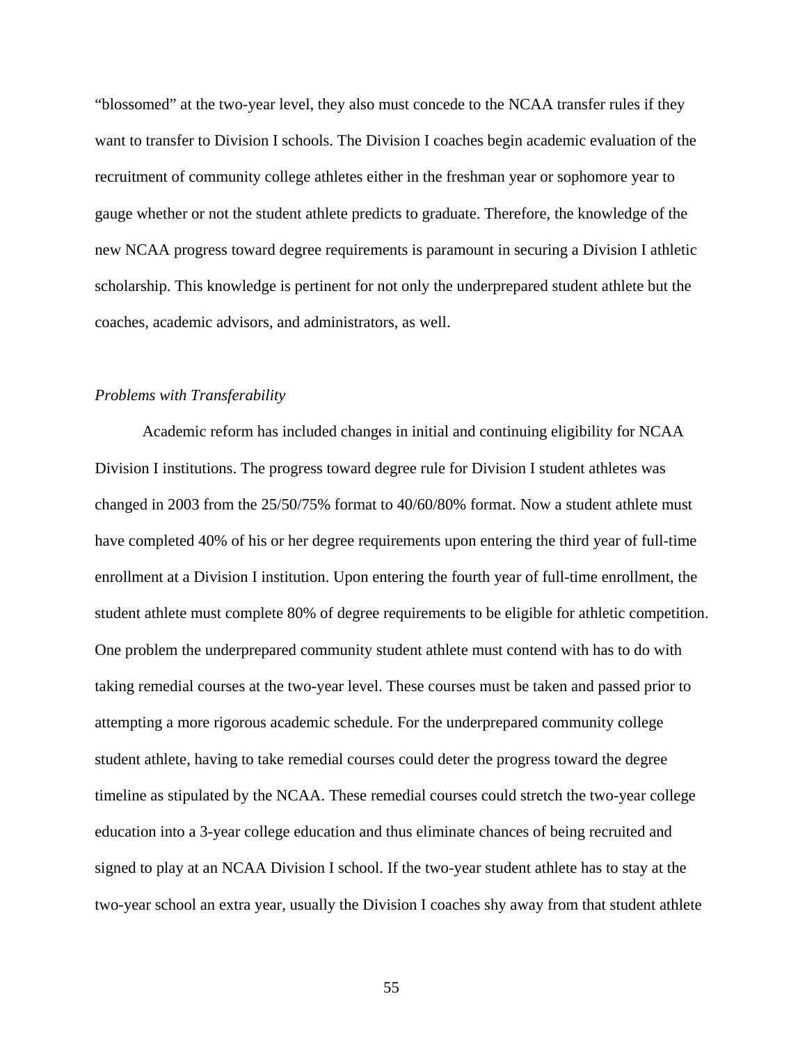"blossomed" at the two-year level, they also must concede to the NCAA transfer rules if they want to transfer to Division I schools. The Division I coaches begin academic evaluation of the recruitment of community college athletes either in the freshman year or sophomore year to gauge whether or not the student athlete predicts to graduate. Therefore, the knowledge of the new NCAA progress toward degree requirements is paramount in securing a Division I athletic scholarship. This knowledge is pertinent for not only the underprepared student athlete but the coaches, academic advisors, and administrators, as well.

*Problems with Transferability*

Academic reform has included changes in initial and continuing eligibility for NCAA Division I institutions. The progress toward degree rule for Division I student athletes was changed in 2003 from the 25/50/75% format to 40/60/80% format. Now a student athlete must have completed 40% of his or her degree requirements upon entering the third year of full-time enrollment at a Division I institution. Upon entering the fourth year of full-time enrollment, the student athlete must complete 80% of degree requirements to be eligible for athletic competition. One problem the underprepared community student athlete must contend with has to do with taking remedial courses at the two-year level. These courses must be taken and passed prior to attempting a more rigorous academic schedule. For the underprepared community college student athlete, having to take remedial courses could deter the progress toward the degree timeline as stipulated by the NCAA. These remedial courses could stretch the two-year college education into a 3-year college education and thus eliminate chances of being recruited and signed to play at an NCAA Division I school. If the two-year student athlete has to stay at the two-year school an extra year, usually the Division I coaches shy away from that student athlete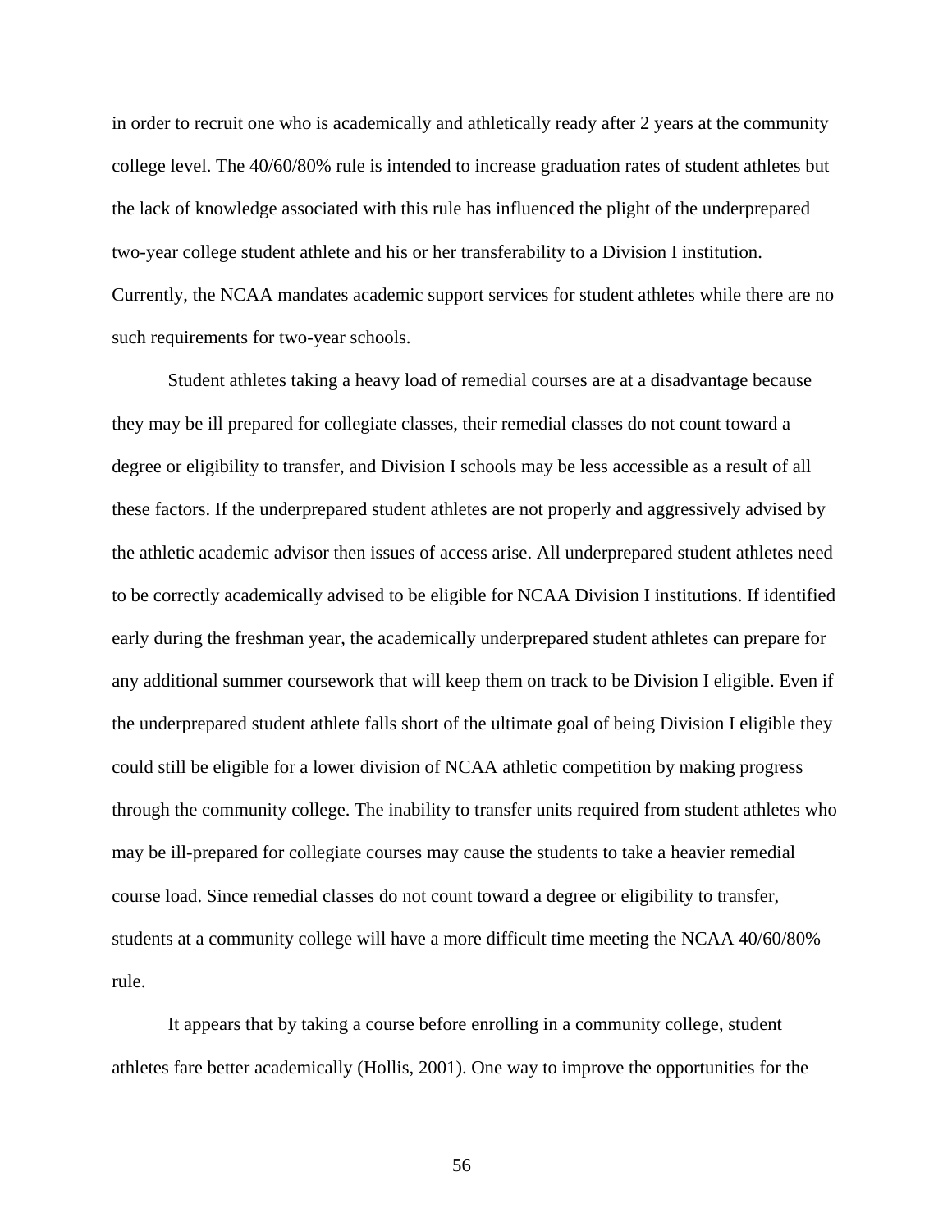in order to recruit one who is academically and athletically ready after 2 years at the community college level. The 40/60/80% rule is intended to increase graduation rates of student athletes but the lack of knowledge associated with this rule has influenced the plight of the underprepared two-year college student athlete and his or her transferability to a Division I institution. Currently, the NCAA mandates academic support services for student athletes while there are no such requirements for two-year schools.

Student athletes taking a heavy load of remedial courses are at a disadvantage because they may be ill prepared for collegiate classes, their remedial classes do not count toward a degree or eligibility to transfer, and Division I schools may be less accessible as a result of all these factors. If the underprepared student athletes are not properly and aggressively advised by the athletic academic advisor then issues of access arise. All underprepared student athletes need to be correctly academically advised to be eligible for NCAA Division I institutions. If identified early during the freshman year, the academically underprepared student athletes can prepare for any additional summer coursework that will keep them on track to be Division I eligible. Even if the underprepared student athlete falls short of the ultimate goal of being Division I eligible they could still be eligible for a lower division of NCAA athletic competition by making progress through the community college. The inability to transfer units required from student athletes who may be ill-prepared for collegiate courses may cause the students to take a heavier remedial course load. Since remedial classes do not count toward a degree or eligibility to transfer, students at a community college will have a more difficult time meeting the NCAA 40/60/80% rule.

It appears that by taking a course before enrolling in a community college, student athletes fare better academically (Hollis, 2001). One way to improve the opportunities for the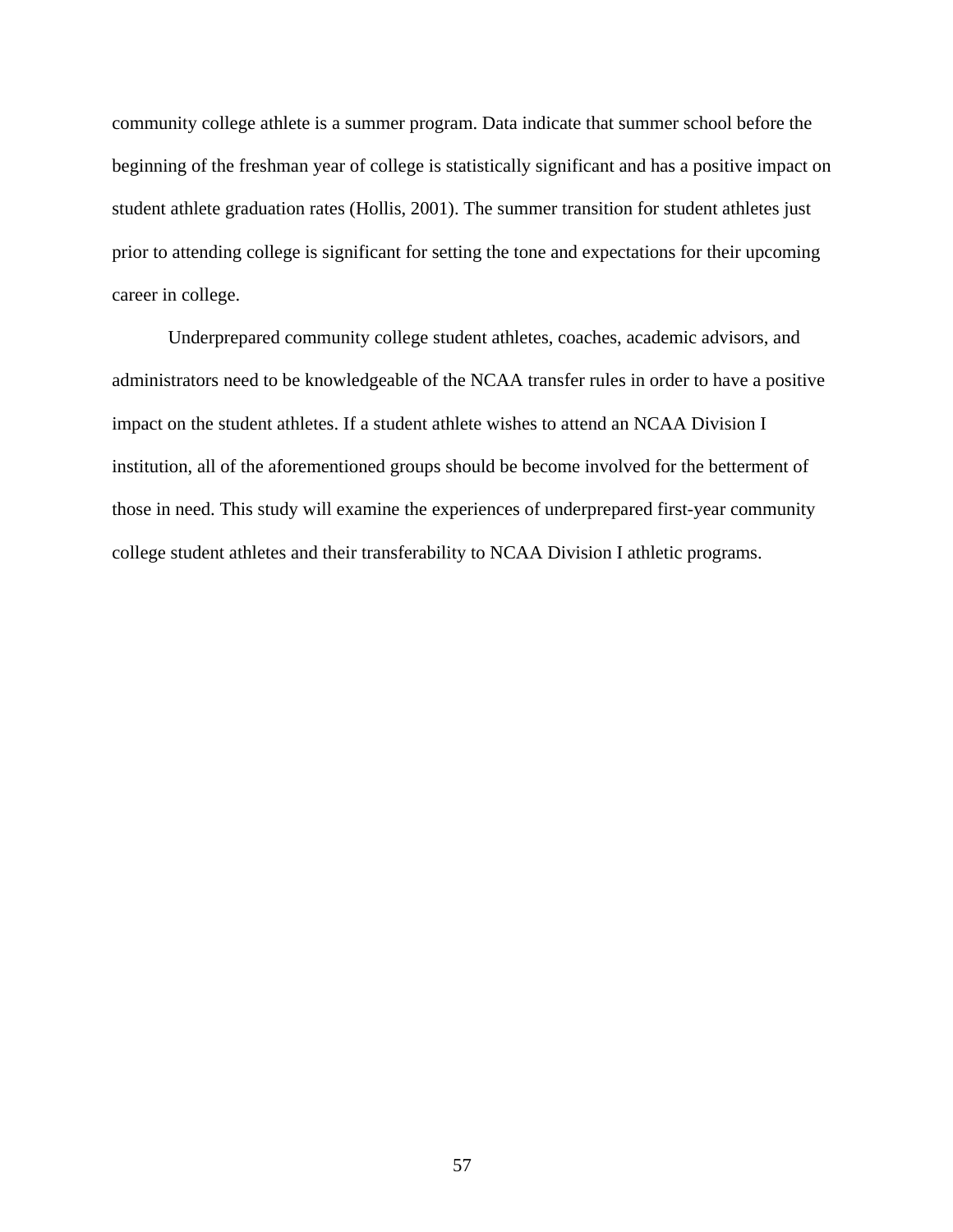community college athlete is a summer program. Data indicate that summer school before the beginning of the freshman year of college is statistically significant and has a positive impact on student athlete graduation rates (Hollis, 2001). The summer transition for student athletes just prior to attending college is significant for setting the tone and expectations for their upcoming career in college.

Underprepared community college student athletes, coaches, academic advisors, and administrators need to be knowledgeable of the NCAA transfer rules in order to have a positive impact on the student athletes. If a student athlete wishes to attend an NCAA Division I institution, all of the aforementioned groups should be become involved for the betterment of those in need. This study will examine the experiences of underprepared first-year community college student athletes and their transferability to NCAA Division I athletic programs.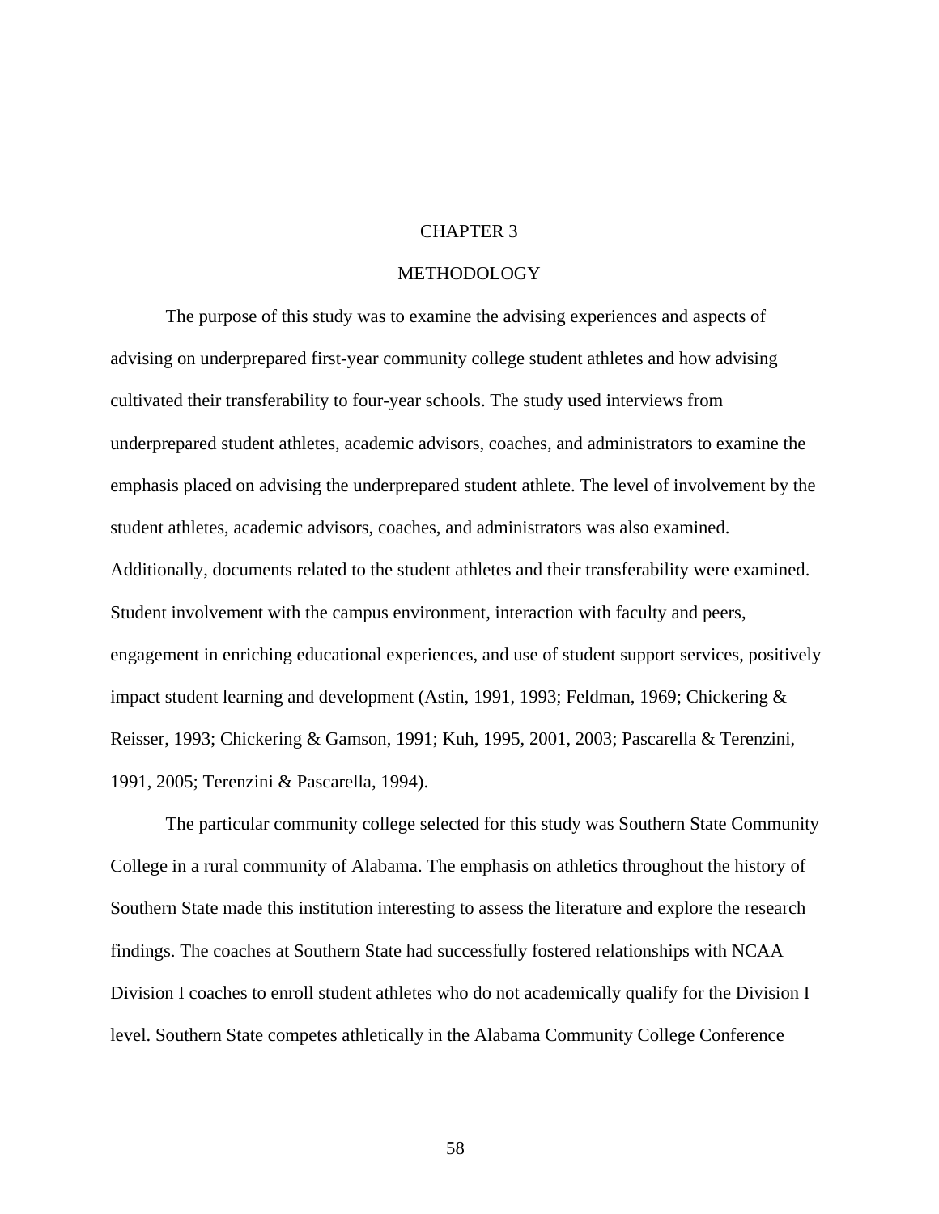# CHAPTER 3

# METHODOLOGY

The purpose of this study was to examine the advising experiences and aspects of advising on underprepared first-year community college student athletes and how advising cultivated their transferability to four-year schools. The study used interviews from underprepared student athletes, academic advisors, coaches, and administrators to examine the emphasis placed on advising the underprepared student athlete. The level of involvement by the student athletes, academic advisors, coaches, and administrators was also examined. Additionally, documents related to the student athletes and their transferability were examined. Student involvement with the campus environment, interaction with faculty and peers, engagement in enriching educational experiences, and use of student support services, positively impact student learning and development (Astin, 1991, 1993; Feldman, 1969; Chickering & Reisser, 1993; Chickering & Gamson, 1991; Kuh, 1995, 2001, 2003; Pascarella & Terenzini, 1991, 2005; Terenzini & Pascarella, 1994).

The particular community college selected for this study was Southern State Community College in a rural community of Alabama. The emphasis on athletics throughout the history of Southern State made this institution interesting to assess the literature and explore the research findings. The coaches at Southern State had successfully fostered relationships with NCAA Division I coaches to enroll student athletes who do not academically qualify for the Division I level. Southern State competes athletically in the Alabama Community College Conference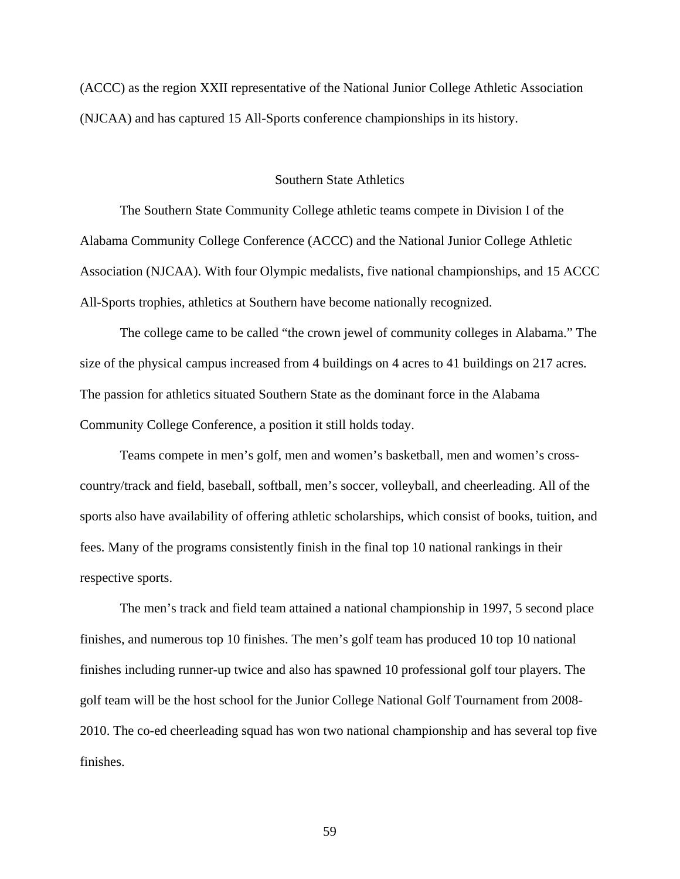(ACCC) as the region XXII representative of the National Junior College Athletic Association (NJCAA) and has captured 15 All-Sports conference championships in its history.

## Southern State Athletics

The Southern State Community College athletic teams compete in Division I of the Alabama Community College Conference (ACCC) and the National Junior College Athletic Association (NJCAA). With four Olympic medalists, five national championships, and 15 ACCC All-Sports trophies, athletics at Southern have become nationally recognized.

The college came to be called "the crown jewel of community colleges in Alabama." The size of the physical campus increased from 4 buildings on 4 acres to 41 buildings on 217 acres. The passion for athletics situated Southern State as the dominant force in the Alabama Community College Conference, a position it still holds today.

Teams compete in men's golf, men and women's basketball, men and women's cross-country/track and field, baseball, softball, men's soccer, volleyball, and cheerleading. All of the sports also have availability of offering athletic scholarships, which consist of books, tuition, and fees. Many of the programs consistently finish in the final top 10 national rankings in their respective sports.

The men's track and field team attained a national championship in 1997, 5 second place finishes, and numerous top 10 finishes. The men's golf team has produced 10 top 10 national finishes including runner-up twice and also has spawned 10 professional golf tour players. The golf team will be the host school for the Junior College National Golf Tournament from 2008-2010. The co-ed cheerleading squad has won two national championship and has several top five finishes.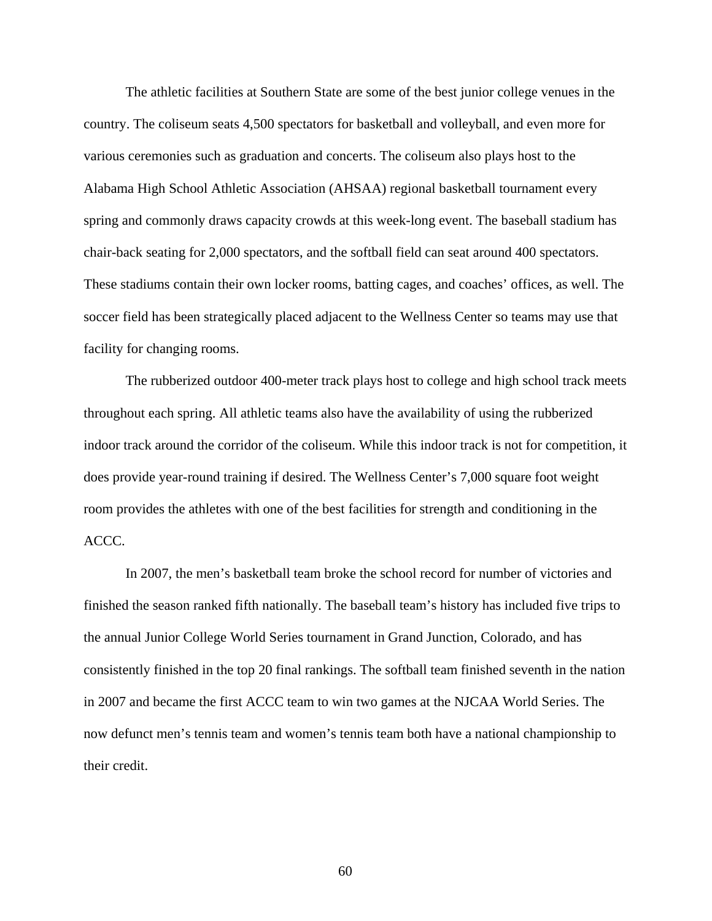The athletic facilities at Southern State are some of the best junior college venues in the country. The coliseum seats 4,500 spectators for basketball and volleyball, and even more for various ceremonies such as graduation and concerts. The coliseum also plays host to the Alabama High School Athletic Association (AHSAA) regional basketball tournament every spring and commonly draws capacity crowds at this week-long event. The baseball stadium has chair-back seating for 2,000 spectators, and the softball field can seat around 400 spectators. These stadiums contain their own locker rooms, batting cages, and coaches' offices, as well. The soccer field has been strategically placed adjacent to the Wellness Center so teams may use that facility for changing rooms.

The rubberized outdoor 400-meter track plays host to college and high school track meets throughout each spring. All athletic teams also have the availability of using the rubberized indoor track around the corridor of the coliseum. While this indoor track is not for competition, it does provide year-round training if desired. The Wellness Center's 7,000 square foot weight room provides the athletes with one of the best facilities for strength and conditioning in the ACCC.

In 2007, the men's basketball team broke the school record for number of victories and finished the season ranked fifth nationally. The baseball team's history has included five trips to the annual Junior College World Series tournament in Grand Junction, Colorado, and has consistently finished in the top 20 final rankings. The softball team finished seventh in the nation in 2007 and became the first ACCC team to win two games at the NJCAA World Series. The now defunct men's tennis team and women's tennis team both have a national championship to their credit.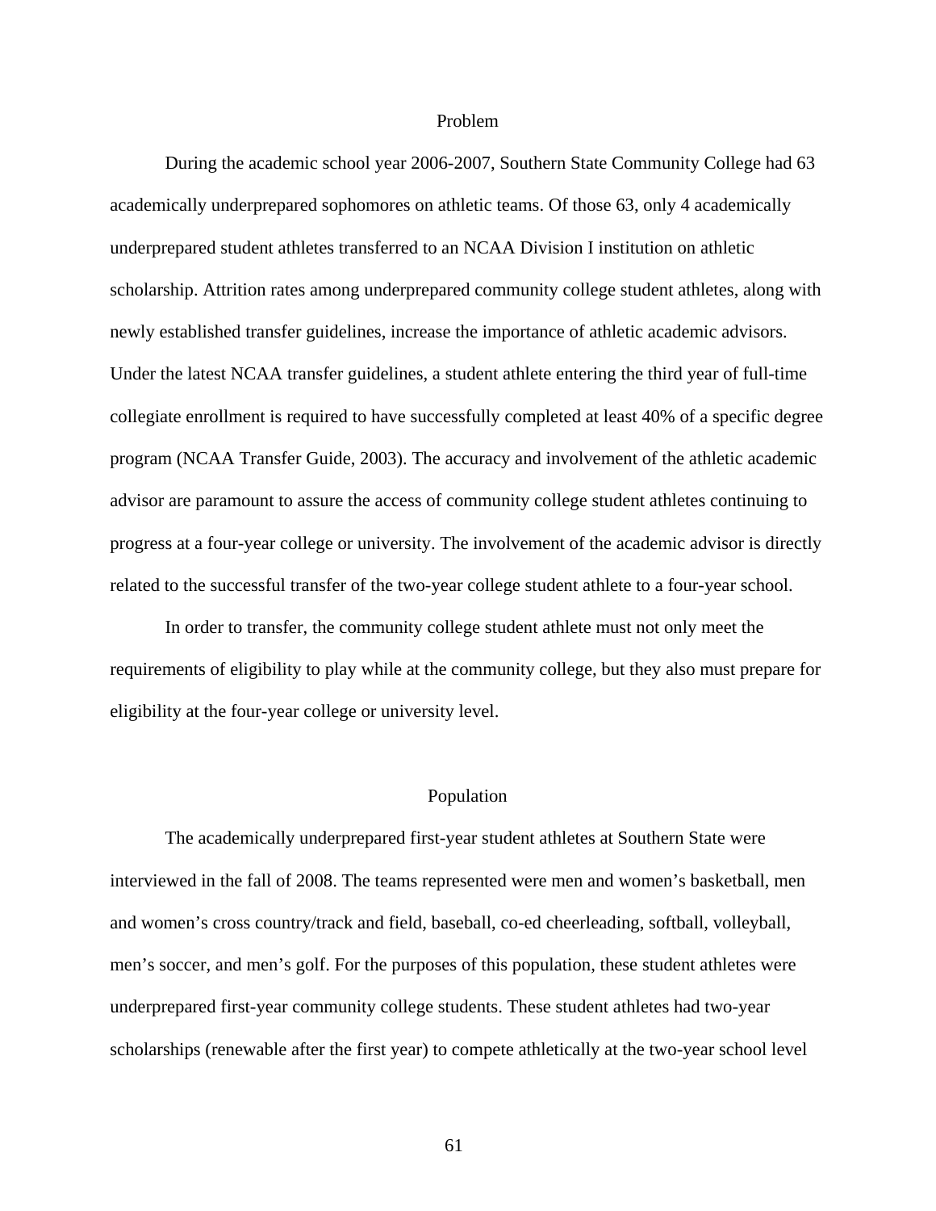## Problem

During the academic school year 2006-2007, Southern State Community College had 63 academically underprepared sophomores on athletic teams. Of those 63, only 4 academically underprepared student athletes transferred to an NCAA Division I institution on athletic scholarship. Attrition rates among underprepared community college student athletes, along with newly established transfer guidelines, increase the importance of athletic academic advisors. Under the latest NCAA transfer guidelines, a student athlete entering the third year of full-time collegiate enrollment is required to have successfully completed at least 40% of a specific degree program (NCAA Transfer Guide, 2003). The accuracy and involvement of the athletic academic advisor are paramount to assure the access of community college student athletes continuing to progress at a four-year college or university. The involvement of the academic advisor is directly related to the successful transfer of the two-year college student athlete to a four-year school.

In order to transfer, the community college student athlete must not only meet the requirements of eligibility to play while at the community college, but they also must prepare for eligibility at the four-year college or university level.

## Population

The academically underprepared first-year student athletes at Southern State were interviewed in the fall of 2008. The teams represented were men and women's basketball, men and women's cross country/track and field, baseball, co-ed cheerleading, softball, volleyball, men's soccer, and men's golf. For the purposes of this population, these student athletes were underprepared first-year community college students. These student athletes had two-year scholarships (renewable after the first year) to compete athletically at the two-year school level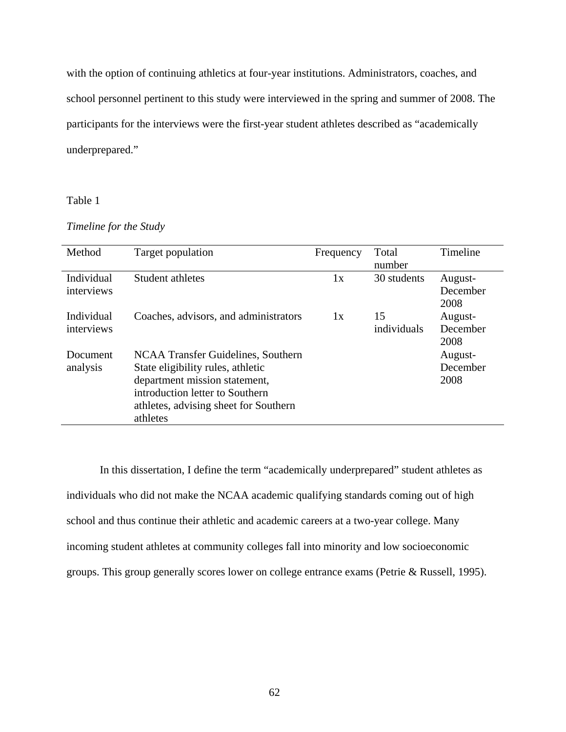with the option of continuing athletics at four-year institutions. Administrators, coaches, and school personnel pertinent to this study were interviewed in the spring and summer of 2008. The participants for the interviews were the first-year student athletes described as "academically underprepared."

Table 1

*Timeline for the Study*

| Method | Target population | Frequency | Total number | Timeline |
|---|---|---|---|---|
| Individual interviews | Student athletes | 1x | 30 students | August-December 2008 |
| Individual interviews | Coaches, advisors, and administrators | 1x | 15 individuals | August-December 2008 |
| Document analysis | NCAA Transfer Guidelines, Southern State eligibility rules, athletic department mission statement, introduction letter to Southern athletes, advising sheet for Southern athletes | | | August-December 2008 |

In this dissertation, I define the term "academically underprepared" student athletes as individuals who did not make the NCAA academic qualifying standards coming out of high school and thus continue their athletic and academic careers at a two-year college. Many incoming student athletes at community colleges fall into minority and low socioeconomic groups. This group generally scores lower on college entrance exams (Petrie & Russell, 1995).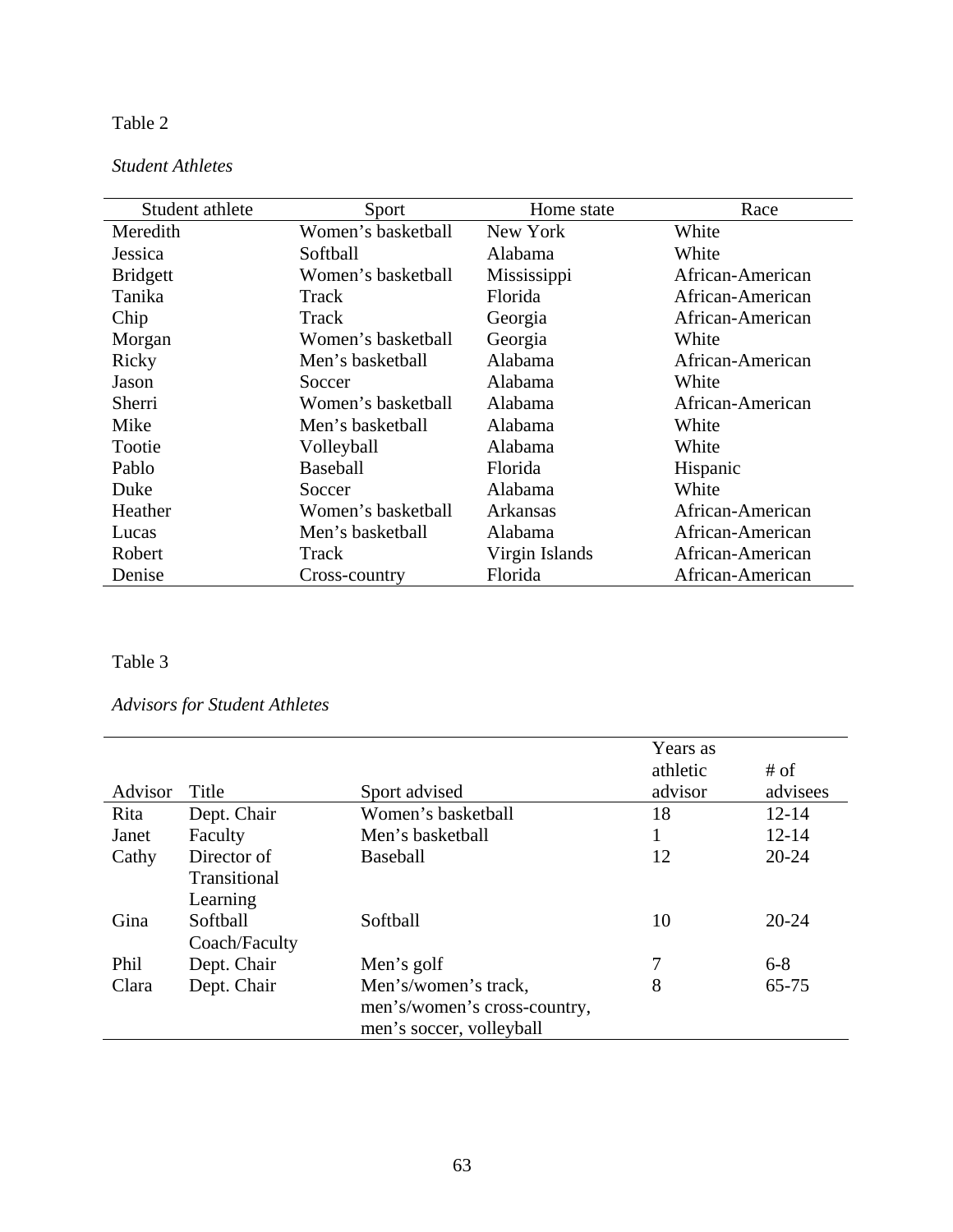Table 2

*Student Athletes*

| Student athlete | Sport | Home state | Race |
|---|---|---|---|
| Meredith | Women's basketball | New York | White |
| Jessica | Softball | Alabama | White |
| Bridgett | Women's basketball | Mississippi | African-American |
| Tanika | Track | Florida | African-American |
| Chip | Track | Georgia | African-American |
| Morgan | Women's basketball | Georgia | White |
| Ricky | Men's basketball | Alabama | African-American |
| Jason | Soccer | Alabama | White |
| Sherri | Women's basketball | Alabama | African-American |
| Mike | Men's basketball | Alabama | White |
| Tootie | Volleyball | Alabama | White |
| Pablo | Baseball | Florida | Hispanic |
| Duke | Soccer | Alabama | White |
| Heather | Women's basketball | Arkansas | African-American |
| Lucas | Men's basketball | Alabama | African-American |
| Robert | Track | Virgin Islands | African-American |
| Denise | Cross-country | Florida | African-American |

Table 3

*Advisors for Student Athletes*

| Advisor | Title | Sport advised | Years as athletic advisor | # of advisees |
|---|---|---|---|---|
| Rita | Dept. Chair | Women's basketball | 18 | 12-14 |
| Janet | Faculty | Men's basketball | 1 | 12-14 |
| Cathy | Director of Transitional Learning | Baseball | 12 | 20-24 |
| Gina | Softball Coach/Faculty | Softball | 10 | 20-24 |
| Phil | Dept. Chair | Men's golf | 7 | 6-8 |
| Clara | Dept. Chair | Men's/women's track, men's/women's cross-country, men's soccer, volleyball | 8 | 65-75 |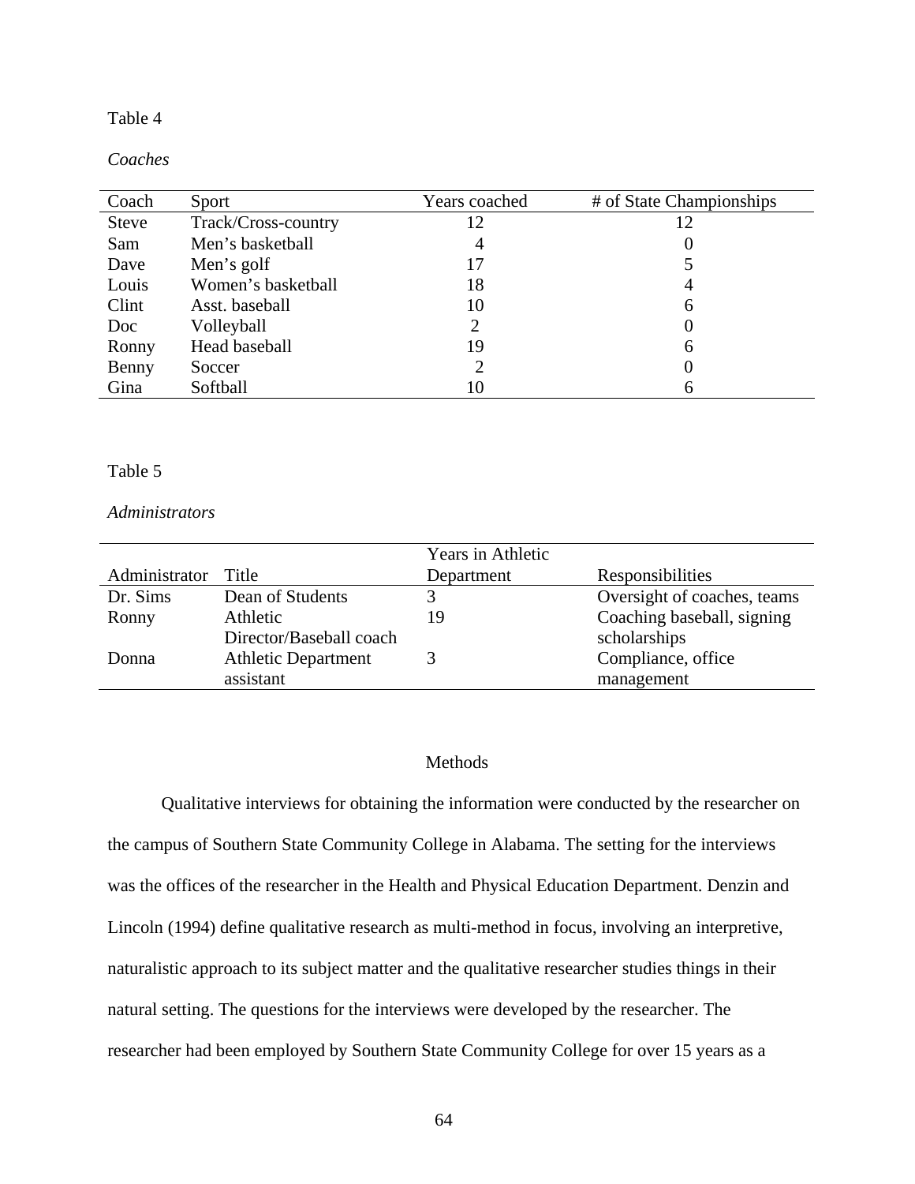Table 4

*Coaches*

| Coach | Sport | Years coached | # of State Championships |
|---|---|---|---|
| Steve | Track/Cross-country | 12 | 12 |
| Sam | Men's basketball | 4 | 0 |
| Dave | Men's golf | 17 | 5 |
| Louis | Women's basketball | 18 | 4 |
| Clint | Asst. baseball | 10 | 6 |
| Doc | Volleyball | 2 | 0 |
| Ronny | Head baseball | 19 | 6 |
| Benny | Soccer | 2 | 0 |
| Gina | Softball | 10 | 6 |

Table 5

*Administrators*

| Administrator | Title | Years in Athletic Department | Responsibilities |
|---|---|---|---|
| Dr. Sims | Dean of Students | 3 | Oversight of coaches, teams |
| Ronny | Athletic Director/Baseball coach | 19 | Coaching baseball, signing scholarships |
| Donna | Athletic Department assistant | 3 | Compliance, office management |

## Methods

Qualitative interviews for obtaining the information were conducted by the researcher on the campus of Southern State Community College in Alabama. The setting for the interviews was the offices of the researcher in the Health and Physical Education Department. Denzin and Lincoln (1994) define qualitative research as multi-method in focus, involving an interpretive, naturalistic approach to its subject matter and the qualitative researcher studies things in their natural setting. The questions for the interviews were developed by the researcher. The researcher had been employed by Southern State Community College for over 15 years as a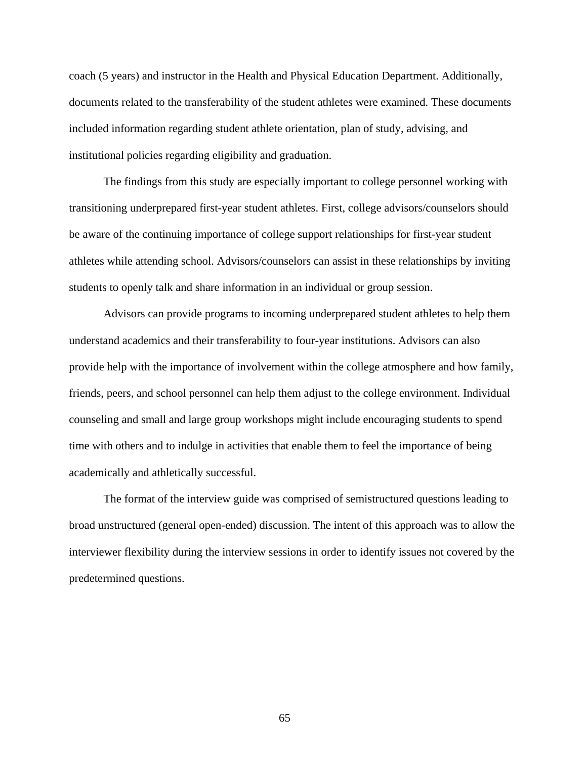coach (5 years) and instructor in the Health and Physical Education Department. Additionally, documents related to the transferability of the student athletes were examined. These documents included information regarding student athlete orientation, plan of study, advising, and institutional policies regarding eligibility and graduation.

The findings from this study are especially important to college personnel working with transitioning underprepared first-year student athletes. First, college advisors/counselors should be aware of the continuing importance of college support relationships for first-year student athletes while attending school. Advisors/counselors can assist in these relationships by inviting students to openly talk and share information in an individual or group session.

Advisors can provide programs to incoming underprepared student athletes to help them understand academics and their transferability to four-year institutions. Advisors can also provide help with the importance of involvement within the college atmosphere and how family, friends, peers, and school personnel can help them adjust to the college environment. Individual counseling and small and large group workshops might include encouraging students to spend time with others and to indulge in activities that enable them to feel the importance of being academically and athletically successful.

The format of the interview guide was comprised of semistructured questions leading to broad unstructured (general open-ended) discussion. The intent of this approach was to allow the interviewer flexibility during the interview sessions in order to identify issues not covered by the predetermined questions.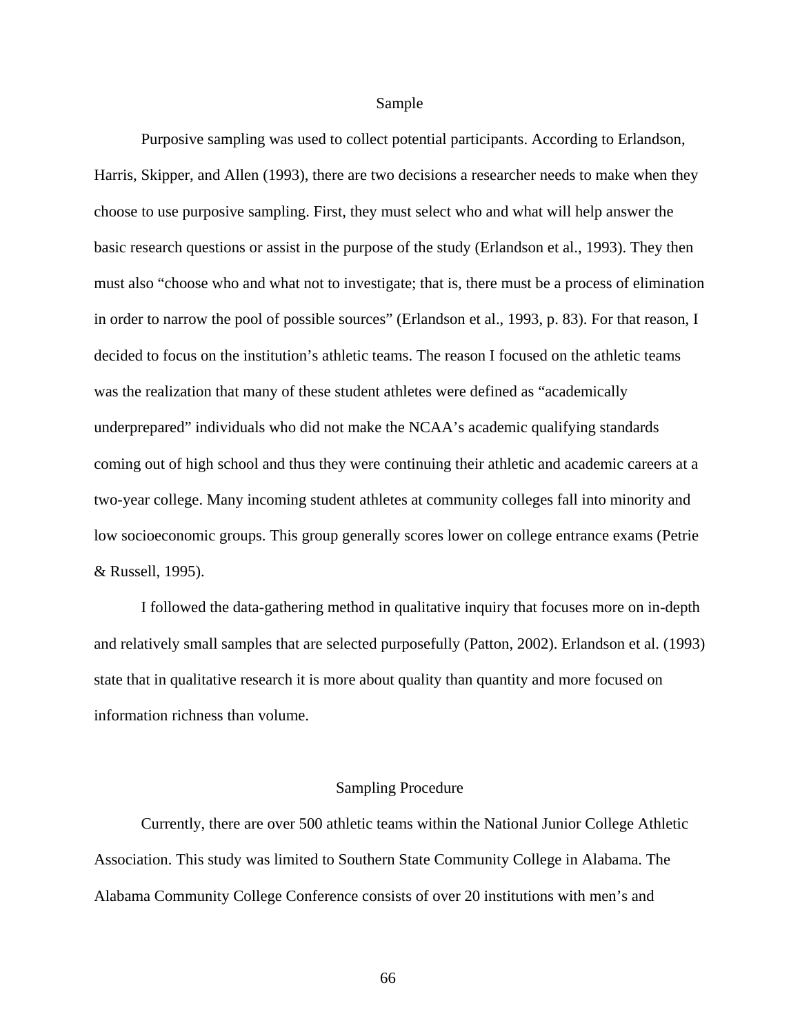## Sample

Purposive sampling was used to collect potential participants. According to Erlandson, Harris, Skipper, and Allen (1993), there are two decisions a researcher needs to make when they choose to use purposive sampling. First, they must select who and what will help answer the basic research questions or assist in the purpose of the study (Erlandson et al., 1993). They then must also "choose who and what not to investigate; that is, there must be a process of elimination in order to narrow the pool of possible sources" (Erlandson et al., 1993, p. 83). For that reason, I decided to focus on the institution's athletic teams. The reason I focused on the athletic teams was the realization that many of these student athletes were defined as "academically underprepared" individuals who did not make the NCAA's academic qualifying standards coming out of high school and thus they were continuing their athletic and academic careers at a two-year college. Many incoming student athletes at community colleges fall into minority and low socioeconomic groups. This group generally scores lower on college entrance exams (Petrie & Russell, 1995).

I followed the data-gathering method in qualitative inquiry that focuses more on in-depth and relatively small samples that are selected purposefully (Patton, 2002). Erlandson et al. (1993) state that in qualitative research it is more about quality than quantity and more focused on information richness than volume.

## Sampling Procedure

Currently, there are over 500 athletic teams within the National Junior College Athletic Association. This study was limited to Southern State Community College in Alabama. The Alabama Community College Conference consists of over 20 institutions with men's and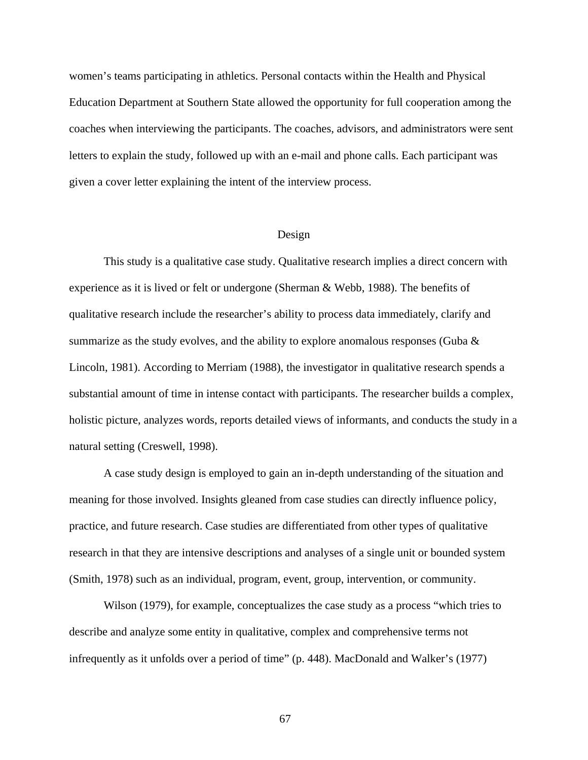women's teams participating in athletics. Personal contacts within the Health and Physical Education Department at Southern State allowed the opportunity for full cooperation among the coaches when interviewing the participants. The coaches, advisors, and administrators were sent letters to explain the study, followed up with an e-mail and phone calls. Each participant was given a cover letter explaining the intent of the interview process.

## Design

This study is a qualitative case study. Qualitative research implies a direct concern with experience as it is lived or felt or undergone (Sherman & Webb, 1988). The benefits of qualitative research include the researcher's ability to process data immediately, clarify and summarize as the study evolves, and the ability to explore anomalous responses (Guba & Lincoln, 1981). According to Merriam (1988), the investigator in qualitative research spends a substantial amount of time in intense contact with participants. The researcher builds a complex, holistic picture, analyzes words, reports detailed views of informants, and conducts the study in a natural setting (Creswell, 1998).

A case study design is employed to gain an in-depth understanding of the situation and meaning for those involved. Insights gleaned from case studies can directly influence policy, practice, and future research. Case studies are differentiated from other types of qualitative research in that they are intensive descriptions and analyses of a single unit or bounded system (Smith, 1978) such as an individual, program, event, group, intervention, or community.

Wilson (1979), for example, conceptualizes the case study as a process "which tries to describe and analyze some entity in qualitative, complex and comprehensive terms not infrequently as it unfolds over a period of time" (p. 448). MacDonald and Walker's (1977)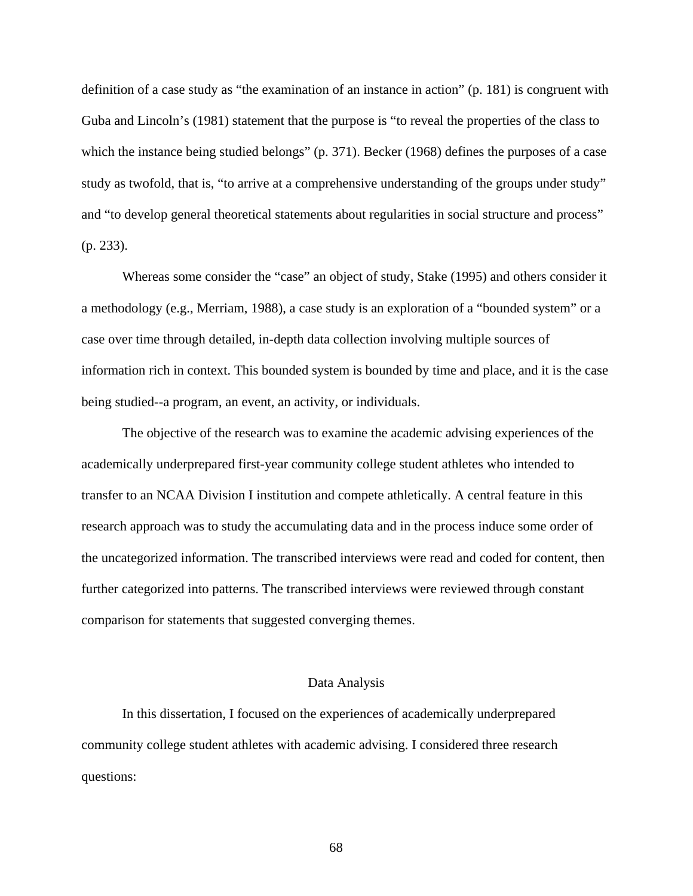definition of a case study as "the examination of an instance in action" (p. 181) is congruent with Guba and Lincoln's (1981) statement that the purpose is "to reveal the properties of the class to which the instance being studied belongs" (p. 371). Becker (1968) defines the purposes of a case study as twofold, that is, "to arrive at a comprehensive understanding of the groups under study" and "to develop general theoretical statements about regularities in social structure and process" (p. 233).

Whereas some consider the "case" an object of study, Stake (1995) and others consider it a methodology (e.g., Merriam, 1988), a case study is an exploration of a "bounded system" or a case over time through detailed, in-depth data collection involving multiple sources of information rich in context. This bounded system is bounded by time and place, and it is the case being studied--a program, an event, an activity, or individuals.

The objective of the research was to examine the academic advising experiences of the academically underprepared first-year community college student athletes who intended to transfer to an NCAA Division I institution and compete athletically. A central feature in this research approach was to study the accumulating data and in the process induce some order of the uncategorized information. The transcribed interviews were read and coded for content, then further categorized into patterns. The transcribed interviews were reviewed through constant comparison for statements that suggested converging themes.

## Data Analysis

In this dissertation, I focused on the experiences of academically underprepared community college student athletes with academic advising. I considered three research questions: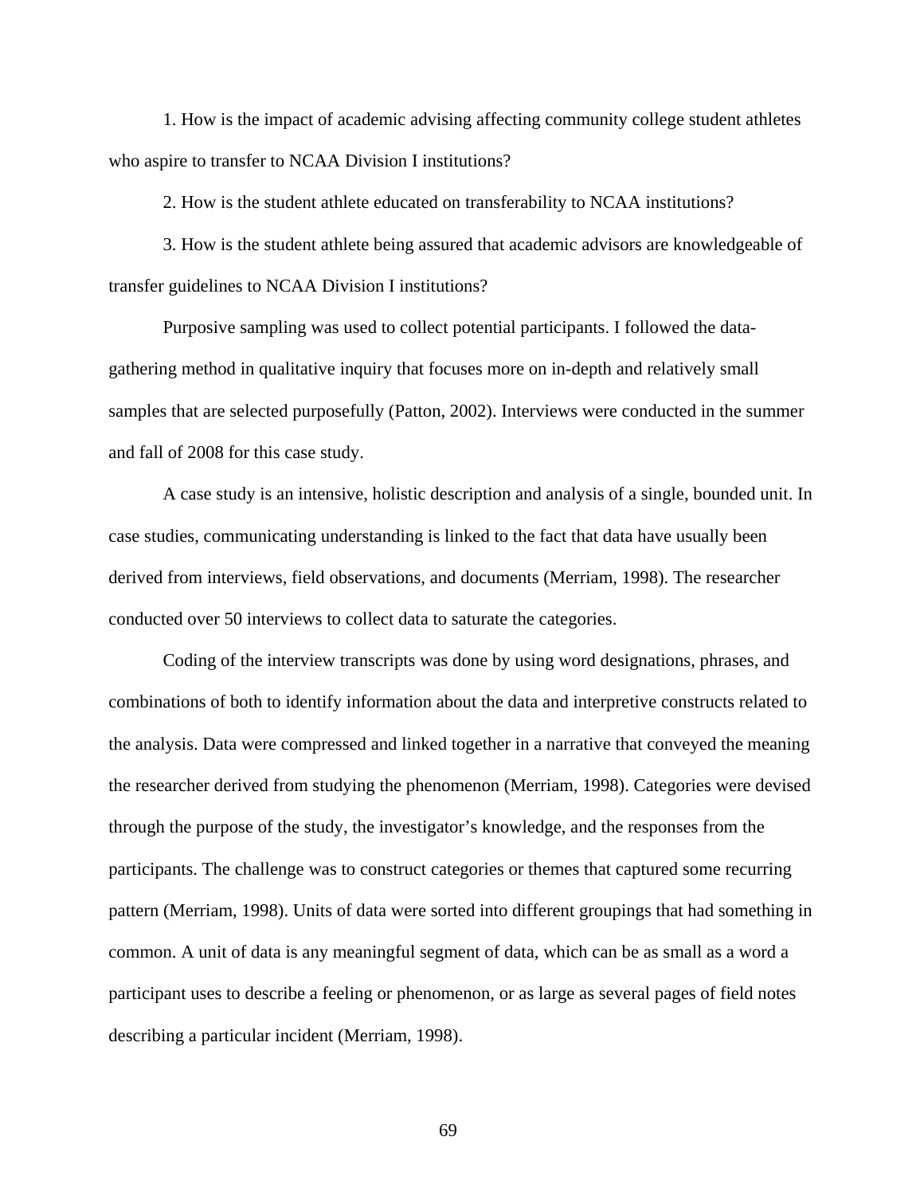1. How is the impact of academic advising affecting community college student athletes who aspire to transfer to NCAA Division I institutions?

2. How is the student athlete educated on transferability to NCAA institutions?

3. How is the student athlete being assured that academic advisors are knowledgeable of transfer guidelines to NCAA Division I institutions?

Purposive sampling was used to collect potential participants. I followed the data-gathering method in qualitative inquiry that focuses more on in-depth and relatively small samples that are selected purposefully (Patton, 2002). Interviews were conducted in the summer and fall of 2008 for this case study.

A case study is an intensive, holistic description and analysis of a single, bounded unit. In case studies, communicating understanding is linked to the fact that data have usually been derived from interviews, field observations, and documents (Merriam, 1998). The researcher conducted over 50 interviews to collect data to saturate the categories.

Coding of the interview transcripts was done by using word designations, phrases, and combinations of both to identify information about the data and interpretive constructs related to the analysis. Data were compressed and linked together in a narrative that conveyed the meaning the researcher derived from studying the phenomenon (Merriam, 1998). Categories were devised through the purpose of the study, the investigator's knowledge, and the responses from the participants. The challenge was to construct categories or themes that captured some recurring pattern (Merriam, 1998). Units of data were sorted into different groupings that had something in common. A unit of data is any meaningful segment of data, which can be as small as a word a participant uses to describe a feeling or phenomenon, or as large as several pages of field notes describing a particular incident (Merriam, 1998).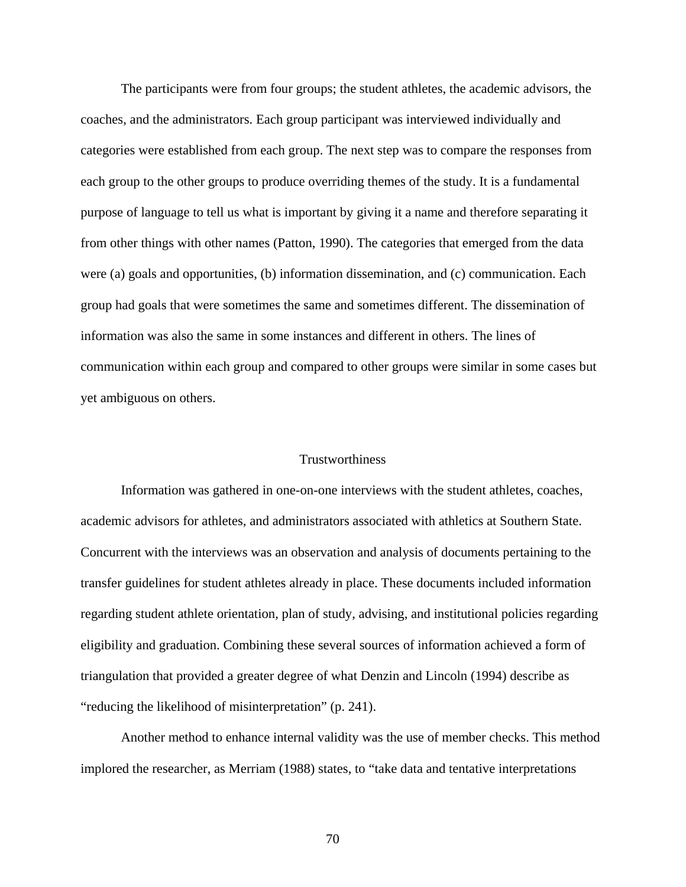The participants were from four groups; the student athletes, the academic advisors, the coaches, and the administrators. Each group participant was interviewed individually and categories were established from each group. The next step was to compare the responses from each group to the other groups to produce overriding themes of the study. It is a fundamental purpose of language to tell us what is important by giving it a name and therefore separating it from other things with other names (Patton, 1990). The categories that emerged from the data were (a) goals and opportunities, (b) information dissemination, and (c) communication. Each group had goals that were sometimes the same and sometimes different. The dissemination of information was also the same in some instances and different in others. The lines of communication within each group and compared to other groups were similar in some cases but yet ambiguous on others.

## Trustworthiness

Information was gathered in one-on-one interviews with the student athletes, coaches, academic advisors for athletes, and administrators associated with athletics at Southern State. Concurrent with the interviews was an observation and analysis of documents pertaining to the transfer guidelines for student athletes already in place. These documents included information regarding student athlete orientation, plan of study, advising, and institutional policies regarding eligibility and graduation. Combining these several sources of information achieved a form of triangulation that provided a greater degree of what Denzin and Lincoln (1994) describe as "reducing the likelihood of misinterpretation" (p. 241).

Another method to enhance internal validity was the use of member checks. This method implored the researcher, as Merriam (1988) states, to "take data and tentative interpretations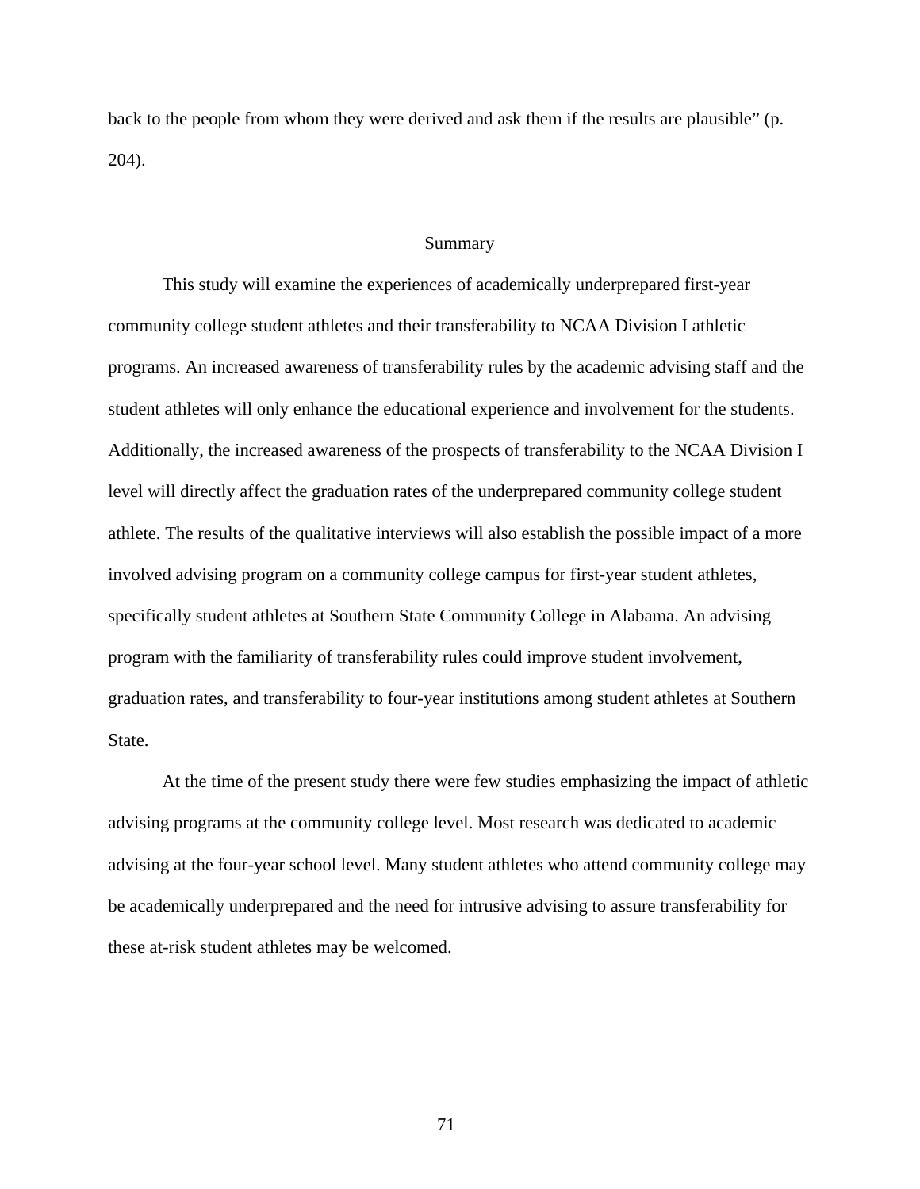back to the people from whom they were derived and ask them if the results are plausible" (p. 204).

## Summary

This study will examine the experiences of academically underprepared first-year community college student athletes and their transferability to NCAA Division I athletic programs. An increased awareness of transferability rules by the academic advising staff and the student athletes will only enhance the educational experience and involvement for the students. Additionally, the increased awareness of the prospects of transferability to the NCAA Division I level will directly affect the graduation rates of the underprepared community college student athlete. The results of the qualitative interviews will also establish the possible impact of a more involved advising program on a community college campus for first-year student athletes, specifically student athletes at Southern State Community College in Alabama. An advising program with the familiarity of transferability rules could improve student involvement, graduation rates, and transferability to four-year institutions among student athletes at Southern State.

At the time of the present study there were few studies emphasizing the impact of athletic advising programs at the community college level. Most research was dedicated to academic advising at the four-year school level. Many student athletes who attend community college may be academically underprepared and the need for intrusive advising to assure transferability for these at-risk student athletes may be welcomed.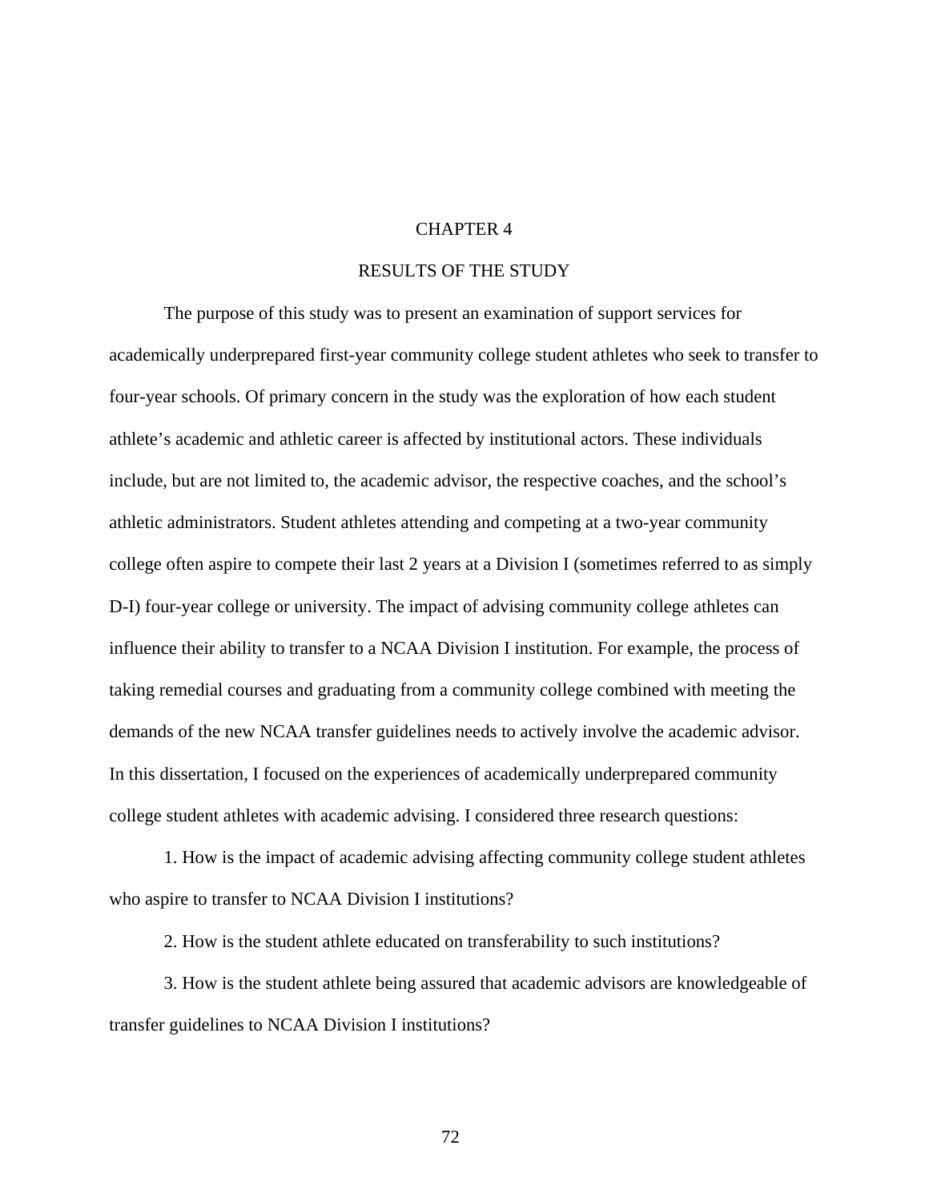# CHAPTER 4

## RESULTS OF THE STUDY

The purpose of this study was to present an examination of support services for academically underprepared first-year community college student athletes who seek to transfer to four-year schools. Of primary concern in the study was the exploration of how each student athlete's academic and athletic career is affected by institutional actors. These individuals include, but are not limited to, the academic advisor, the respective coaches, and the school's athletic administrators. Student athletes attending and competing at a two-year community college often aspire to compete their last 2 years at a Division I (sometimes referred to as simply D-I) four-year college or university. The impact of advising community college athletes can influence their ability to transfer to a NCAA Division I institution. For example, the process of taking remedial courses and graduating from a community college combined with meeting the demands of the new NCAA transfer guidelines needs to actively involve the academic advisor. In this dissertation, I focused on the experiences of academically underprepared community college student athletes with academic advising. I considered three research questions:

1. How is the impact of academic advising affecting community college student athletes who aspire to transfer to NCAA Division I institutions?

2. How is the student athlete educated on transferability to such institutions?

3. How is the student athlete being assured that academic advisors are knowledgeable of transfer guidelines to NCAA Division I institutions?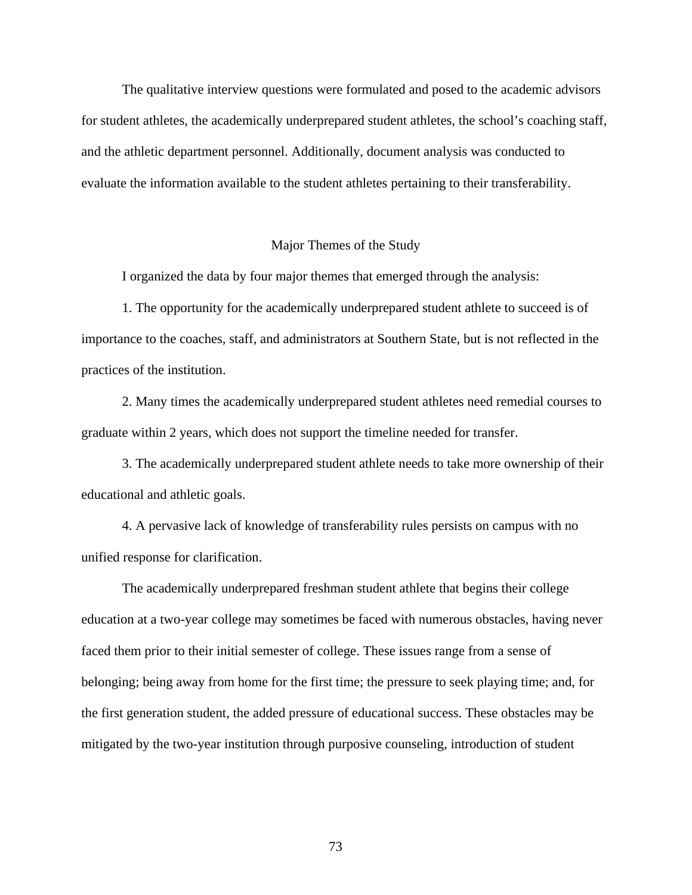The qualitative interview questions were formulated and posed to the academic advisors for student athletes, the academically underprepared student athletes, the school's coaching staff, and the athletic department personnel. Additionally, document analysis was conducted to evaluate the information available to the student athletes pertaining to their transferability.

## Major Themes of the Study

I organized the data by four major themes that emerged through the analysis:

1. The opportunity for the academically underprepared student athlete to succeed is of importance to the coaches, staff, and administrators at Southern State, but is not reflected in the practices of the institution.

2. Many times the academically underprepared student athletes need remedial courses to graduate within 2 years, which does not support the timeline needed for transfer.

3. The academically underprepared student athlete needs to take more ownership of their educational and athletic goals.

4. A pervasive lack of knowledge of transferability rules persists on campus with no unified response for clarification.

The academically underprepared freshman student athlete that begins their college education at a two-year college may sometimes be faced with numerous obstacles, having never faced them prior to their initial semester of college. These issues range from a sense of belonging; being away from home for the first time; the pressure to seek playing time; and, for the first generation student, the added pressure of educational success. These obstacles may be mitigated by the two-year institution through purposive counseling, introduction of student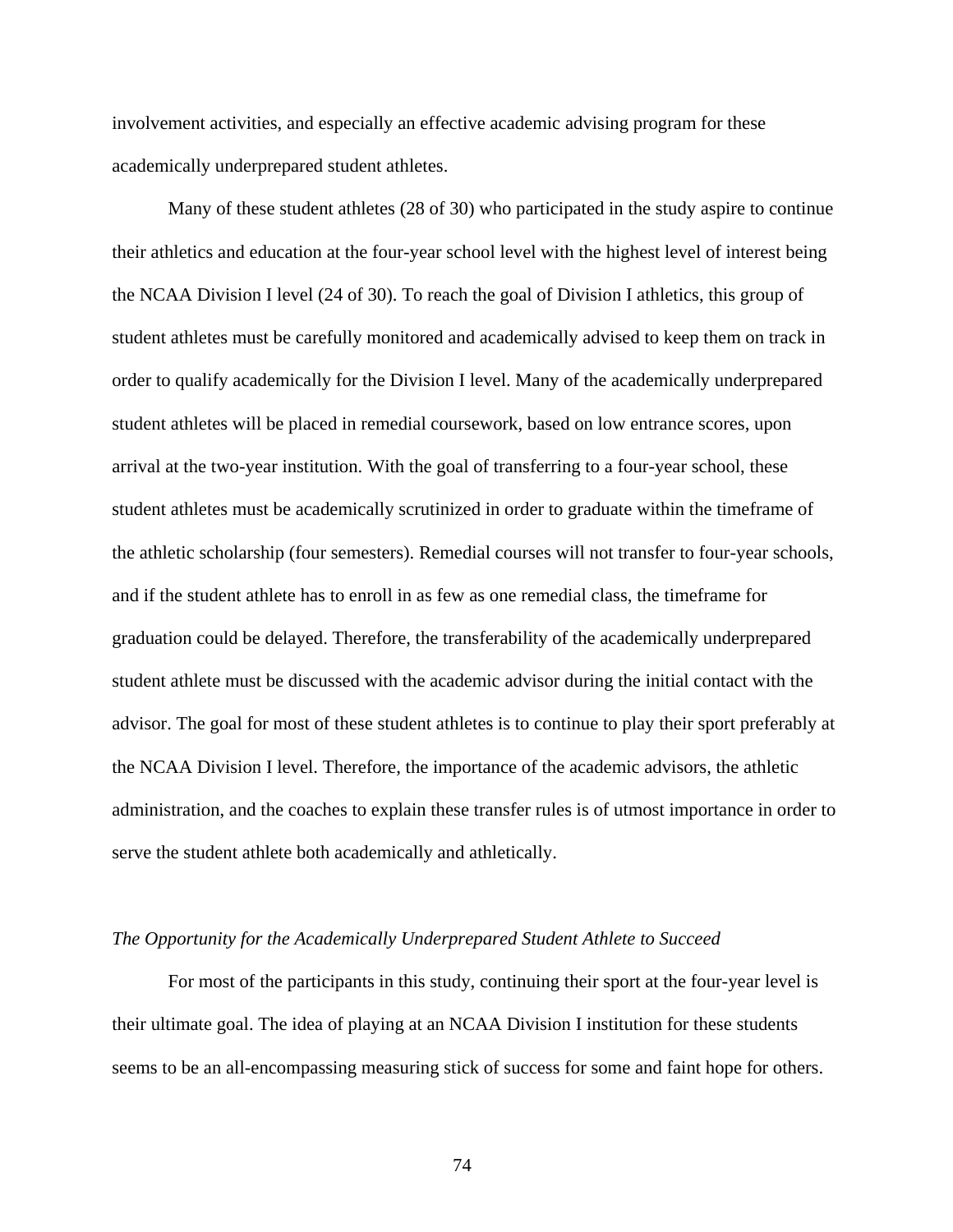involvement activities, and especially an effective academic advising program for these academically underprepared student athletes.

Many of these student athletes (28 of 30) who participated in the study aspire to continue their athletics and education at the four-year school level with the highest level of interest being the NCAA Division I level (24 of 30). To reach the goal of Division I athletics, this group of student athletes must be carefully monitored and academically advised to keep them on track in order to qualify academically for the Division I level. Many of the academically underprepared student athletes will be placed in remedial coursework, based on low entrance scores, upon arrival at the two-year institution. With the goal of transferring to a four-year school, these student athletes must be academically scrutinized in order to graduate within the timeframe of the athletic scholarship (four semesters). Remedial courses will not transfer to four-year schools, and if the student athlete has to enroll in as few as one remedial class, the timeframe for graduation could be delayed. Therefore, the transferability of the academically underprepared student athlete must be discussed with the academic advisor during the initial contact with the advisor. The goal for most of these student athletes is to continue to play their sport preferably at the NCAA Division I level. Therefore, the importance of the academic advisors, the athletic administration, and the coaches to explain these transfer rules is of utmost importance in order to serve the student athlete both academically and athletically.

### *The Opportunity for the Academically Underprepared Student Athlete to Succeed*

For most of the participants in this study, continuing their sport at the four-year level is their ultimate goal. The idea of playing at an NCAA Division I institution for these students seems to be an all-encompassing measuring stick of success for some and faint hope for others.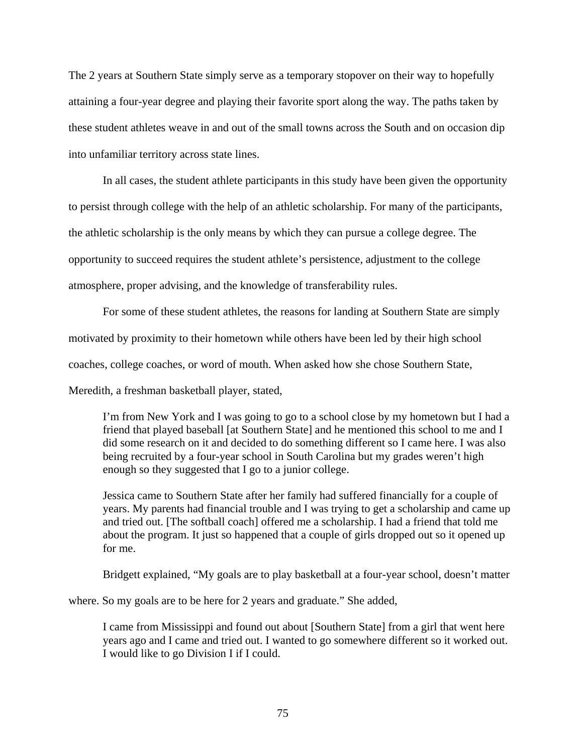The 2 years at Southern State simply serve as a temporary stopover on their way to hopefully attaining a four-year degree and playing their favorite sport along the way. The paths taken by these student athletes weave in and out of the small towns across the South and on occasion dip into unfamiliar territory across state lines.

In all cases, the student athlete participants in this study have been given the opportunity to persist through college with the help of an athletic scholarship. For many of the participants, the athletic scholarship is the only means by which they can pursue a college degree. The opportunity to succeed requires the student athlete's persistence, adjustment to the college atmosphere, proper advising, and the knowledge of transferability rules.

For some of these student athletes, the reasons for landing at Southern State are simply motivated by proximity to their hometown while others have been led by their high school coaches, college coaches, or word of mouth. When asked how she chose Southern State, Meredith, a freshman basketball player, stated,

> I'm from New York and I was going to go to a school close by my hometown but I had a friend that played baseball [at Southern State] and he mentioned this school to me and I did some research on it and decided to do something different so I came here. I was also being recruited by a four-year school in South Carolina but my grades weren't high enough so they suggested that I go to a junior college.
>
> Jessica came to Southern State after her family had suffered financially for a couple of years. My parents had financial trouble and I was trying to get a scholarship and came up and tried out. [The softball coach] offered me a scholarship. I had a friend that told me about the program. It just so happened that a couple of girls dropped out so it opened up for me.

Bridgett explained, "My goals are to play basketball at a four-year school, doesn't matter where. So my goals are to be here for 2 years and graduate." She added,

> I came from Mississippi and found out about [Southern State] from a girl that went here years ago and I came and tried out. I wanted to go somewhere different so it worked out. I would like to go Division I if I could.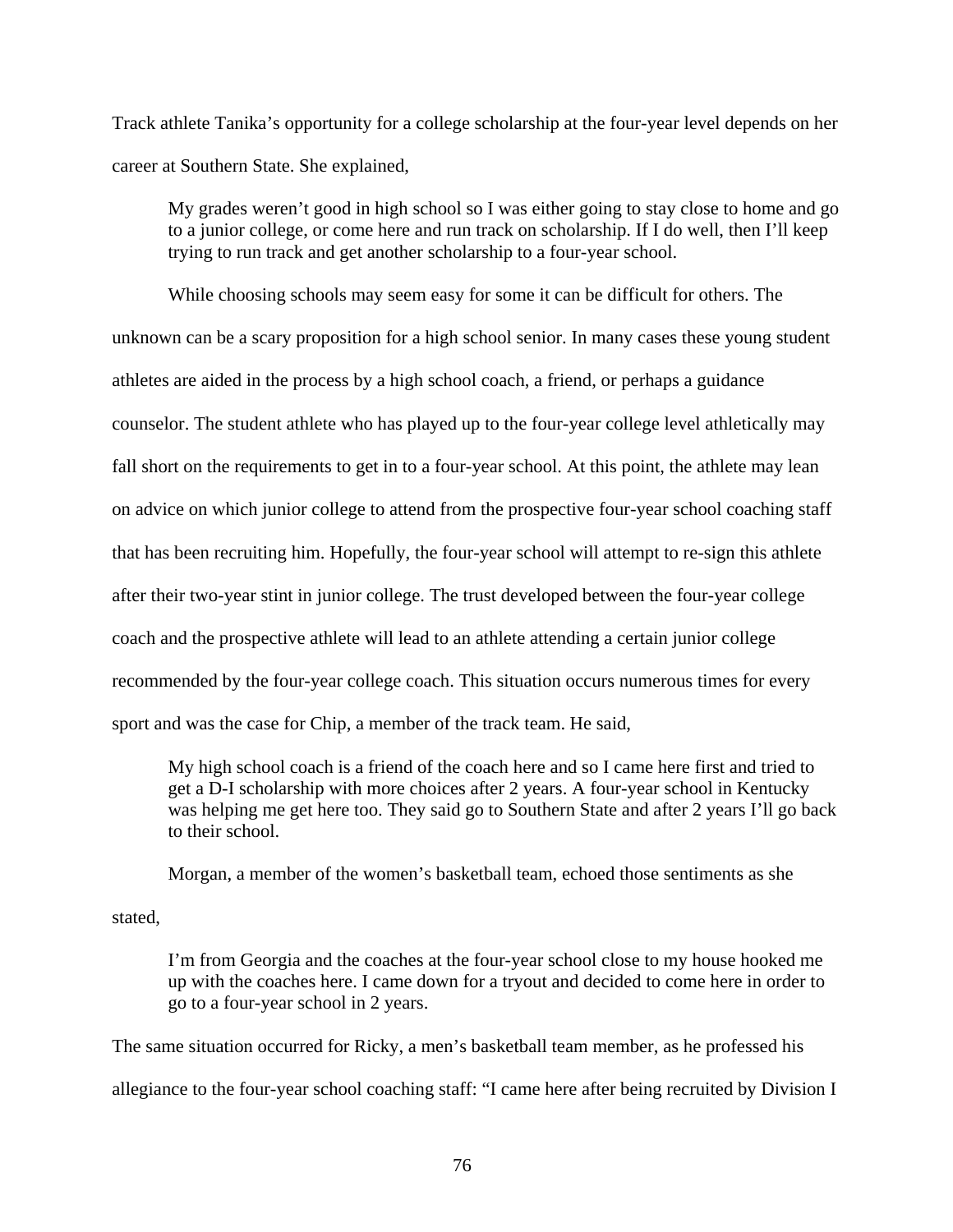Track athlete Tanika's opportunity for a college scholarship at the four-year level depends on her career at Southern State. She explained,

> My grades weren't good in high school so I was either going to stay close to home and go to a junior college, or come here and run track on scholarship. If I do well, then I'll keep trying to run track and get another scholarship to a four-year school.

While choosing schools may seem easy for some it can be difficult for others. The unknown can be a scary proposition for a high school senior. In many cases these young student athletes are aided in the process by a high school coach, a friend, or perhaps a guidance counselor. The student athlete who has played up to the four-year college level athletically may fall short on the requirements to get in to a four-year school. At this point, the athlete may lean on advice on which junior college to attend from the prospective four-year school coaching staff that has been recruiting him. Hopefully, the four-year school will attempt to re-sign this athlete after their two-year stint in junior college. The trust developed between the four-year college coach and the prospective athlete will lead to an athlete attending a certain junior college recommended by the four-year college coach. This situation occurs numerous times for every sport and was the case for Chip, a member of the track team. He said,

> My high school coach is a friend of the coach here and so I came here first and tried to get a D-I scholarship with more choices after 2 years. A four-year school in Kentucky was helping me get here too. They said go to Southern State and after 2 years I'll go back to their school.

Morgan, a member of the women's basketball team, echoed those sentiments as she stated,

> I'm from Georgia and the coaches at the four-year school close to my house hooked me up with the coaches here. I came down for a tryout and decided to come here in order to go to a four-year school in 2 years.

The same situation occurred for Ricky, a men's basketball team member, as he professed his allegiance to the four-year school coaching staff: "I came here after being recruited by Division I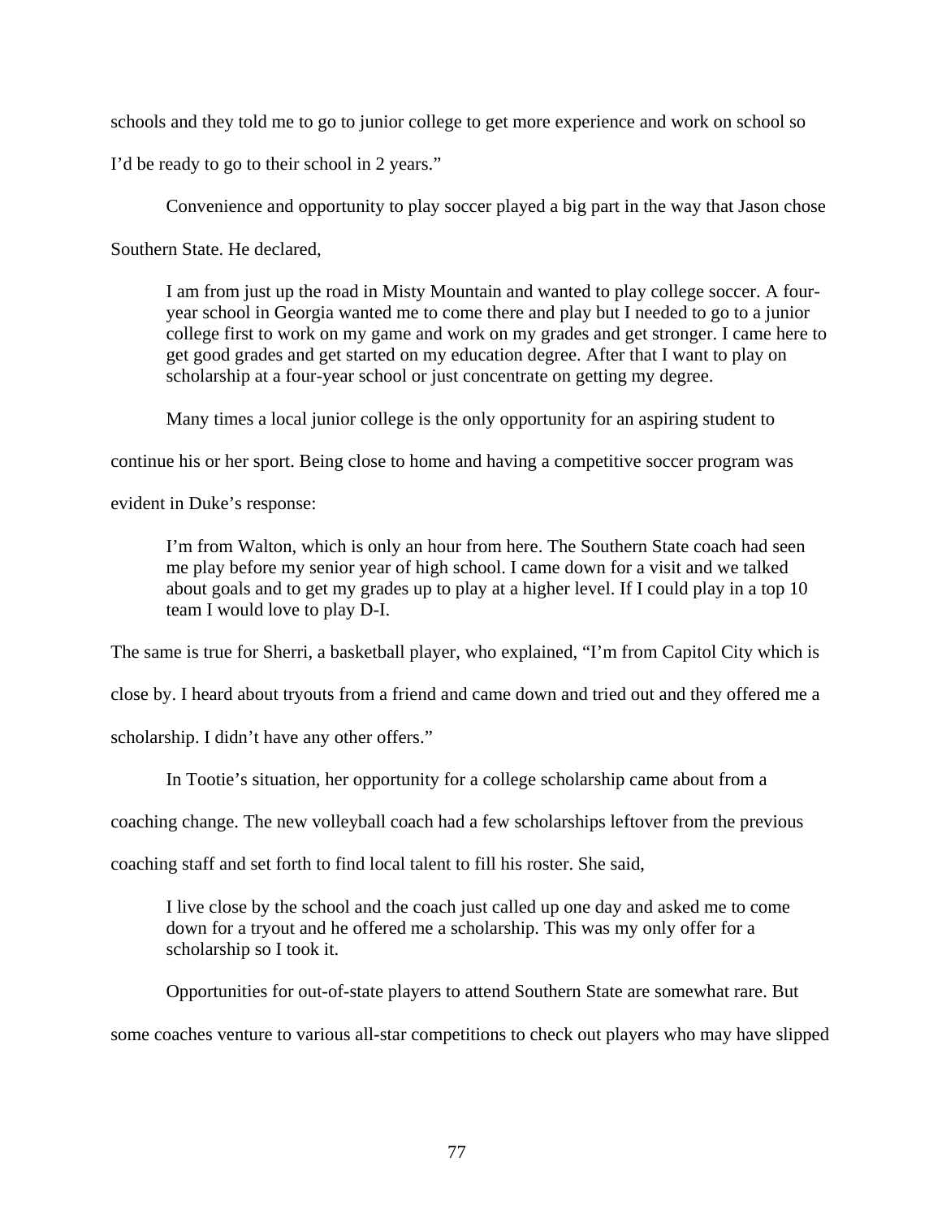schools and they told me to go to junior college to get more experience and work on school so I'd be ready to go to their school in 2 years."

Convenience and opportunity to play soccer played a big part in the way that Jason chose Southern State. He declared,

> I am from just up the road in Misty Mountain and wanted to play college soccer. A four-year school in Georgia wanted me to come there and play but I needed to go to a junior college first to work on my game and work on my grades and get stronger. I came here to get good grades and get started on my education degree. After that I want to play on scholarship at a four-year school or just concentrate on getting my degree.

Many times a local junior college is the only opportunity for an aspiring student to continue his or her sport. Being close to home and having a competitive soccer program was evident in Duke's response:

> I'm from Walton, which is only an hour from here. The Southern State coach had seen me play before my senior year of high school. I came down for a visit and we talked about goals and to get my grades up to play at a higher level. If I could play in a top 10 team I would love to play D-I.

The same is true for Sherri, a basketball player, who explained, "I'm from Capitol City which is close by. I heard about tryouts from a friend and came down and tried out and they offered me a scholarship. I didn't have any other offers."

In Tootie's situation, her opportunity for a college scholarship came about from a coaching change. The new volleyball coach had a few scholarships leftover from the previous coaching staff and set forth to find local talent to fill his roster. She said,

> I live close by the school and the coach just called up one day and asked me to come down for a tryout and he offered me a scholarship. This was my only offer for a scholarship so I took it.

Opportunities for out-of-state players to attend Southern State are somewhat rare. But some coaches venture to various all-star competitions to check out players who may have slipped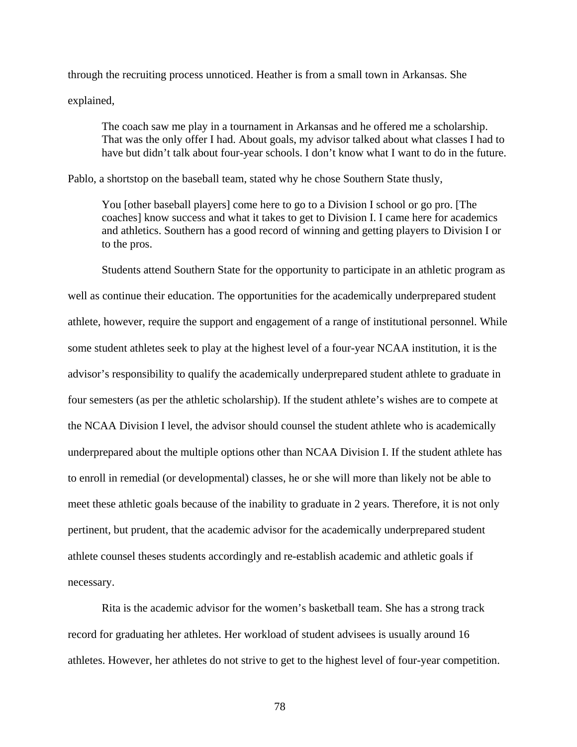through the recruiting process unnoticed. Heather is from a small town in Arkansas. She explained,

> The coach saw me play in a tournament in Arkansas and he offered me a scholarship. That was the only offer I had. About goals, my advisor talked about what classes I had to have but didn't talk about four-year schools. I don't know what I want to do in the future.

Pablo, a shortstop on the baseball team, stated why he chose Southern State thusly,

> You [other baseball players] come here to go to a Division I school or go pro. [The coaches] know success and what it takes to get to Division I. I came here for academics and athletics. Southern has a good record of winning and getting players to Division I or to the pros.

Students attend Southern State for the opportunity to participate in an athletic program as well as continue their education. The opportunities for the academically underprepared student athlete, however, require the support and engagement of a range of institutional personnel. While some student athletes seek to play at the highest level of a four-year NCAA institution, it is the advisor's responsibility to qualify the academically underprepared student athlete to graduate in four semesters (as per the athletic scholarship). If the student athlete's wishes are to compete at the NCAA Division I level, the advisor should counsel the student athlete who is academically underprepared about the multiple options other than NCAA Division I. If the student athlete has to enroll in remedial (or developmental) classes, he or she will more than likely not be able to meet these athletic goals because of the inability to graduate in 2 years. Therefore, it is not only pertinent, but prudent, that the academic advisor for the academically underprepared student athlete counsel theses students accordingly and re-establish academic and athletic goals if necessary.

Rita is the academic advisor for the women's basketball team. She has a strong track record for graduating her athletes. Her workload of student advisees is usually around 16 athletes. However, her athletes do not strive to get to the highest level of four-year competition.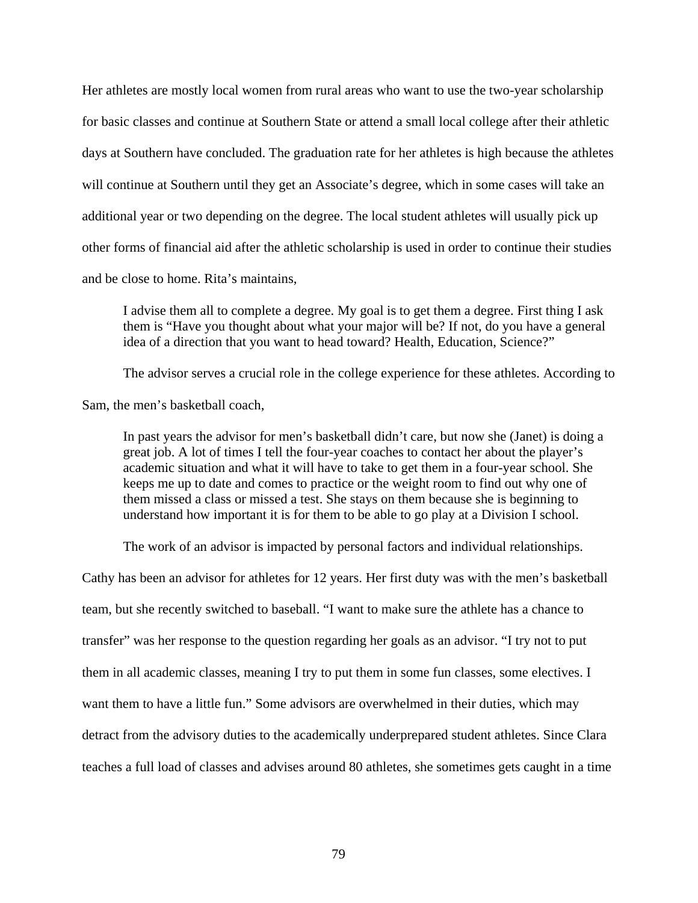Her athletes are mostly local women from rural areas who want to use the two-year scholarship for basic classes and continue at Southern State or attend a small local college after their athletic days at Southern have concluded. The graduation rate for her athletes is high because the athletes will continue at Southern until they get an Associate's degree, which in some cases will take an additional year or two depending on the degree. The local student athletes will usually pick up other forms of financial aid after the athletic scholarship is used in order to continue their studies and be close to home. Rita's maintains,

> I advise them all to complete a degree. My goal is to get them a degree. First thing I ask them is "Have you thought about what your major will be? If not, do you have a general idea of a direction that you want to head toward? Health, Education, Science?"

The advisor serves a crucial role in the college experience for these athletes. According to Sam, the men's basketball coach,

> In past years the advisor for men's basketball didn't care, but now she (Janet) is doing a great job. A lot of times I tell the four-year coaches to contact her about the player's academic situation and what it will have to take to get them in a four-year school. She keeps me up to date and comes to practice or the weight room to find out why one of them missed a class or missed a test. She stays on them because she is beginning to understand how important it is for them to be able to go play at a Division I school.

The work of an advisor is impacted by personal factors and individual relationships. Cathy has been an advisor for athletes for 12 years. Her first duty was with the men's basketball team, but she recently switched to baseball. "I want to make sure the athlete has a chance to transfer" was her response to the question regarding her goals as an advisor. "I try not to put them in all academic classes, meaning I try to put them in some fun classes, some electives. I want them to have a little fun." Some advisors are overwhelmed in their duties, which may detract from the advisory duties to the academically underprepared student athletes. Since Clara teaches a full load of classes and advises around 80 athletes, she sometimes gets caught in a time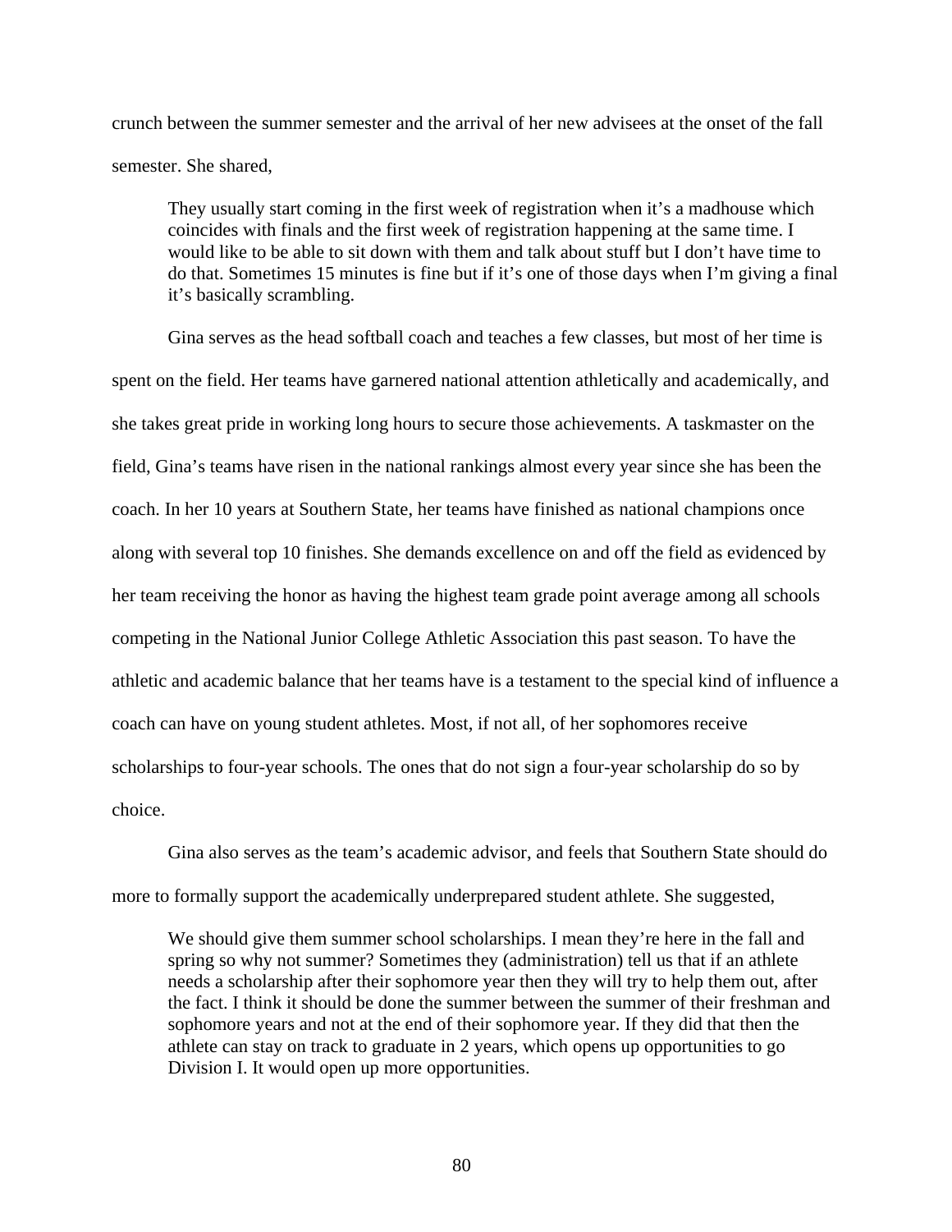crunch between the summer semester and the arrival of her new advisees at the onset of the fall semester. She shared,

> They usually start coming in the first week of registration when it's a madhouse which coincides with finals and the first week of registration happening at the same time. I would like to be able to sit down with them and talk about stuff but I don't have time to do that. Sometimes 15 minutes is fine but if it's one of those days when I'm giving a final it's basically scrambling.

Gina serves as the head softball coach and teaches a few classes, but most of her time is spent on the field. Her teams have garnered national attention athletically and academically, and she takes great pride in working long hours to secure those achievements. A taskmaster on the field, Gina's teams have risen in the national rankings almost every year since she has been the coach. In her 10 years at Southern State, her teams have finished as national champions once along with several top 10 finishes. She demands excellence on and off the field as evidenced by her team receiving the honor as having the highest team grade point average among all schools competing in the National Junior College Athletic Association this past season. To have the athletic and academic balance that her teams have is a testament to the special kind of influence a coach can have on young student athletes. Most, if not all, of her sophomores receive scholarships to four-year schools. The ones that do not sign a four-year scholarship do so by choice.

Gina also serves as the team's academic advisor, and feels that Southern State should do more to formally support the academically underprepared student athlete. She suggested,

> We should give them summer school scholarships. I mean they're here in the fall and spring so why not summer? Sometimes they (administration) tell us that if an athlete needs a scholarship after their sophomore year then they will try to help them out, after the fact. I think it should be done the summer between the summer of their freshman and sophomore years and not at the end of their sophomore year. If they did that then the athlete can stay on track to graduate in 2 years, which opens up opportunities to go Division I. It would open up more opportunities.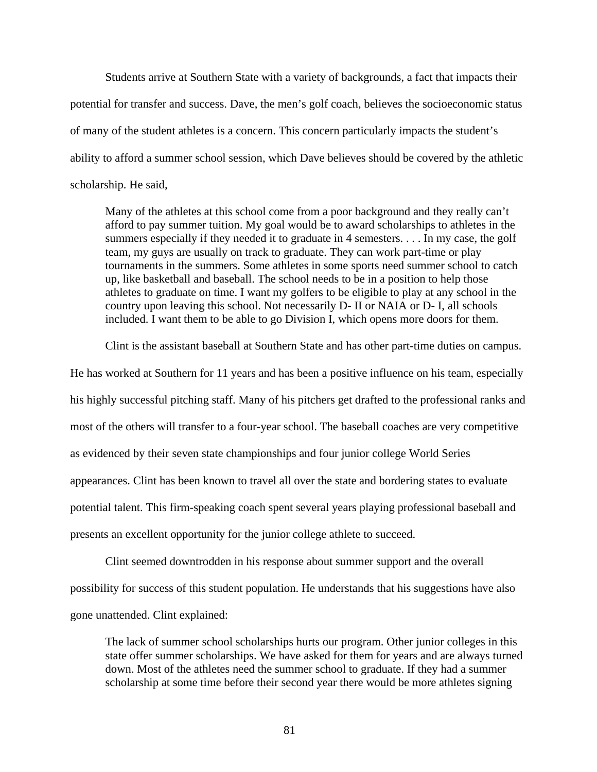Students arrive at Southern State with a variety of backgrounds, a fact that impacts their potential for transfer and success. Dave, the men's golf coach, believes the socioeconomic status of many of the student athletes is a concern. This concern particularly impacts the student's ability to afford a summer school session, which Dave believes should be covered by the athletic scholarship. He said,

> Many of the athletes at this school come from a poor background and they really can't afford to pay summer tuition. My goal would be to award scholarships to athletes in the summers especially if they needed it to graduate in 4 semesters. . . . In my case, the golf team, my guys are usually on track to graduate. They can work part-time or play tournaments in the summers. Some athletes in some sports need summer school to catch up, like basketball and baseball. The school needs to be in a position to help those athletes to graduate on time. I want my golfers to be eligible to play at any school in the country upon leaving this school. Not necessarily D- II or NAIA or D- I, all schools included. I want them to be able to go Division I, which opens more doors for them.

Clint is the assistant baseball at Southern State and has other part-time duties on campus. He has worked at Southern for 11 years and has been a positive influence on his team, especially his highly successful pitching staff. Many of his pitchers get drafted to the professional ranks and most of the others will transfer to a four-year school. The baseball coaches are very competitive as evidenced by their seven state championships and four junior college World Series appearances. Clint has been known to travel all over the state and bordering states to evaluate potential talent. This firm-speaking coach spent several years playing professional baseball and presents an excellent opportunity for the junior college athlete to succeed.

Clint seemed downtrodden in his response about summer support and the overall possibility for success of this student population. He understands that his suggestions have also gone unattended. Clint explained:

> The lack of summer school scholarships hurts our program. Other junior colleges in this state offer summer scholarships. We have asked for them for years and are always turned down. Most of the athletes need the summer school to graduate. If they had a summer scholarship at some time before their second year there would be more athletes signing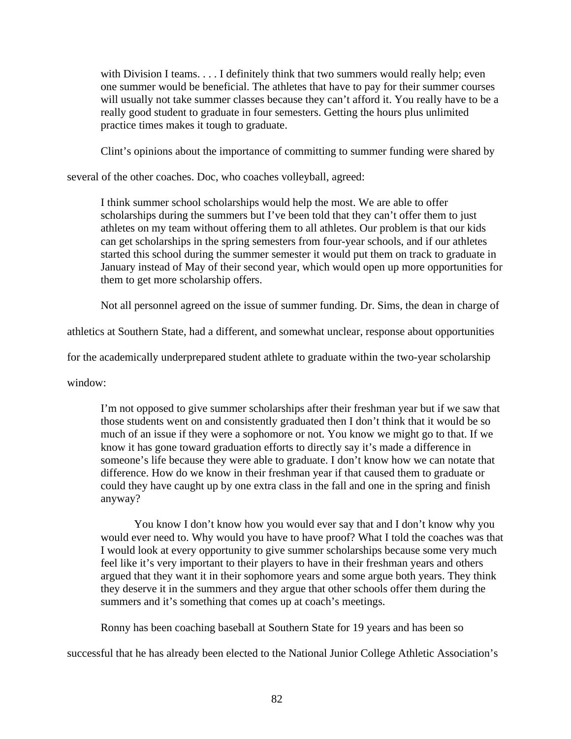> with Division I teams. . . . I definitely think that two summers would really help; even one summer would be beneficial. The athletes that have to pay for their summer courses will usually not take summer classes because they can't afford it. You really have to be a really good student to graduate in four semesters. Getting the hours plus unlimited practice times makes it tough to graduate.

Clint's opinions about the importance of committing to summer funding were shared by several of the other coaches. Doc, who coaches volleyball, agreed:

> I think summer school scholarships would help the most. We are able to offer scholarships during the summers but I've been told that they can't offer them to just athletes on my team without offering them to all athletes. Our problem is that our kids can get scholarships in the spring semesters from four-year schools, and if our athletes started this school during the summer semester it would put them on track to graduate in January instead of May of their second year, which would open up more opportunities for them to get more scholarship offers.

Not all personnel agreed on the issue of summer funding. Dr. Sims, the dean in charge of athletics at Southern State, had a different, and somewhat unclear, response about opportunities for the academically underprepared student athlete to graduate within the two-year scholarship window:

> I'm not opposed to give summer scholarships after their freshman year but if we saw that those students went on and consistently graduated then I don't think that it would be so much of an issue if they were a sophomore or not. You know we might go to that. If we know it has gone toward graduation efforts to directly say it's made a difference in someone's life because they were able to graduate. I don't know how we can notate that difference. How do we know in their freshman year if that caused them to graduate or could they have caught up by one extra class in the fall and one in the spring and finish anyway?
>
> You know I don't know how you would ever say that and I don't know why you would ever need to. Why would you have to have proof? What I told the coaches was that I would look at every opportunity to give summer scholarships because some very much feel like it's very important to their players to have in their freshman years and others argued that they want it in their sophomore years and some argue both years. They think they deserve it in the summers and they argue that other schools offer them during the summers and it's something that comes up at coach's meetings.

Ronny has been coaching baseball at Southern State for 19 years and has been so successful that he has already been elected to the National Junior College Athletic Association's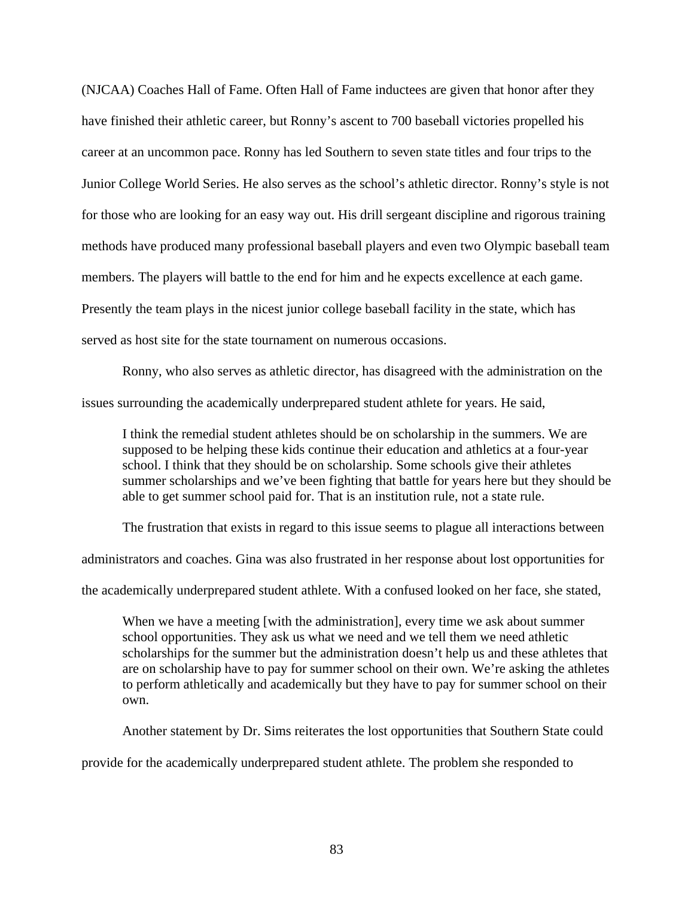(NJCAA) Coaches Hall of Fame. Often Hall of Fame inductees are given that honor after they have finished their athletic career, but Ronny's ascent to 700 baseball victories propelled his career at an uncommon pace. Ronny has led Southern to seven state titles and four trips to the Junior College World Series. He also serves as the school's athletic director. Ronny's style is not for those who are looking for an easy way out. His drill sergeant discipline and rigorous training methods have produced many professional baseball players and even two Olympic baseball team members. The players will battle to the end for him and he expects excellence at each game. Presently the team plays in the nicest junior college baseball facility in the state, which has served as host site for the state tournament on numerous occasions.

Ronny, who also serves as athletic director, has disagreed with the administration on the issues surrounding the academically underprepared student athlete for years. He said,

> I think the remedial student athletes should be on scholarship in the summers. We are supposed to be helping these kids continue their education and athletics at a four-year school. I think that they should be on scholarship. Some schools give their athletes summer scholarships and we've been fighting that battle for years here but they should be able to get summer school paid for. That is an institution rule, not a state rule.

The frustration that exists in regard to this issue seems to plague all interactions between administrators and coaches. Gina was also frustrated in her response about lost opportunities for the academically underprepared student athlete. With a confused looked on her face, she stated,

> When we have a meeting [with the administration], every time we ask about summer school opportunities. They ask us what we need and we tell them we need athletic scholarships for the summer but the administration doesn't help us and these athletes that are on scholarship have to pay for summer school on their own. We're asking the athletes to perform athletically and academically but they have to pay for summer school on their own.

Another statement by Dr. Sims reiterates the lost opportunities that Southern State could provide for the academically underprepared student athlete. The problem she responded to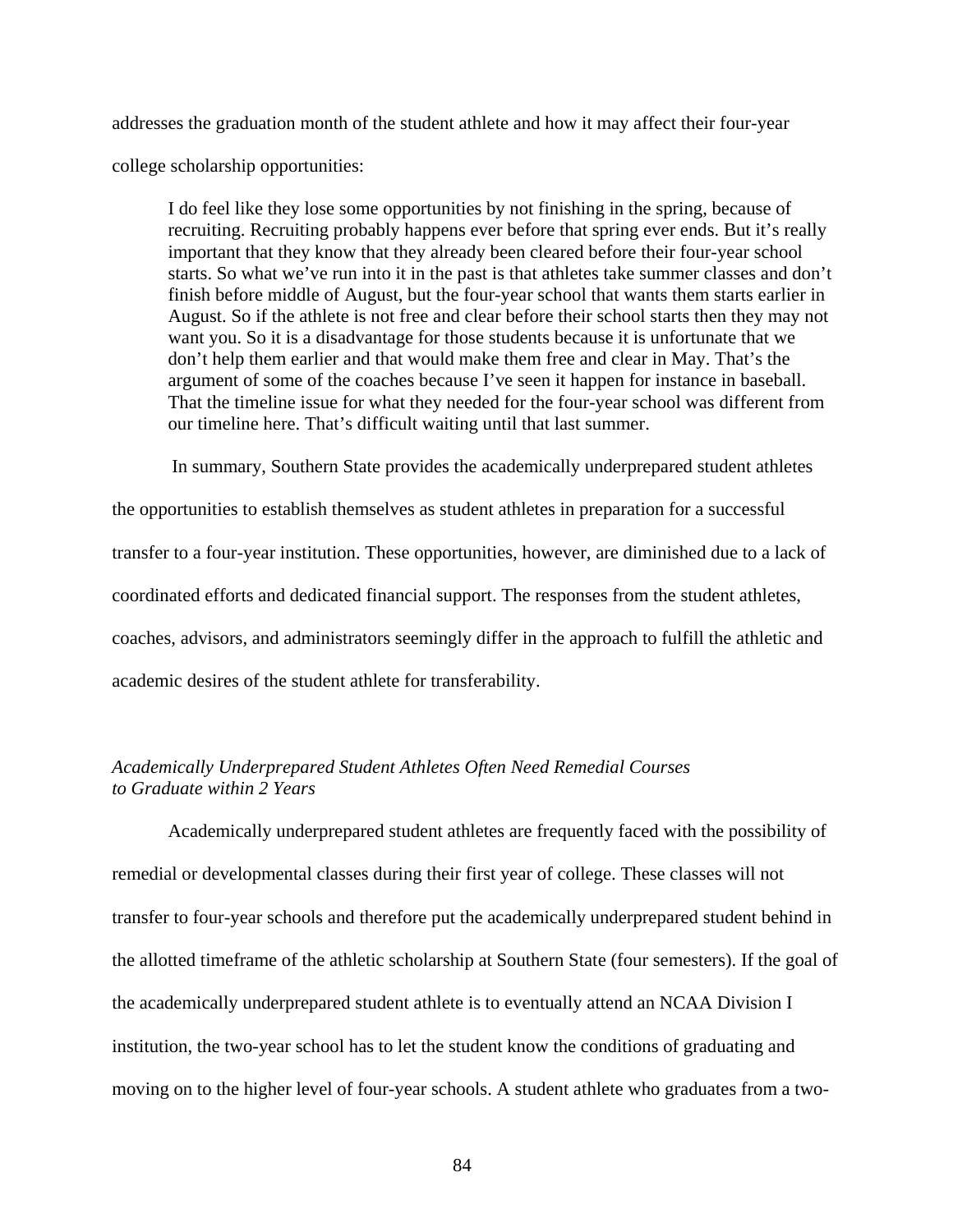addresses the graduation month of the student athlete and how it may affect their four-year college scholarship opportunities:

> I do feel like they lose some opportunities by not finishing in the spring, because of recruiting. Recruiting probably happens ever before that spring ever ends. But it's really important that they know that they already been cleared before their four-year school starts. So what we've run into it in the past is that athletes take summer classes and don't finish before middle of August, but the four-year school that wants them starts earlier in August. So if the athlete is not free and clear before their school starts then they may not want you. So it is a disadvantage for those students because it is unfortunate that we don't help them earlier and that would make them free and clear in May. That's the argument of some of the coaches because I've seen it happen for instance in baseball. That the timeline issue for what they needed for the four-year school was different from our timeline here. That's difficult waiting until that last summer.

In summary, Southern State provides the academically underprepared student athletes the opportunities to establish themselves as student athletes in preparation for a successful transfer to a four-year institution. These opportunities, however, are diminished due to a lack of coordinated efforts and dedicated financial support. The responses from the student athletes, coaches, advisors, and administrators seemingly differ in the approach to fulfill the athletic and academic desires of the student athlete for transferability.

*Academically Underprepared Student Athletes Often Need Remedial Courses to Graduate within 2 Years*

Academically underprepared student athletes are frequently faced with the possibility of remedial or developmental classes during their first year of college. These classes will not transfer to four-year schools and therefore put the academically underprepared student behind in the allotted timeframe of the athletic scholarship at Southern State (four semesters). If the goal of the academically underprepared student athlete is to eventually attend an NCAA Division I institution, the two-year school has to let the student know the conditions of graduating and moving on to the higher level of four-year schools. A student athlete who graduates from a two-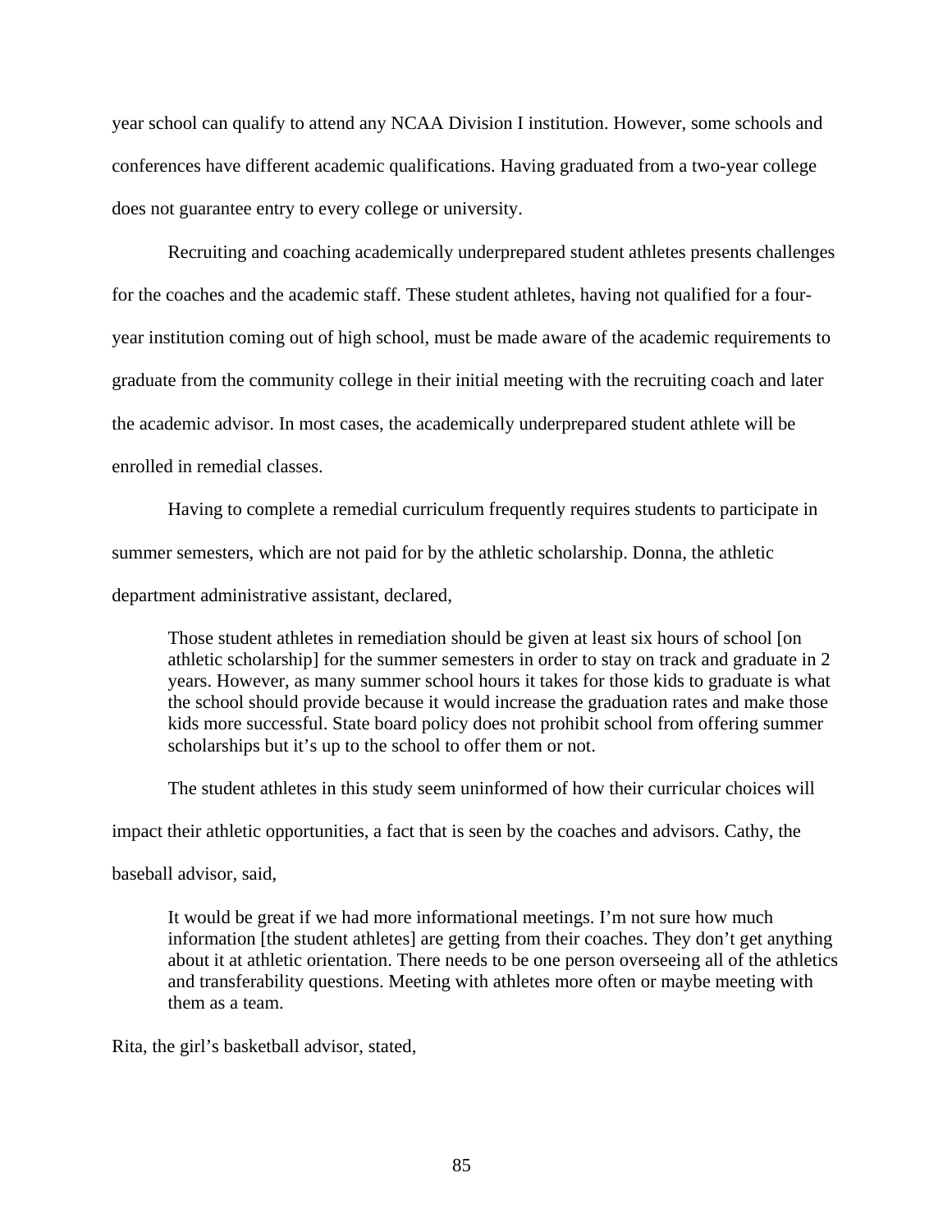year school can qualify to attend any NCAA Division I institution. However, some schools and conferences have different academic qualifications. Having graduated from a two-year college does not guarantee entry to every college or university.

Recruiting and coaching academically underprepared student athletes presents challenges for the coaches and the academic staff. These student athletes, having not qualified for a four-year institution coming out of high school, must be made aware of the academic requirements to graduate from the community college in their initial meeting with the recruiting coach and later the academic advisor. In most cases, the academically underprepared student athlete will be enrolled in remedial classes.

Having to complete a remedial curriculum frequently requires students to participate in summer semesters, which are not paid for by the athletic scholarship. Donna, the athletic department administrative assistant, declared,

> Those student athletes in remediation should be given at least six hours of school [on athletic scholarship] for the summer semesters in order to stay on track and graduate in 2 years. However, as many summer school hours it takes for those kids to graduate is what the school should provide because it would increase the graduation rates and make those kids more successful. State board policy does not prohibit school from offering summer scholarships but it's up to the school to offer them or not.

The student athletes in this study seem uninformed of how their curricular choices will impact their athletic opportunities, a fact that is seen by the coaches and advisors. Cathy, the baseball advisor, said,

> It would be great if we had more informational meetings. I'm not sure how much information [the student athletes] are getting from their coaches. They don't get anything about it at athletic orientation. There needs to be one person overseeing all of the athletics and transferability questions. Meeting with athletes more often or maybe meeting with them as a team.

Rita, the girl's basketball advisor, stated,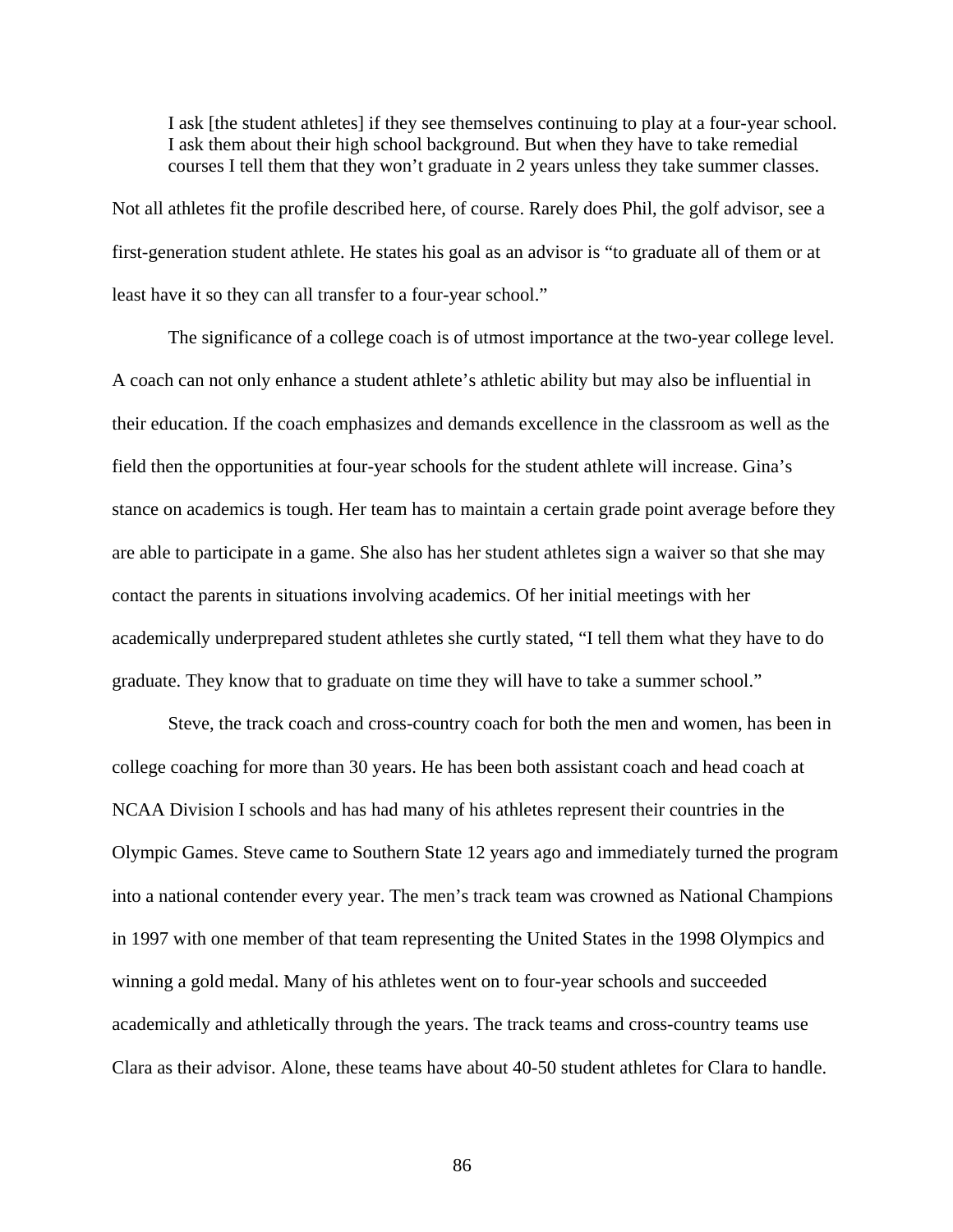> I ask [the student athletes] if they see themselves continuing to play at a four-year school. I ask them about their high school background. But when they have to take remedial courses I tell them that they won't graduate in 2 years unless they take summer classes.

Not all athletes fit the profile described here, of course. Rarely does Phil, the golf advisor, see a first-generation student athlete. He states his goal as an advisor is "to graduate all of them or at least have it so they can all transfer to a four-year school."

The significance of a college coach is of utmost importance at the two-year college level. A coach can not only enhance a student athlete's athletic ability but may also be influential in their education. If the coach emphasizes and demands excellence in the classroom as well as the field then the opportunities at four-year schools for the student athlete will increase. Gina's stance on academics is tough. Her team has to maintain a certain grade point average before they are able to participate in a game. She also has her student athletes sign a waiver so that she may contact the parents in situations involving academics. Of her initial meetings with her academically underprepared student athletes she curtly stated, "I tell them what they have to do graduate. They know that to graduate on time they will have to take a summer school."

Steve, the track coach and cross-country coach for both the men and women, has been in college coaching for more than 30 years. He has been both assistant coach and head coach at NCAA Division I schools and has had many of his athletes represent their countries in the Olympic Games. Steve came to Southern State 12 years ago and immediately turned the program into a national contender every year. The men's track team was crowned as National Champions in 1997 with one member of that team representing the United States in the 1998 Olympics and winning a gold medal. Many of his athletes went on to four-year schools and succeeded academically and athletically through the years. The track teams and cross-country teams use Clara as their advisor. Alone, these teams have about 40-50 student athletes for Clara to handle.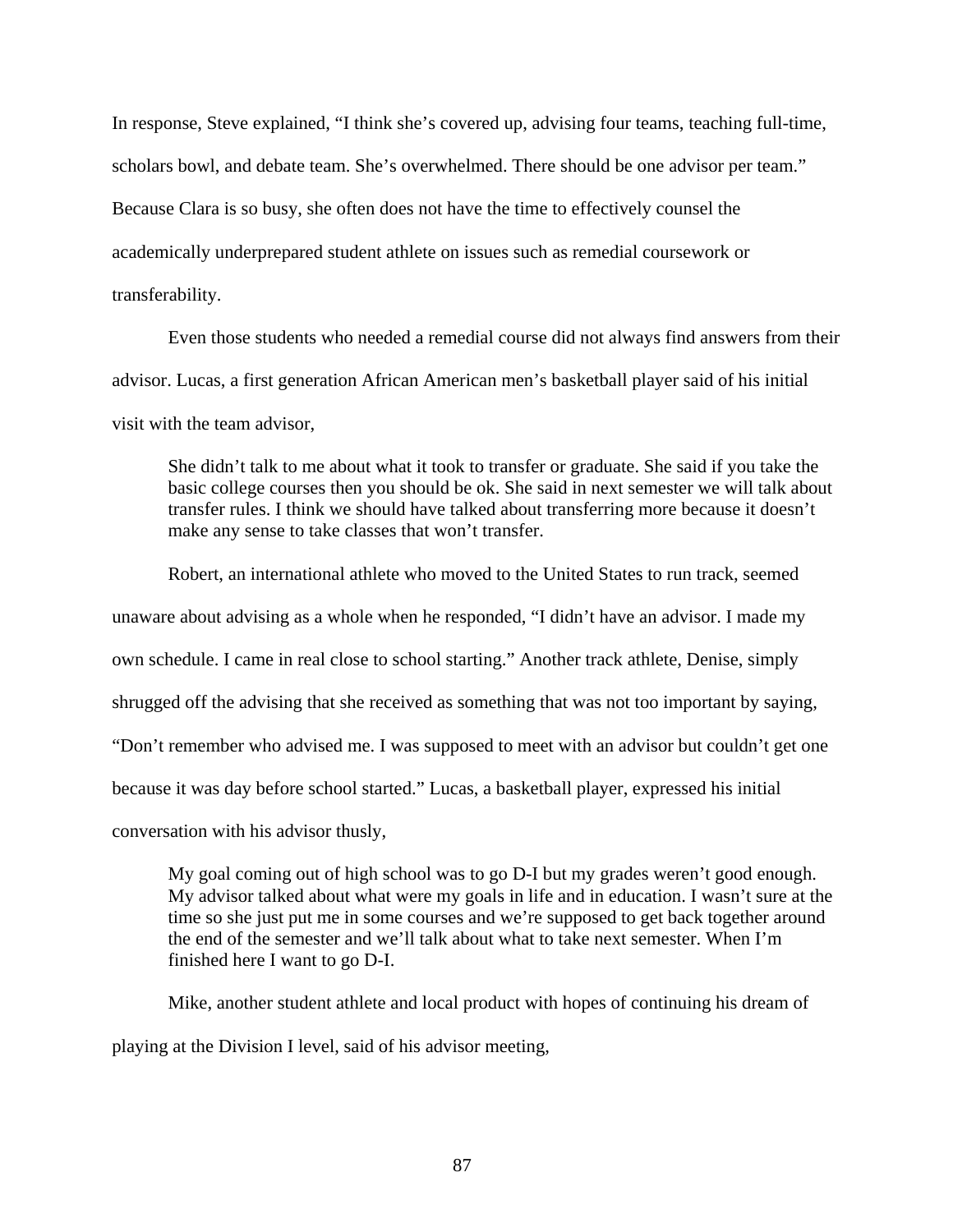In response, Steve explained, “I think she’s covered up, advising four teams, teaching full-time, scholars bowl, and debate team. She’s overwhelmed. There should be one advisor per team.” Because Clara is so busy, she often does not have the time to effectively counsel the academically underprepared student athlete on issues such as remedial coursework or transferability.

Even those students who needed a remedial course did not always find answers from their advisor. Lucas, a first generation African American men’s basketball player said of his initial visit with the team advisor,

> She didn’t talk to me about what it took to transfer or graduate. She said if you take the basic college courses then you should be ok. She said in next semester we will talk about transfer rules. I think we should have talked about transferring more because it doesn’t make any sense to take classes that won’t transfer.

Robert, an international athlete who moved to the United States to run track, seemed unaware about advising as a whole when he responded, “I didn’t have an advisor. I made my own schedule. I came in real close to school starting.” Another track athlete, Denise, simply shrugged off the advising that she received as something that was not too important by saying, “Don’t remember who advised me. I was supposed to meet with an advisor but couldn’t get one because it was day before school started.” Lucas, a basketball player, expressed his initial conversation with his advisor thusly,

> My goal coming out of high school was to go D-I but my grades weren’t good enough. My advisor talked about what were my goals in life and in education. I wasn’t sure at the time so she just put me in some courses and we’re supposed to get back together around the end of the semester and we’ll talk about what to take next semester. When I’m finished here I want to go D-I.

Mike, another student athlete and local product with hopes of continuing his dream of playing at the Division I level, said of his advisor meeting,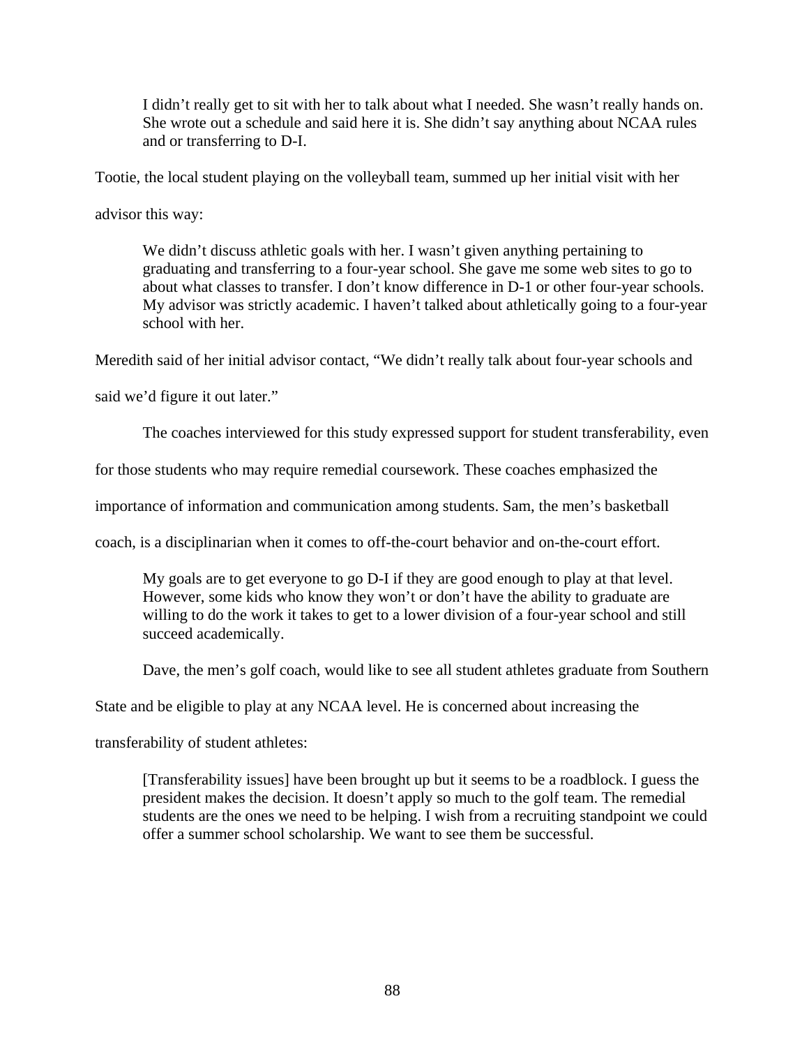> I didn't really get to sit with her to talk about what I needed. She wasn't really hands on. She wrote out a schedule and said here it is. She didn't say anything about NCAA rules and or transferring to D-I.

Tootie, the local student playing on the volleyball team, summed up her initial visit with her advisor this way:

> We didn't discuss athletic goals with her. I wasn't given anything pertaining to graduating and transferring to a four-year school. She gave me some web sites to go to about what classes to transfer. I don't know difference in D-1 or other four-year schools. My advisor was strictly academic. I haven't talked about athletically going to a four-year school with her.

Meredith said of her initial advisor contact, "We didn't really talk about four-year schools and said we'd figure it out later."

The coaches interviewed for this study expressed support for student transferability, even for those students who may require remedial coursework. These coaches emphasized the importance of information and communication among students. Sam, the men's basketball coach, is a disciplinarian when it comes to off-the-court behavior and on-the-court effort.

> My goals are to get everyone to go D-I if they are good enough to play at that level. However, some kids who know they won't or don't have the ability to graduate are willing to do the work it takes to get to a lower division of a four-year school and still succeed academically.
>
> Dave, the men's golf coach, would like to see all student athletes graduate from Southern

State and be eligible to play at any NCAA level. He is concerned about increasing the transferability of student athletes:

> [Transferability issues] have been brought up but it seems to be a roadblock. I guess the president makes the decision. It doesn't apply so much to the golf team. The remedial students are the ones we need to be helping. I wish from a recruiting standpoint we could offer a summer school scholarship. We want to see them be successful.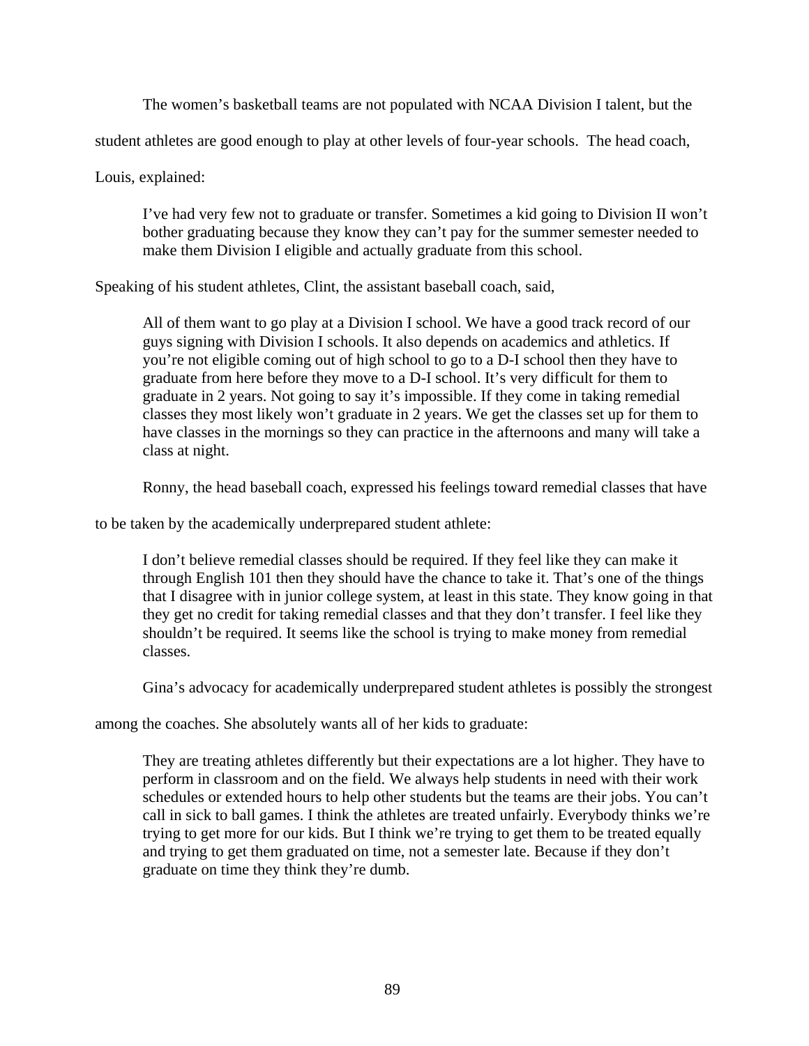The women's basketball teams are not populated with NCAA Division I talent, but the student athletes are good enough to play at other levels of four-year schools. The head coach, Louis, explained:

> I've had very few not to graduate or transfer. Sometimes a kid going to Division II won't bother graduating because they know they can't pay for the summer semester needed to make them Division I eligible and actually graduate from this school.

Speaking of his student athletes, Clint, the assistant baseball coach, said,

> All of them want to go play at a Division I school. We have a good track record of our guys signing with Division I schools. It also depends on academics and athletics. If you're not eligible coming out of high school to go to a D-I school then they have to graduate from here before they move to a D-I school. It's very difficult for them to graduate in 2 years. Not going to say it's impossible. If they come in taking remedial classes they most likely won't graduate in 2 years. We get the classes set up for them to have classes in the mornings so they can practice in the afternoons and many will take a class at night.

Ronny, the head baseball coach, expressed his feelings toward remedial classes that have to be taken by the academically underprepared student athlete:

> I don't believe remedial classes should be required. If they feel like they can make it through English 101 then they should have the chance to take it. That's one of the things that I disagree with in junior college system, at least in this state. They know going in that they get no credit for taking remedial classes and that they don't transfer. I feel like they shouldn't be required. It seems like the school is trying to make money from remedial classes.

Gina's advocacy for academically underprepared student athletes is possibly the strongest among the coaches. She absolutely wants all of her kids to graduate:

> They are treating athletes differently but their expectations are a lot higher. They have to perform in classroom and on the field. We always help students in need with their work schedules or extended hours to help other students but the teams are their jobs. You can't call in sick to ball games. I think the athletes are treated unfairly. Everybody thinks we're trying to get more for our kids. But I think we're trying to get them to be treated equally and trying to get them graduated on time, not a semester late. Because if they don't graduate on time they think they're dumb.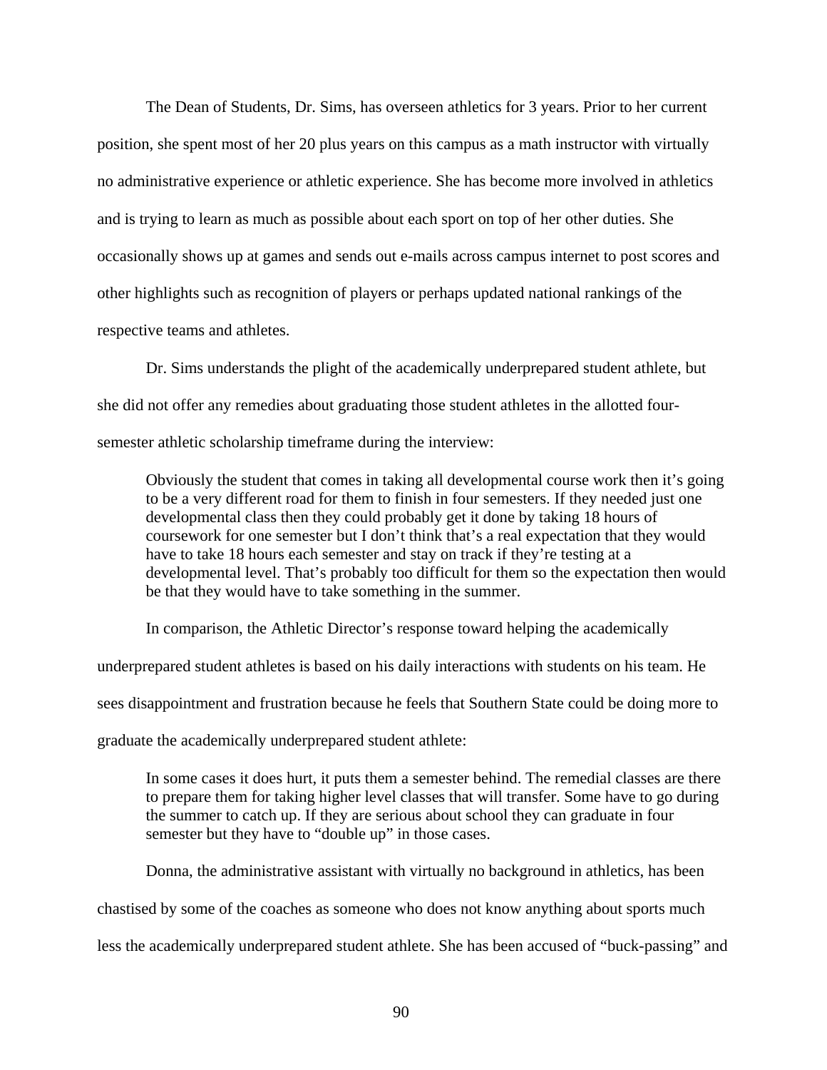The Dean of Students, Dr. Sims, has overseen athletics for 3 years. Prior to her current position, she spent most of her 20 plus years on this campus as a math instructor with virtually no administrative experience or athletic experience. She has become more involved in athletics and is trying to learn as much as possible about each sport on top of her other duties. She occasionally shows up at games and sends out e-mails across campus internet to post scores and other highlights such as recognition of players or perhaps updated national rankings of the respective teams and athletes.

Dr. Sims understands the plight of the academically underprepared student athlete, but she did not offer any remedies about graduating those student athletes in the allotted four-semester athletic scholarship timeframe during the interview:

> Obviously the student that comes in taking all developmental course work then it's going to be a very different road for them to finish in four semesters. If they needed just one developmental class then they could probably get it done by taking 18 hours of coursework for one semester but I don't think that's a real expectation that they would have to take 18 hours each semester and stay on track if they're testing at a developmental level. That's probably too difficult for them so the expectation then would be that they would have to take something in the summer.

In comparison, the Athletic Director's response toward helping the academically underprepared student athletes is based on his daily interactions with students on his team. He sees disappointment and frustration because he feels that Southern State could be doing more to graduate the academically underprepared student athlete:

> In some cases it does hurt, it puts them a semester behind. The remedial classes are there to prepare them for taking higher level classes that will transfer. Some have to go during the summer to catch up. If they are serious about school they can graduate in four semester but they have to "double up" in those cases.

Donna, the administrative assistant with virtually no background in athletics, has been chastised by some of the coaches as someone who does not know anything about sports much less the academically underprepared student athlete. She has been accused of "buck-passing" and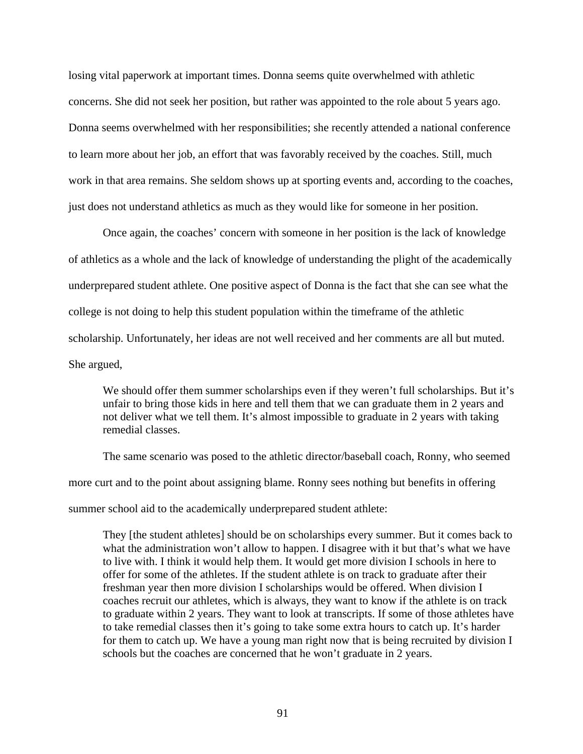losing vital paperwork at important times. Donna seems quite overwhelmed with athletic concerns. She did not seek her position, but rather was appointed to the role about 5 years ago. Donna seems overwhelmed with her responsibilities; she recently attended a national conference to learn more about her job, an effort that was favorably received by the coaches. Still, much work in that area remains. She seldom shows up at sporting events and, according to the coaches, just does not understand athletics as much as they would like for someone in her position.

Once again, the coaches' concern with someone in her position is the lack of knowledge of athletics as a whole and the lack of knowledge of understanding the plight of the academically underprepared student athlete. One positive aspect of Donna is the fact that she can see what the college is not doing to help this student population within the timeframe of the athletic scholarship. Unfortunately, her ideas are not well received and her comments are all but muted. She argued,

> We should offer them summer scholarships even if they weren't full scholarships. But it's unfair to bring those kids in here and tell them that we can graduate them in 2 years and not deliver what we tell them. It's almost impossible to graduate in 2 years with taking remedial classes.

The same scenario was posed to the athletic director/baseball coach, Ronny, who seemed more curt and to the point about assigning blame. Ronny sees nothing but benefits in offering summer school aid to the academically underprepared student athlete:

> They [the student athletes] should be on scholarships every summer. But it comes back to what the administration won't allow to happen. I disagree with it but that's what we have to live with. I think it would help them. It would get more division I schools in here to offer for some of the athletes. If the student athlete is on track to graduate after their freshman year then more division I scholarships would be offered. When division I coaches recruit our athletes, which is always, they want to know if the athlete is on track to graduate within 2 years. They want to look at transcripts. If some of those athletes have to take remedial classes then it's going to take some extra hours to catch up. It's harder for them to catch up. We have a young man right now that is being recruited by division I schools but the coaches are concerned that he won't graduate in 2 years.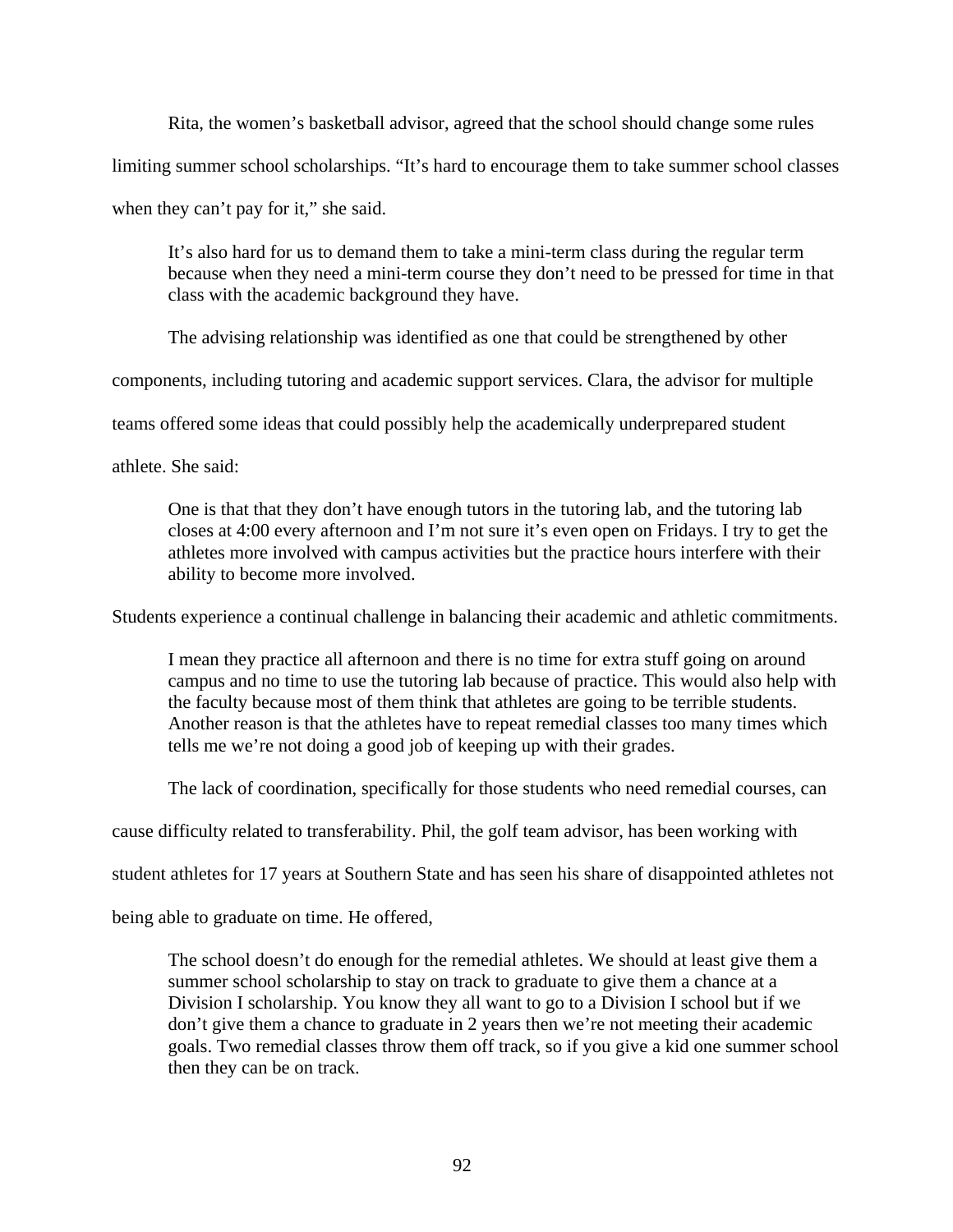Rita, the women's basketball advisor, agreed that the school should change some rules limiting summer school scholarships. "It's hard to encourage them to take summer school classes when they can't pay for it," she said.

> It's also hard for us to demand them to take a mini-term class during the regular term because when they need a mini-term course they don't need to be pressed for time in that class with the academic background they have.

The advising relationship was identified as one that could be strengthened by other components, including tutoring and academic support services. Clara, the advisor for multiple teams offered some ideas that could possibly help the academically underprepared student athlete. She said:

> One is that that they don't have enough tutors in the tutoring lab, and the tutoring lab closes at 4:00 every afternoon and I'm not sure it's even open on Fridays. I try to get the athletes more involved with campus activities but the practice hours interfere with their ability to become more involved.

Students experience a continual challenge in balancing their academic and athletic commitments.

> I mean they practice all afternoon and there is no time for extra stuff going on around campus and no time to use the tutoring lab because of practice. This would also help with the faculty because most of them think that athletes are going to be terrible students. Another reason is that the athletes have to repeat remedial classes too many times which tells me we're not doing a good job of keeping up with their grades.

The lack of coordination, specifically for those students who need remedial courses, can cause difficulty related to transferability. Phil, the golf team advisor, has been working with student athletes for 17 years at Southern State and has seen his share of disappointed athletes not being able to graduate on time. He offered,

> The school doesn't do enough for the remedial athletes. We should at least give them a summer school scholarship to stay on track to graduate to give them a chance at a Division I scholarship. You know they all want to go to a Division I school but if we don't give them a chance to graduate in 2 years then we're not meeting their academic goals. Two remedial classes throw them off track, so if you give a kid one summer school then they can be on track.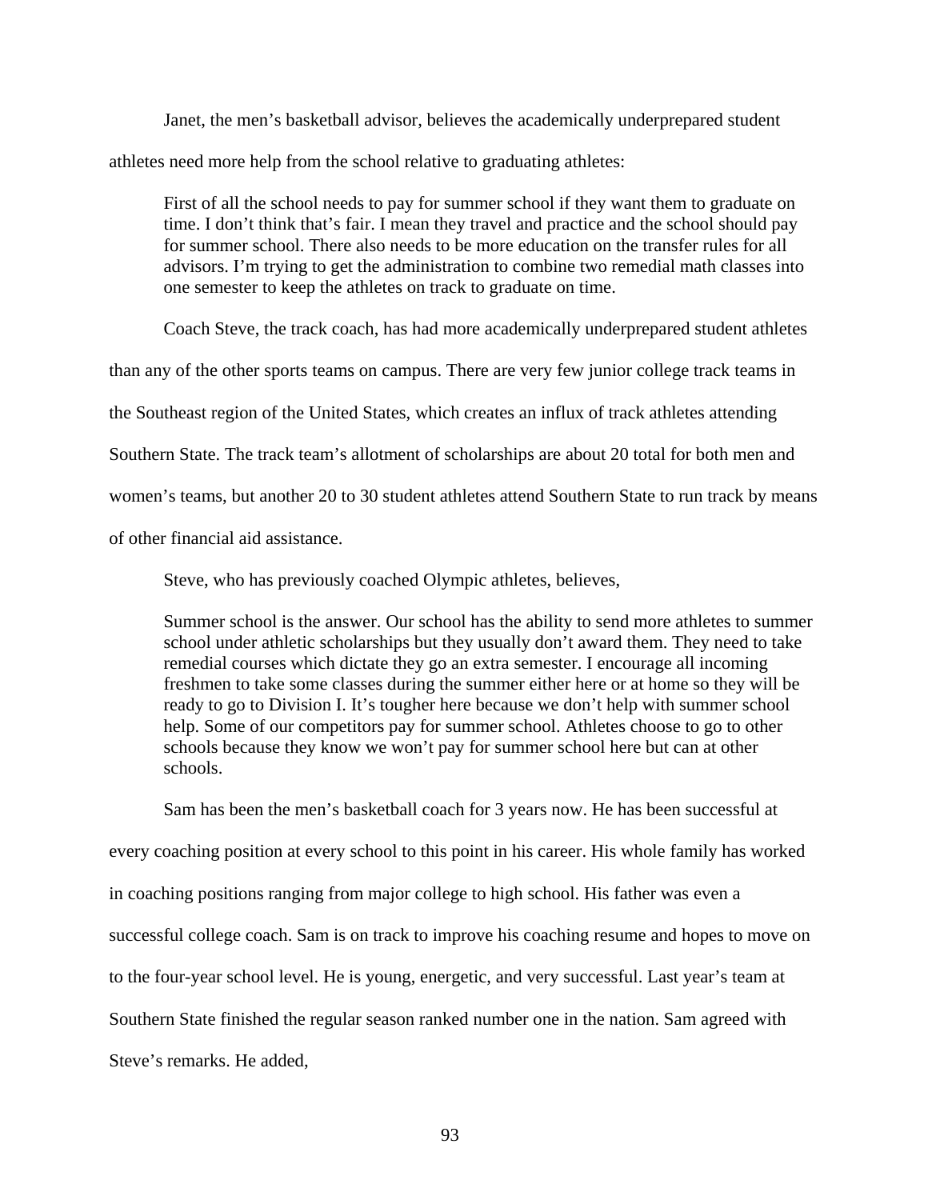Janet, the men's basketball advisor, believes the academically underprepared student athletes need more help from the school relative to graduating athletes:

> First of all the school needs to pay for summer school if they want them to graduate on time. I don't think that's fair. I mean they travel and practice and the school should pay for summer school. There also needs to be more education on the transfer rules for all advisors. I'm trying to get the administration to combine two remedial math classes into one semester to keep the athletes on track to graduate on time.

Coach Steve, the track coach, has had more academically underprepared student athletes than any of the other sports teams on campus. There are very few junior college track teams in the Southeast region of the United States, which creates an influx of track athletes attending Southern State. The track team's allotment of scholarships are about 20 total for both men and women's teams, but another 20 to 30 student athletes attend Southern State to run track by means of other financial aid assistance.

Steve, who has previously coached Olympic athletes, believes,

> Summer school is the answer. Our school has the ability to send more athletes to summer school under athletic scholarships but they usually don't award them. They need to take remedial courses which dictate they go an extra semester. I encourage all incoming freshmen to take some classes during the summer either here or at home so they will be ready to go to Division I. It's tougher here because we don't help with summer school help. Some of our competitors pay for summer school. Athletes choose to go to other schools because they know we won't pay for summer school here but can at other schools.

Sam has been the men's basketball coach for 3 years now. He has been successful at every coaching position at every school to this point in his career. His whole family has worked in coaching positions ranging from major college to high school. His father was even a successful college coach. Sam is on track to improve his coaching resume and hopes to move on to the four-year school level. He is young, energetic, and very successful. Last year's team at Southern State finished the regular season ranked number one in the nation. Sam agreed with Steve's remarks. He added,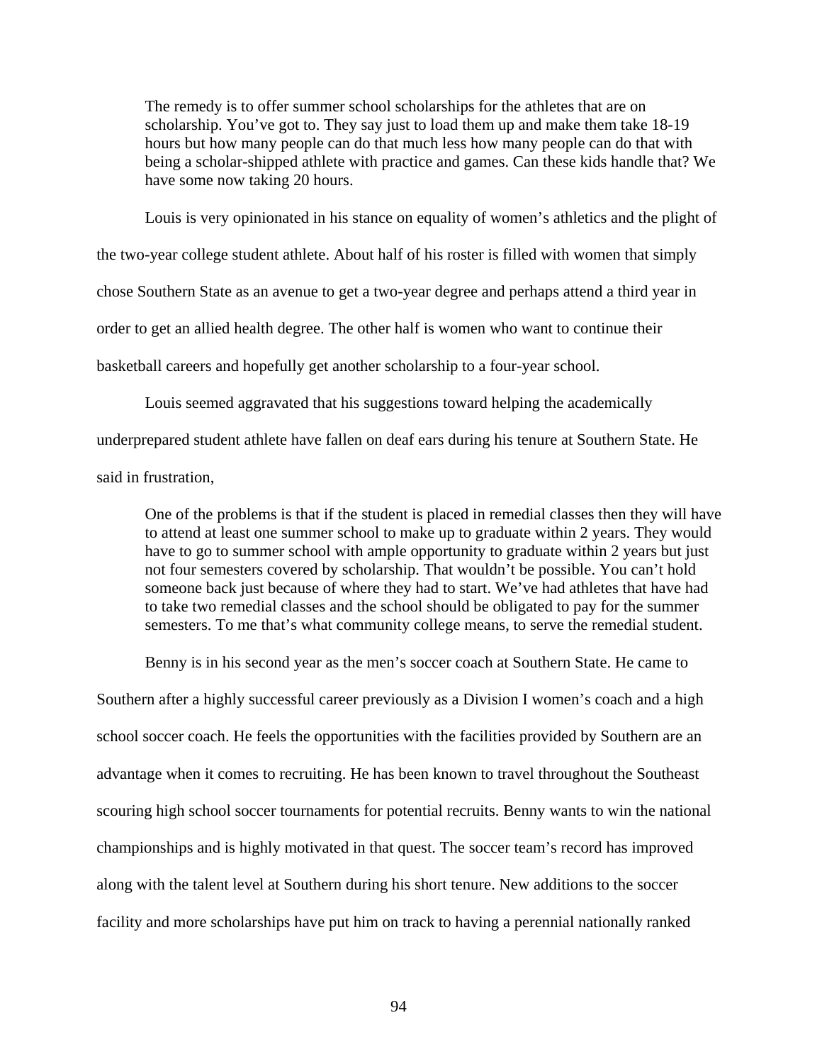> The remedy is to offer summer school scholarships for the athletes that are on scholarship. You've got to. They say just to load them up and make them take 18-19 hours but how many people can do that much less how many people can do that with being a scholar-shipped athlete with practice and games. Can these kids handle that? We have some now taking 20 hours.

Louis is very opinionated in his stance on equality of women's athletics and the plight of the two-year college student athlete. About half of his roster is filled with women that simply chose Southern State as an avenue to get a two-year degree and perhaps attend a third year in order to get an allied health degree. The other half is women who want to continue their basketball careers and hopefully get another scholarship to a four-year school.

Louis seemed aggravated that his suggestions toward helping the academically underprepared student athlete have fallen on deaf ears during his tenure at Southern State. He said in frustration,

> One of the problems is that if the student is placed in remedial classes then they will have to attend at least one summer school to make up to graduate within 2 years. They would have to go to summer school with ample opportunity to graduate within 2 years but just not four semesters covered by scholarship. That wouldn't be possible. You can't hold someone back just because of where they had to start. We've had athletes that have had to take two remedial classes and the school should be obligated to pay for the summer semesters. To me that's what community college means, to serve the remedial student.

Benny is in his second year as the men's soccer coach at Southern State. He came to Southern after a highly successful career previously as a Division I women's coach and a high school soccer coach. He feels the opportunities with the facilities provided by Southern are an advantage when it comes to recruiting. He has been known to travel throughout the Southeast scouring high school soccer tournaments for potential recruits. Benny wants to win the national championships and is highly motivated in that quest. The soccer team's record has improved along with the talent level at Southern during his short tenure. New additions to the soccer facility and more scholarships have put him on track to having a perennial nationally ranked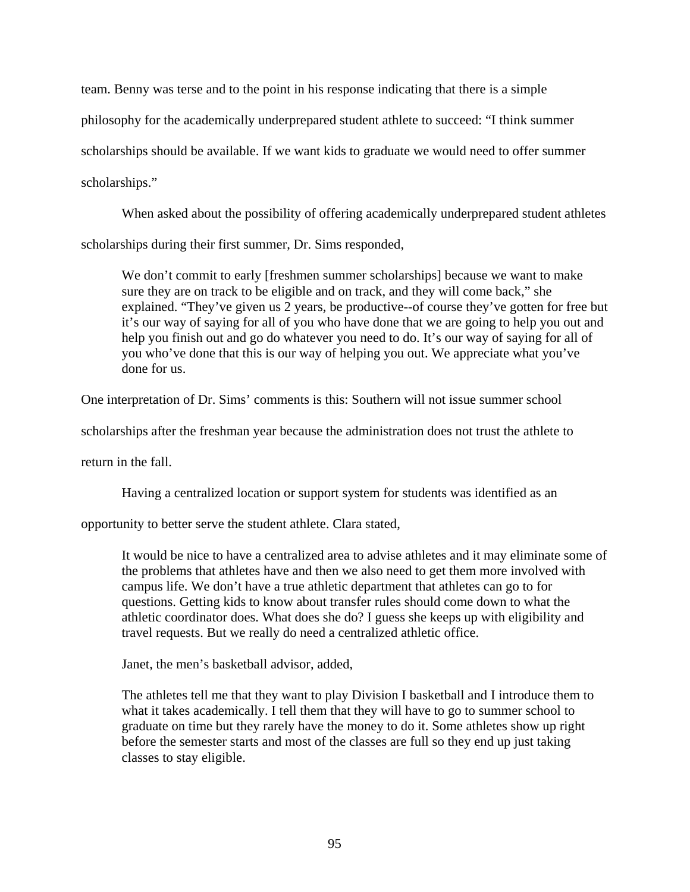team. Benny was terse and to the point in his response indicating that there is a simple philosophy for the academically underprepared student athlete to succeed: "I think summer scholarships should be available. If we want kids to graduate we would need to offer summer scholarships."

When asked about the possibility of offering academically underprepared student athletes scholarships during their first summer, Dr. Sims responded,

> We don't commit to early [freshmen summer scholarships] because we want to make sure they are on track to be eligible and on track, and they will come back," she explained. "They've given us 2 years, be productive--of course they've gotten for free but it's our way of saying for all of you who have done that we are going to help you out and help you finish out and go do whatever you need to do. It's our way of saying for all of you who've done that this is our way of helping you out. We appreciate what you've done for us.

One interpretation of Dr. Sims' comments is this: Southern will not issue summer school scholarships after the freshman year because the administration does not trust the athlete to return in the fall.

Having a centralized location or support system for students was identified as an opportunity to better serve the student athlete. Clara stated,

> It would be nice to have a centralized area to advise athletes and it may eliminate some of the problems that athletes have and then we also need to get them more involved with campus life. We don't have a true athletic department that athletes can go to for questions. Getting kids to know about transfer rules should come down to what the athletic coordinator does. What does she do? I guess she keeps up with eligibility and travel requests. But we really do need a centralized athletic office.

Janet, the men's basketball advisor, added,

> The athletes tell me that they want to play Division I basketball and I introduce them to what it takes academically. I tell them that they will have to go to summer school to graduate on time but they rarely have the money to do it. Some athletes show up right before the semester starts and most of the classes are full so they end up just taking classes to stay eligible.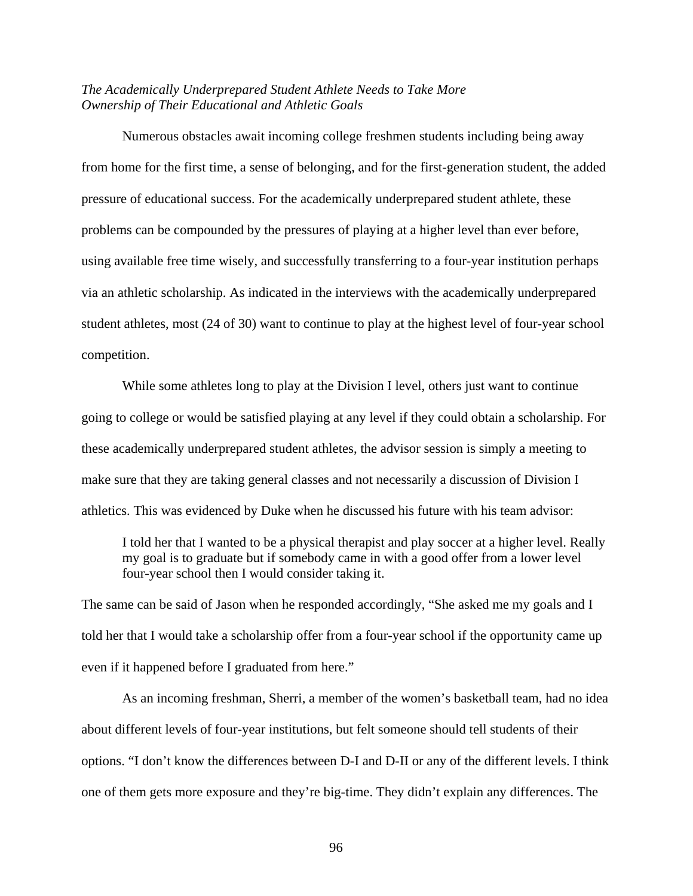*The Academically Underprepared Student Athlete Needs to Take More Ownership of Their Educational and Athletic Goals*

Numerous obstacles await incoming college freshmen students including being away from home for the first time, a sense of belonging, and for the first-generation student, the added pressure of educational success. For the academically underprepared student athlete, these problems can be compounded by the pressures of playing at a higher level than ever before, using available free time wisely, and successfully transferring to a four-year institution perhaps via an athletic scholarship. As indicated in the interviews with the academically underprepared student athletes, most (24 of 30) want to continue to play at the highest level of four-year school competition.

While some athletes long to play at the Division I level, others just want to continue going to college or would be satisfied playing at any level if they could obtain a scholarship. For these academically underprepared student athletes, the advisor session is simply a meeting to make sure that they are taking general classes and not necessarily a discussion of Division I athletics. This was evidenced by Duke when he discussed his future with his team advisor:

> I told her that I wanted to be a physical therapist and play soccer at a higher level. Really my goal is to graduate but if somebody came in with a good offer from a lower level four-year school then I would consider taking it.

The same can be said of Jason when he responded accordingly, "She asked me my goals and I told her that I would take a scholarship offer from a four-year school if the opportunity came up even if it happened before I graduated from here."

As an incoming freshman, Sherri, a member of the women's basketball team, had no idea about different levels of four-year institutions, but felt someone should tell students of their options. "I don't know the differences between D-I and D-II or any of the different levels. I think one of them gets more exposure and they're big-time. They didn't explain any differences. The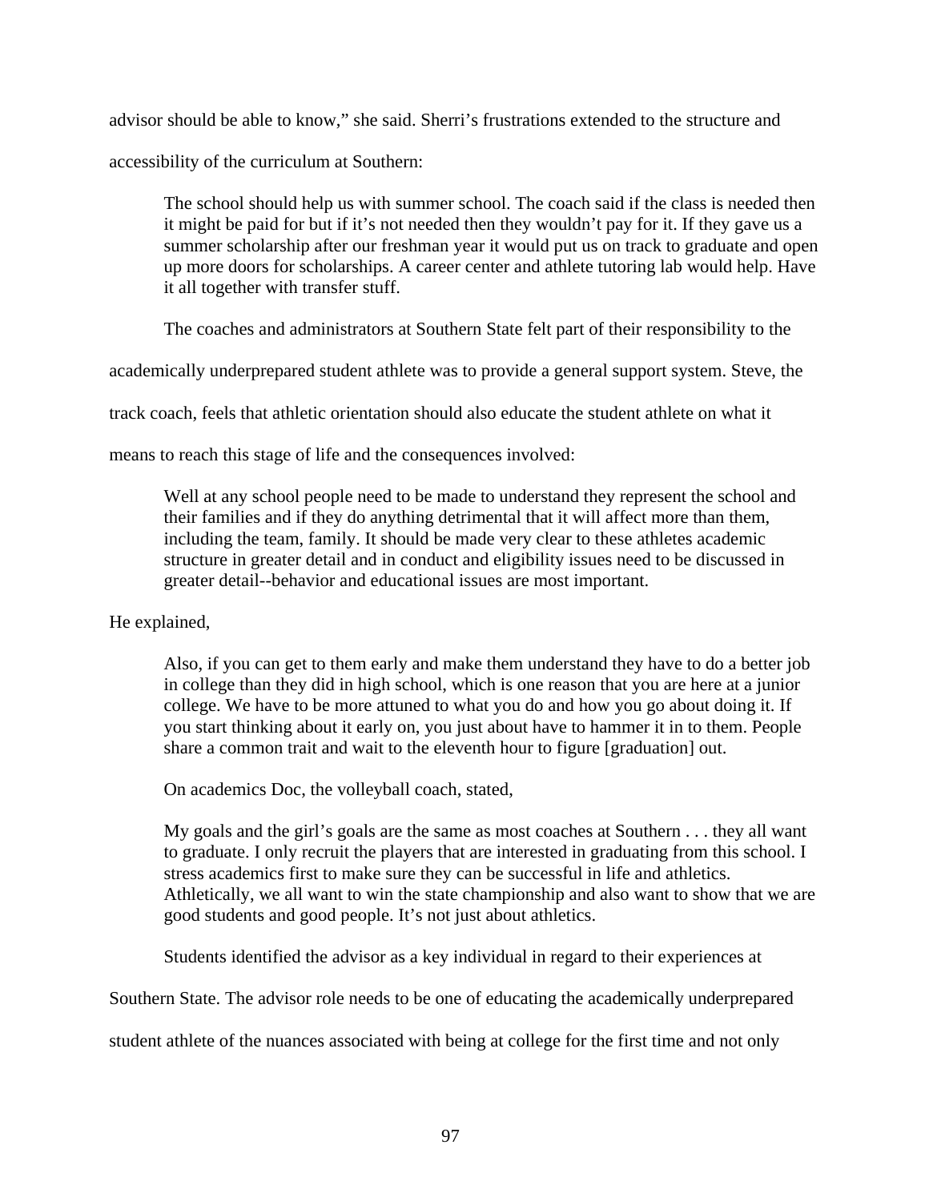advisor should be able to know," she said. Sherri's frustrations extended to the structure and accessibility of the curriculum at Southern:

> The school should help us with summer school. The coach said if the class is needed then it might be paid for but if it's not needed then they wouldn't pay for it. If they gave us a summer scholarship after our freshman year it would put us on track to graduate and open up more doors for scholarships. A career center and athlete tutoring lab would help. Have it all together with transfer stuff.

The coaches and administrators at Southern State felt part of their responsibility to the academically underprepared student athlete was to provide a general support system. Steve, the track coach, feels that athletic orientation should also educate the student athlete on what it means to reach this stage of life and the consequences involved:

> Well at any school people need to be made to understand they represent the school and their families and if they do anything detrimental that it will affect more than them, including the team, family. It should be made very clear to these athletes academic structure in greater detail and in conduct and eligibility issues need to be discussed in greater detail--behavior and educational issues are most important.

He explained,

> Also, if you can get to them early and make them understand they have to do a better job in college than they did in high school, which is one reason that you are here at a junior college. We have to be more attuned to what you do and how you go about doing it. If you start thinking about it early on, you just about have to hammer it in to them. People share a common trait and wait to the eleventh hour to figure [graduation] out.
>
> On academics Doc, the volleyball coach, stated,
>
> My goals and the girl's goals are the same as most coaches at Southern . . . they all want to graduate. I only recruit the players that are interested in graduating from this school. I stress academics first to make sure they can be successful in life and athletics. Athletically, we all want to win the state championship and also want to show that we are good students and good people. It's not just about athletics.

Students identified the advisor as a key individual in regard to their experiences at Southern State. The advisor role needs to be one of educating the academically underprepared student athlete of the nuances associated with being at college for the first time and not only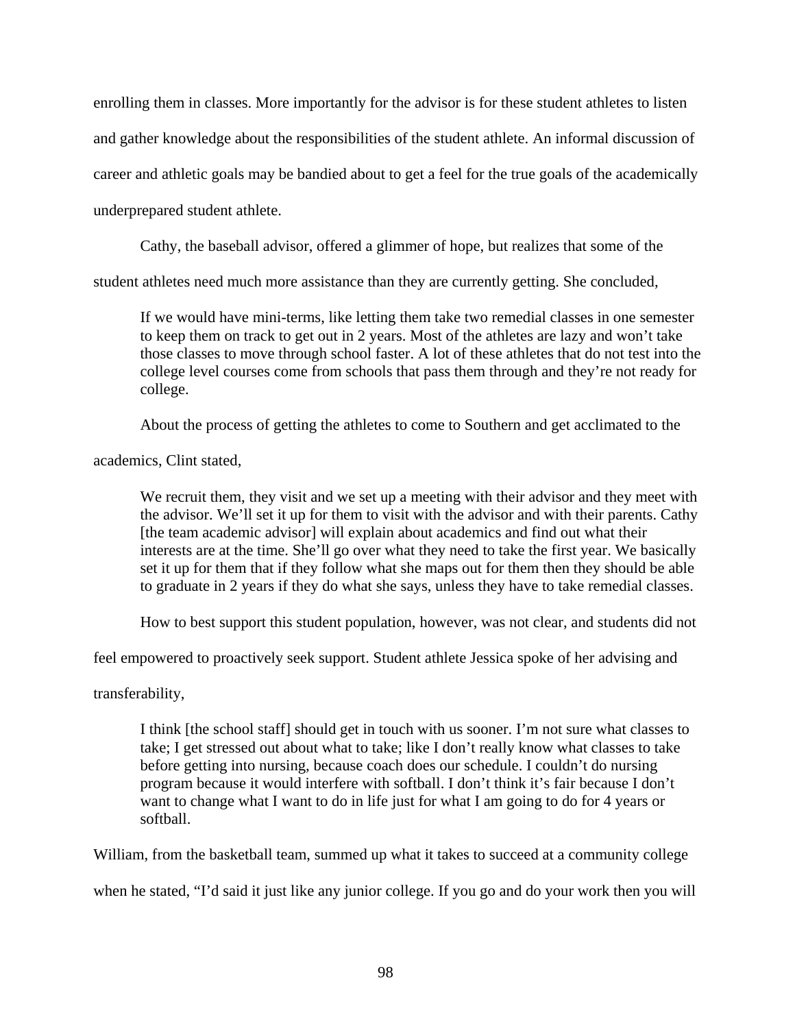enrolling them in classes. More importantly for the advisor is for these student athletes to listen and gather knowledge about the responsibilities of the student athlete. An informal discussion of career and athletic goals may be bandied about to get a feel for the true goals of the academically underprepared student athlete.

Cathy, the baseball advisor, offered a glimmer of hope, but realizes that some of the student athletes need much more assistance than they are currently getting. She concluded,

> If we would have mini-terms, like letting them take two remedial classes in one semester to keep them on track to get out in 2 years. Most of the athletes are lazy and won't take those classes to move through school faster. A lot of these athletes that do not test into the college level courses come from schools that pass them through and they're not ready for college.

About the process of getting the athletes to come to Southern and get acclimated to the academics, Clint stated,

> We recruit them, they visit and we set up a meeting with their advisor and they meet with the advisor. We'll set it up for them to visit with the advisor and with their parents. Cathy [the team academic advisor] will explain about academics and find out what their interests are at the time. She'll go over what they need to take the first year. We basically set it up for them that if they follow what she maps out for them then they should be able to graduate in 2 years if they do what she says, unless they have to take remedial classes.

How to best support this student population, however, was not clear, and students did not feel empowered to proactively seek support. Student athlete Jessica spoke of her advising and transferability,

> I think [the school staff] should get in touch with us sooner. I'm not sure what classes to take; I get stressed out about what to take; like I don't really know what classes to take before getting into nursing, because coach does our schedule. I couldn't do nursing program because it would interfere with softball. I don't think it's fair because I don't want to change what I want to do in life just for what I am going to do for 4 years or softball.

William, from the basketball team, summed up what it takes to succeed at a community college when he stated, "I'd said it just like any junior college. If you go and do your work then you will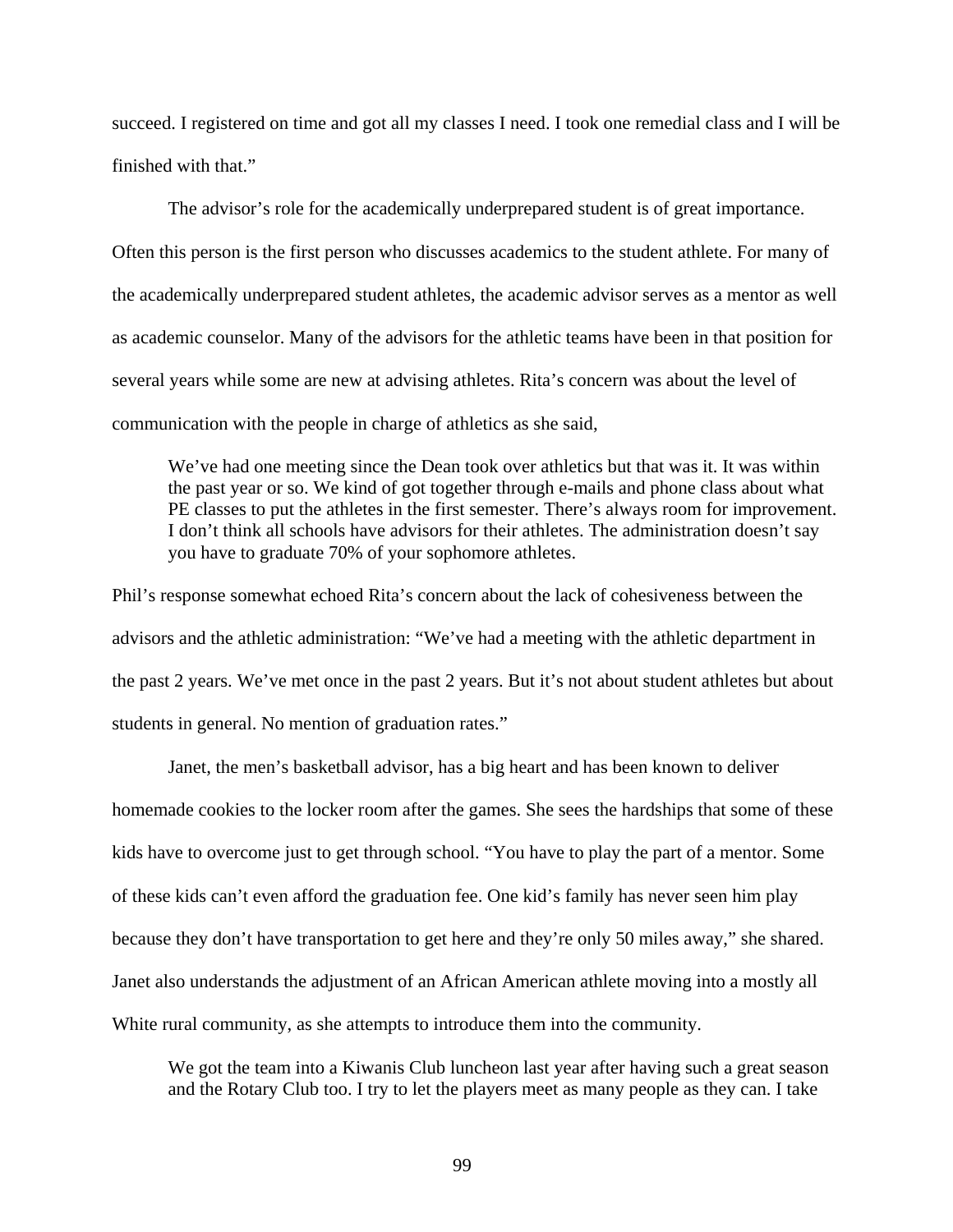succeed. I registered on time and got all my classes I need. I took one remedial class and I will be finished with that."

The advisor's role for the academically underprepared student is of great importance. Often this person is the first person who discusses academics to the student athlete. For many of the academically underprepared student athletes, the academic advisor serves as a mentor as well as academic counselor. Many of the advisors for the athletic teams have been in that position for several years while some are new at advising athletes. Rita's concern was about the level of communication with the people in charge of athletics as she said,

> We've had one meeting since the Dean took over athletics but that was it. It was within the past year or so. We kind of got together through e-mails and phone class about what PE classes to put the athletes in the first semester. There's always room for improvement. I don't think all schools have advisors for their athletes. The administration doesn't say you have to graduate 70% of your sophomore athletes.

Phil's response somewhat echoed Rita's concern about the lack of cohesiveness between the advisors and the athletic administration: "We've had a meeting with the athletic department in the past 2 years. We've met once in the past 2 years. But it's not about student athletes but about students in general. No mention of graduation rates."

Janet, the men's basketball advisor, has a big heart and has been known to deliver homemade cookies to the locker room after the games. She sees the hardships that some of these kids have to overcome just to get through school. "You have to play the part of a mentor. Some of these kids can't even afford the graduation fee. One kid's family has never seen him play because they don't have transportation to get here and they're only 50 miles away," she shared. Janet also understands the adjustment of an African American athlete moving into a mostly all White rural community, as she attempts to introduce them into the community.

> We got the team into a Kiwanis Club luncheon last year after having such a great season and the Rotary Club too. I try to let the players meet as many people as they can. I take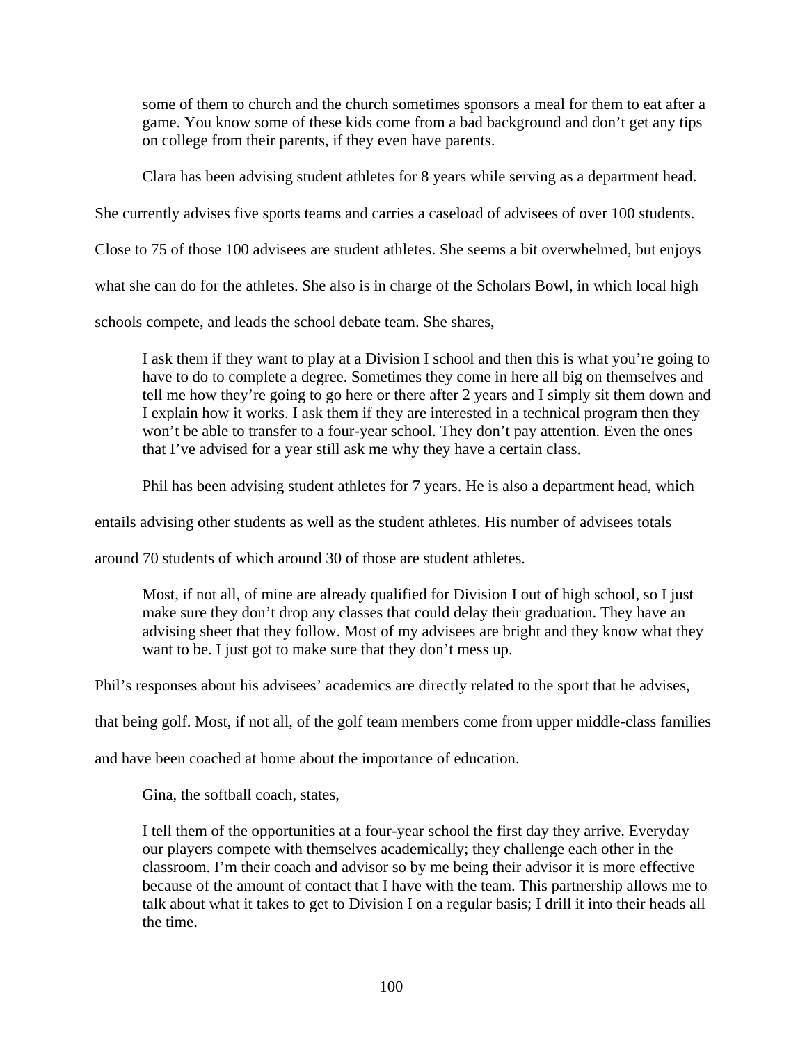> some of them to church and the church sometimes sponsors a meal for them to eat after a game. You know some of these kids come from a bad background and don't get any tips on college from their parents, if they even have parents.

Clara has been advising student athletes for 8 years while serving as a department head. She currently advises five sports teams and carries a caseload of advisees of over 100 students. Close to 75 of those 100 advisees are student athletes. She seems a bit overwhelmed, but enjoys what she can do for the athletes. She also is in charge of the Scholars Bowl, in which local high schools compete, and leads the school debate team. She shares,

> I ask them if they want to play at a Division I school and then this is what you're going to have to do to complete a degree. Sometimes they come in here all big on themselves and tell me how they're going to go here or there after 2 years and I simply sit them down and I explain how it works. I ask them if they are interested in a technical program then they won't be able to transfer to a four-year school. They don't pay attention. Even the ones that I've advised for a year still ask me why they have a certain class.

Phil has been advising student athletes for 7 years. He is also a department head, which entails advising other students as well as the student athletes. His number of advisees totals around 70 students of which around 30 of those are student athletes.

> Most, if not all, of mine are already qualified for Division I out of high school, so I just make sure they don't drop any classes that could delay their graduation. They have an advising sheet that they follow. Most of my advisees are bright and they know what they want to be. I just got to make sure that they don't mess up.

Phil's responses about his advisees' academics are directly related to the sport that he advises, that being golf. Most, if not all, of the golf team members come from upper middle-class families and have been coached at home about the importance of education.

Gina, the softball coach, states,

> I tell them of the opportunities at a four-year school the first day they arrive. Everyday our players compete with themselves academically; they challenge each other in the classroom. I'm their coach and advisor so by me being their advisor it is more effective because of the amount of contact that I have with the team. This partnership allows me to talk about what it takes to get to Division I on a regular basis; I drill it into their heads all the time.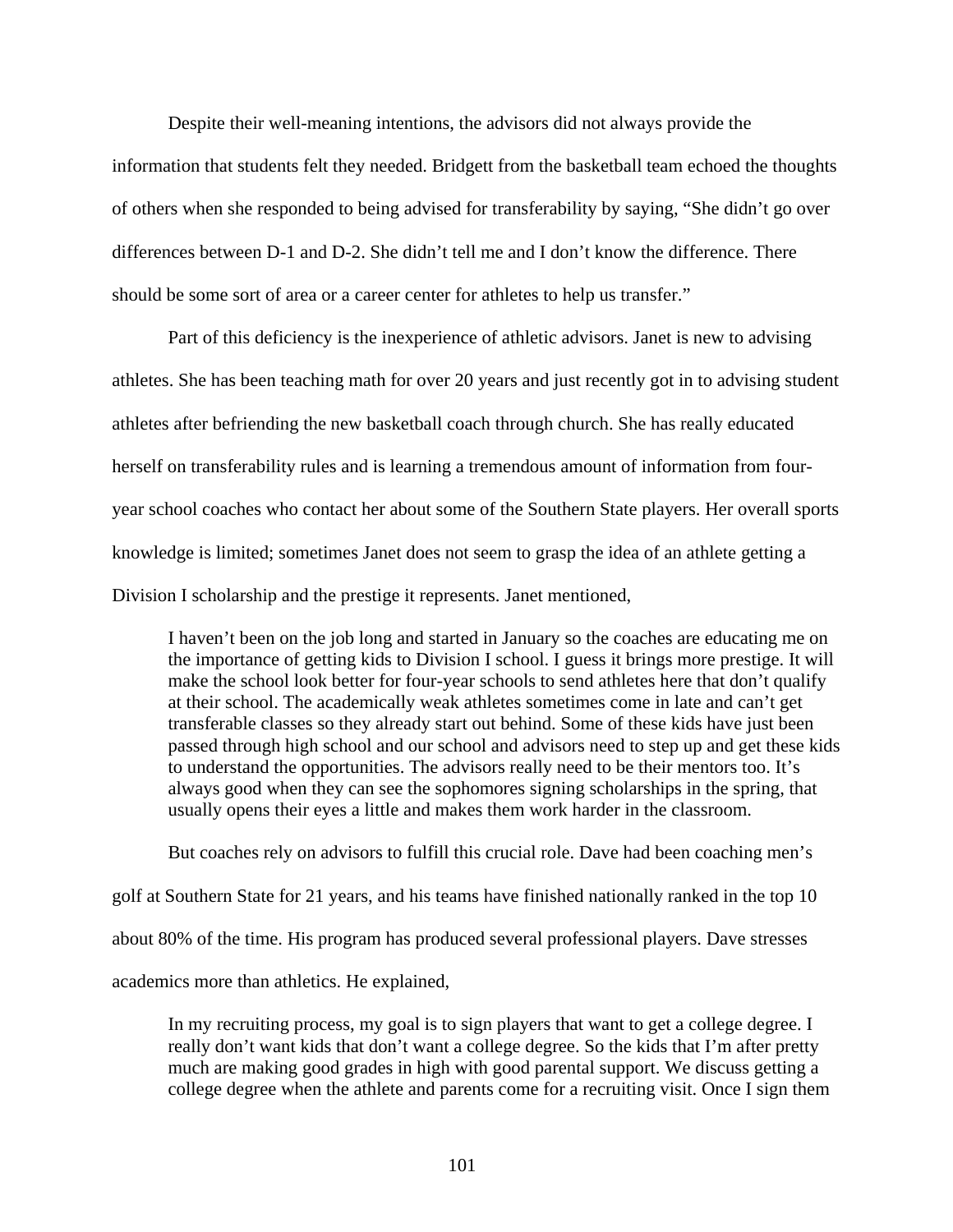Despite their well-meaning intentions, the advisors did not always provide the information that students felt they needed. Bridgett from the basketball team echoed the thoughts of others when she responded to being advised for transferability by saying, "She didn't go over differences between D-1 and D-2. She didn't tell me and I don't know the difference. There should be some sort of area or a career center for athletes to help us transfer."

Part of this deficiency is the inexperience of athletic advisors. Janet is new to advising athletes. She has been teaching math for over 20 years and just recently got in to advising student athletes after befriending the new basketball coach through church. She has really educated herself on transferability rules and is learning a tremendous amount of information from four-year school coaches who contact her about some of the Southern State players. Her overall sports knowledge is limited; sometimes Janet does not seem to grasp the idea of an athlete getting a Division I scholarship and the prestige it represents. Janet mentioned,

> I haven't been on the job long and started in January so the coaches are educating me on the importance of getting kids to Division I school. I guess it brings more prestige. It will make the school look better for four-year schools to send athletes here that don't qualify at their school. The academically weak athletes sometimes come in late and can't get transferable classes so they already start out behind. Some of these kids have just been passed through high school and our school and advisors need to step up and get these kids to understand the opportunities. The advisors really need to be their mentors too. It's always good when they can see the sophomores signing scholarships in the spring, that usually opens their eyes a little and makes them work harder in the classroom.

But coaches rely on advisors to fulfill this crucial role. Dave had been coaching men's golf at Southern State for 21 years, and his teams have finished nationally ranked in the top 10 about 80% of the time. His program has produced several professional players. Dave stresses academics more than athletics. He explained,

> In my recruiting process, my goal is to sign players that want to get a college degree. I really don't want kids that don't want a college degree. So the kids that I'm after pretty much are making good grades in high with good parental support. We discuss getting a college degree when the athlete and parents come for a recruiting visit. Once I sign them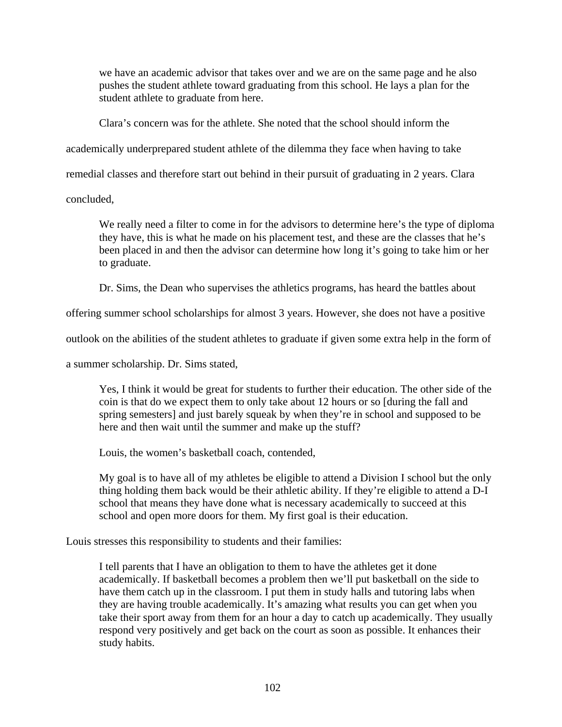> we have an academic advisor that takes over and we are on the same page and he also pushes the student athlete toward graduating from this school. He lays a plan for the student athlete to graduate from here.

Clara's concern was for the athlete. She noted that the school should inform the academically underprepared student athlete of the dilemma they face when having to take remedial classes and therefore start out behind in their pursuit of graduating in 2 years. Clara concluded,

> We really need a filter to come in for the advisors to determine here's the type of diploma they have, this is what he made on his placement test, and these are the classes that he's been placed in and then the advisor can determine how long it's going to take him or her to graduate.

Dr. Sims, the Dean who supervises the athletics programs, has heard the battles about offering summer school scholarships for almost 3 years. However, she does not have a positive outlook on the abilities of the student athletes to graduate if given some extra help in the form of a summer scholarship. Dr. Sims stated,

> Yes, I think it would be great for students to further their education. The other side of the coin is that do we expect them to only take about 12 hours or so [during the fall and spring semesters] and just barely squeak by when they're in school and supposed to be here and then wait until the summer and make up the stuff?

Louis, the women's basketball coach, contended,

> My goal is to have all of my athletes be eligible to attend a Division I school but the only thing holding them back would be their athletic ability. If they're eligible to attend a D-I school that means they have done what is necessary academically to succeed at this school and open more doors for them. My first goal is their education.

Louis stresses this responsibility to students and their families:

> I tell parents that I have an obligation to them to have the athletes get it done academically. If basketball becomes a problem then we'll put basketball on the side to have them catch up in the classroom. I put them in study halls and tutoring labs when they are having trouble academically. It's amazing what results you can get when you take their sport away from them for an hour a day to catch up academically. They usually respond very positively and get back on the court as soon as possible. It enhances their study habits.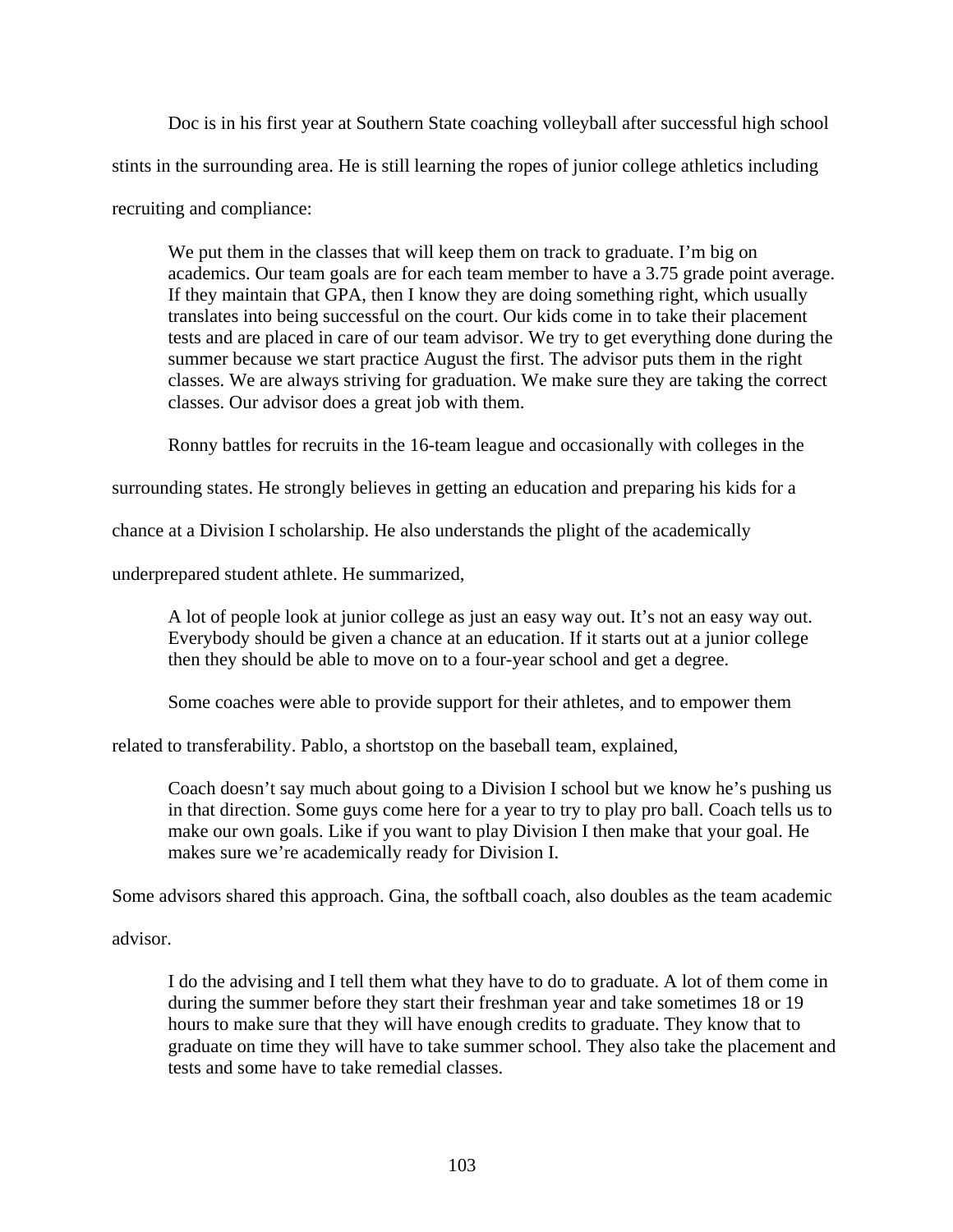Doc is in his first year at Southern State coaching volleyball after successful high school stints in the surrounding area. He is still learning the ropes of junior college athletics including recruiting and compliance:

> We put them in the classes that will keep them on track to graduate. I'm big on academics. Our team goals are for each team member to have a 3.75 grade point average. If they maintain that GPA, then I know they are doing something right, which usually translates into being successful on the court. Our kids come in to take their placement tests and are placed in care of our team advisor. We try to get everything done during the summer because we start practice August the first. The advisor puts them in the right classes. We are always striving for graduation. We make sure they are taking the correct classes. Our advisor does a great job with them.

Ronny battles for recruits in the 16-team league and occasionally with colleges in the surrounding states. He strongly believes in getting an education and preparing his kids for a chance at a Division I scholarship. He also understands the plight of the academically underprepared student athlete. He summarized,

> A lot of people look at junior college as just an easy way out. It's not an easy way out. Everybody should be given a chance at an education. If it starts out at a junior college then they should be able to move on to a four-year school and get a degree.

Some coaches were able to provide support for their athletes, and to empower them related to transferability. Pablo, a shortstop on the baseball team, explained,

> Coach doesn't say much about going to a Division I school but we know he's pushing us in that direction. Some guys come here for a year to try to play pro ball. Coach tells us to make our own goals. Like if you want to play Division I then make that your goal. He makes sure we're academically ready for Division I.

Some advisors shared this approach. Gina, the softball coach, also doubles as the team academic advisor.

> I do the advising and I tell them what they have to do to graduate. A lot of them come in during the summer before they start their freshman year and take sometimes 18 or 19 hours to make sure that they will have enough credits to graduate. They know that to graduate on time they will have to take summer school. They also take the placement and tests and some have to take remedial classes.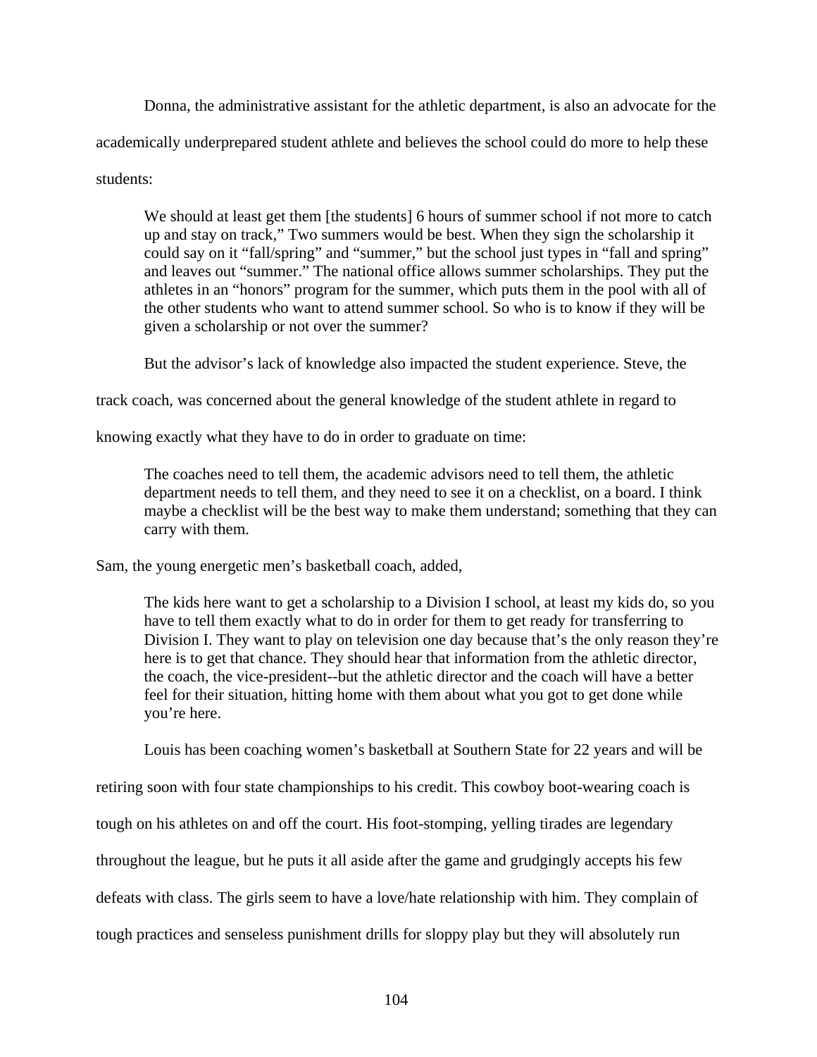Donna, the administrative assistant for the athletic department, is also an advocate for the academically underprepared student athlete and believes the school could do more to help these students:

> We should at least get them [the students] 6 hours of summer school if not more to catch up and stay on track," Two summers would be best. When they sign the scholarship it could say on it "fall/spring" and "summer," but the school just types in "fall and spring" and leaves out "summer." The national office allows summer scholarships. They put the athletes in an "honors" program for the summer, which puts them in the pool with all of the other students who want to attend summer school. So who is to know if they will be given a scholarship or not over the summer?

But the advisor's lack of knowledge also impacted the student experience. Steve, the track coach, was concerned about the general knowledge of the student athlete in regard to knowing exactly what they have to do in order to graduate on time:

> The coaches need to tell them, the academic advisors need to tell them, the athletic department needs to tell them, and they need to see it on a checklist, on a board. I think maybe a checklist will be the best way to make them understand; something that they can carry with them.

Sam, the young energetic men's basketball coach, added,

> The kids here want to get a scholarship to a Division I school, at least my kids do, so you have to tell them exactly what to do in order for them to get ready for transferring to Division I. They want to play on television one day because that's the only reason they're here is to get that chance. They should hear that information from the athletic director, the coach, the vice-president--but the athletic director and the coach will have a better feel for their situation, hitting home with them about what you got to get done while you're here.

Louis has been coaching women's basketball at Southern State for 22 years and will be retiring soon with four state championships to his credit. This cowboy boot-wearing coach is tough on his athletes on and off the court. His foot-stomping, yelling tirades are legendary throughout the league, but he puts it all aside after the game and grudgingly accepts his few defeats with class. The girls seem to have a love/hate relationship with him. They complain of tough practices and senseless punishment drills for sloppy play but they will absolutely run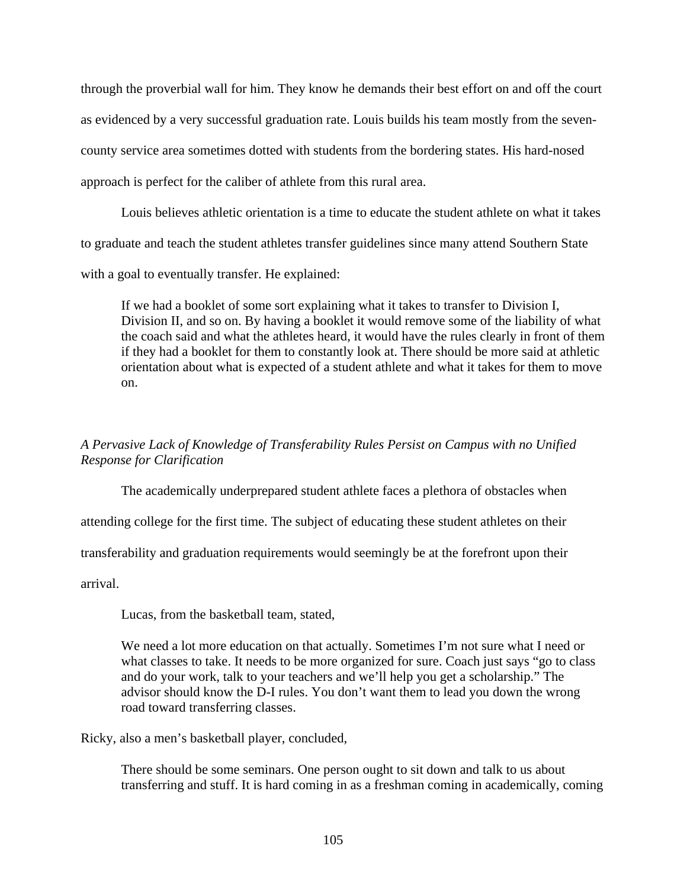through the proverbial wall for him. They know he demands their best effort on and off the court as evidenced by a very successful graduation rate. Louis builds his team mostly from the seven-county service area sometimes dotted with students from the bordering states. His hard-nosed approach is perfect for the caliber of athlete from this rural area.

Louis believes athletic orientation is a time to educate the student athlete on what it takes to graduate and teach the student athletes transfer guidelines since many attend Southern State with a goal to eventually transfer. He explained:

> If we had a booklet of some sort explaining what it takes to transfer to Division I, Division II, and so on. By having a booklet it would remove some of the liability of what the coach said and what the athletes heard, it would have the rules clearly in front of them if they had a booklet for them to constantly look at. There should be more said at athletic orientation about what is expected of a student athlete and what it takes for them to move on.

*A Pervasive Lack of Knowledge of Transferability Rules Persist on Campus with no Unified Response for Clarification*

The academically underprepared student athlete faces a plethora of obstacles when attending college for the first time. The subject of educating these student athletes on their transferability and graduation requirements would seemingly be at the forefront upon their arrival.

Lucas, from the basketball team, stated,

> We need a lot more education on that actually. Sometimes I'm not sure what I need or what classes to take. It needs to be more organized for sure. Coach just says "go to class and do your work, talk to your teachers and we'll help you get a scholarship." The advisor should know the D-I rules. You don't want them to lead you down the wrong road toward transferring classes.

Ricky, also a men's basketball player, concluded,

> There should be some seminars. One person ought to sit down and talk to us about transferring and stuff. It is hard coming in as a freshman coming in academically, coming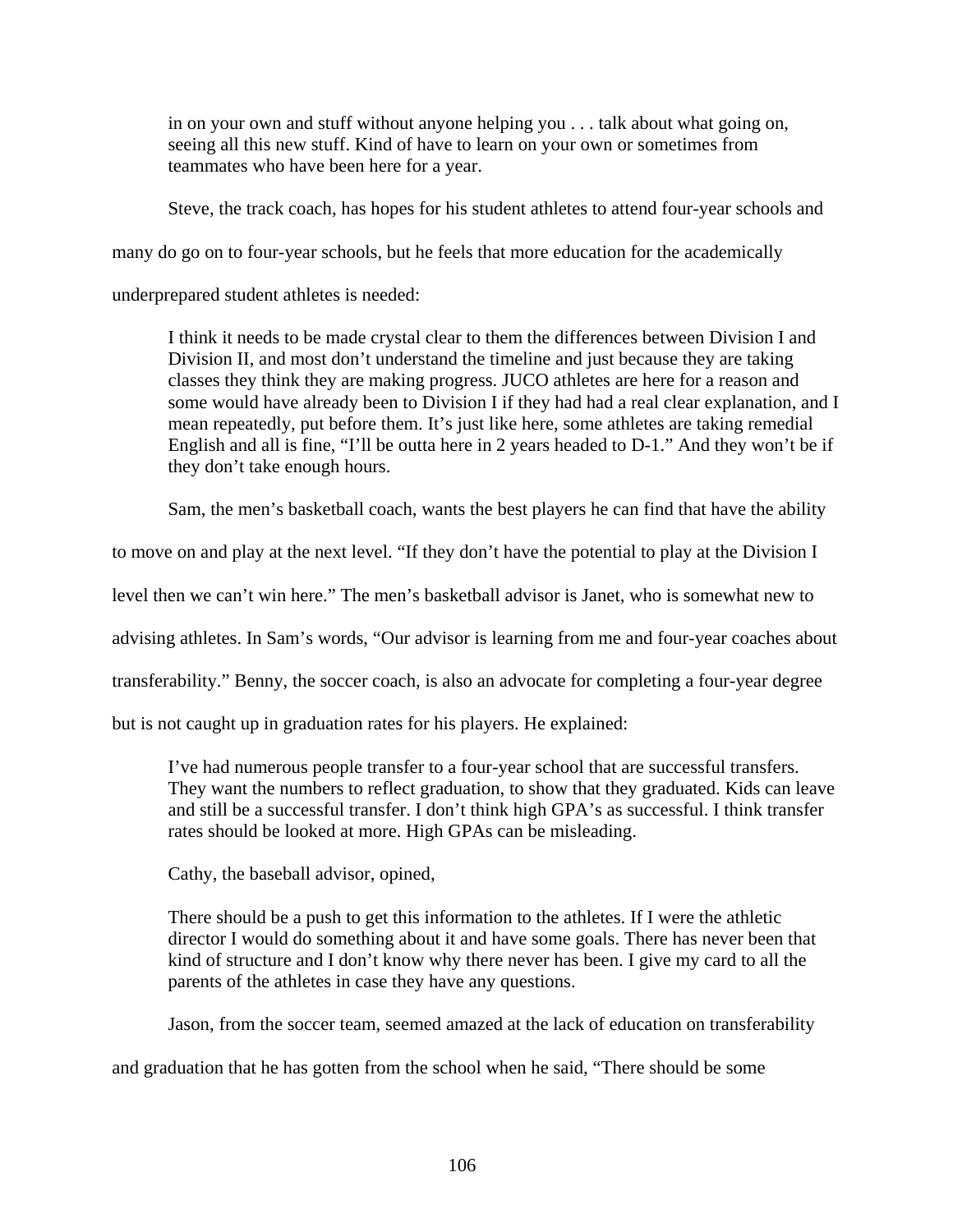> in on your own and stuff without anyone helping you . . . talk about what going on, seeing all this new stuff. Kind of have to learn on your own or sometimes from teammates who have been here for a year.

Steve, the track coach, has hopes for his student athletes to attend four-year schools and many do go on to four-year schools, but he feels that more education for the academically underprepared student athletes is needed:

> I think it needs to be made crystal clear to them the differences between Division I and Division II, and most don't understand the timeline and just because they are taking classes they think they are making progress. JUCO athletes are here for a reason and some would have already been to Division I if they had had a real clear explanation, and I mean repeatedly, put before them. It's just like here, some athletes are taking remedial English and all is fine, "I'll be outta here in 2 years headed to D-1." And they won't be if they don't take enough hours.

Sam, the men's basketball coach, wants the best players he can find that have the ability to move on and play at the next level. "If they don't have the potential to play at the Division I level then we can't win here." The men's basketball advisor is Janet, who is somewhat new to advising athletes. In Sam's words, "Our advisor is learning from me and four-year coaches about transferability." Benny, the soccer coach, is also an advocate for completing a four-year degree but is not caught up in graduation rates for his players. He explained:

> I've had numerous people transfer to a four-year school that are successful transfers. They want the numbers to reflect graduation, to show that they graduated. Kids can leave and still be a successful transfer. I don't think high GPA's as successful. I think transfer rates should be looked at more. High GPAs can be misleading.

Cathy, the baseball advisor, opined,

> There should be a push to get this information to the athletes. If I were the athletic director I would do something about it and have some goals. There has never been that kind of structure and I don't know why there never has been. I give my card to all the parents of the athletes in case they have any questions.

Jason, from the soccer team, seemed amazed at the lack of education on transferability and graduation that he has gotten from the school when he said, "There should be some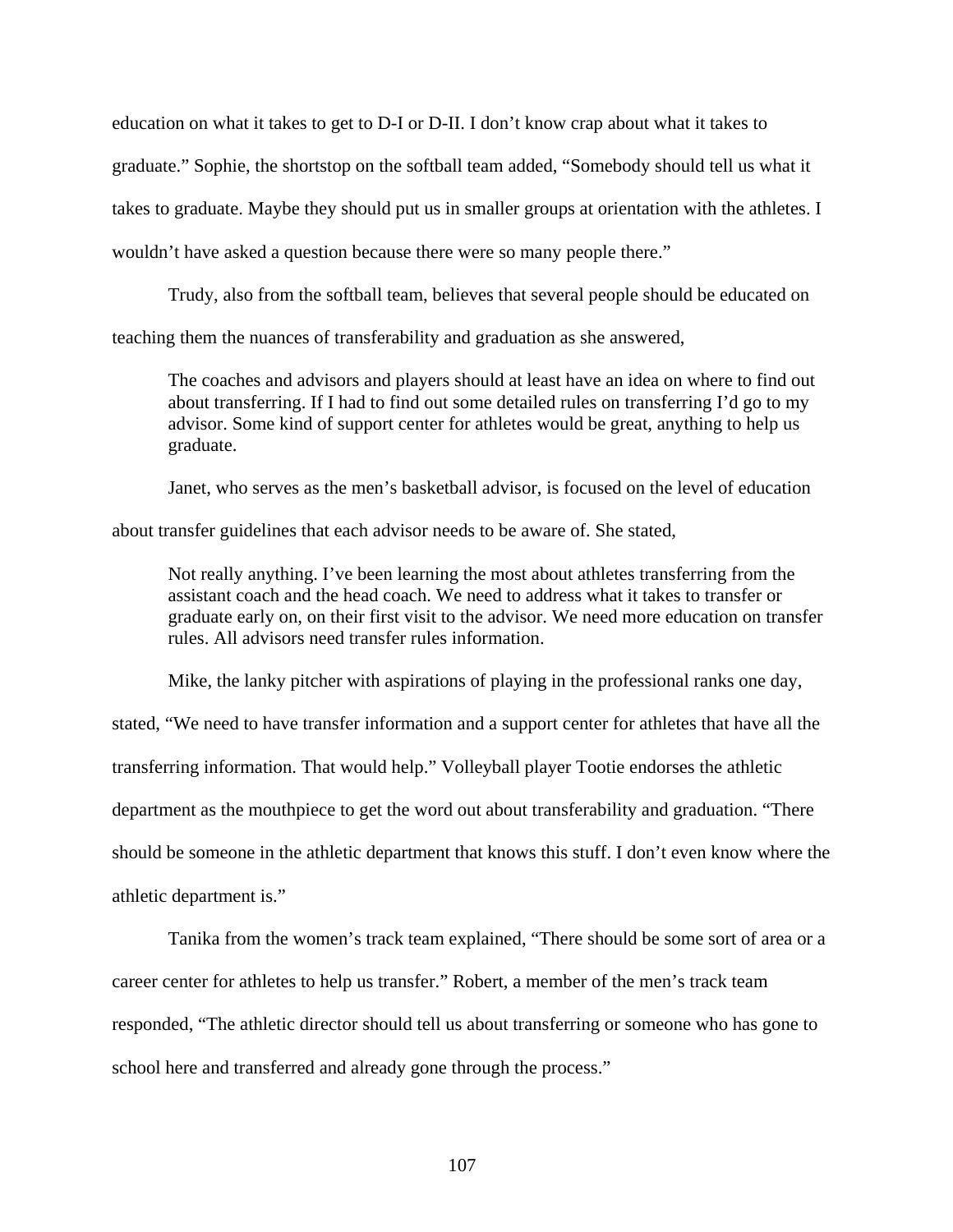education on what it takes to get to D-I or D-II. I don't know crap about what it takes to graduate." Sophie, the shortstop on the softball team added, "Somebody should tell us what it takes to graduate. Maybe they should put us in smaller groups at orientation with the athletes. I wouldn't have asked a question because there were so many people there."

Trudy, also from the softball team, believes that several people should be educated on teaching them the nuances of transferability and graduation as she answered,

> The coaches and advisors and players should at least have an idea on where to find out about transferring. If I had to find out some detailed rules on transferring I'd go to my advisor. Some kind of support center for athletes would be great, anything to help us graduate.

Janet, who serves as the men's basketball advisor, is focused on the level of education about transfer guidelines that each advisor needs to be aware of. She stated,

> Not really anything. I've been learning the most about athletes transferring from the assistant coach and the head coach. We need to address what it takes to transfer or graduate early on, on their first visit to the advisor. We need more education on transfer rules. All advisors need transfer rules information.

Mike, the lanky pitcher with aspirations of playing in the professional ranks one day, stated, "We need to have transfer information and a support center for athletes that have all the transferring information. That would help." Volleyball player Tootie endorses the athletic department as the mouthpiece to get the word out about transferability and graduation. "There should be someone in the athletic department that knows this stuff. I don't even know where the athletic department is."

Tanika from the women's track team explained, "There should be some sort of area or a career center for athletes to help us transfer." Robert, a member of the men's track team responded, "The athletic director should tell us about transferring or someone who has gone to school here and transferred and already gone through the process."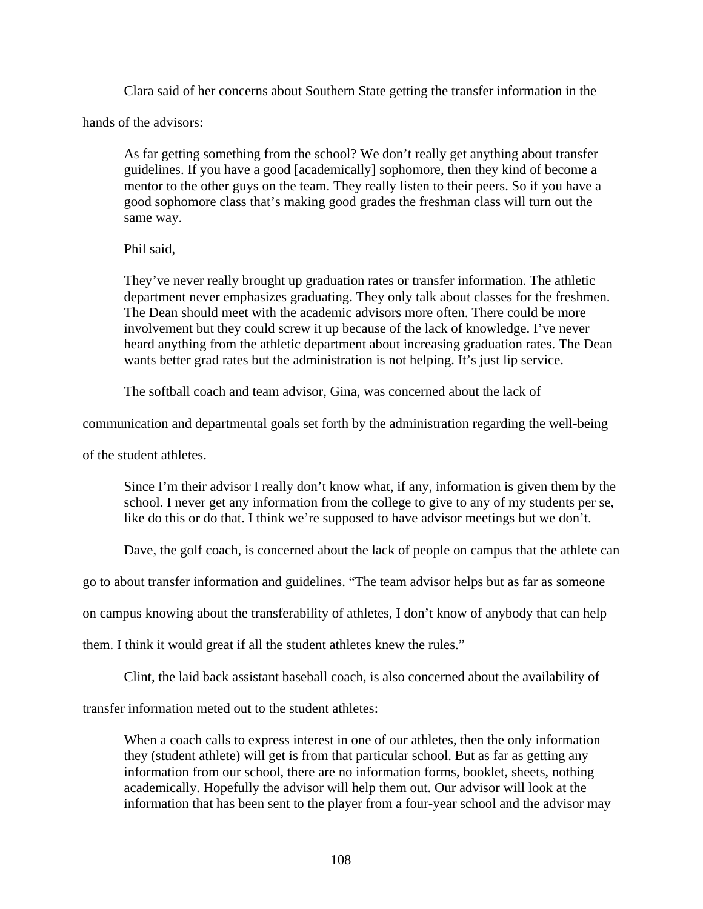Clara said of her concerns about Southern State getting the transfer information in the hands of the advisors:

> As far getting something from the school? We don't really get anything about transfer guidelines. If you have a good [academically] sophomore, then they kind of become a mentor to the other guys on the team. They really listen to their peers. So if you have a good sophomore class that's making good grades the freshman class will turn out the same way.

> Phil said,

> They've never really brought up graduation rates or transfer information. The athletic department never emphasizes graduating. They only talk about classes for the freshmen. The Dean should meet with the academic advisors more often. There could be more involvement but they could screw it up because of the lack of knowledge. I've never heard anything from the athletic department about increasing graduation rates. The Dean wants better grad rates but the administration is not helping. It's just lip service.

The softball coach and team advisor, Gina, was concerned about the lack of communication and departmental goals set forth by the administration regarding the well-being of the student athletes.

> Since I'm their advisor I really don't know what, if any, information is given them by the school. I never get any information from the college to give to any of my students per se, like do this or do that. I think we're supposed to have advisor meetings but we don't.

Dave, the golf coach, is concerned about the lack of people on campus that the athlete can go to about transfer information and guidelines. "The team advisor helps but as far as someone on campus knowing about the transferability of athletes, I don't know of anybody that can help them. I think it would great if all the student athletes knew the rules."

Clint, the laid back assistant baseball coach, is also concerned about the availability of transfer information meted out to the student athletes:

> When a coach calls to express interest in one of our athletes, then the only information they (student athlete) will get is from that particular school. But as far as getting any information from our school, there are no information forms, booklet, sheets, nothing academically. Hopefully the advisor will help them out. Our advisor will look at the information that has been sent to the player from a four-year school and the advisor may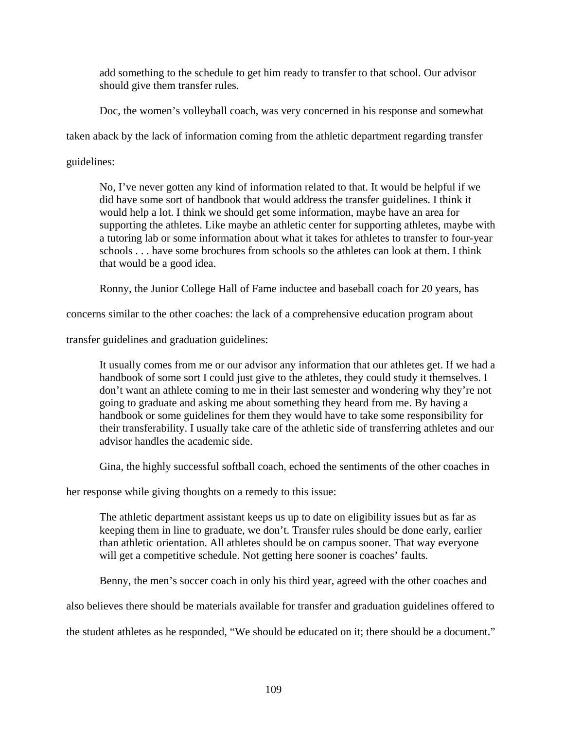> add something to the schedule to get him ready to transfer to that school. Our advisor should give them transfer rules.

Doc, the women's volleyball coach, was very concerned in his response and somewhat taken aback by the lack of information coming from the athletic department regarding transfer guidelines:

> No, I've never gotten any kind of information related to that. It would be helpful if we did have some sort of handbook that would address the transfer guidelines. I think it would help a lot. I think we should get some information, maybe have an area for supporting the athletes. Like maybe an athletic center for supporting athletes, maybe with a tutoring lab or some information about what it takes for athletes to transfer to four-year schools . . . have some brochures from schools so the athletes can look at them. I think that would be a good idea.

Ronny, the Junior College Hall of Fame inductee and baseball coach for 20 years, has concerns similar to the other coaches: the lack of a comprehensive education program about transfer guidelines and graduation guidelines:

> It usually comes from me or our advisor any information that our athletes get. If we had a handbook of some sort I could just give to the athletes, they could study it themselves. I don't want an athlete coming to me in their last semester and wondering why they're not going to graduate and asking me about something they heard from me. By having a handbook or some guidelines for them they would have to take some responsibility for their transferability. I usually take care of the athletic side of transferring athletes and our advisor handles the academic side.

Gina, the highly successful softball coach, echoed the sentiments of the other coaches in her response while giving thoughts on a remedy to this issue:

> The athletic department assistant keeps us up to date on eligibility issues but as far as keeping them in line to graduate, we don't. Transfer rules should be done early, earlier than athletic orientation. All athletes should be on campus sooner. That way everyone will get a competitive schedule. Not getting here sooner is coaches' faults.

Benny, the men's soccer coach in only his third year, agreed with the other coaches and also believes there should be materials available for transfer and graduation guidelines offered to the student athletes as he responded, "We should be educated on it; there should be a document."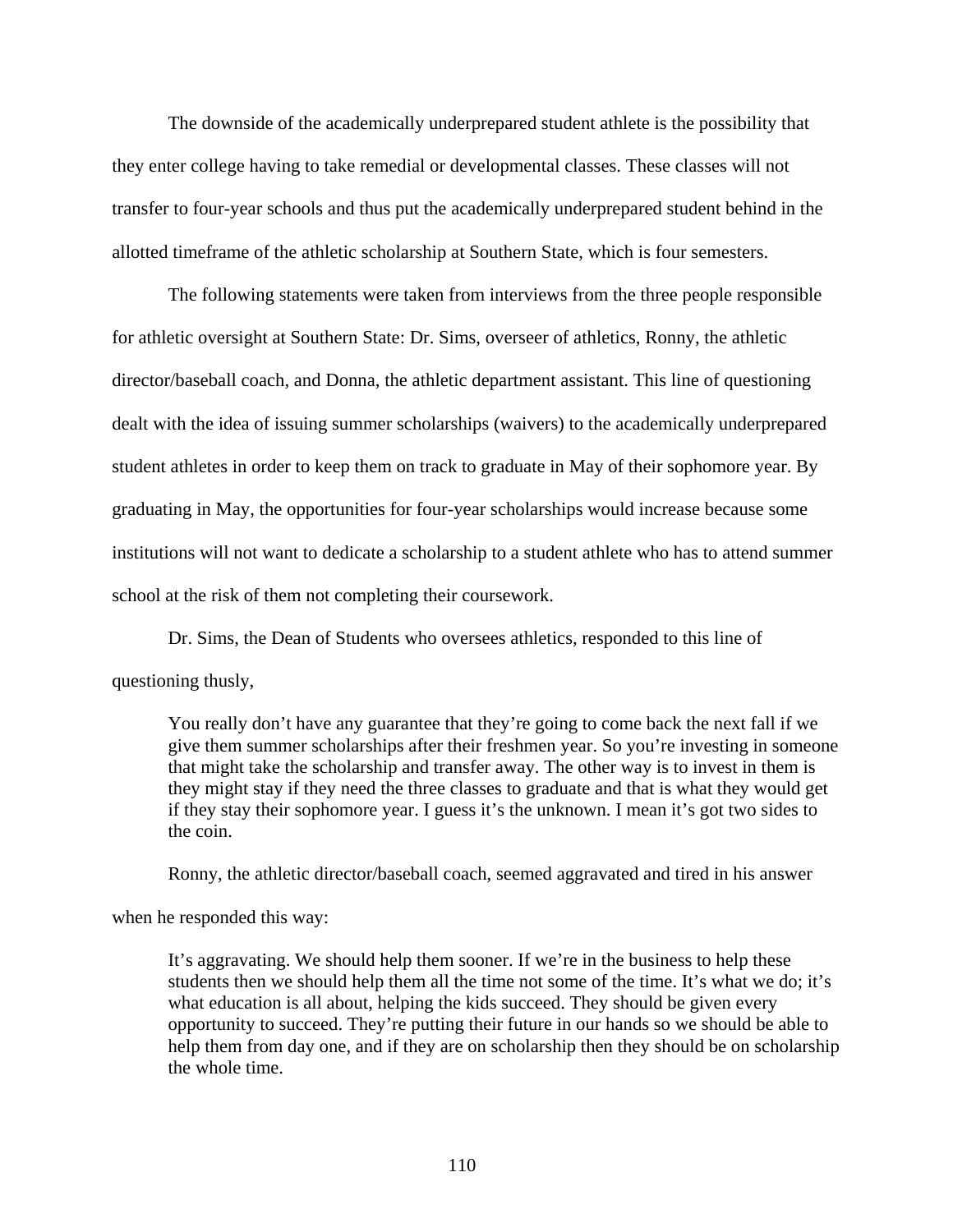The downside of the academically underprepared student athlete is the possibility that they enter college having to take remedial or developmental classes. These classes will not transfer to four-year schools and thus put the academically underprepared student behind in the allotted timeframe of the athletic scholarship at Southern State, which is four semesters.

The following statements were taken from interviews from the three people responsible for athletic oversight at Southern State: Dr. Sims, overseer of athletics, Ronny, the athletic director/baseball coach, and Donna, the athletic department assistant. This line of questioning dealt with the idea of issuing summer scholarships (waivers) to the academically underprepared student athletes in order to keep them on track to graduate in May of their sophomore year. By graduating in May, the opportunities for four-year scholarships would increase because some institutions will not want to dedicate a scholarship to a student athlete who has to attend summer school at the risk of them not completing their coursework.

Dr. Sims, the Dean of Students who oversees athletics, responded to this line of questioning thusly,

> You really don't have any guarantee that they're going to come back the next fall if we give them summer scholarships after their freshmen year. So you're investing in someone that might take the scholarship and transfer away. The other way is to invest in them is they might stay if they need the three classes to graduate and that is what they would get if they stay their sophomore year. I guess it's the unknown. I mean it's got two sides to the coin.

Ronny, the athletic director/baseball coach, seemed aggravated and tired in his answer when he responded this way:

> It's aggravating. We should help them sooner. If we're in the business to help these students then we should help them all the time not some of the time. It's what we do; it's what education is all about, helping the kids succeed. They should be given every opportunity to succeed. They're putting their future in our hands so we should be able to help them from day one, and if they are on scholarship then they should be on scholarship the whole time.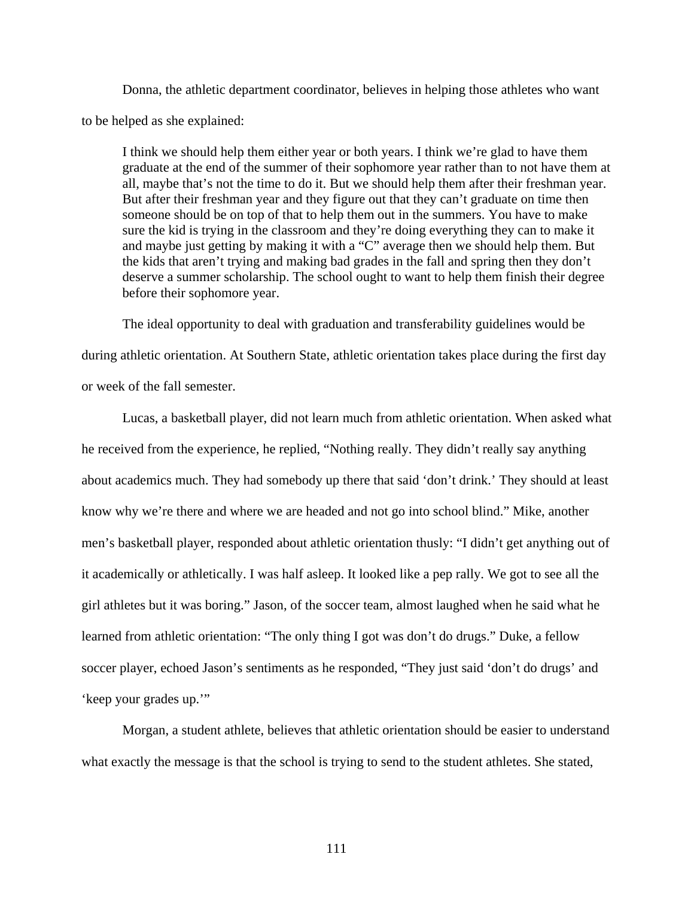Donna, the athletic department coordinator, believes in helping those athletes who want to be helped as she explained:

> I think we should help them either year or both years. I think we're glad to have them graduate at the end of the summer of their sophomore year rather than to not have them at all, maybe that's not the time to do it. But we should help them after their freshman year. But after their freshman year and they figure out that they can't graduate on time then someone should be on top of that to help them out in the summers. You have to make sure the kid is trying in the classroom and they're doing everything they can to make it and maybe just getting by making it with a "C" average then we should help them. But the kids that aren't trying and making bad grades in the fall and spring then they don't deserve a summer scholarship. The school ought to want to help them finish their degree before their sophomore year.

The ideal opportunity to deal with graduation and transferability guidelines would be during athletic orientation. At Southern State, athletic orientation takes place during the first day or week of the fall semester.

Lucas, a basketball player, did not learn much from athletic orientation. When asked what he received from the experience, he replied, "Nothing really. They didn't really say anything about academics much. They had somebody up there that said 'don't drink.' They should at least know why we're there and where we are headed and not go into school blind." Mike, another men's basketball player, responded about athletic orientation thusly: "I didn't get anything out of it academically or athletically. I was half asleep. It looked like a pep rally. We got to see all the girl athletes but it was boring." Jason, of the soccer team, almost laughed when he said what he learned from athletic orientation: "The only thing I got was don't do drugs." Duke, a fellow soccer player, echoed Jason's sentiments as he responded, "They just said 'don't do drugs' and 'keep your grades up.'"

Morgan, a student athlete, believes that athletic orientation should be easier to understand what exactly the message is that the school is trying to send to the student athletes. She stated,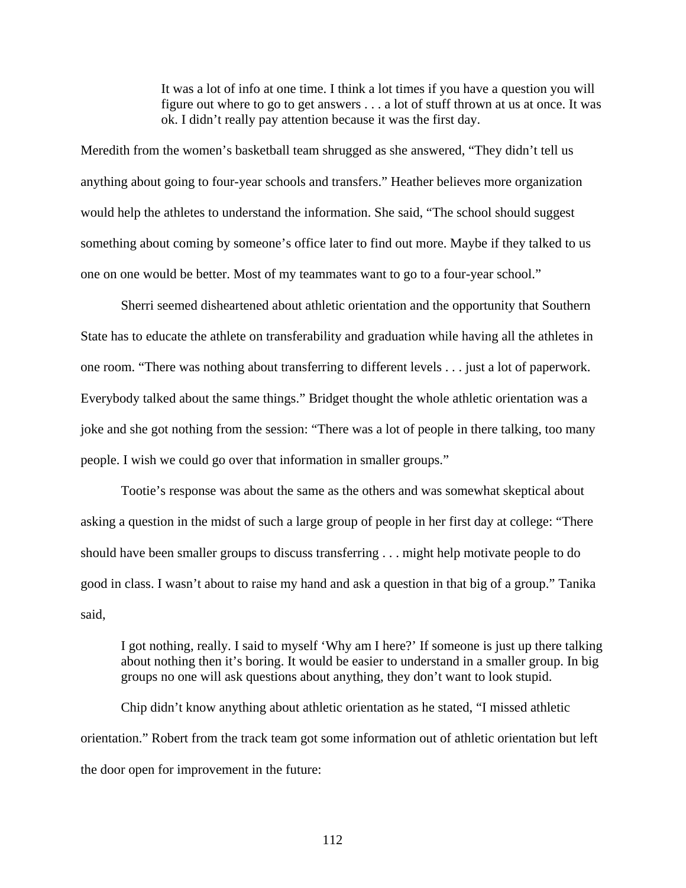> It was a lot of info at one time. I think a lot times if you have a question you will figure out where to go to get answers . . . a lot of stuff thrown at us at once. It was ok. I didn't really pay attention because it was the first day.

Meredith from the women's basketball team shrugged as she answered, "They didn't tell us anything about going to four-year schools and transfers." Heather believes more organization would help the athletes to understand the information. She said, "The school should suggest something about coming by someone's office later to find out more. Maybe if they talked to us one on one would be better. Most of my teammates want to go to a four-year school."

Sherri seemed disheartened about athletic orientation and the opportunity that Southern State has to educate the athlete on transferability and graduation while having all the athletes in one room. "There was nothing about transferring to different levels . . . just a lot of paperwork. Everybody talked about the same things." Bridget thought the whole athletic orientation was a joke and she got nothing from the session: "There was a lot of people in there talking, too many people. I wish we could go over that information in smaller groups."

Tootie's response was about the same as the others and was somewhat skeptical about asking a question in the midst of such a large group of people in her first day at college: "There should have been smaller groups to discuss transferring . . . might help motivate people to do good in class. I wasn't about to raise my hand and ask a question in that big of a group." Tanika said,

> I got nothing, really. I said to myself 'Why am I here?' If someone is just up there talking about nothing then it's boring. It would be easier to understand in a smaller group. In big groups no one will ask questions about anything, they don't want to look stupid.

Chip didn't know anything about athletic orientation as he stated, "I missed athletic orientation." Robert from the track team got some information out of athletic orientation but left the door open for improvement in the future: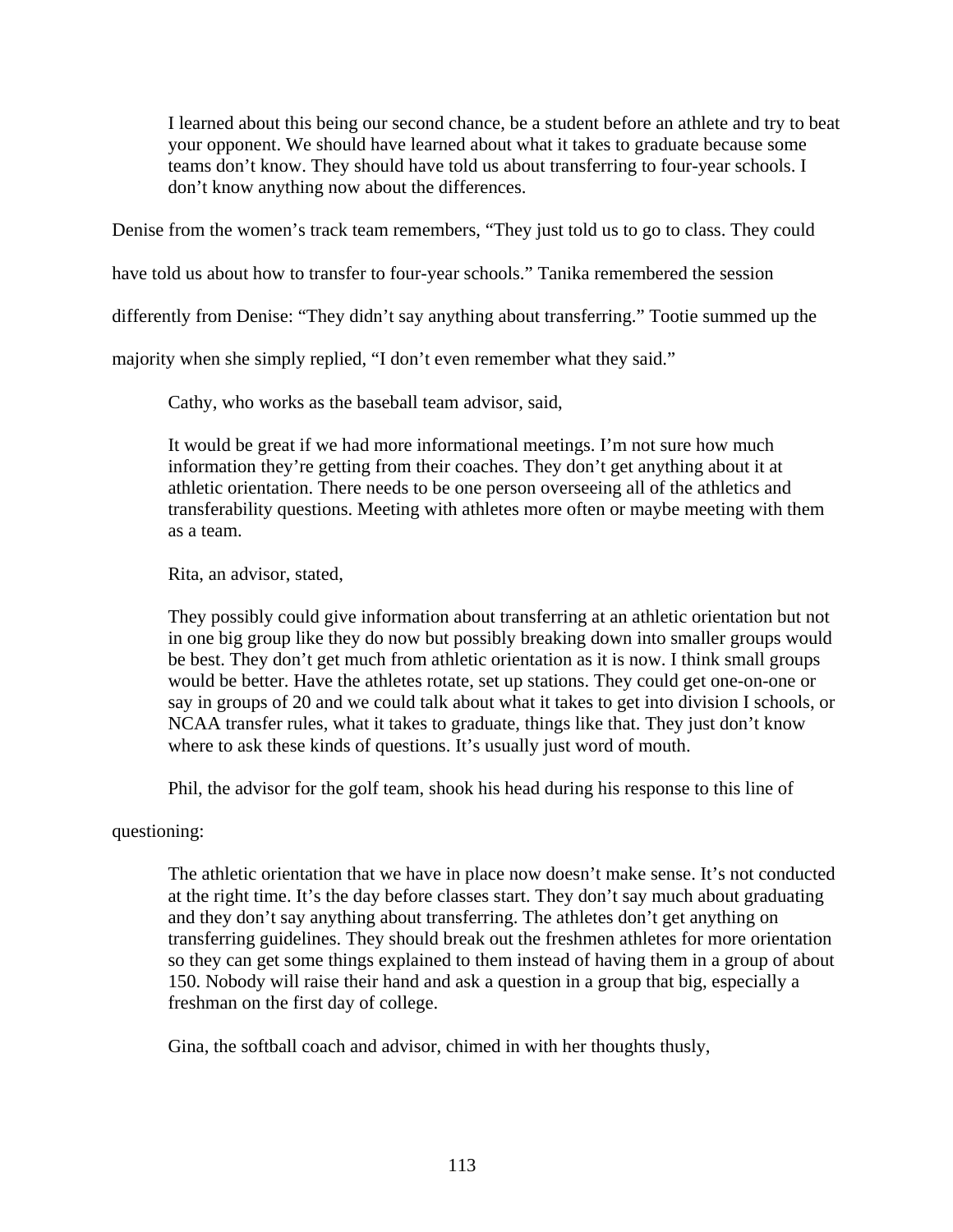> I learned about this being our second chance, be a student before an athlete and try to beat your opponent. We should have learned about what it takes to graduate because some teams don't know. They should have told us about transferring to four-year schools. I don't know anything now about the differences.

Denise from the women's track team remembers, "They just told us to go to class. They could have told us about how to transfer to four-year schools." Tanika remembered the session differently from Denise: "They didn't say anything about transferring." Tootie summed up the majority when she simply replied, "I don't even remember what they said."

Cathy, who works as the baseball team advisor, said,

> It would be great if we had more informational meetings. I'm not sure how much information they're getting from their coaches. They don't get anything about it at athletic orientation. There needs to be one person overseeing all of the athletics and transferability questions. Meeting with athletes more often or maybe meeting with them as a team.

Rita, an advisor, stated,

> They possibly could give information about transferring at an athletic orientation but not in one big group like they do now but possibly breaking down into smaller groups would be best. They don't get much from athletic orientation as it is now. I think small groups would be better. Have the athletes rotate, set up stations. They could get one-on-one or say in groups of 20 and we could talk about what it takes to get into division I schools, or NCAA transfer rules, what it takes to graduate, things like that. They just don't know where to ask these kinds of questions. It's usually just word of mouth.

Phil, the advisor for the golf team, shook his head during his response to this line of questioning:

> The athletic orientation that we have in place now doesn't make sense. It's not conducted at the right time. It's the day before classes start. They don't say much about graduating and they don't say anything about transferring. The athletes don't get anything on transferring guidelines. They should break out the freshmen athletes for more orientation so they can get some things explained to them instead of having them in a group of about 150. Nobody will raise their hand and ask a question in a group that big, especially a freshman on the first day of college.

Gina, the softball coach and advisor, chimed in with her thoughts thusly,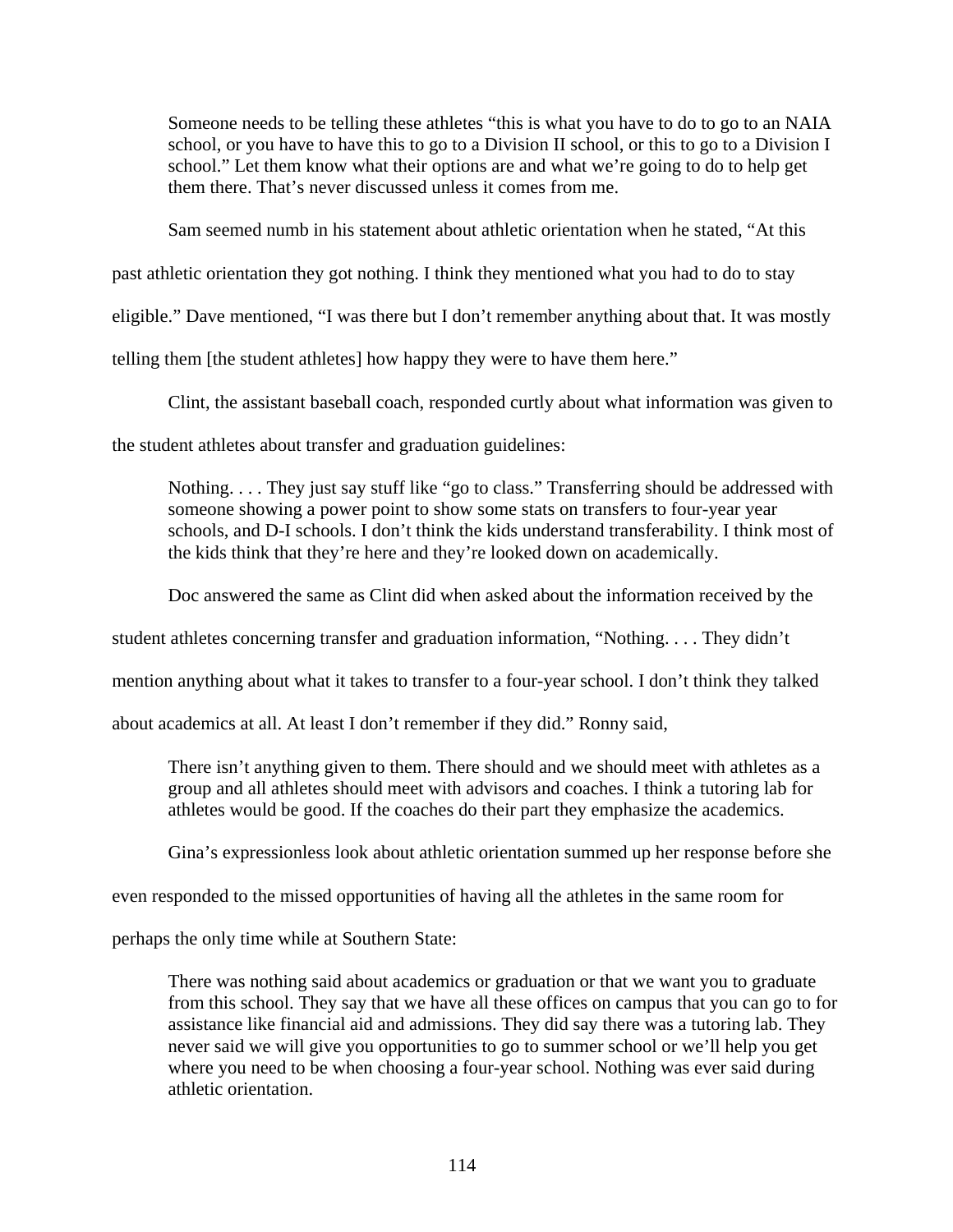> Someone needs to be telling these athletes "this is what you have to do to go to an NAIA school, or you have to have this to go to a Division II school, or this to go to a Division I school." Let them know what their options are and what we're going to do to help get them there. That's never discussed unless it comes from me.

Sam seemed numb in his statement about athletic orientation when he stated, "At this past athletic orientation they got nothing. I think they mentioned what you had to do to stay eligible." Dave mentioned, "I was there but I don't remember anything about that. It was mostly telling them [the student athletes] how happy they were to have them here."

Clint, the assistant baseball coach, responded curtly about what information was given to the student athletes about transfer and graduation guidelines:

> Nothing. . . . They just say stuff like "go to class." Transferring should be addressed with someone showing a power point to show some stats on transfers to four-year year schools, and D-I schools. I don't think the kids understand transferability. I think most of the kids think that they're here and they're looked down on academically.

Doc answered the same as Clint did when asked about the information received by the student athletes concerning transfer and graduation information, "Nothing. . . . They didn't mention anything about what it takes to transfer to a four-year school. I don't think they talked about academics at all. At least I don't remember if they did." Ronny said,

> There isn't anything given to them. There should and we should meet with athletes as a group and all athletes should meet with advisors and coaches. I think a tutoring lab for athletes would be good. If the coaches do their part they emphasize the academics.

Gina's expressionless look about athletic orientation summed up her response before she even responded to the missed opportunities of having all the athletes in the same room for perhaps the only time while at Southern State:

> There was nothing said about academics or graduation or that we want you to graduate from this school. They say that we have all these offices on campus that you can go to for assistance like financial aid and admissions. They did say there was a tutoring lab. They never said we will give you opportunities to go to summer school or we'll help you get where you need to be when choosing a four-year school. Nothing was ever said during athletic orientation.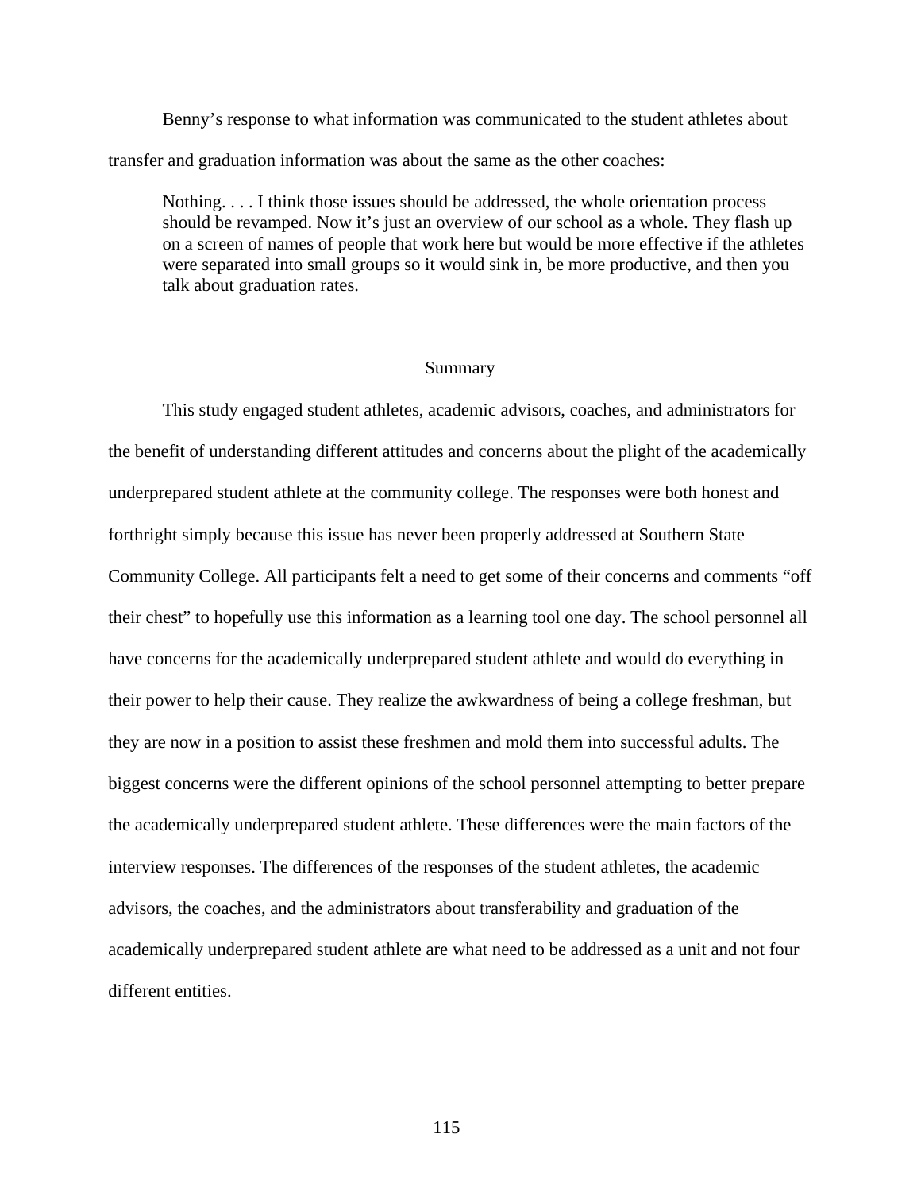Benny’s response to what information was communicated to the student athletes about transfer and graduation information was about the same as the other coaches:

> Nothing. . . . I think those issues should be addressed, the whole orientation process should be revamped. Now it’s just an overview of our school as a whole. They flash up on a screen of names of people that work here but would be more effective if the athletes were separated into small groups so it would sink in, be more productive, and then you talk about graduation rates.

## Summary

This study engaged student athletes, academic advisors, coaches, and administrators for the benefit of understanding different attitudes and concerns about the plight of the academically underprepared student athlete at the community college. The responses were both honest and forthright simply because this issue has never been properly addressed at Southern State Community College. All participants felt a need to get some of their concerns and comments “off their chest” to hopefully use this information as a learning tool one day. The school personnel all have concerns for the academically underprepared student athlete and would do everything in their power to help their cause. They realize the awkwardness of being a college freshman, but they are now in a position to assist these freshmen and mold them into successful adults. The biggest concerns were the different opinions of the school personnel attempting to better prepare the academically underprepared student athlete. These differences were the main factors of the interview responses. The differences of the responses of the student athletes, the academic advisors, the coaches, and the administrators about transferability and graduation of the academically underprepared student athlete are what need to be addressed as a unit and not four different entities.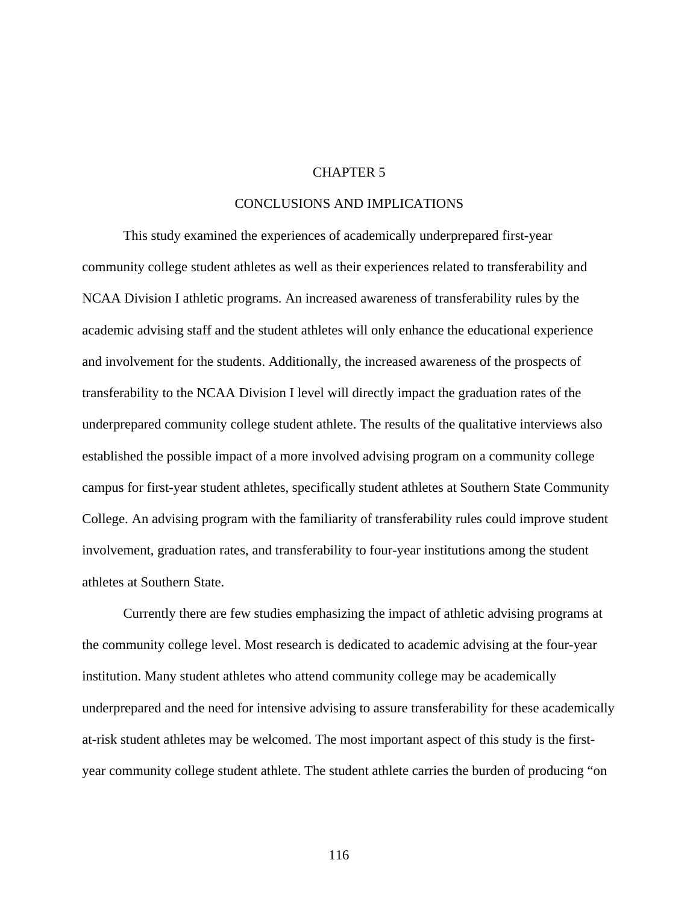# CHAPTER 5

# CONCLUSIONS AND IMPLICATIONS

This study examined the experiences of academically underprepared first-year community college student athletes as well as their experiences related to transferability and NCAA Division I athletic programs. An increased awareness of transferability rules by the academic advising staff and the student athletes will only enhance the educational experience and involvement for the students. Additionally, the increased awareness of the prospects of transferability to the NCAA Division I level will directly impact the graduation rates of the underprepared community college student athlete. The results of the qualitative interviews also established the possible impact of a more involved advising program on a community college campus for first-year student athletes, specifically student athletes at Southern State Community College. An advising program with the familiarity of transferability rules could improve student involvement, graduation rates, and transferability to four-year institutions among the student athletes at Southern State.

Currently there are few studies emphasizing the impact of athletic advising programs at the community college level. Most research is dedicated to academic advising at the four-year institution. Many student athletes who attend community college may be academically underprepared and the need for intensive advising to assure transferability for these academically at-risk student athletes may be welcomed. The most important aspect of this study is the first-year community college student athlete. The student athlete carries the burden of producing "on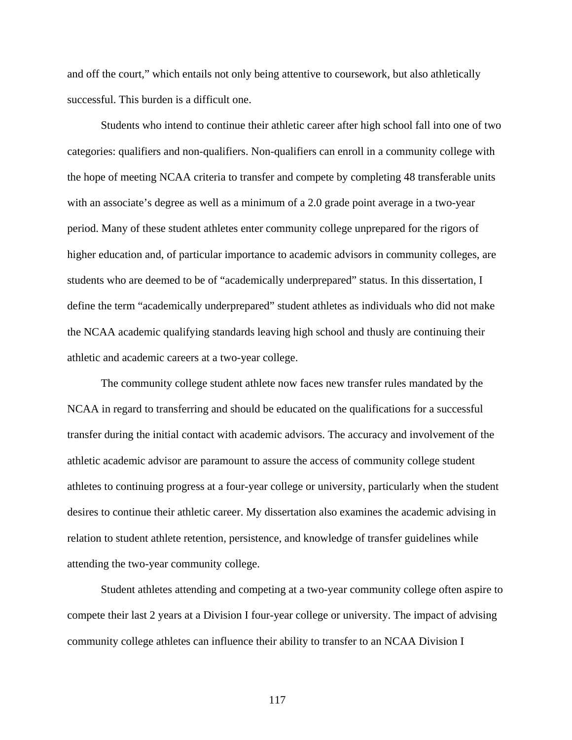and off the court," which entails not only being attentive to coursework, but also athletically successful. This burden is a difficult one.

Students who intend to continue their athletic career after high school fall into one of two categories: qualifiers and non-qualifiers. Non-qualifiers can enroll in a community college with the hope of meeting NCAA criteria to transfer and compete by completing 48 transferable units with an associate's degree as well as a minimum of a 2.0 grade point average in a two-year period. Many of these student athletes enter community college unprepared for the rigors of higher education and, of particular importance to academic advisors in community colleges, are students who are deemed to be of "academically underprepared" status. In this dissertation, I define the term "academically underprepared" student athletes as individuals who did not make the NCAA academic qualifying standards leaving high school and thusly are continuing their athletic and academic careers at a two-year college.

The community college student athlete now faces new transfer rules mandated by the NCAA in regard to transferring and should be educated on the qualifications for a successful transfer during the initial contact with academic advisors. The accuracy and involvement of the athletic academic advisor are paramount to assure the access of community college student athletes to continuing progress at a four-year college or university, particularly when the student desires to continue their athletic career. My dissertation also examines the academic advising in relation to student athlete retention, persistence, and knowledge of transfer guidelines while attending the two-year community college.

Student athletes attending and competing at a two-year community college often aspire to compete their last 2 years at a Division I four-year college or university. The impact of advising community college athletes can influence their ability to transfer to an NCAA Division I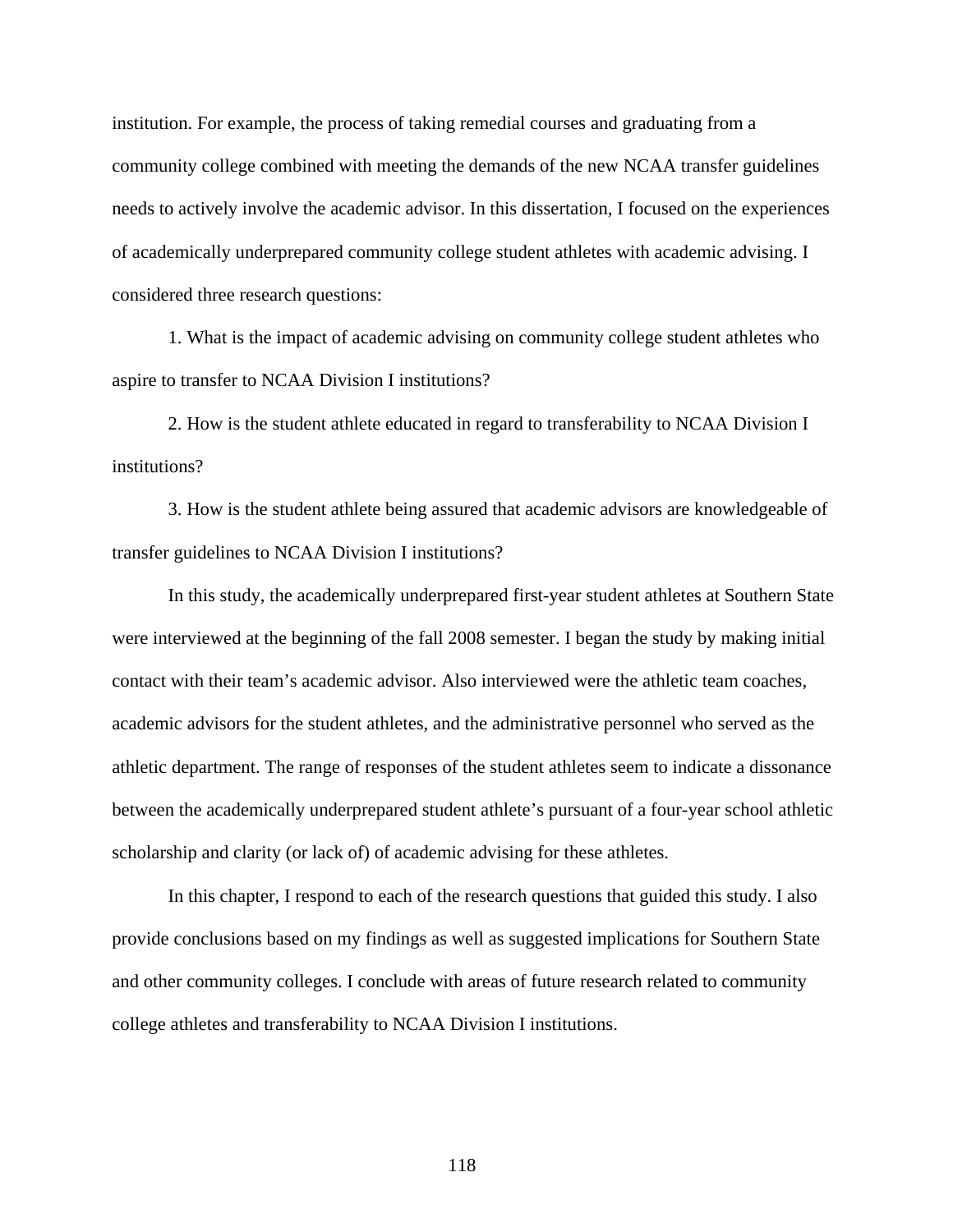institution. For example, the process of taking remedial courses and graduating from a community college combined with meeting the demands of the new NCAA transfer guidelines needs to actively involve the academic advisor. In this dissertation, I focused on the experiences of academically underprepared community college student athletes with academic advising. I considered three research questions:

1. What is the impact of academic advising on community college student athletes who aspire to transfer to NCAA Division I institutions?

2. How is the student athlete educated in regard to transferability to NCAA Division I institutions?

3. How is the student athlete being assured that academic advisors are knowledgeable of transfer guidelines to NCAA Division I institutions?

In this study, the academically underprepared first-year student athletes at Southern State were interviewed at the beginning of the fall 2008 semester. I began the study by making initial contact with their team's academic advisor. Also interviewed were the athletic team coaches, academic advisors for the student athletes, and the administrative personnel who served as the athletic department. The range of responses of the student athletes seem to indicate a dissonance between the academically underprepared student athlete's pursuant of a four-year school athletic scholarship and clarity (or lack of) of academic advising for these athletes.

In this chapter, I respond to each of the research questions that guided this study. I also provide conclusions based on my findings as well as suggested implications for Southern State and other community colleges. I conclude with areas of future research related to community college athletes and transferability to NCAA Division I institutions.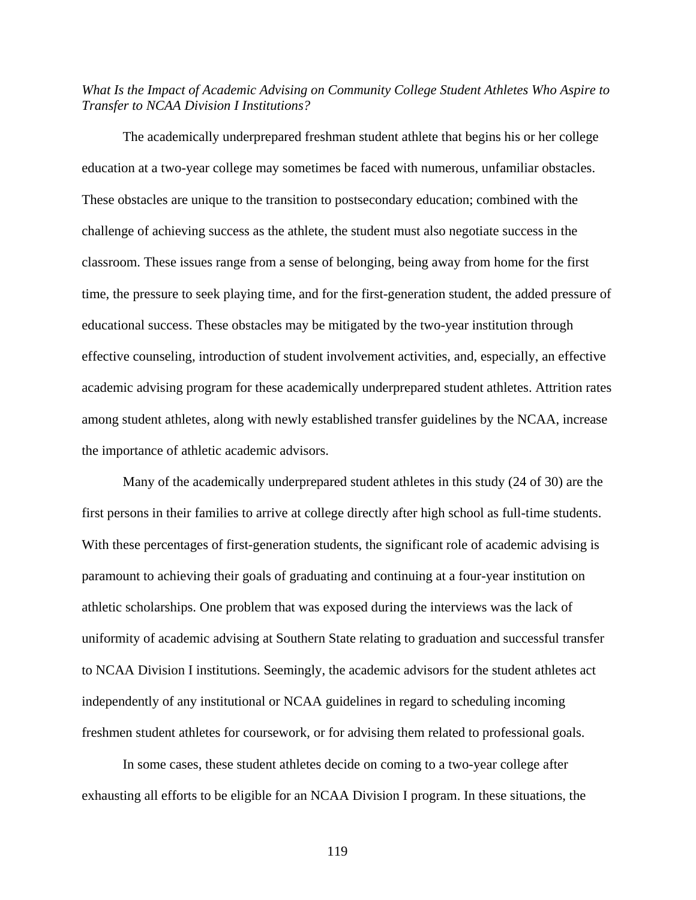*What Is the Impact of Academic Advising on Community College Student Athletes Who Aspire to Transfer to NCAA Division I Institutions?*

The academically underprepared freshman student athlete that begins his or her college education at a two-year college may sometimes be faced with numerous, unfamiliar obstacles. These obstacles are unique to the transition to postsecondary education; combined with the challenge of achieving success as the athlete, the student must also negotiate success in the classroom. These issues range from a sense of belonging, being away from home for the first time, the pressure to seek playing time, and for the first-generation student, the added pressure of educational success. These obstacles may be mitigated by the two-year institution through effective counseling, introduction of student involvement activities, and, especially, an effective academic advising program for these academically underprepared student athletes. Attrition rates among student athletes, along with newly established transfer guidelines by the NCAA, increase the importance of athletic academic advisors.

Many of the academically underprepared student athletes in this study (24 of 30) are the first persons in their families to arrive at college directly after high school as full-time students. With these percentages of first-generation students, the significant role of academic advising is paramount to achieving their goals of graduating and continuing at a four-year institution on athletic scholarships. One problem that was exposed during the interviews was the lack of uniformity of academic advising at Southern State relating to graduation and successful transfer to NCAA Division I institutions. Seemingly, the academic advisors for the student athletes act independently of any institutional or NCAA guidelines in regard to scheduling incoming freshmen student athletes for coursework, or for advising them related to professional goals.

In some cases, these student athletes decide on coming to a two-year college after exhausting all efforts to be eligible for an NCAA Division I program. In these situations, the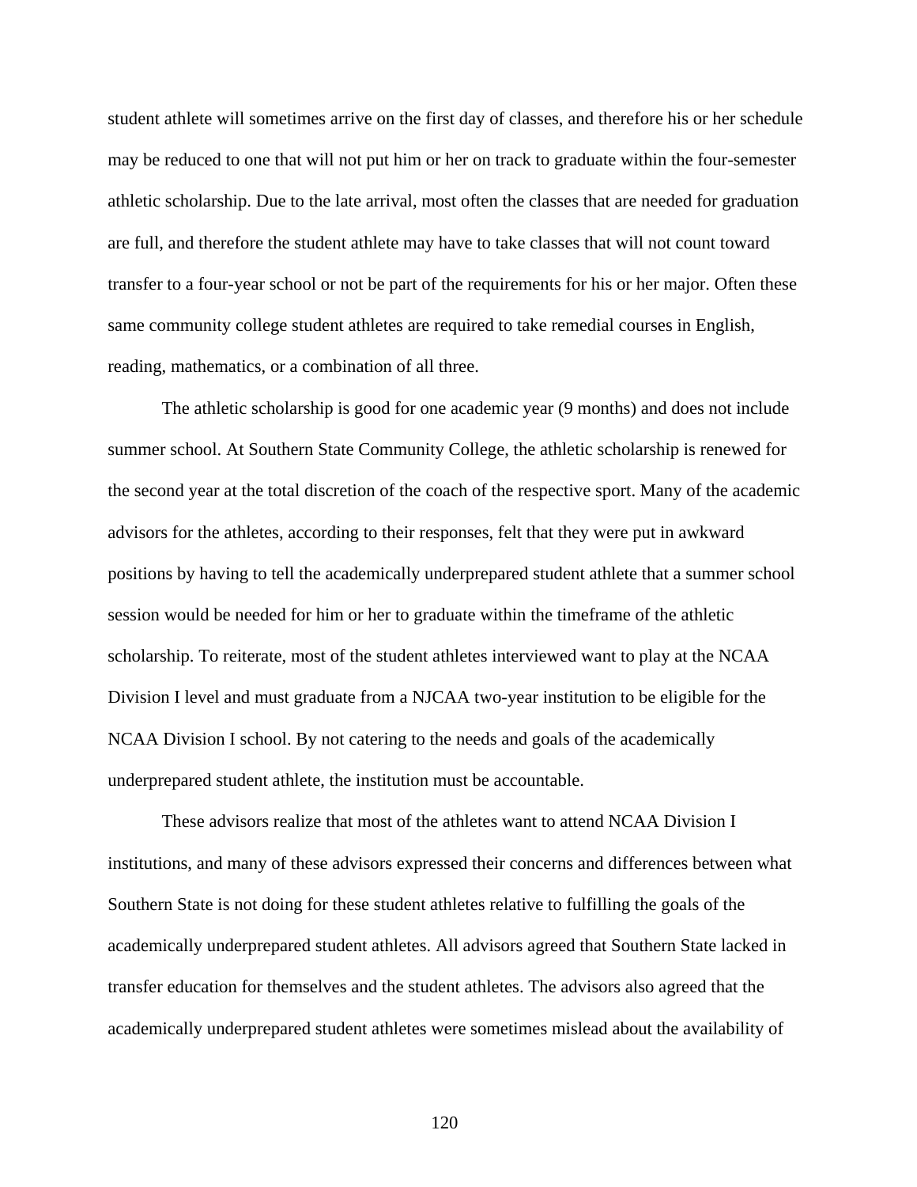student athlete will sometimes arrive on the first day of classes, and therefore his or her schedule may be reduced to one that will not put him or her on track to graduate within the four-semester athletic scholarship. Due to the late arrival, most often the classes that are needed for graduation are full, and therefore the student athlete may have to take classes that will not count toward transfer to a four-year school or not be part of the requirements for his or her major. Often these same community college student athletes are required to take remedial courses in English, reading, mathematics, or a combination of all three.

The athletic scholarship is good for one academic year (9 months) and does not include summer school. At Southern State Community College, the athletic scholarship is renewed for the second year at the total discretion of the coach of the respective sport. Many of the academic advisors for the athletes, according to their responses, felt that they were put in awkward positions by having to tell the academically underprepared student athlete that a summer school session would be needed for him or her to graduate within the timeframe of the athletic scholarship. To reiterate, most of the student athletes interviewed want to play at the NCAA Division I level and must graduate from a NJCAA two-year institution to be eligible for the NCAA Division I school. By not catering to the needs and goals of the academically underprepared student athlete, the institution must be accountable.

These advisors realize that most of the athletes want to attend NCAA Division I institutions, and many of these advisors expressed their concerns and differences between what Southern State is not doing for these student athletes relative to fulfilling the goals of the academically underprepared student athletes. All advisors agreed that Southern State lacked in transfer education for themselves and the student athletes. The advisors also agreed that the academically underprepared student athletes were sometimes mislead about the availability of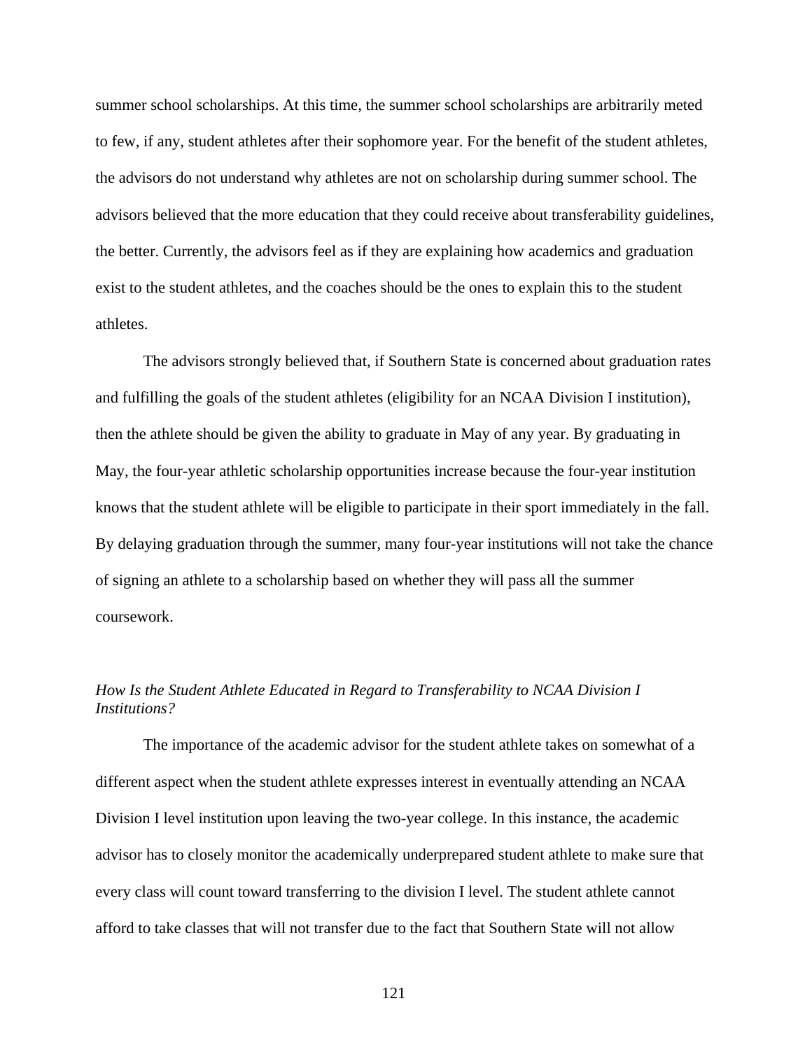summer school scholarships. At this time, the summer school scholarships are arbitrarily meted to few, if any, student athletes after their sophomore year. For the benefit of the student athletes, the advisors do not understand why athletes are not on scholarship during summer school. The advisors believed that the more education that they could receive about transferability guidelines, the better. Currently, the advisors feel as if they are explaining how academics and graduation exist to the student athletes, and the coaches should be the ones to explain this to the student athletes.

The advisors strongly believed that, if Southern State is concerned about graduation rates and fulfilling the goals of the student athletes (eligibility for an NCAA Division I institution), then the athlete should be given the ability to graduate in May of any year. By graduating in May, the four-year athletic scholarship opportunities increase because the four-year institution knows that the student athlete will be eligible to participate in their sport immediately in the fall. By delaying graduation through the summer, many four-year institutions will not take the chance of signing an athlete to a scholarship based on whether they will pass all the summer coursework.

### *How Is the Student Athlete Educated in Regard to Transferability to NCAA Division I Institutions?*

The importance of the academic advisor for the student athlete takes on somewhat of a different aspect when the student athlete expresses interest in eventually attending an NCAA Division I level institution upon leaving the two-year college. In this instance, the academic advisor has to closely monitor the academically underprepared student athlete to make sure that every class will count toward transferring to the division I level. The student athlete cannot afford to take classes that will not transfer due to the fact that Southern State will not allow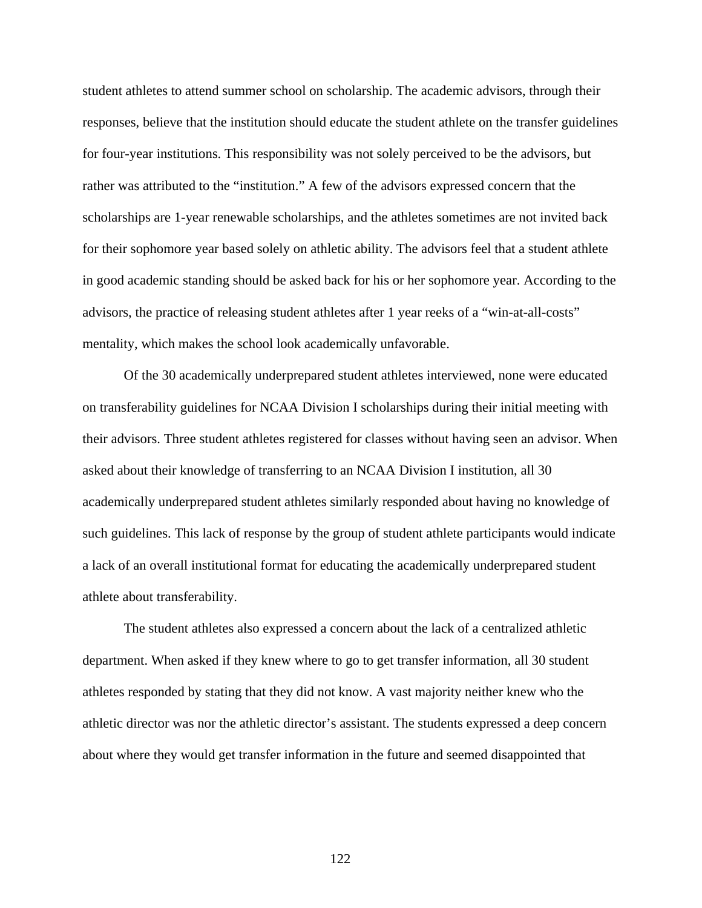student athletes to attend summer school on scholarship. The academic advisors, through their responses, believe that the institution should educate the student athlete on the transfer guidelines for four-year institutions. This responsibility was not solely perceived to be the advisors, but rather was attributed to the "institution." A few of the advisors expressed concern that the scholarships are 1-year renewable scholarships, and the athletes sometimes are not invited back for their sophomore year based solely on athletic ability. The advisors feel that a student athlete in good academic standing should be asked back for his or her sophomore year. According to the advisors, the practice of releasing student athletes after 1 year reeks of a "win-at-all-costs" mentality, which makes the school look academically unfavorable.

Of the 30 academically underprepared student athletes interviewed, none were educated on transferability guidelines for NCAA Division I scholarships during their initial meeting with their advisors. Three student athletes registered for classes without having seen an advisor. When asked about their knowledge of transferring to an NCAA Division I institution, all 30 academically underprepared student athletes similarly responded about having no knowledge of such guidelines. This lack of response by the group of student athlete participants would indicate a lack of an overall institutional format for educating the academically underprepared student athlete about transferability.

The student athletes also expressed a concern about the lack of a centralized athletic department. When asked if they knew where to go to get transfer information, all 30 student athletes responded by stating that they did not know. A vast majority neither knew who the athletic director was nor the athletic director's assistant. The students expressed a deep concern about where they would get transfer information in the future and seemed disappointed that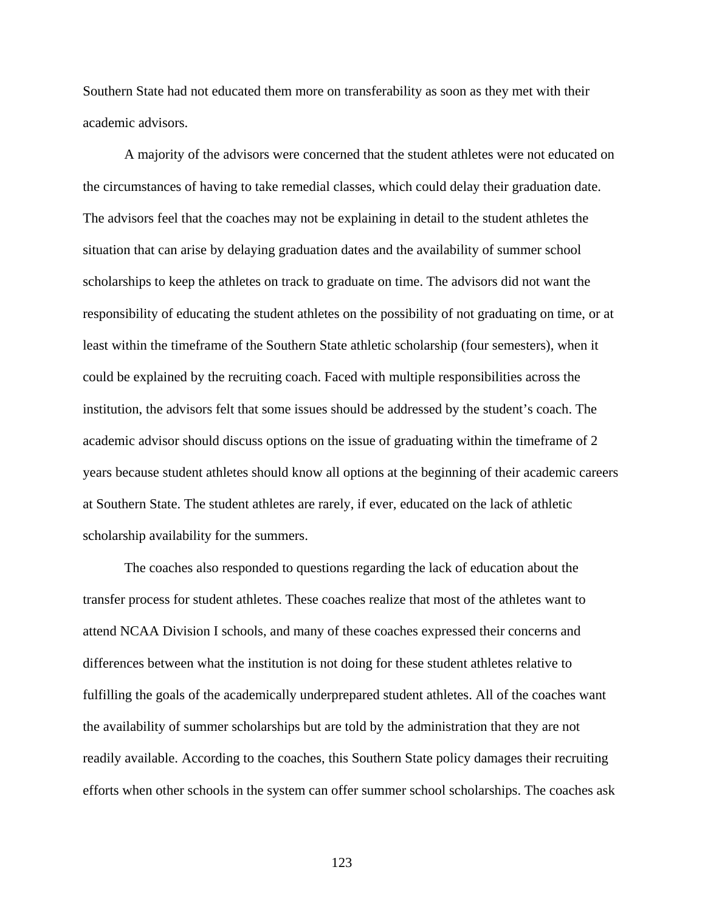Southern State had not educated them more on transferability as soon as they met with their academic advisors.

A majority of the advisors were concerned that the student athletes were not educated on the circumstances of having to take remedial classes, which could delay their graduation date. The advisors feel that the coaches may not be explaining in detail to the student athletes the situation that can arise by delaying graduation dates and the availability of summer school scholarships to keep the athletes on track to graduate on time. The advisors did not want the responsibility of educating the student athletes on the possibility of not graduating on time, or at least within the timeframe of the Southern State athletic scholarship (four semesters), when it could be explained by the recruiting coach. Faced with multiple responsibilities across the institution, the advisors felt that some issues should be addressed by the student's coach. The academic advisor should discuss options on the issue of graduating within the timeframe of 2 years because student athletes should know all options at the beginning of their academic careers at Southern State. The student athletes are rarely, if ever, educated on the lack of athletic scholarship availability for the summers.

The coaches also responded to questions regarding the lack of education about the transfer process for student athletes. These coaches realize that most of the athletes want to attend NCAA Division I schools, and many of these coaches expressed their concerns and differences between what the institution is not doing for these student athletes relative to fulfilling the goals of the academically underprepared student athletes. All of the coaches want the availability of summer scholarships but are told by the administration that they are not readily available. According to the coaches, this Southern State policy damages their recruiting efforts when other schools in the system can offer summer school scholarships. The coaches ask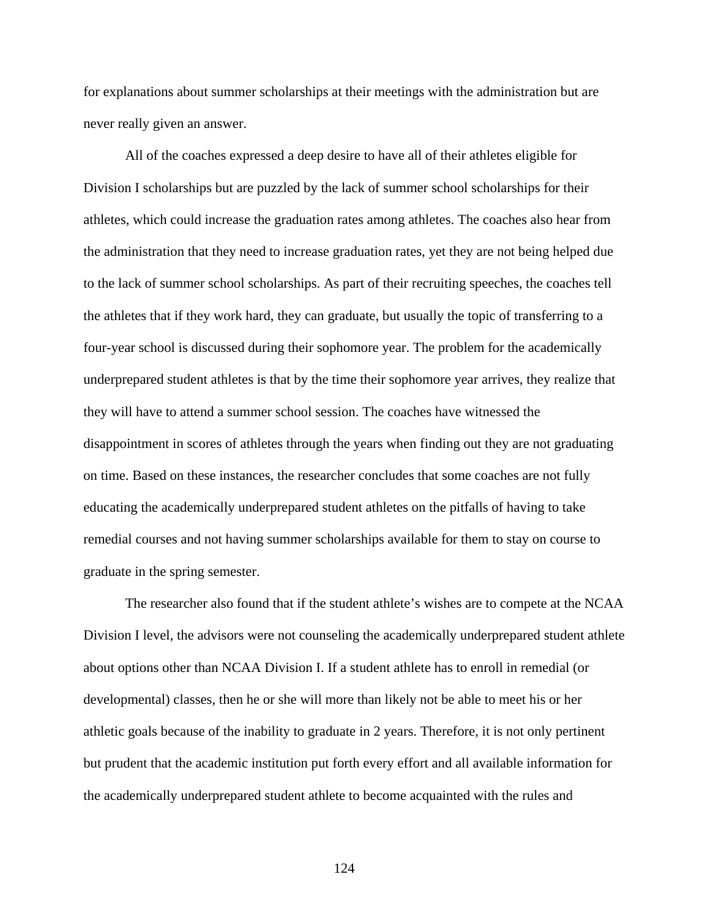for explanations about summer scholarships at their meetings with the administration but are never really given an answer.

All of the coaches expressed a deep desire to have all of their athletes eligible for Division I scholarships but are puzzled by the lack of summer school scholarships for their athletes, which could increase the graduation rates among athletes. The coaches also hear from the administration that they need to increase graduation rates, yet they are not being helped due to the lack of summer school scholarships. As part of their recruiting speeches, the coaches tell the athletes that if they work hard, they can graduate, but usually the topic of transferring to a four-year school is discussed during their sophomore year. The problem for the academically underprepared student athletes is that by the time their sophomore year arrives, they realize that they will have to attend a summer school session. The coaches have witnessed the disappointment in scores of athletes through the years when finding out they are not graduating on time. Based on these instances, the researcher concludes that some coaches are not fully educating the academically underprepared student athletes on the pitfalls of having to take remedial courses and not having summer scholarships available for them to stay on course to graduate in the spring semester.

The researcher also found that if the student athlete's wishes are to compete at the NCAA Division I level, the advisors were not counseling the academically underprepared student athlete about options other than NCAA Division I. If a student athlete has to enroll in remedial (or developmental) classes, then he or she will more than likely not be able to meet his or her athletic goals because of the inability to graduate in 2 years. Therefore, it is not only pertinent but prudent that the academic institution put forth every effort and all available information for the academically underprepared student athlete to become acquainted with the rules and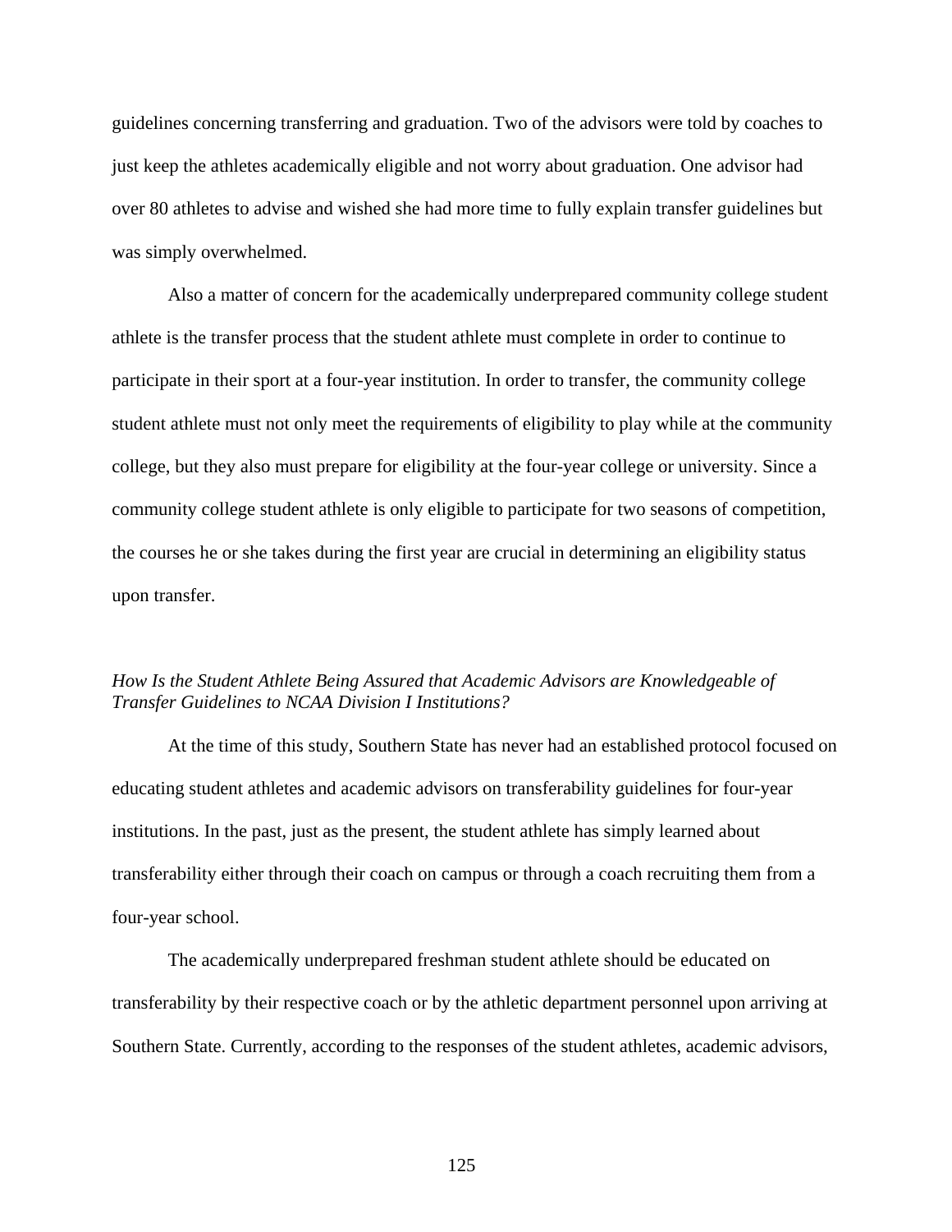guidelines concerning transferring and graduation. Two of the advisors were told by coaches to just keep the athletes academically eligible and not worry about graduation. One advisor had over 80 athletes to advise and wished she had more time to fully explain transfer guidelines but was simply overwhelmed.

Also a matter of concern for the academically underprepared community college student athlete is the transfer process that the student athlete must complete in order to continue to participate in their sport at a four-year institution. In order to transfer, the community college student athlete must not only meet the requirements of eligibility to play while at the community college, but they also must prepare for eligibility at the four-year college or university. Since a community college student athlete is only eligible to participate for two seasons of competition, the courses he or she takes during the first year are crucial in determining an eligibility status upon transfer.

*How Is the Student Athlete Being Assured that Academic Advisors are Knowledgeable of Transfer Guidelines to NCAA Division I Institutions?*

At the time of this study, Southern State has never had an established protocol focused on educating student athletes and academic advisors on transferability guidelines for four-year institutions. In the past, just as the present, the student athlete has simply learned about transferability either through their coach on campus or through a coach recruiting them from a four-year school.

The academically underprepared freshman student athlete should be educated on transferability by their respective coach or by the athletic department personnel upon arriving at Southern State. Currently, according to the responses of the student athletes, academic advisors,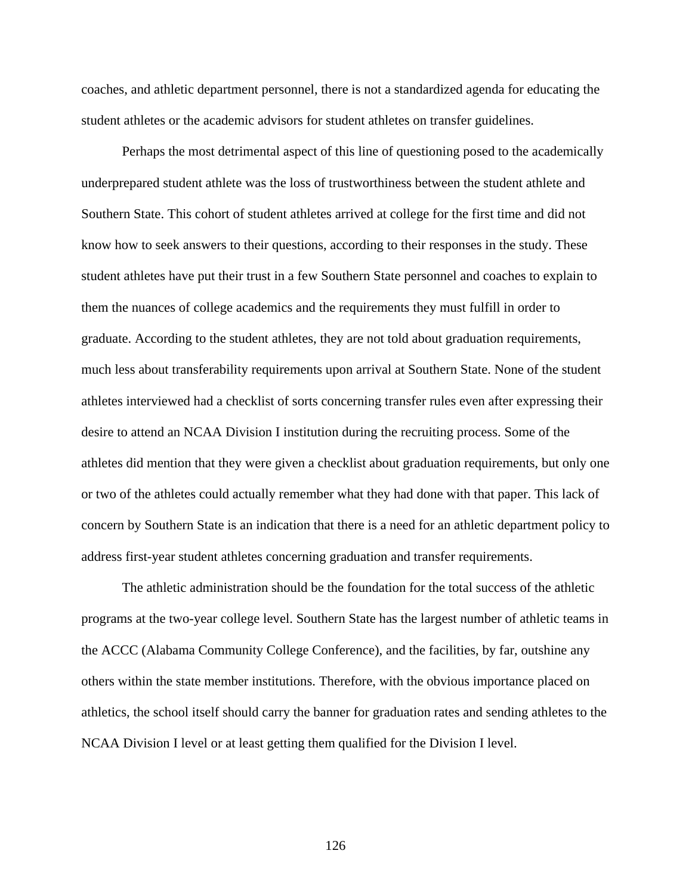coaches, and athletic department personnel, there is not a standardized agenda for educating the student athletes or the academic advisors for student athletes on transfer guidelines.

Perhaps the most detrimental aspect of this line of questioning posed to the academically underprepared student athlete was the loss of trustworthiness between the student athlete and Southern State. This cohort of student athletes arrived at college for the first time and did not know how to seek answers to their questions, according to their responses in the study. These student athletes have put their trust in a few Southern State personnel and coaches to explain to them the nuances of college academics and the requirements they must fulfill in order to graduate. According to the student athletes, they are not told about graduation requirements, much less about transferability requirements upon arrival at Southern State. None of the student athletes interviewed had a checklist of sorts concerning transfer rules even after expressing their desire to attend an NCAA Division I institution during the recruiting process. Some of the athletes did mention that they were given a checklist about graduation requirements, but only one or two of the athletes could actually remember what they had done with that paper. This lack of concern by Southern State is an indication that there is a need for an athletic department policy to address first-year student athletes concerning graduation and transfer requirements.

The athletic administration should be the foundation for the total success of the athletic programs at the two-year college level. Southern State has the largest number of athletic teams in the ACCC (Alabama Community College Conference), and the facilities, by far, outshine any others within the state member institutions. Therefore, with the obvious importance placed on athletics, the school itself should carry the banner for graduation rates and sending athletes to the NCAA Division I level or at least getting them qualified for the Division I level.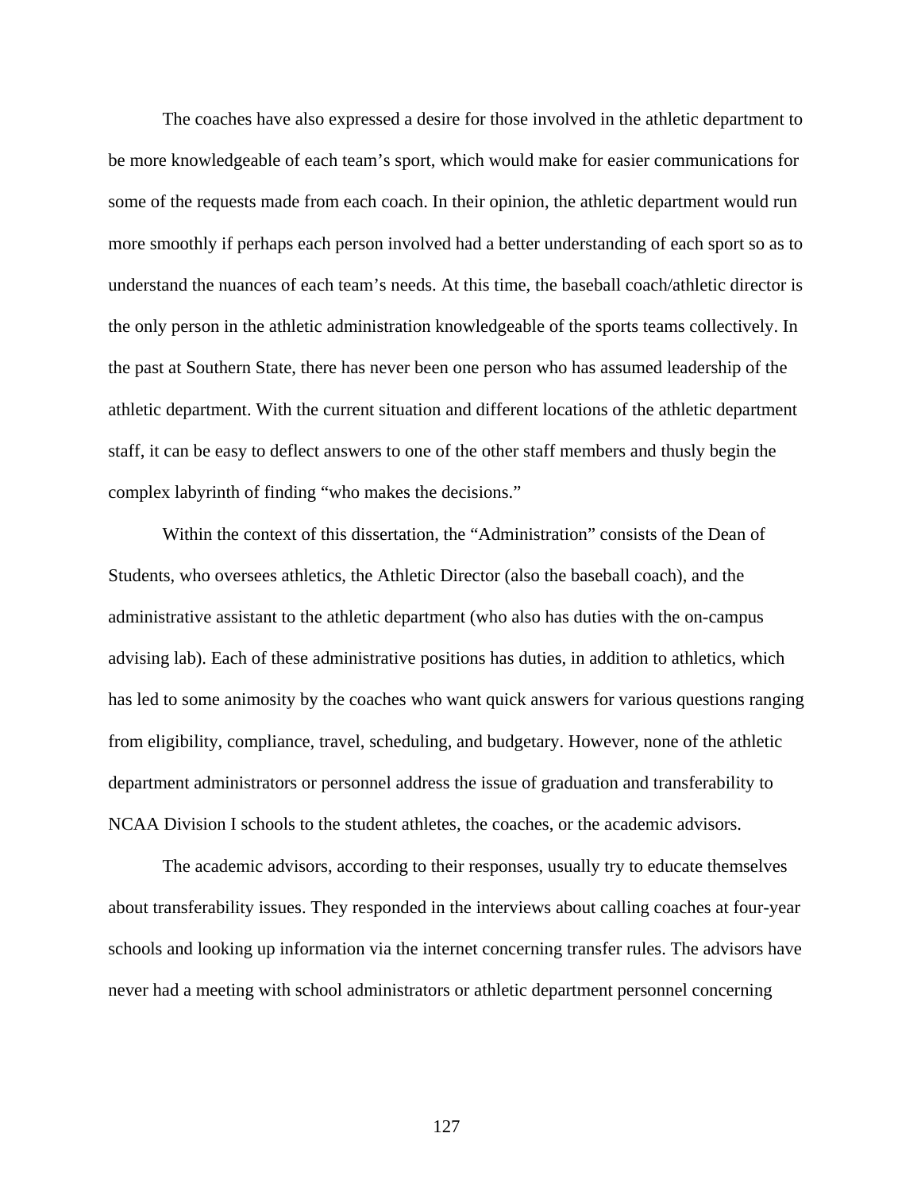The coaches have also expressed a desire for those involved in the athletic department to be more knowledgeable of each team's sport, which would make for easier communications for some of the requests made from each coach. In their opinion, the athletic department would run more smoothly if perhaps each person involved had a better understanding of each sport so as to understand the nuances of each team's needs. At this time, the baseball coach/athletic director is the only person in the athletic administration knowledgeable of the sports teams collectively. In the past at Southern State, there has never been one person who has assumed leadership of the athletic department. With the current situation and different locations of the athletic department staff, it can be easy to deflect answers to one of the other staff members and thusly begin the complex labyrinth of finding "who makes the decisions."

Within the context of this dissertation, the "Administration" consists of the Dean of Students, who oversees athletics, the Athletic Director (also the baseball coach), and the administrative assistant to the athletic department (who also has duties with the on-campus advising lab). Each of these administrative positions has duties, in addition to athletics, which has led to some animosity by the coaches who want quick answers for various questions ranging from eligibility, compliance, travel, scheduling, and budgetary. However, none of the athletic department administrators or personnel address the issue of graduation and transferability to NCAA Division I schools to the student athletes, the coaches, or the academic advisors.

The academic advisors, according to their responses, usually try to educate themselves about transferability issues. They responded in the interviews about calling coaches at four-year schools and looking up information via the internet concerning transfer rules. The advisors have never had a meeting with school administrators or athletic department personnel concerning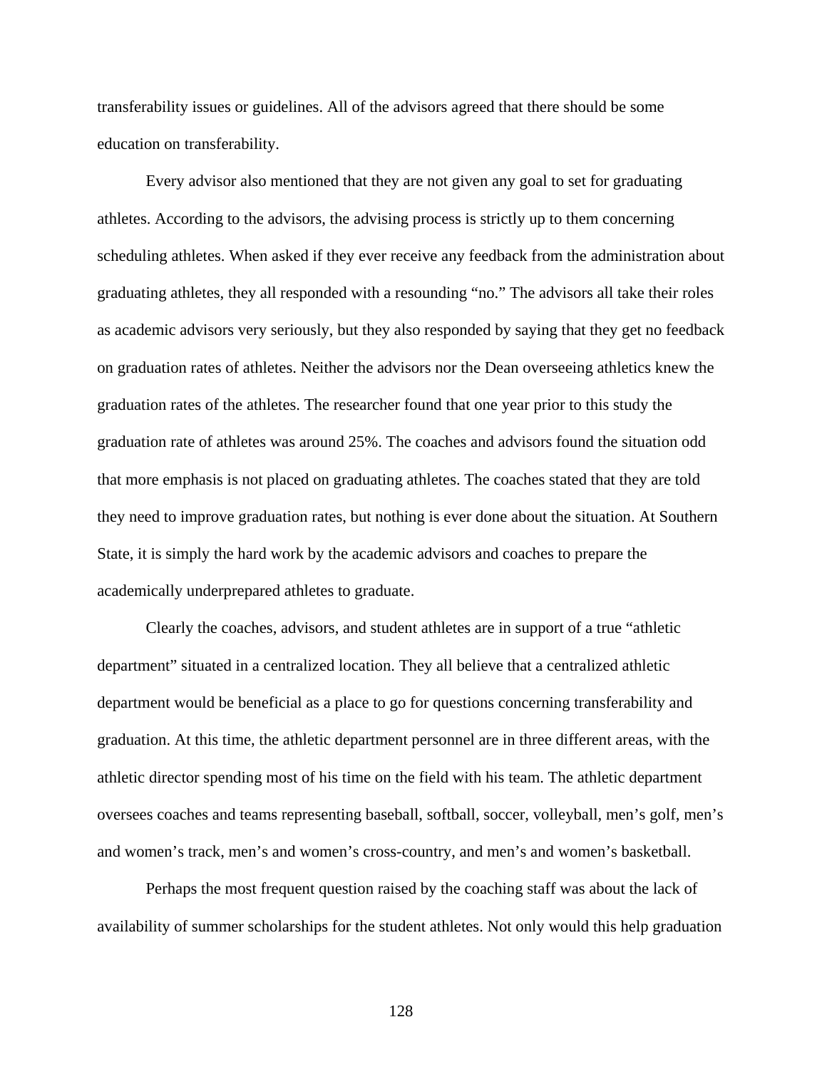transferability issues or guidelines. All of the advisors agreed that there should be some education on transferability.

Every advisor also mentioned that they are not given any goal to set for graduating athletes. According to the advisors, the advising process is strictly up to them concerning scheduling athletes. When asked if they ever receive any feedback from the administration about graduating athletes, they all responded with a resounding "no." The advisors all take their roles as academic advisors very seriously, but they also responded by saying that they get no feedback on graduation rates of athletes. Neither the advisors nor the Dean overseeing athletics knew the graduation rates of the athletes. The researcher found that one year prior to this study the graduation rate of athletes was around 25%. The coaches and advisors found the situation odd that more emphasis is not placed on graduating athletes. The coaches stated that they are told they need to improve graduation rates, but nothing is ever done about the situation. At Southern State, it is simply the hard work by the academic advisors and coaches to prepare the academically underprepared athletes to graduate.

Clearly the coaches, advisors, and student athletes are in support of a true "athletic department" situated in a centralized location. They all believe that a centralized athletic department would be beneficial as a place to go for questions concerning transferability and graduation. At this time, the athletic department personnel are in three different areas, with the athletic director spending most of his time on the field with his team. The athletic department oversees coaches and teams representing baseball, softball, soccer, volleyball, men's golf, men's and women's track, men's and women's cross-country, and men's and women's basketball.

Perhaps the most frequent question raised by the coaching staff was about the lack of availability of summer scholarships for the student athletes. Not only would this help graduation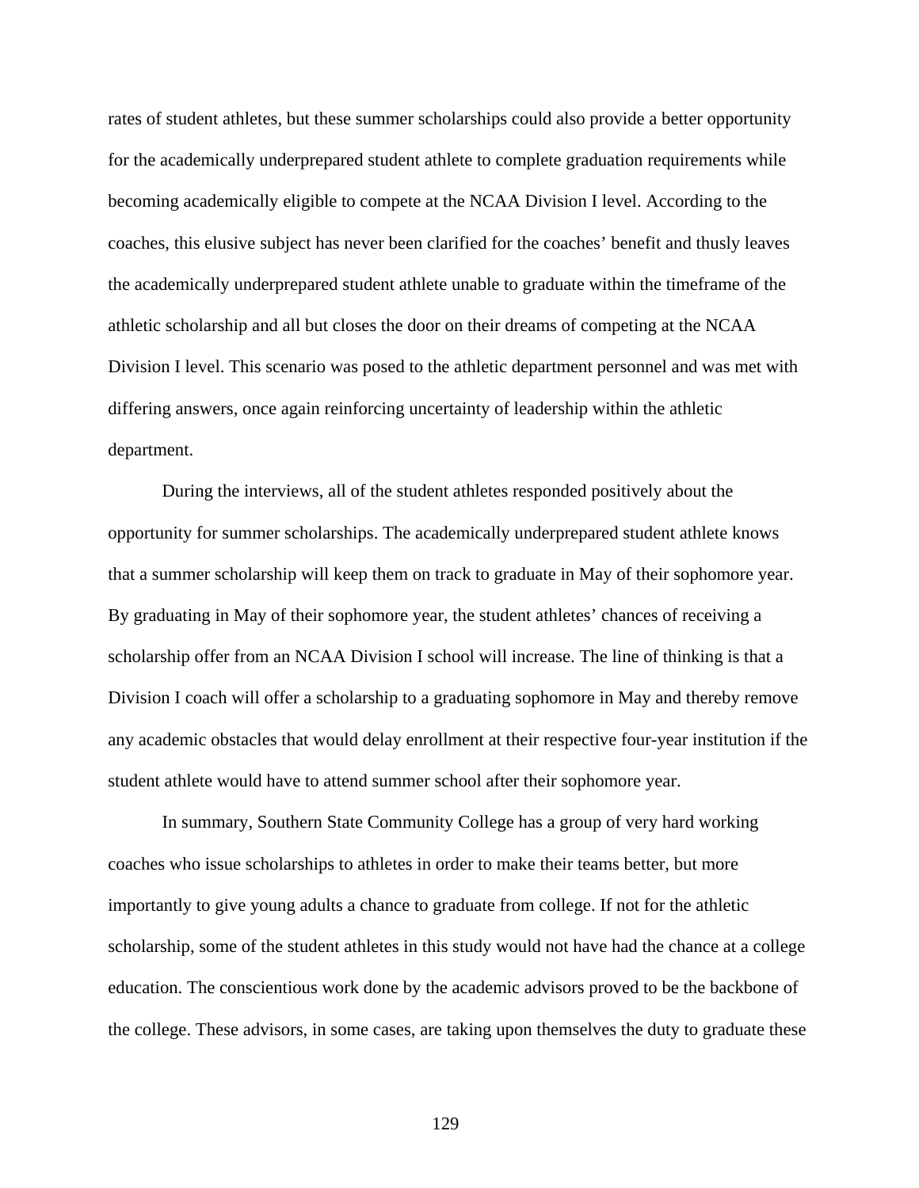rates of student athletes, but these summer scholarships could also provide a better opportunity for the academically underprepared student athlete to complete graduation requirements while becoming academically eligible to compete at the NCAA Division I level. According to the coaches, this elusive subject has never been clarified for the coaches' benefit and thusly leaves the academically underprepared student athlete unable to graduate within the timeframe of the athletic scholarship and all but closes the door on their dreams of competing at the NCAA Division I level. This scenario was posed to the athletic department personnel and was met with differing answers, once again reinforcing uncertainty of leadership within the athletic department.

During the interviews, all of the student athletes responded positively about the opportunity for summer scholarships. The academically underprepared student athlete knows that a summer scholarship will keep them on track to graduate in May of their sophomore year. By graduating in May of their sophomore year, the student athletes' chances of receiving a scholarship offer from an NCAA Division I school will increase. The line of thinking is that a Division I coach will offer a scholarship to a graduating sophomore in May and thereby remove any academic obstacles that would delay enrollment at their respective four-year institution if the student athlete would have to attend summer school after their sophomore year.

In summary, Southern State Community College has a group of very hard working coaches who issue scholarships to athletes in order to make their teams better, but more importantly to give young adults a chance to graduate from college. If not for the athletic scholarship, some of the student athletes in this study would not have had the chance at a college education. The conscientious work done by the academic advisors proved to be the backbone of the college. These advisors, in some cases, are taking upon themselves the duty to graduate these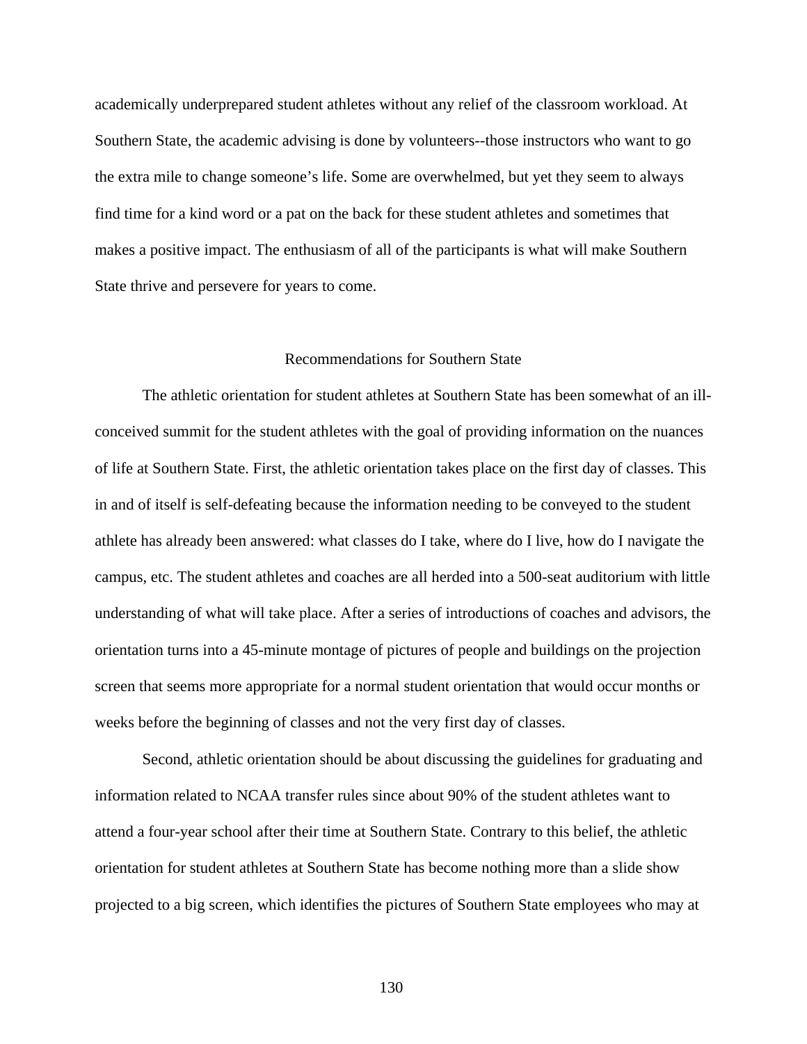academically underprepared student athletes without any relief of the classroom workload. At Southern State, the academic advising is done by volunteers--those instructors who want to go the extra mile to change someone's life. Some are overwhelmed, but yet they seem to always find time for a kind word or a pat on the back for these student athletes and sometimes that makes a positive impact. The enthusiasm of all of the participants is what will make Southern State thrive and persevere for years to come.

## Recommendations for Southern State

The athletic orientation for student athletes at Southern State has been somewhat of an ill-conceived summit for the student athletes with the goal of providing information on the nuances of life at Southern State. First, the athletic orientation takes place on the first day of classes. This in and of itself is self-defeating because the information needing to be conveyed to the student athlete has already been answered: what classes do I take, where do I live, how do I navigate the campus, etc. The student athletes and coaches are all herded into a 500-seat auditorium with little understanding of what will take place. After a series of introductions of coaches and advisors, the orientation turns into a 45-minute montage of pictures of people and buildings on the projection screen that seems more appropriate for a normal student orientation that would occur months or weeks before the beginning of classes and not the very first day of classes.

Second, athletic orientation should be about discussing the guidelines for graduating and information related to NCAA transfer rules since about 90% of the student athletes want to attend a four-year school after their time at Southern State. Contrary to this belief, the athletic orientation for student athletes at Southern State has become nothing more than a slide show projected to a big screen, which identifies the pictures of Southern State employees who may at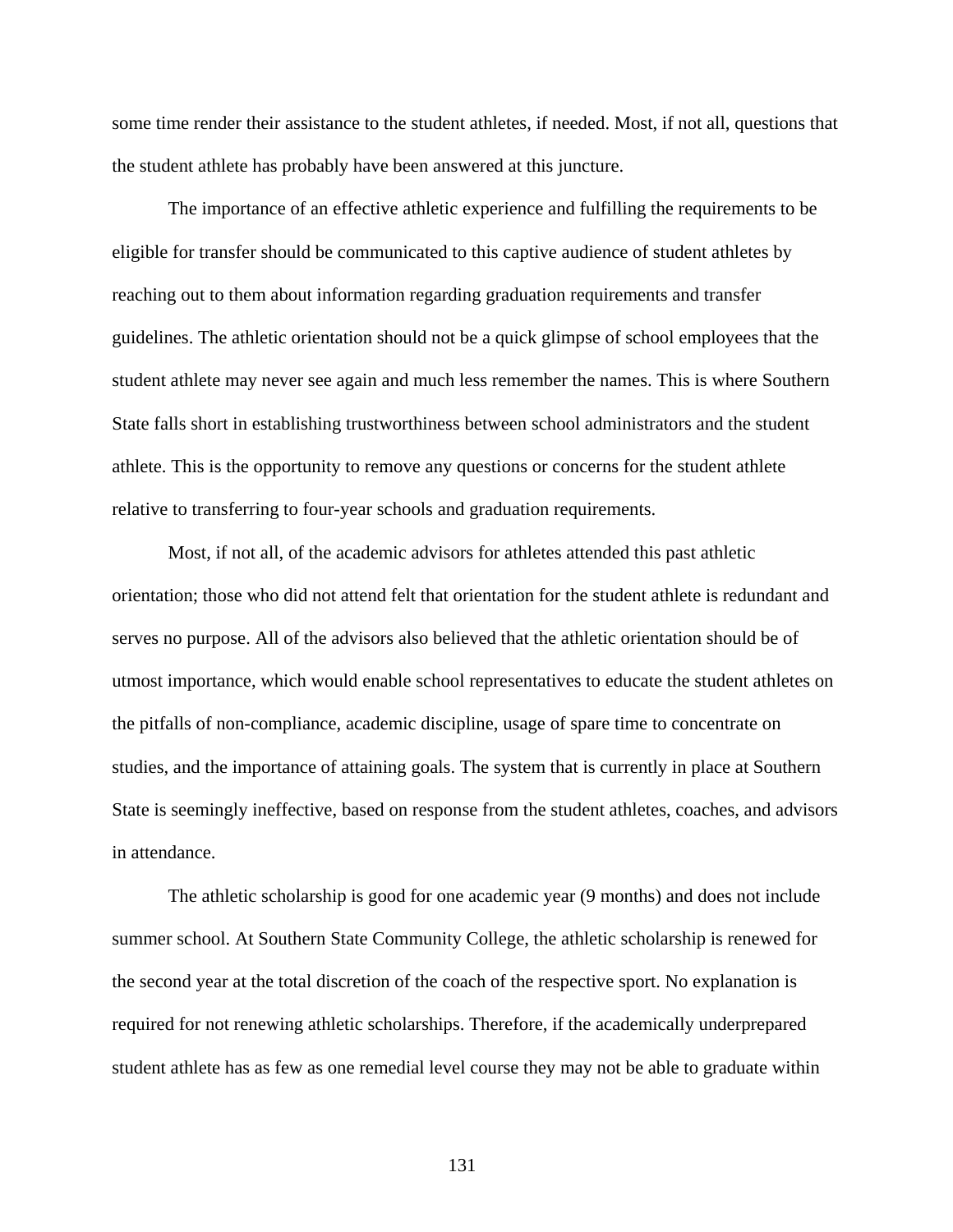some time render their assistance to the student athletes, if needed. Most, if not all, questions that the student athlete has probably have been answered at this juncture.

The importance of an effective athletic experience and fulfilling the requirements to be eligible for transfer should be communicated to this captive audience of student athletes by reaching out to them about information regarding graduation requirements and transfer guidelines. The athletic orientation should not be a quick glimpse of school employees that the student athlete may never see again and much less remember the names. This is where Southern State falls short in establishing trustworthiness between school administrators and the student athlete. This is the opportunity to remove any questions or concerns for the student athlete relative to transferring to four-year schools and graduation requirements.

Most, if not all, of the academic advisors for athletes attended this past athletic orientation; those who did not attend felt that orientation for the student athlete is redundant and serves no purpose. All of the advisors also believed that the athletic orientation should be of utmost importance, which would enable school representatives to educate the student athletes on the pitfalls of non-compliance, academic discipline, usage of spare time to concentrate on studies, and the importance of attaining goals. The system that is currently in place at Southern State is seemingly ineffective, based on response from the student athletes, coaches, and advisors in attendance.

The athletic scholarship is good for one academic year (9 months) and does not include summer school. At Southern State Community College, the athletic scholarship is renewed for the second year at the total discretion of the coach of the respective sport. No explanation is required for not renewing athletic scholarships. Therefore, if the academically underprepared student athlete has as few as one remedial level course they may not be able to graduate within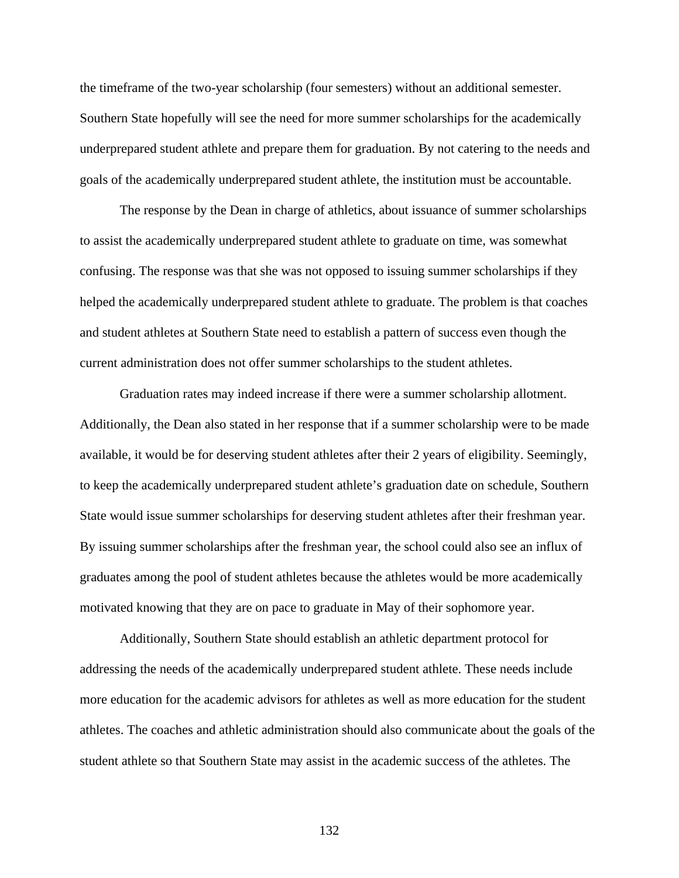the timeframe of the two-year scholarship (four semesters) without an additional semester. Southern State hopefully will see the need for more summer scholarships for the academically underprepared student athlete and prepare them for graduation. By not catering to the needs and goals of the academically underprepared student athlete, the institution must be accountable.

The response by the Dean in charge of athletics, about issuance of summer scholarships to assist the academically underprepared student athlete to graduate on time, was somewhat confusing. The response was that she was not opposed to issuing summer scholarships if they helped the academically underprepared student athlete to graduate. The problem is that coaches and student athletes at Southern State need to establish a pattern of success even though the current administration does not offer summer scholarships to the student athletes.

Graduation rates may indeed increase if there were a summer scholarship allotment. Additionally, the Dean also stated in her response that if a summer scholarship were to be made available, it would be for deserving student athletes after their 2 years of eligibility. Seemingly, to keep the academically underprepared student athlete's graduation date on schedule, Southern State would issue summer scholarships for deserving student athletes after their freshman year. By issuing summer scholarships after the freshman year, the school could also see an influx of graduates among the pool of student athletes because the athletes would be more academically motivated knowing that they are on pace to graduate in May of their sophomore year.

Additionally, Southern State should establish an athletic department protocol for addressing the needs of the academically underprepared student athlete. These needs include more education for the academic advisors for athletes as well as more education for the student athletes. The coaches and athletic administration should also communicate about the goals of the student athlete so that Southern State may assist in the academic success of the athletes. The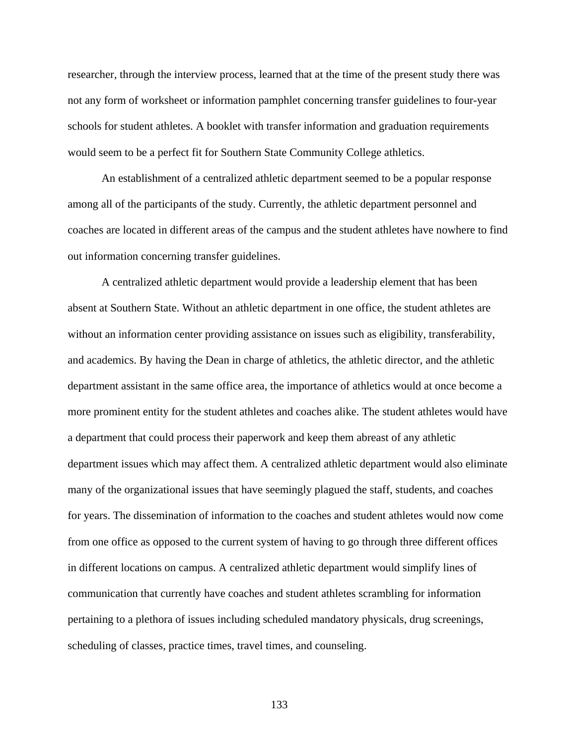researcher, through the interview process, learned that at the time of the present study there was not any form of worksheet or information pamphlet concerning transfer guidelines to four-year schools for student athletes. A booklet with transfer information and graduation requirements would seem to be a perfect fit for Southern State Community College athletics.

An establishment of a centralized athletic department seemed to be a popular response among all of the participants of the study. Currently, the athletic department personnel and coaches are located in different areas of the campus and the student athletes have nowhere to find out information concerning transfer guidelines.

A centralized athletic department would provide a leadership element that has been absent at Southern State. Without an athletic department in one office, the student athletes are without an information center providing assistance on issues such as eligibility, transferability, and academics. By having the Dean in charge of athletics, the athletic director, and the athletic department assistant in the same office area, the importance of athletics would at once become a more prominent entity for the student athletes and coaches alike. The student athletes would have a department that could process their paperwork and keep them abreast of any athletic department issues which may affect them. A centralized athletic department would also eliminate many of the organizational issues that have seemingly plagued the staff, students, and coaches for years. The dissemination of information to the coaches and student athletes would now come from one office as opposed to the current system of having to go through three different offices in different locations on campus. A centralized athletic department would simplify lines of communication that currently have coaches and student athletes scrambling for information pertaining to a plethora of issues including scheduled mandatory physicals, drug screenings, scheduling of classes, practice times, travel times, and counseling.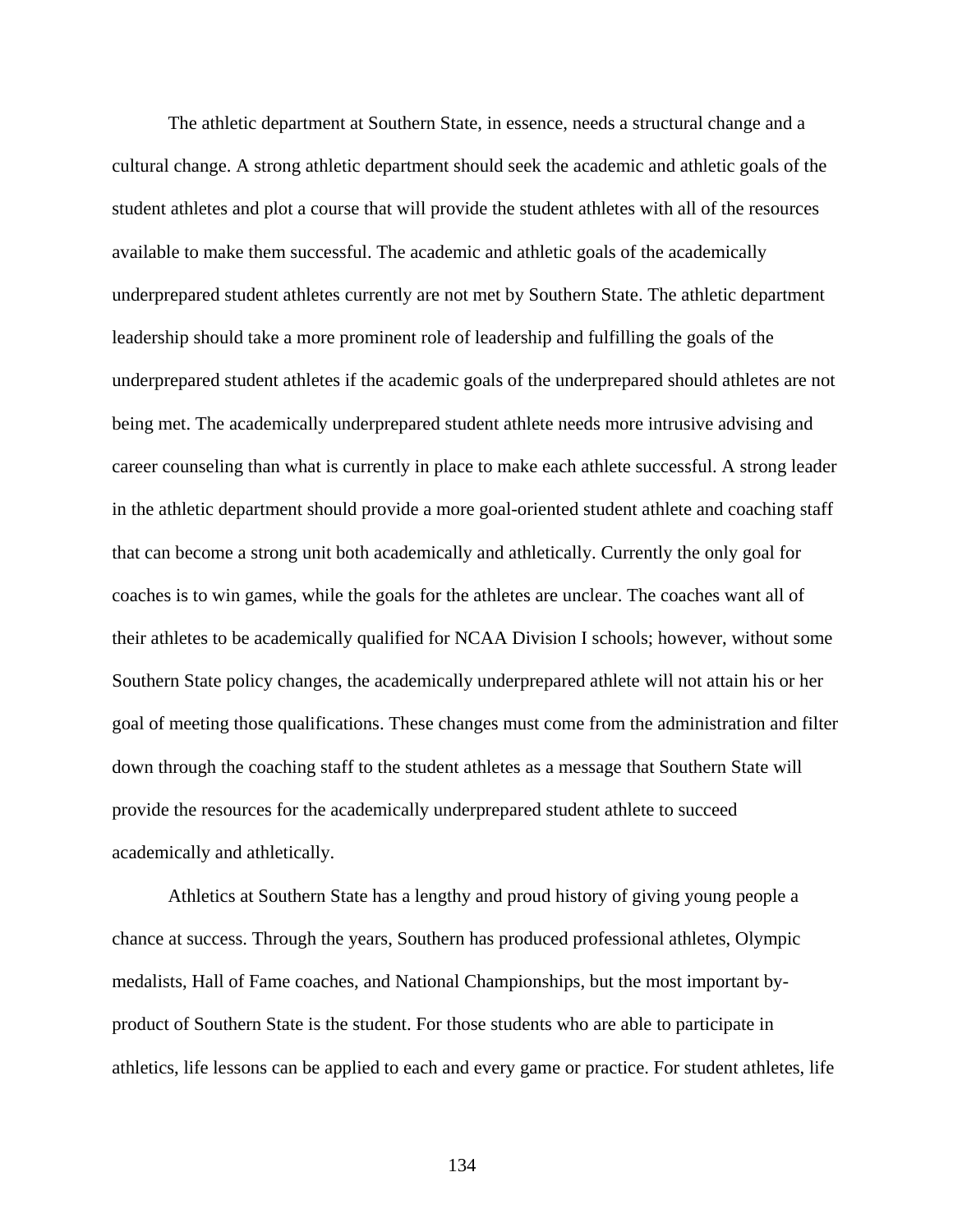The athletic department at Southern State, in essence, needs a structural change and a cultural change. A strong athletic department should seek the academic and athletic goals of the student athletes and plot a course that will provide the student athletes with all of the resources available to make them successful. The academic and athletic goals of the academically underprepared student athletes currently are not met by Southern State. The athletic department leadership should take a more prominent role of leadership and fulfilling the goals of the underprepared student athletes if the academic goals of the underprepared should athletes are not being met. The academically underprepared student athlete needs more intrusive advising and career counseling than what is currently in place to make each athlete successful. A strong leader in the athletic department should provide a more goal-oriented student athlete and coaching staff that can become a strong unit both academically and athletically. Currently the only goal for coaches is to win games, while the goals for the athletes are unclear. The coaches want all of their athletes to be academically qualified for NCAA Division I schools; however, without some Southern State policy changes, the academically underprepared athlete will not attain his or her goal of meeting those qualifications. These changes must come from the administration and filter down through the coaching staff to the student athletes as a message that Southern State will provide the resources for the academically underprepared student athlete to succeed academically and athletically.

Athletics at Southern State has a lengthy and proud history of giving young people a chance at success. Through the years, Southern has produced professional athletes, Olympic medalists, Hall of Fame coaches, and National Championships, but the most important by-product of Southern State is the student. For those students who are able to participate in athletics, life lessons can be applied to each and every game or practice. For student athletes, life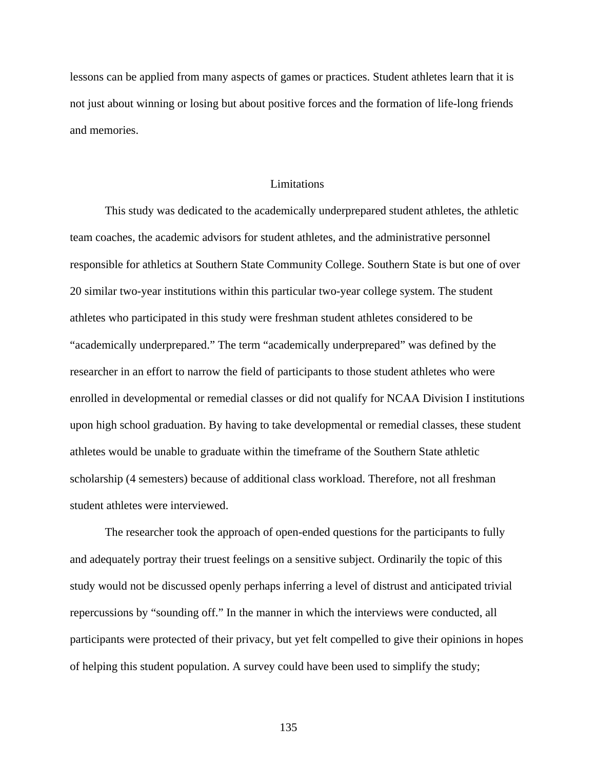lessons can be applied from many aspects of games or practices. Student athletes learn that it is not just about winning or losing but about positive forces and the formation of life-long friends and memories.

## Limitations

This study was dedicated to the academically underprepared student athletes, the athletic team coaches, the academic advisors for student athletes, and the administrative personnel responsible for athletics at Southern State Community College. Southern State is but one of over 20 similar two-year institutions within this particular two-year college system. The student athletes who participated in this study were freshman student athletes considered to be "academically underprepared." The term "academically underprepared" was defined by the researcher in an effort to narrow the field of participants to those student athletes who were enrolled in developmental or remedial classes or did not qualify for NCAA Division I institutions upon high school graduation. By having to take developmental or remedial classes, these student athletes would be unable to graduate within the timeframe of the Southern State athletic scholarship (4 semesters) because of additional class workload. Therefore, not all freshman student athletes were interviewed.

The researcher took the approach of open-ended questions for the participants to fully and adequately portray their truest feelings on a sensitive subject. Ordinarily the topic of this study would not be discussed openly perhaps inferring a level of distrust and anticipated trivial repercussions by "sounding off." In the manner in which the interviews were conducted, all participants were protected of their privacy, but yet felt compelled to give their opinions in hopes of helping this student population. A survey could have been used to simplify the study;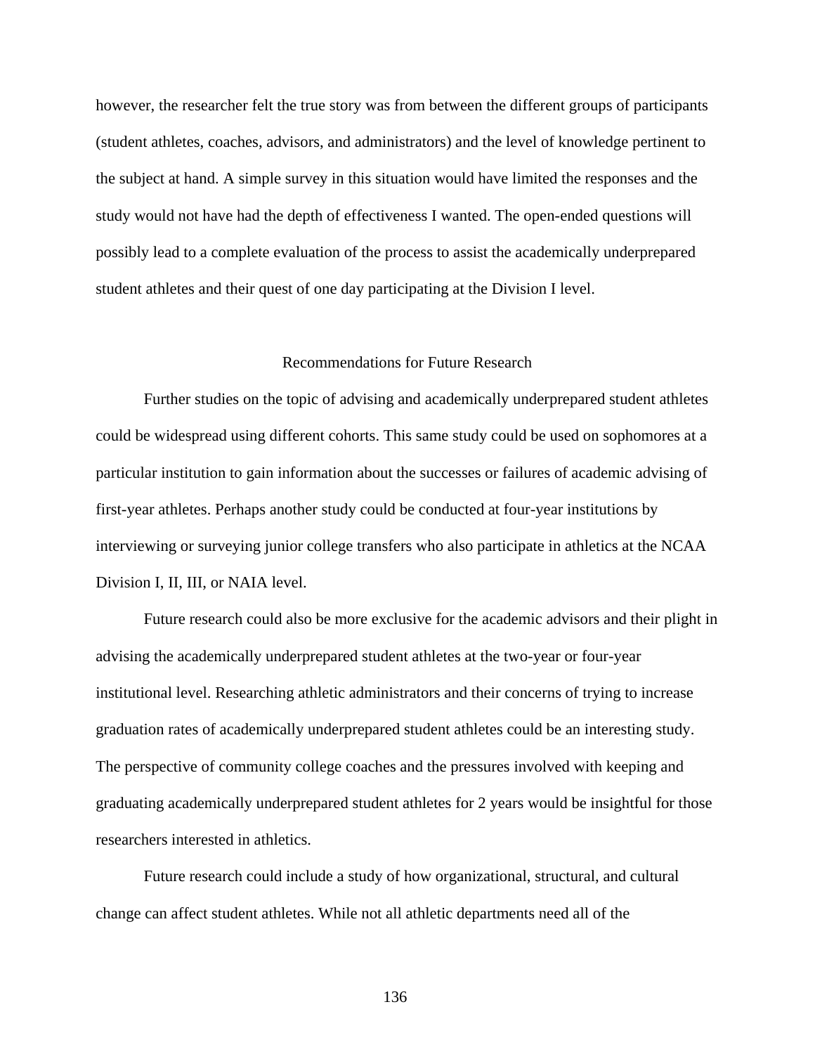however, the researcher felt the true story was from between the different groups of participants (student athletes, coaches, advisors, and administrators) and the level of knowledge pertinent to the subject at hand. A simple survey in this situation would have limited the responses and the study would not have had the depth of effectiveness I wanted. The open-ended questions will possibly lead to a complete evaluation of the process to assist the academically underprepared student athletes and their quest of one day participating at the Division I level.

## Recommendations for Future Research

Further studies on the topic of advising and academically underprepared student athletes could be widespread using different cohorts. This same study could be used on sophomores at a particular institution to gain information about the successes or failures of academic advising of first-year athletes. Perhaps another study could be conducted at four-year institutions by interviewing or surveying junior college transfers who also participate in athletics at the NCAA Division I, II, III, or NAIA level.

Future research could also be more exclusive for the academic advisors and their plight in advising the academically underprepared student athletes at the two-year or four-year institutional level. Researching athletic administrators and their concerns of trying to increase graduation rates of academically underprepared student athletes could be an interesting study. The perspective of community college coaches and the pressures involved with keeping and graduating academically underprepared student athletes for 2 years would be insightful for those researchers interested in athletics.

Future research could include a study of how organizational, structural, and cultural change can affect student athletes. While not all athletic departments need all of the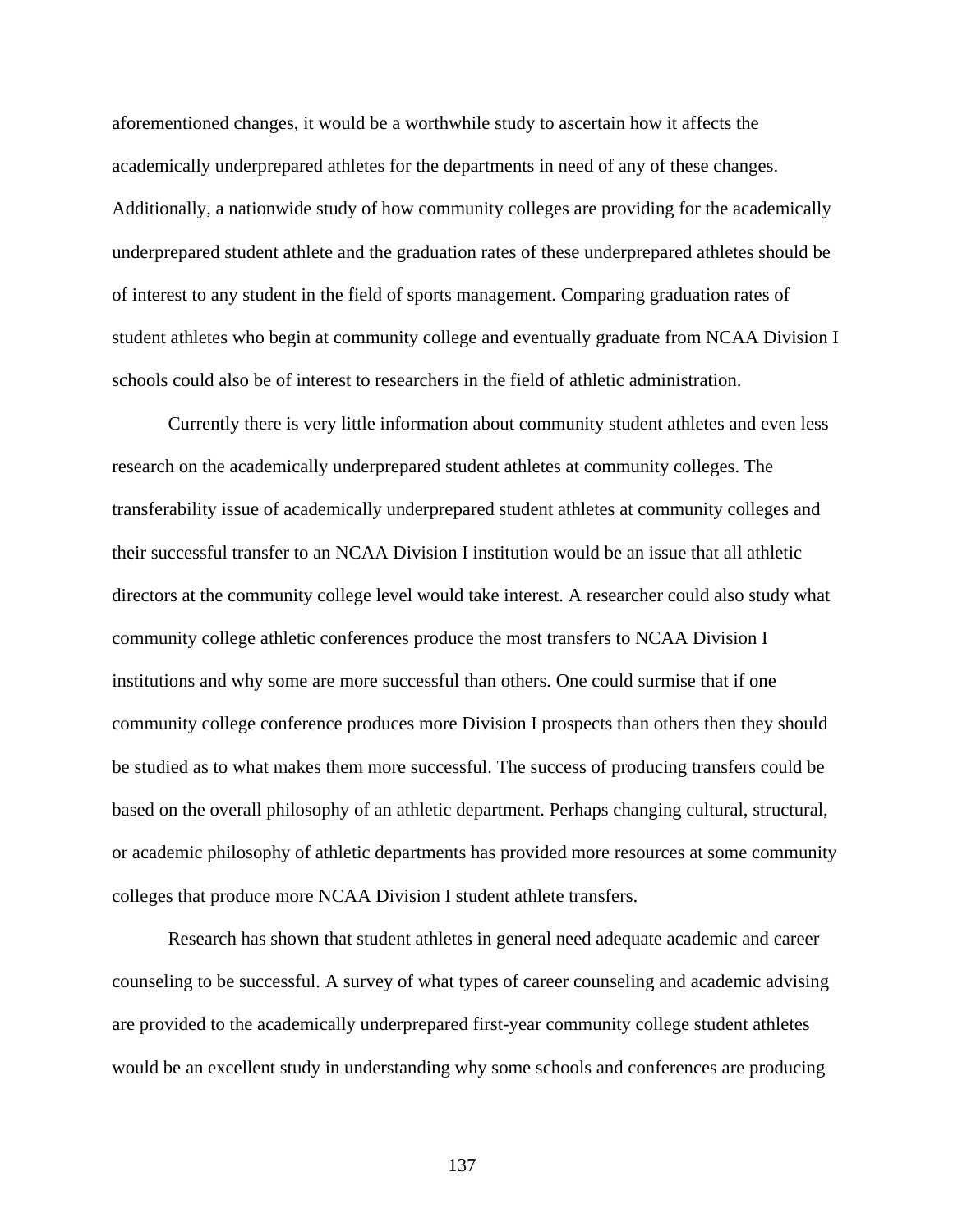aforementioned changes, it would be a worthwhile study to ascertain how it affects the academically underprepared athletes for the departments in need of any of these changes. Additionally, a nationwide study of how community colleges are providing for the academically underprepared student athlete and the graduation rates of these underprepared athletes should be of interest to any student in the field of sports management. Comparing graduation rates of student athletes who begin at community college and eventually graduate from NCAA Division I schools could also be of interest to researchers in the field of athletic administration.

Currently there is very little information about community student athletes and even less research on the academically underprepared student athletes at community colleges. The transferability issue of academically underprepared student athletes at community colleges and their successful transfer to an NCAA Division I institution would be an issue that all athletic directors at the community college level would take interest. A researcher could also study what community college athletic conferences produce the most transfers to NCAA Division I institutions and why some are more successful than others. One could surmise that if one community college conference produces more Division I prospects than others then they should be studied as to what makes them more successful. The success of producing transfers could be based on the overall philosophy of an athletic department. Perhaps changing cultural, structural, or academic philosophy of athletic departments has provided more resources at some community colleges that produce more NCAA Division I student athlete transfers.

Research has shown that student athletes in general need adequate academic and career counseling to be successful. A survey of what types of career counseling and academic advising are provided to the academically underprepared first-year community college student athletes would be an excellent study in understanding why some schools and conferences are producing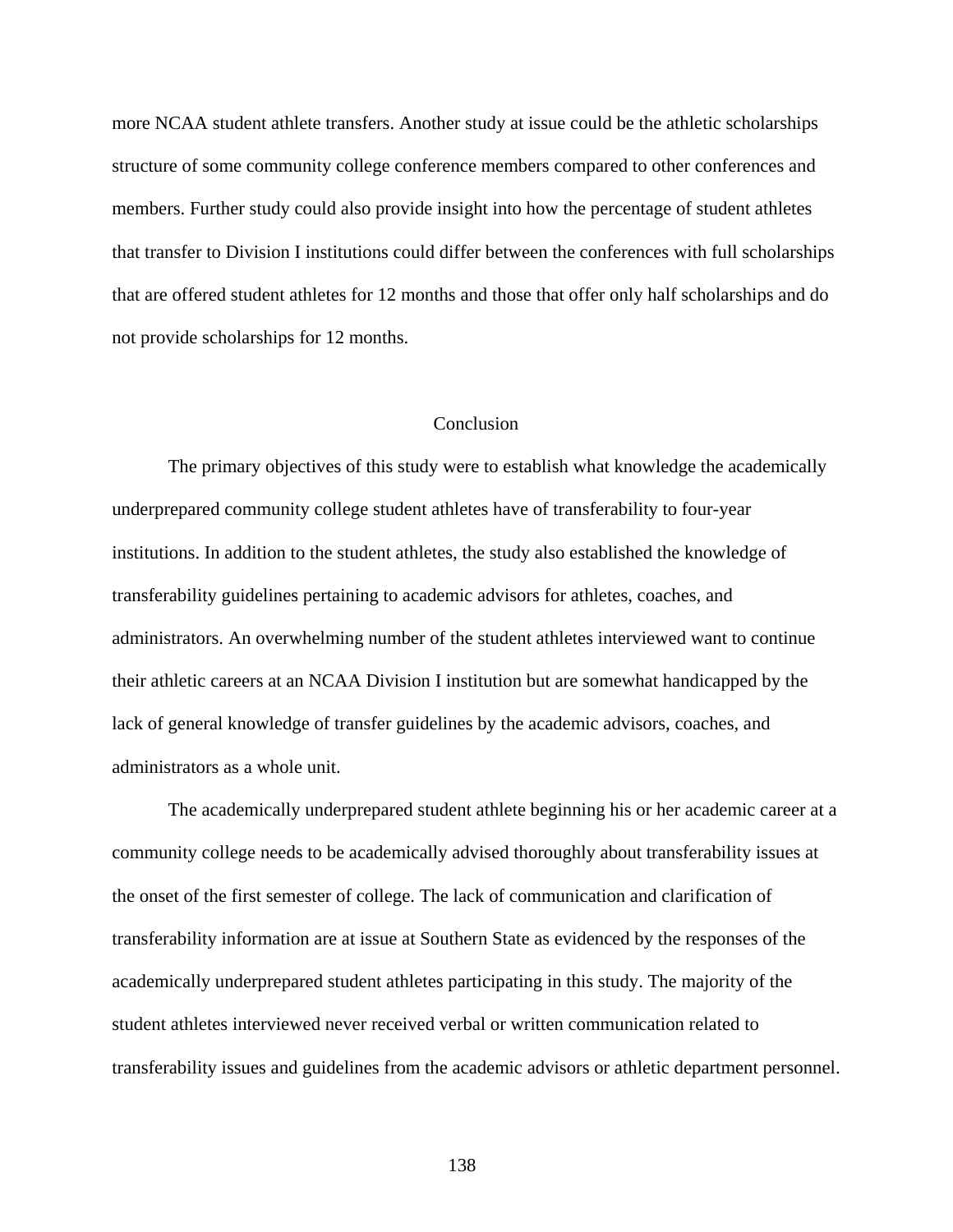more NCAA student athlete transfers. Another study at issue could be the athletic scholarships structure of some community college conference members compared to other conferences and members. Further study could also provide insight into how the percentage of student athletes that transfer to Division I institutions could differ between the conferences with full scholarships that are offered student athletes for 12 months and those that offer only half scholarships and do not provide scholarships for 12 months.

## Conclusion

The primary objectives of this study were to establish what knowledge the academically underprepared community college student athletes have of transferability to four-year institutions. In addition to the student athletes, the study also established the knowledge of transferability guidelines pertaining to academic advisors for athletes, coaches, and administrators. An overwhelming number of the student athletes interviewed want to continue their athletic careers at an NCAA Division I institution but are somewhat handicapped by the lack of general knowledge of transfer guidelines by the academic advisors, coaches, and administrators as a whole unit.

The academically underprepared student athlete beginning his or her academic career at a community college needs to be academically advised thoroughly about transferability issues at the onset of the first semester of college. The lack of communication and clarification of transferability information are at issue at Southern State as evidenced by the responses of the academically underprepared student athletes participating in this study. The majority of the student athletes interviewed never received verbal or written communication related to transferability issues and guidelines from the academic advisors or athletic department personnel.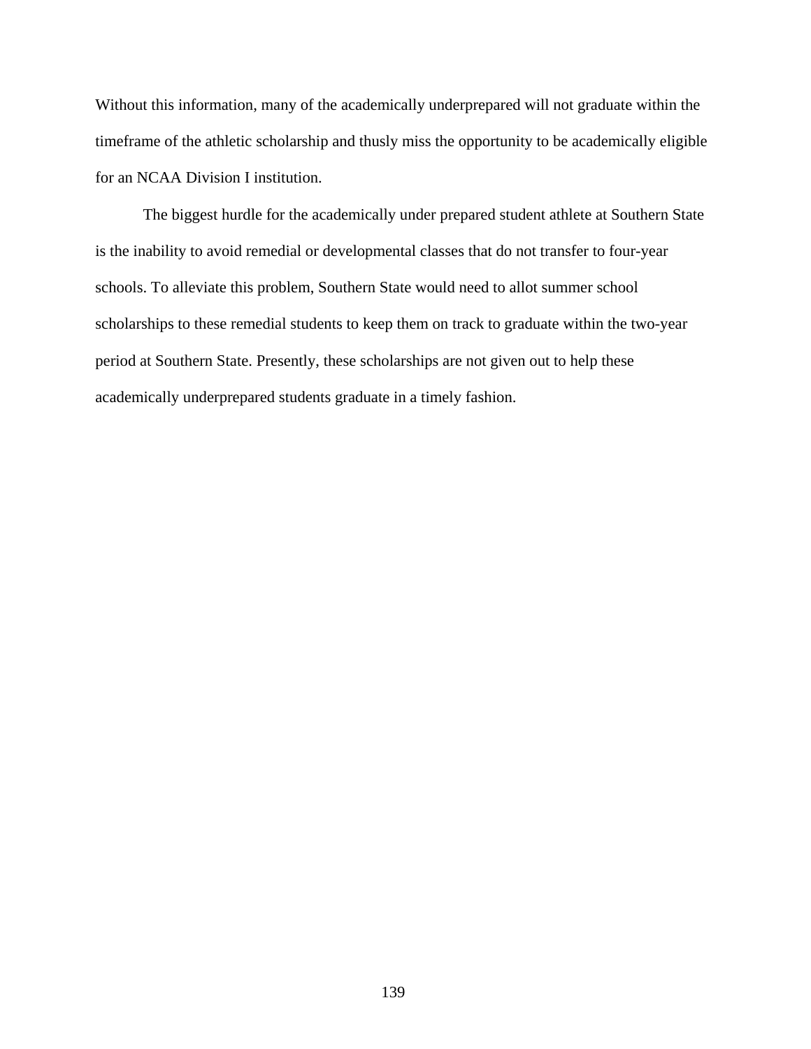Without this information, many of the academically underprepared will not graduate within the timeframe of the athletic scholarship and thusly miss the opportunity to be academically eligible for an NCAA Division I institution.

The biggest hurdle for the academically under prepared student athlete at Southern State is the inability to avoid remedial or developmental classes that do not transfer to four-year schools. To alleviate this problem, Southern State would need to allot summer school scholarships to these remedial students to keep them on track to graduate within the two-year period at Southern State. Presently, these scholarships are not given out to help these academically underprepared students graduate in a timely fashion.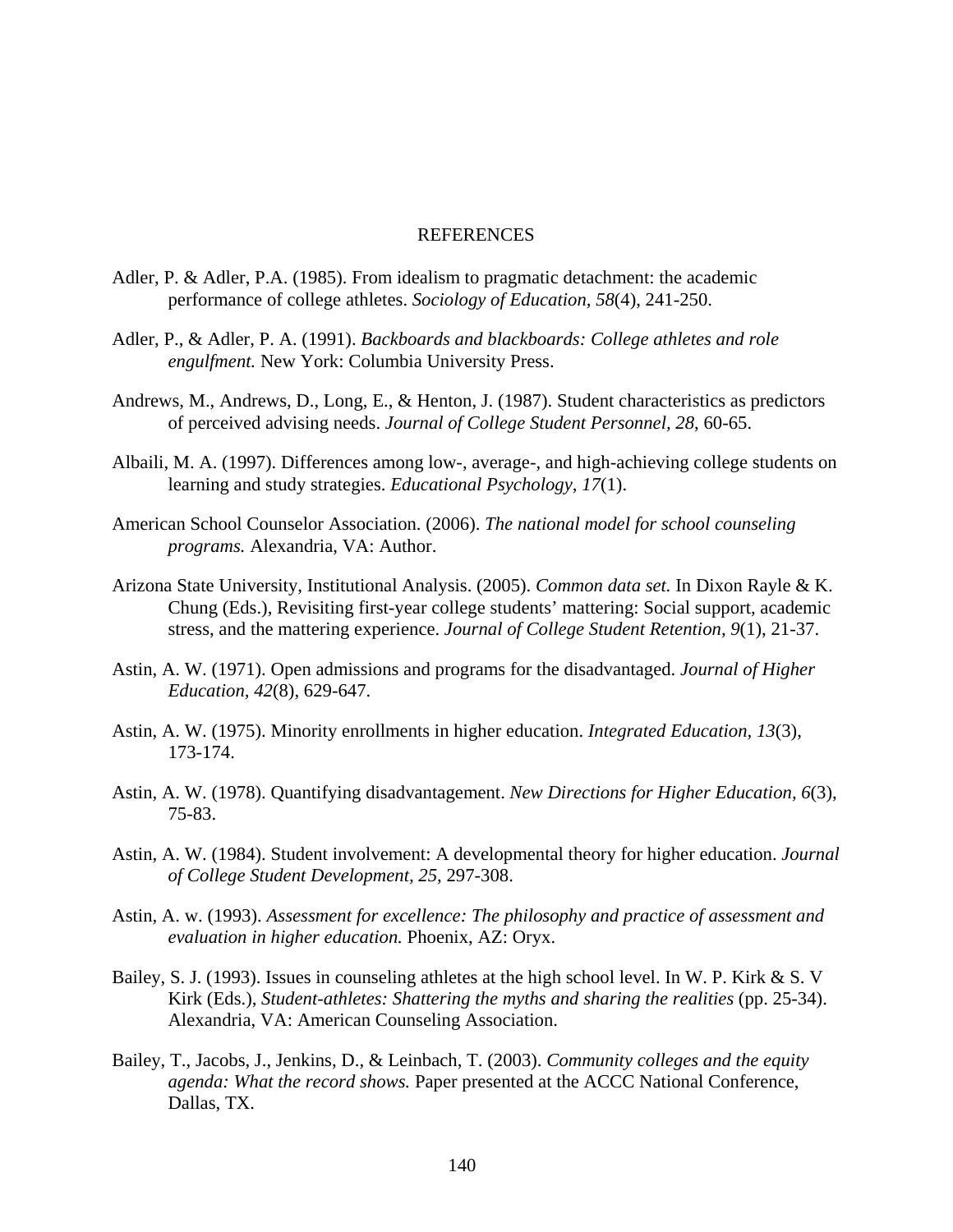# REFERENCES

Adler, P. & Adler, P.A. (1985). From idealism to pragmatic detachment: the academic performance of college athletes. *Sociology of Education, 58*(4), 241-250.

Adler, P., & Adler, P. A. (1991). *Backboards and blackboards: College athletes and role engulfment.* New York: Columbia University Press.

Andrews, M., Andrews, D., Long, E., & Henton, J. (1987). Student characteristics as predictors of perceived advising needs. *Journal of College Student Personnel, 28*, 60-65.

Albaili, M. A. (1997). Differences among low-, average-, and high-achieving college students on learning and study strategies. *Educational Psychology, 17*(1).

American School Counselor Association. (2006). *The national model for school counseling programs.* Alexandria, VA: Author.

Arizona State University, Institutional Analysis. (2005). *Common data set.* In Dixon Rayle & K. Chung (Eds.), Revisiting first-year college students' mattering: Social support, academic stress, and the mattering experience. *Journal of College Student Retention, 9*(1), 21-37.

Astin, A. W. (1971). Open admissions and programs for the disadvantaged. *Journal of Higher Education, 42*(8), 629-647.

Astin, A. W. (1975). Minority enrollments in higher education. *Integrated Education, 13*(3), 173-174.

Astin, A. W. (1978). Quantifying disadvantagement. *New Directions for Higher Education, 6*(3), 75-83.

Astin, A. W. (1984). Student involvement: A developmental theory for higher education. *Journal of College Student Development, 25,* 297-308.

Astin, A. w. (1993). *Assessment for excellence: The philosophy and practice of assessment and evaluation in higher education.* Phoenix, AZ: Oryx.

Bailey, S. J. (1993). Issues in counseling athletes at the high school level. In W. P. Kirk & S. V Kirk (Eds.), *Student-athletes: Shattering the myths and sharing the realities* (pp. 25-34). Alexandria, VA: American Counseling Association.

Bailey, T., Jacobs, J., Jenkins, D., & Leinbach, T. (2003). *Community colleges and the equity agenda: What the record shows.* Paper presented at the ACCC National Conference, Dallas, TX.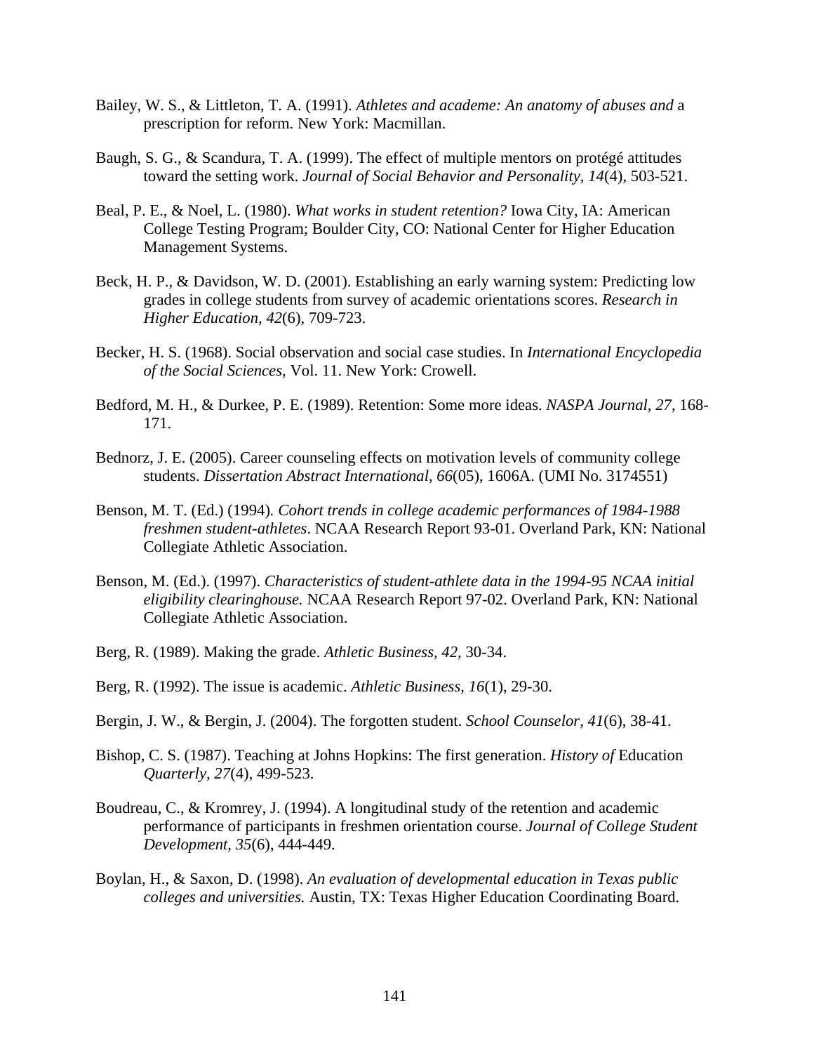Bailey, W. S., & Littleton, T. A. (1991). *Athletes and academe: An anatomy of abuses and* a prescription for reform. New York: Macmillan.

Baugh, S. G., & Scandura, T. A. (1999). The effect of multiple mentors on protégé attitudes toward the setting work. *Journal of Social Behavior and Personality, 14*(4), 503-521.

Beal, P. E., & Noel, L. (1980). *What works in student retention?* Iowa City, IA: American College Testing Program; Boulder City, CO: National Center for Higher Education Management Systems.

Beck, H. P., & Davidson, W. D. (2001). Establishing an early warning system: Predicting low grades in college students from survey of academic orientations scores. *Research in Higher Education, 42*(6), 709-723.

Becker, H. S. (1968). Social observation and social case studies. In *International Encyclopedia of the Social Sciences,* Vol. 11. New York: Crowell.

Bedford, M. H., & Durkee, P. E. (1989). Retention: Some more ideas. *NASPA Journal, 27,* 168-171.

Bednorz, J. E. (2005). Career counseling effects on motivation levels of community college students. *Dissertation Abstract International, 66*(05), 1606A. (UMI No. 3174551)

Benson, M. T. (Ed.) (1994). *Cohort trends in college academic performances of 1984-1988 freshmen student-athletes*. NCAA Research Report 93-01. Overland Park, KN: National Collegiate Athletic Association.

Benson, M. (Ed.). (1997). *Characteristics of student-athlete data in the 1994-95 NCAA initial eligibility clearinghouse.* NCAA Research Report 97-02. Overland Park, KN: National Collegiate Athletic Association.

Berg, R. (1989). Making the grade. *Athletic Business, 42,* 30-34.

Berg, R. (1992). The issue is academic. *Athletic Business, 16*(1), 29-30.

Bergin, J. W., & Bergin, J. (2004). The forgotten student. *School Counselor, 41*(6), 38-41.

Bishop, C. S. (1987). Teaching at Johns Hopkins: The first generation. *History of* Education *Quarterly, 27*(4), 499-523.

Boudreau, C., & Kromrey, J. (1994). A longitudinal study of the retention and academic performance of participants in freshmen orientation course. *Journal of College Student Development, 35*(6), 444-449.

Boylan, H., & Saxon, D. (1998). *An evaluation of developmental education in Texas public colleges and universities.* Austin, TX: Texas Higher Education Coordinating Board.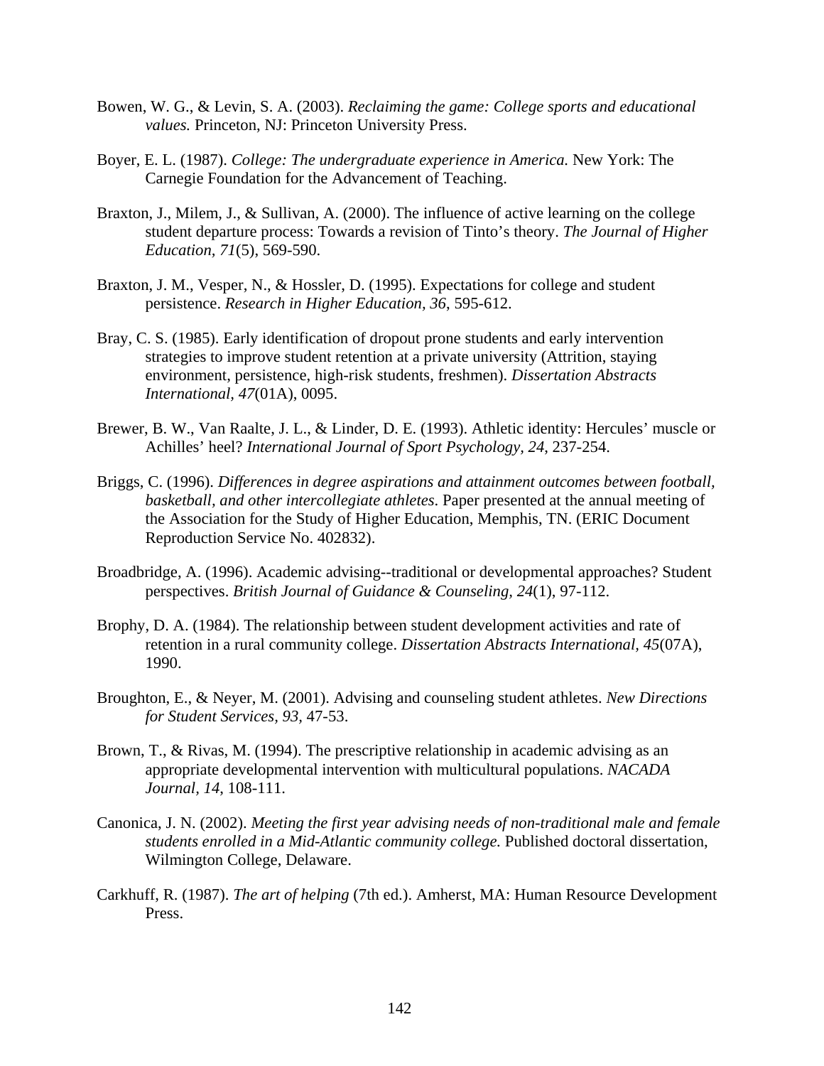Bowen, W. G., & Levin, S. A. (2003). *Reclaiming the game: College sports and educational values.* Princeton, NJ: Princeton University Press.

Boyer, E. L. (1987). *College: The undergraduate experience in America.* New York: The Carnegie Foundation for the Advancement of Teaching.

Braxton, J., Milem, J., & Sullivan, A. (2000). The influence of active learning on the college student departure process: Towards a revision of Tinto's theory. *The Journal of Higher Education, 71*(5), 569-590.

Braxton, J. M., Vesper, N., & Hossler, D. (1995). Expectations for college and student persistence. *Research in Higher Education, 36,* 595-612.

Bray, C. S. (1985). Early identification of dropout prone students and early intervention strategies to improve student retention at a private university (Attrition, staying environment, persistence, high-risk students, freshmen). *Dissertation Abstracts International, 47*(01A), 0095.

Brewer, B. W., Van Raalte, J. L., & Linder, D. E. (1993). Athletic identity: Hercules' muscle or Achilles' heel? *International Journal of Sport Psychology, 24*, 237-254.

Briggs, C. (1996). *Differences in degree aspirations and attainment outcomes between football, basketball, and other intercollegiate athletes*. Paper presented at the annual meeting of the Association for the Study of Higher Education, Memphis, TN. (ERIC Document Reproduction Service No. 402832).

Broadbridge, A. (1996). Academic advising--traditional or developmental approaches? Student perspectives. *British Journal of Guidance & Counseling, 24*(1), 97-112.

Brophy, D. A. (1984). The relationship between student development activities and rate of retention in a rural community college. *Dissertation Abstracts International, 45*(07A), 1990.

Broughton, E., & Neyer, M. (2001). Advising and counseling student athletes. *New Directions for Student Services, 93,* 47-53.

Brown, T., & Rivas, M. (1994). The prescriptive relationship in academic advising as an appropriate developmental intervention with multicultural populations. *NACADA Journal, 14*, 108-111.

Canonica, J. N. (2002). *Meeting the first year advising needs of non-traditional male and female students enrolled in a Mid-Atlantic community college.* Published doctoral dissertation, Wilmington College, Delaware.

Carkhuff, R. (1987). *The art of helping* (7th ed.). Amherst, MA: Human Resource Development Press.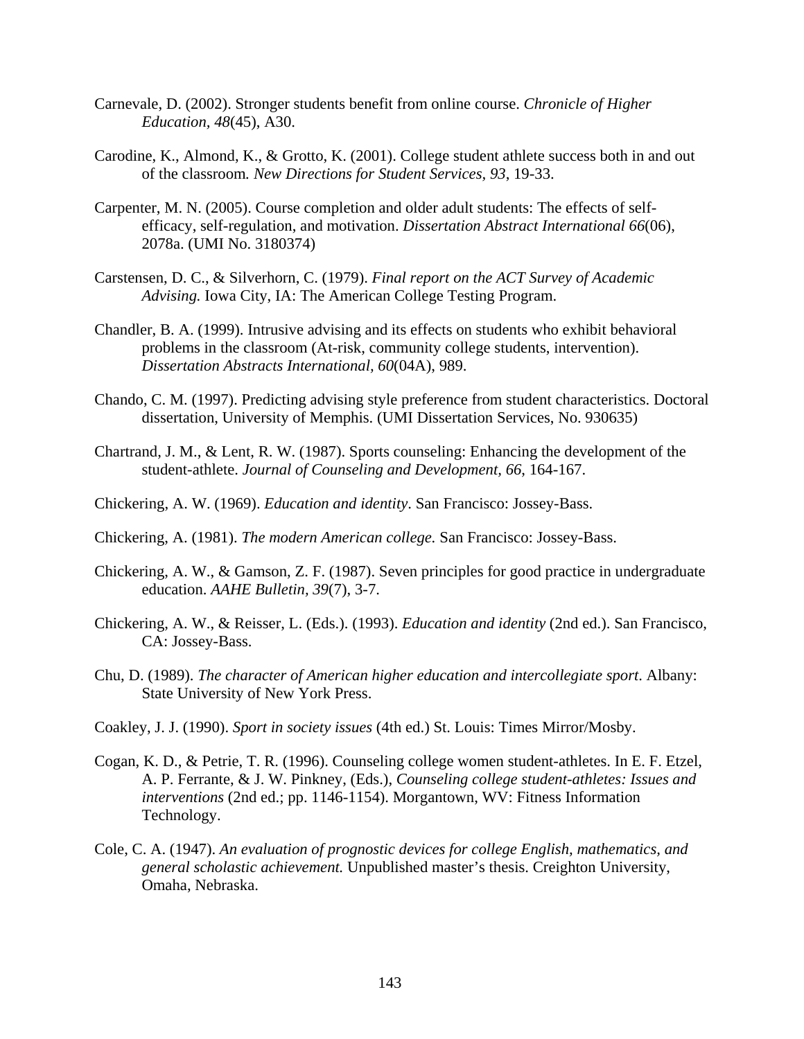Carnevale, D. (2002). Stronger students benefit from online course. *Chronicle of Higher Education, 48*(45), A30.

Carodine, K., Almond, K., & Grotto, K. (2001). College student athlete success both in and out of the classroom*. New Directions for Student Services, 93*, 19-33.

Carpenter, M. N. (2005). Course completion and older adult students: The effects of self-efficacy, self-regulation, and motivation. *Dissertation Abstract International 66*(06), 2078a. (UMI No. 3180374)

Carstensen, D. C., & Silverhorn, C. (1979). *Final report on the ACT Survey of Academic Advising.* Iowa City, IA: The American College Testing Program.

Chandler, B. A. (1999). Intrusive advising and its effects on students who exhibit behavioral problems in the classroom (At-risk, community college students, intervention). *Dissertation Abstracts International*, *60*(04A), 989.

Chando, C. M. (1997). Predicting advising style preference from student characteristics. Doctoral dissertation, University of Memphis. (UMI Dissertation Services, No. 930635)

Chartrand, J. M., & Lent, R. W. (1987). Sports counseling: Enhancing the development of the student-athlete. *Journal of Counseling and Development, 66*, 164-167.

Chickering, A. W. (1969). *Education and identity*. San Francisco: Jossey-Bass.

Chickering, A. (1981). *The modern American college.* San Francisco: Jossey-Bass.

Chickering, A. W., & Gamson, Z. F. (1987). Seven principles for good practice in undergraduate education. *AAHE Bulletin, 39*(7), 3-7.

Chickering, A. W., & Reisser, L. (Eds.). (1993). *Education and identity* (2nd ed.). San Francisco, CA: Jossey-Bass.

Chu, D. (1989). *The character of American higher education and intercollegiate sport*. Albany: State University of New York Press.

Coakley, J. J. (1990). *Sport in society issues* (4th ed.) St. Louis: Times Mirror/Mosby.

Cogan, K. D., & Petrie, T. R. (1996). Counseling college women student-athletes. In E. F. Etzel, A. P. Ferrante, & J. W. Pinkney, (Eds.), *Counseling college student-athletes: Issues and interventions* (2nd ed.; pp. 1146-1154). Morgantown, WV: Fitness Information Technology.

Cole, C. A. (1947). *An evaluation of prognostic devices for college English, mathematics, and general scholastic achievement.* Unpublished master's thesis. Creighton University, Omaha, Nebraska.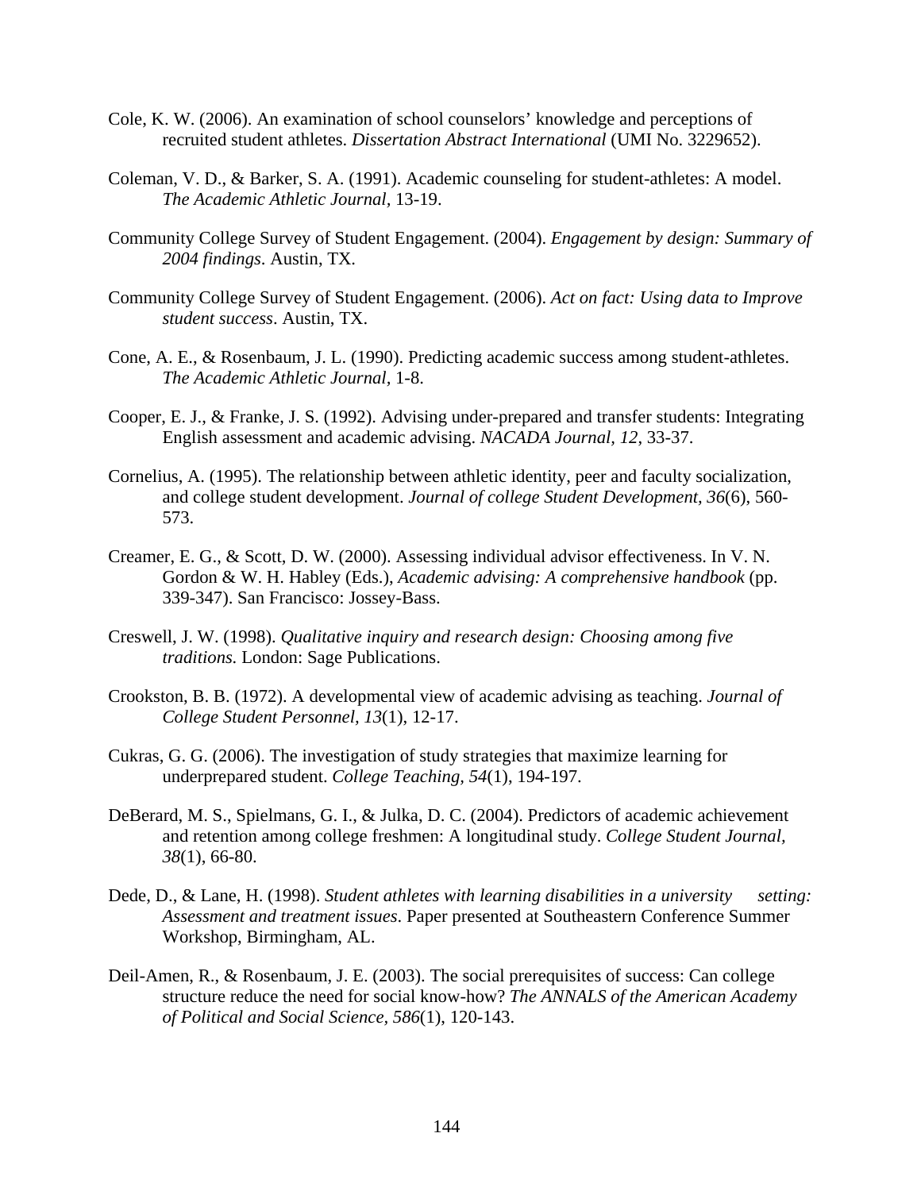Cole, K. W. (2006). An examination of school counselors' knowledge and perceptions of recruited student athletes. *Dissertation Abstract International* (UMI No. 3229652).

Coleman, V. D., & Barker, S. A. (1991). Academic counseling for student-athletes: A model. *The Academic Athletic Journal*, 13-19.

Community College Survey of Student Engagement. (2004). *Engagement by design: Summary of 2004 findings*. Austin, TX.

Community College Survey of Student Engagement. (2006). *Act on fact: Using data to Improve student success*. Austin, TX.

Cone, A. E., & Rosenbaum, J. L. (1990). Predicting academic success among student-athletes. *The Academic Athletic Journal*, 1-8.

Cooper, E. J., & Franke, J. S. (1992). Advising under-prepared and transfer students: Integrating English assessment and academic advising. *NACADA Journal, 12*, 33-37.

Cornelius, A. (1995). The relationship between athletic identity, peer and faculty socialization, and college student development. *Journal of college Student Development, 36*(6), 560-573.

Creamer, E. G., & Scott, D. W. (2000). Assessing individual advisor effectiveness. In V. N. Gordon & W. H. Habley (Eds.), *Academic advising: A comprehensive handbook* (pp. 339-347). San Francisco: Jossey-Bass.

Creswell, J. W. (1998). *Qualitative inquiry and research design: Choosing among five traditions.* London: Sage Publications.

Crookston, B. B. (1972). A developmental view of academic advising as teaching. *Journal of College Student Personnel, 13*(1), 12-17.

Cukras, G. G. (2006). The investigation of study strategies that maximize learning for underprepared student. *College Teaching, 54*(1), 194-197.

DeBerard, M. S., Spielmans, G. I., & Julka, D. C. (2004). Predictors of academic achievement and retention among college freshmen: A longitudinal study. *College Student Journal, 38*(1), 66-80.

Dede, D., & Lane, H. (1998). *Student athletes with learning disabilities in a university setting: Assessment and treatment issues*. Paper presented at Southeastern Conference Summer Workshop, Birmingham, AL.

Deil-Amen, R., & Rosenbaum, J. E. (2003). The social prerequisites of success: Can college structure reduce the need for social know-how? *The ANNALS of the American Academy of Political and Social Science, 586*(1), 120-143.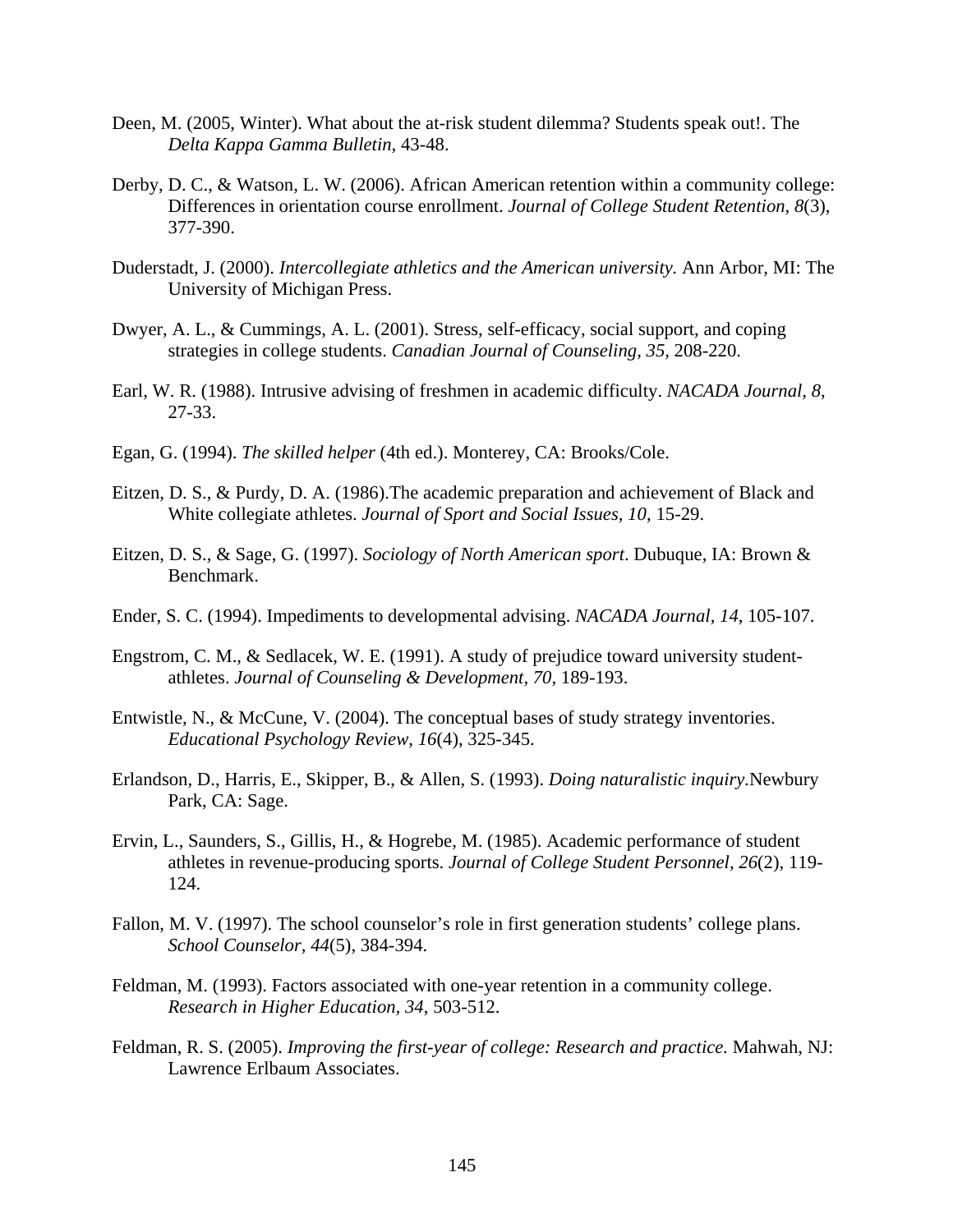Deen, M. (2005, Winter). What about the at-risk student dilemma? Students speak out!. The *Delta Kappa Gamma Bulletin,* 43-48.

Derby, D. C., & Watson, L. W. (2006). African American retention within a community college: Differences in orientation course enrollment. *Journal of College Student Retention, 8*(3), 377-390.

Duderstadt, J. (2000). *Intercollegiate athletics and the American university.* Ann Arbor, MI: The University of Michigan Press.

Dwyer, A. L., & Cummings, A. L. (2001). Stress, self-efficacy, social support, and coping strategies in college students. *Canadian Journal of Counseling, 35,* 208-220.

Earl, W. R. (1988). Intrusive advising of freshmen in academic difficulty. *NACADA Journal, 8*, 27-33.

Egan, G. (1994). *The skilled helper* (4th ed.). Monterey, CA: Brooks/Cole.

Eitzen, D. S., & Purdy, D. A. (1986).The academic preparation and achievement of Black and White collegiate athletes. *Journal of Sport and Social Issues, 10*, 15-29.

Eitzen, D. S., & Sage, G. (1997). *Sociology of North American sport*. Dubuque, IA: Brown & Benchmark.

Ender, S. C. (1994). Impediments to developmental advising. *NACADA Journal, 14*, 105-107.

Engstrom, C. M., & Sedlacek, W. E. (1991). A study of prejudice toward university student-athletes. *Journal of Counseling & Development, 70*, 189-193.

Entwistle, N., & McCune, V. (2004). The conceptual bases of study strategy inventories. *Educational Psychology Review, 16*(4), 325-345.

Erlandson, D., Harris, E., Skipper, B., & Allen, S. (1993). *Doing naturalistic inquiry.*Newbury Park, CA: Sage.

Ervin, L., Saunders, S., Gillis, H., & Hogrebe, M. (1985). Academic performance of student athletes in revenue-producing sports. *Journal of College Student Personnel, 26*(2), 119-124.

Fallon, M. V. (1997). The school counselor's role in first generation students' college plans. *School Counselor, 44*(5), 384-394.

Feldman, M. (1993). Factors associated with one-year retention in a community college. *Research in Higher Education, 34*, 503-512.

Feldman, R. S. (2005). *Improving the first-year of college: Research and practice.* Mahwah, NJ: Lawrence Erlbaum Associates.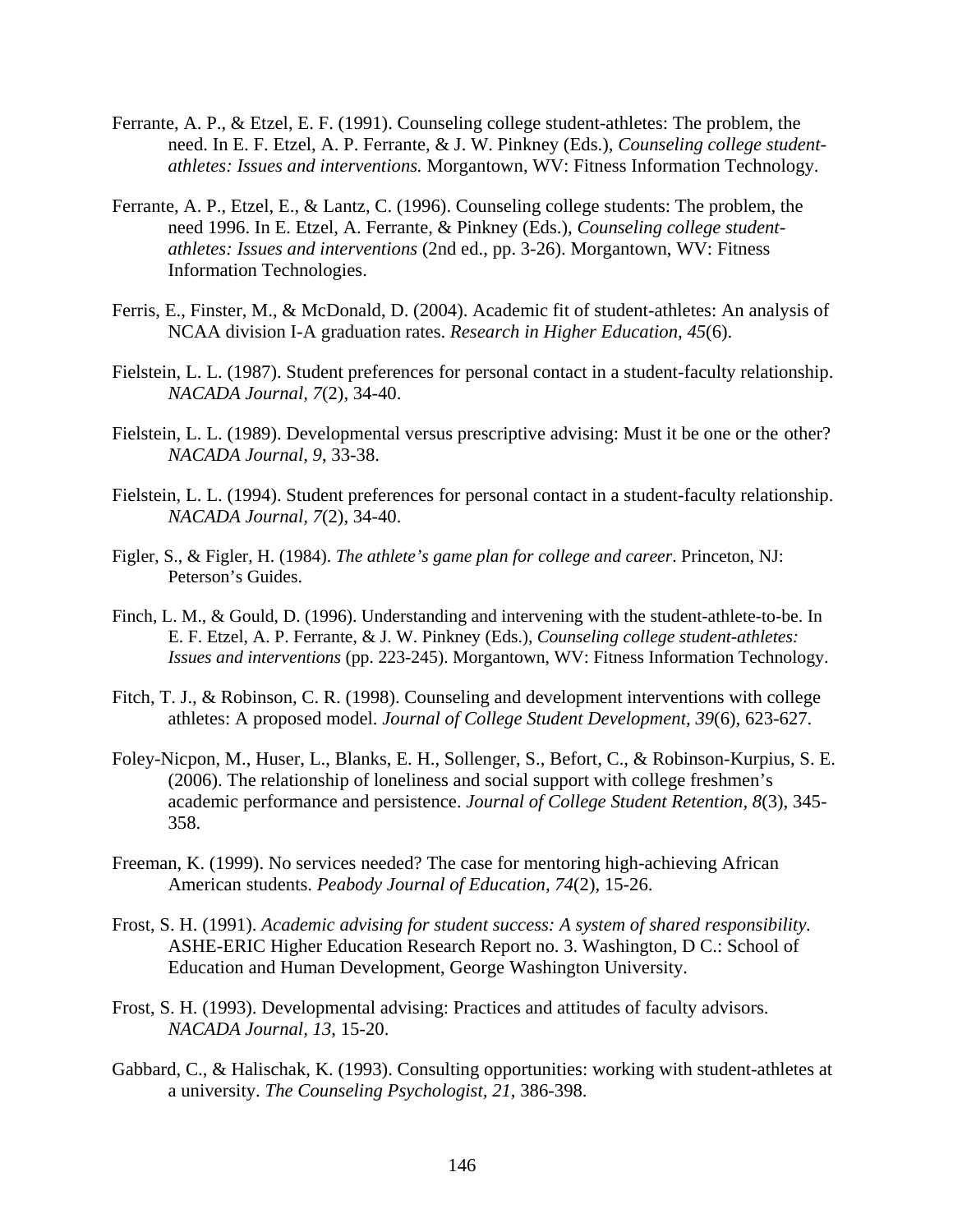Ferrante, A. P., & Etzel, E. F. (1991). Counseling college student-athletes: The problem, the need. In E. F. Etzel, A. P. Ferrante, & J. W. Pinkney (Eds.), *Counseling college student-athletes: Issues and interventions.* Morgantown, WV: Fitness Information Technology.

Ferrante, A. P., Etzel, E., & Lantz, C. (1996). Counseling college students: The problem, the need 1996. In E. Etzel, A. Ferrante, & Pinkney (Eds.), *Counseling college student-athletes: Issues and interventions* (2nd ed., pp. 3-26). Morgantown, WV: Fitness Information Technologies.

Ferris, E., Finster, M., & McDonald, D. (2004). Academic fit of student-athletes: An analysis of NCAA division I-A graduation rates. *Research in Higher Education, 45*(6).

Fielstein, L. L. (1987). Student preferences for personal contact in a student-faculty relationship. *NACADA Journal, 7*(2), 34-40.

Fielstein, L. L. (1989). Developmental versus prescriptive advising: Must it be one or the other? *NACADA Journal, 9*, 33-38.

Fielstein, L. L. (1994). Student preferences for personal contact in a student-faculty relationship. *NACADA Journal, 7*(2), 34-40.

Figler, S., & Figler, H. (1984). *The athlete's game plan for college and career*. Princeton, NJ: Peterson's Guides.

Finch, L. M., & Gould, D. (1996). Understanding and intervening with the student-athlete-to-be. In E. F. Etzel, A. P. Ferrante, & J. W. Pinkney (Eds.), *Counseling college student-athletes: Issues and interventions* (pp. 223-245). Morgantown, WV: Fitness Information Technology.

Fitch, T. J., & Robinson, C. R. (1998). Counseling and development interventions with college athletes: A proposed model. *Journal of College Student Development, 39*(6), 623-627.

Foley-Nicpon, M., Huser, L., Blanks, E. H., Sollenger, S., Befort, C., & Robinson-Kurpius, S. E. (2006). The relationship of loneliness and social support with college freshmen's academic performance and persistence. *Journal of College Student Retention*, *8*(3), 345-358.

Freeman, K. (1999). No services needed? The case for mentoring high-achieving African American students. *Peabody Journal of Education, 74*(2), 15-26.

Frost, S. H. (1991). *Academic advising for student success: A system of shared responsibility.* ASHE-ERIC Higher Education Research Report no. 3. Washington, D C.: School of Education and Human Development, George Washington University.

Frost, S. H. (1993). Developmental advising: Practices and attitudes of faculty advisors. *NACADA Journal, 13*, 15-20.

Gabbard, C., & Halischak, K. (1993). Consulting opportunities: working with student-athletes at a university. *The Counseling Psychologist, 21*, 386-398.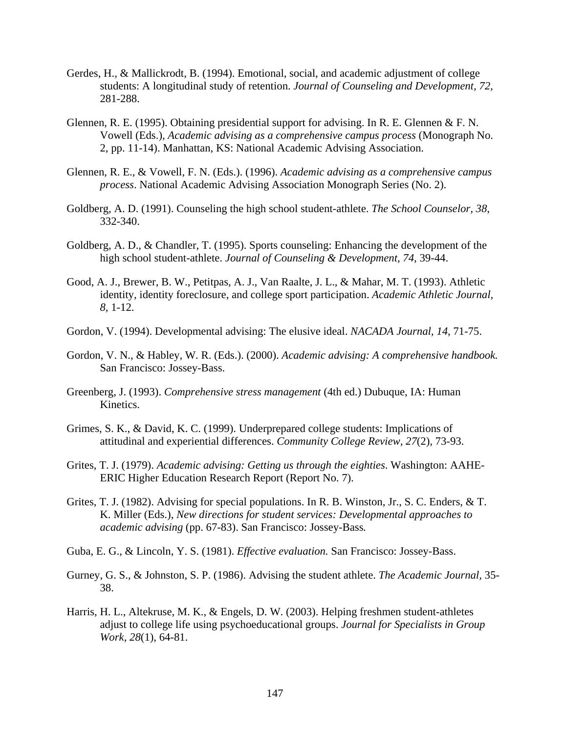Gerdes, H., & Mallickrodt, B. (1994). Emotional, social, and academic adjustment of college students: A longitudinal study of retention. *Journal of Counseling and Development, 72,* 281-288.

Glennen, R. E. (1995). Obtaining presidential support for advising. In R. E. Glennen & F. N. Vowell (Eds.), *Academic advising as a comprehensive campus process* (Monograph No. 2, pp. 11-14). Manhattan, KS: National Academic Advising Association.

Glennen, R. E., & Vowell, F. N. (Eds.). (1996). *Academic advising as a comprehensive campus process*. National Academic Advising Association Monograph Series (No. 2).

Goldberg, A. D. (1991). Counseling the high school student-athlete. *The School Counselor, 38*, 332-340.

Goldberg, A. D., & Chandler, T. (1995). Sports counseling: Enhancing the development of the high school student-athlete. *Journal of Counseling & Development, 74*, 39-44.

Good, A. J., Brewer, B. W., Petitpas, A. J., Van Raalte, J. L., & Mahar, M. T. (1993). Athletic identity, identity foreclosure, and college sport participation. *Academic Athletic Journal, 8,* 1-12.

Gordon, V. (1994). Developmental advising: The elusive ideal. *NACADA Journal, 14*, 71-75.

Gordon, V. N., & Habley, W. R. (Eds.). (2000). *Academic advising: A comprehensive handbook.* San Francisco: Jossey-Bass.

Greenberg, J. (1993). *Comprehensive stress management* (4th ed.) Dubuque, IA: Human Kinetics.

Grimes, S. K., & David, K. C. (1999). Underprepared college students: Implications of attitudinal and experiential differences. *Community College Review, 27*(2), 73-93.

Grites, T. J. (1979). *Academic advising: Getting us through the eighties*. Washington: AAHE-ERIC Higher Education Research Report (Report No. 7).

Grites, T. J. (1982). Advising for special populations. In R. B. Winston, Jr., S. C. Enders, & T. K. Miller (Eds.), *New directions for student services: Developmental approaches to academic advising* (pp. 67-83). San Francisco: Jossey-Bass*.*

Guba, E. G., & Lincoln, Y. S. (1981). *Effective evaluation.* San Francisco: Jossey-Bass.

Gurney, G. S., & Johnston, S. P. (1986). Advising the student athlete. *The Academic Journal*, 35-38.

Harris, H. L., Altekruse, M. K., & Engels, D. W. (2003). Helping freshmen student-athletes adjust to college life using psychoeducational groups. *Journal for Specialists in Group Work*, *28*(1), 64-81.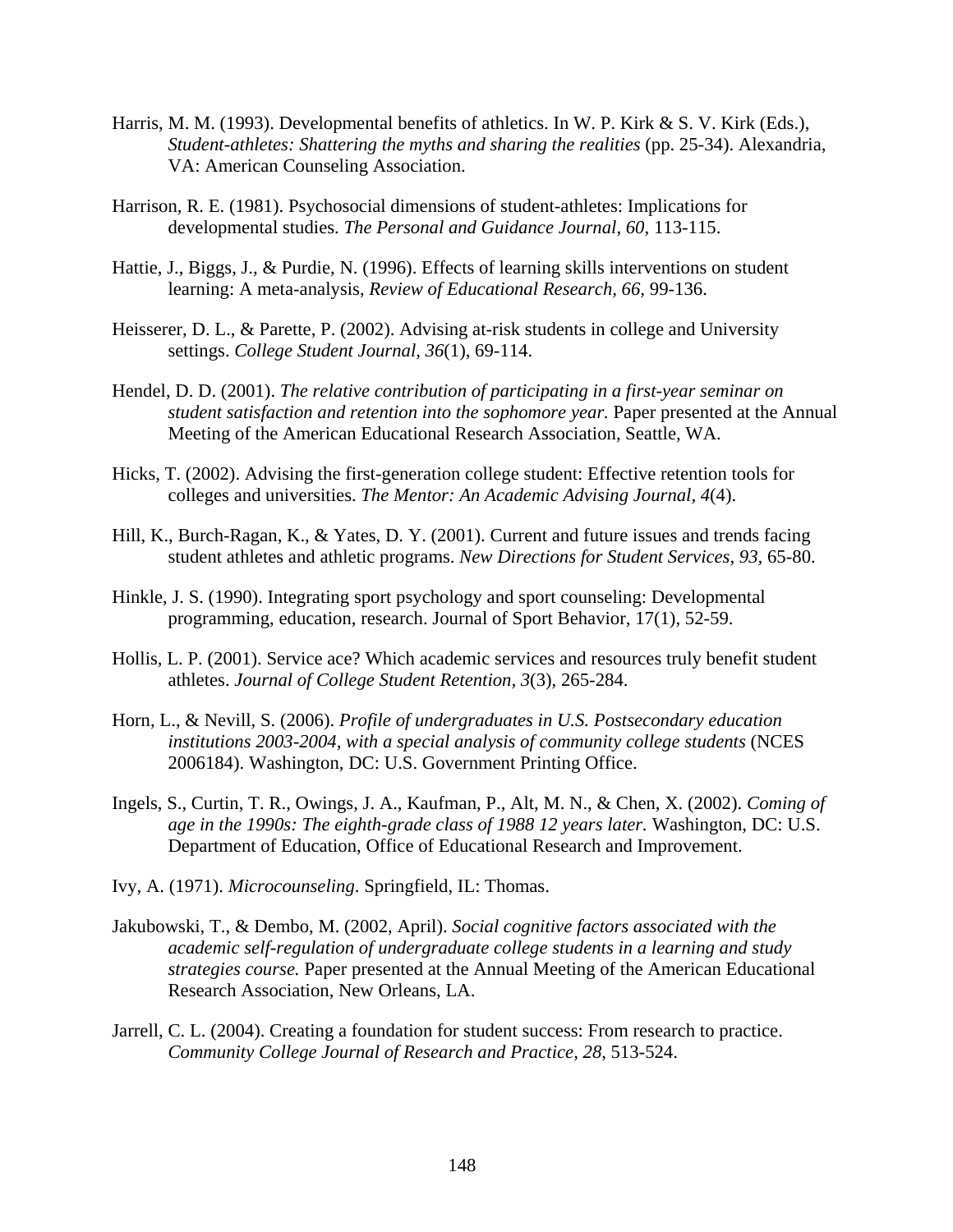Harris, M. M. (1993). Developmental benefits of athletics. In W. P. Kirk & S. V. Kirk (Eds.), *Student-athletes: Shattering the myths and sharing the realities* (pp. 25-34). Alexandria, VA: American Counseling Association.

Harrison, R. E. (1981). Psychosocial dimensions of student-athletes: Implications for developmental studies. *The Personal and Guidance Journal, 60*, 113-115.

Hattie, J., Biggs, J., & Purdie, N. (1996). Effects of learning skills interventions on student learning: A meta-analysis, *Review of Educational Research, 66,* 99-136.

Heisserer, D. L., & Parette, P. (2002). Advising at-risk students in college and University settings. *College Student Journal, 36*(1), 69-114.

Hendel, D. D. (2001). *The relative contribution of participating in a first-year seminar on student satisfaction and retention into the sophomore year.* Paper presented at the Annual Meeting of the American Educational Research Association, Seattle, WA.

Hicks, T. (2002). Advising the first-generation college student: Effective retention tools for colleges and universities. *The Mentor: An Academic Advising Journal, 4*(4).

Hill, K., Burch-Ragan, K., & Yates, D. Y. (2001). Current and future issues and trends facing student athletes and athletic programs. *New Directions for Student Services, 93,* 65-80.

Hinkle, J. S. (1990). Integrating sport psychology and sport counseling: Developmental programming, education, research. Journal of Sport Behavior, 17(1), 52-59.

Hollis, L. P. (2001). Service ace? Which academic services and resources truly benefit student athletes. *Journal of College Student Retention, 3*(3), 265-284.

Horn, L., & Nevill, S. (2006). *Profile of undergraduates in U.S. Postsecondary education institutions 2003-2004, with a special analysis of community college students* (NCES 2006184). Washington, DC: U.S. Government Printing Office.

Ingels, S., Curtin, T. R., Owings, J. A., Kaufman, P., Alt, M. N., & Chen, X. (2002). *Coming of age in the 1990s: The eighth-grade class of 1988 12 years later.* Washington, DC: U.S. Department of Education, Office of Educational Research and Improvement.

Ivy, A. (1971). *Microcounseling*. Springfield, IL: Thomas.

Jakubowski, T., & Dembo, M. (2002, April). *Social cognitive factors associated with the academic self-regulation of undergraduate college students in a learning and study strategies course.* Paper presented at the Annual Meeting of the American Educational Research Association, New Orleans, LA.

Jarrell, C. L. (2004). Creating a foundation for student success: From research to practice. *Community College Journal of Research and Practice, 28,* 513-524.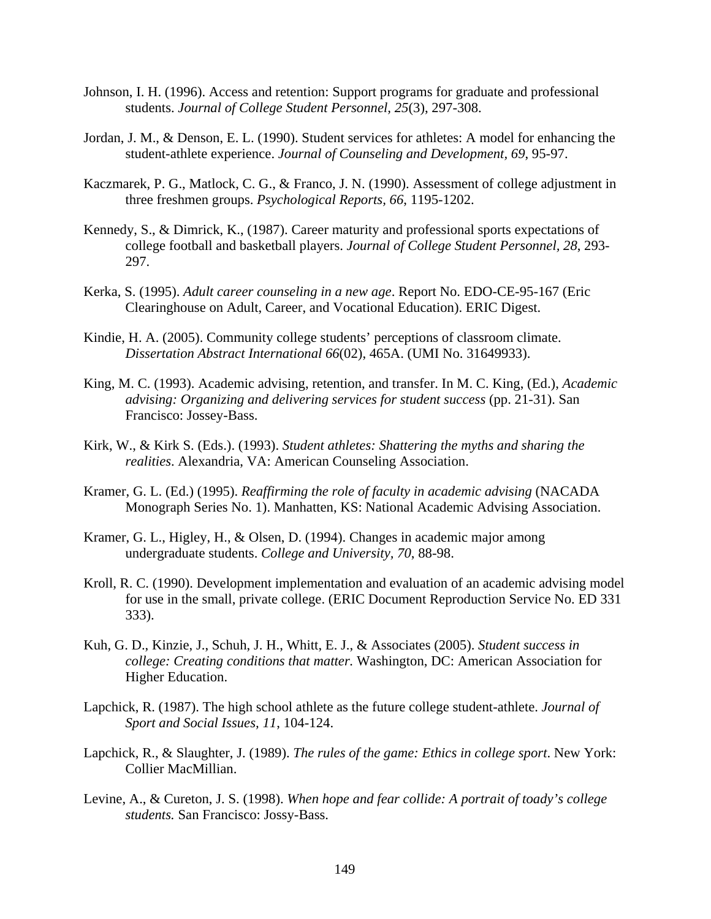Johnson, I. H. (1996). Access and retention: Support programs for graduate and professional students. *Journal of College Student Personnel, 25*(3), 297-308.

Jordan, J. M., & Denson, E. L. (1990). Student services for athletes: A model for enhancing the student-athlete experience. *Journal of Counseling and Development, 69*, 95-97.

Kaczmarek, P. G., Matlock, C. G., & Franco, J. N. (1990). Assessment of college adjustment in three freshmen groups. *Psychological Reports, 66*, 1195-1202.

Kennedy, S., & Dimrick, K., (1987). Career maturity and professional sports expectations of college football and basketball players. *Journal of College Student Personnel, 28*, 293-297.

Kerka, S. (1995). *Adult career counseling in a new age*. Report No. EDO-CE-95-167 (Eric Clearinghouse on Adult, Career, and Vocational Education). ERIC Digest.

Kindie, H. A. (2005). Community college students' perceptions of classroom climate. *Dissertation Abstract International 66*(02), 465A. (UMI No. 31649933).

King, M. C. (1993). Academic advising, retention, and transfer. In M. C. King, (Ed.), *Academic advising: Organizing and delivering services for student success* (pp. 21-31). San Francisco: Jossey-Bass.

Kirk, W., & Kirk S. (Eds.). (1993). *Student athletes: Shattering the myths and sharing the realities*. Alexandria, VA: American Counseling Association.

Kramer, G. L. (Ed.) (1995). *Reaffirming the role of faculty in academic advising* (NACADA Monograph Series No. 1). Manhatten, KS: National Academic Advising Association.

Kramer, G. L., Higley, H., & Olsen, D. (1994). Changes in academic major among undergraduate students. *College and University, 70*, 88-98.

Kroll, R. C. (1990). Development implementation and evaluation of an academic advising model for use in the small, private college. (ERIC Document Reproduction Service No. ED 331 333).

Kuh, G. D., Kinzie, J., Schuh, J. H., Whitt, E. J., & Associates (2005). *Student success in college: Creating conditions that matter.* Washington, DC: American Association for Higher Education.

Lapchick, R. (1987). The high school athlete as the future college student-athlete. *Journal of Sport and Social Issues, 11*, 104-124.

Lapchick, R., & Slaughter, J. (1989). *The rules of the game: Ethics in college sport*. New York: Collier MacMillian.

Levine, A., & Cureton, J. S. (1998). *When hope and fear collide: A portrait of toady's college students.* San Francisco: Jossy-Bass.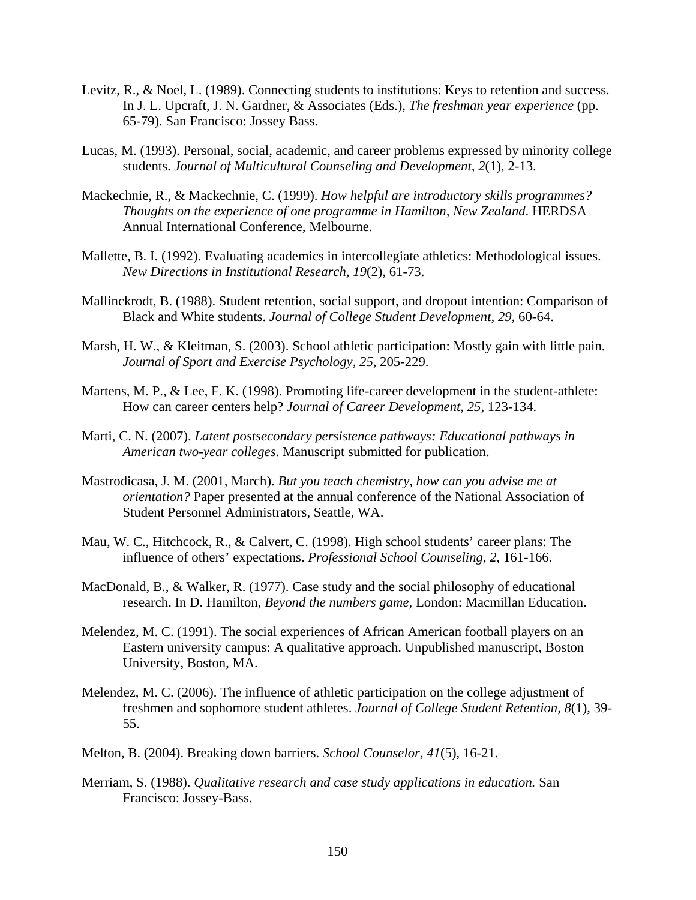Levitz, R., & Noel, L. (1989). Connecting students to institutions: Keys to retention and success. In J. L. Upcraft, J. N. Gardner, & Associates (Eds.), *The freshman year experience* (pp. 65-79). San Francisco: Jossey Bass.

Lucas, M. (1993). Personal, social, academic, and career problems expressed by minority college students. *Journal of Multicultural Counseling and Development, 2*(1), 2-13.

Mackechnie, R., & Mackechnie, C. (1999). *How helpful are introductory skills programmes? Thoughts on the experience of one programme in Hamilton, New Zealand*. HERDSA Annual International Conference, Melbourne.

Mallette, B. I. (1992). Evaluating academics in intercollegiate athletics: Methodological issues. *New Directions in Institutional Research, 19*(2), 61-73.

Mallinckrodt, B. (1988). Student retention, social support, and dropout intention: Comparison of Black and White students. *Journal of College Student Development, 29*, 60-64.

Marsh, H. W., & Kleitman, S. (2003). School athletic participation: Mostly gain with little pain. *Journal of Sport and Exercise Psychology, 25*, 205-229.

Martens, M. P., & Lee, F. K. (1998). Promoting life-career development in the student-athlete: How can career centers help? *Journal of Career Development, 25*, 123-134.

Marti, C. N. (2007). *Latent postsecondary persistence pathways: Educational pathways in American two-year colleges*. Manuscript submitted for publication.

Mastrodicasa, J. M. (2001, March). *But you teach chemistry, how can you advise me at orientation?* Paper presented at the annual conference of the National Association of Student Personnel Administrators, Seattle, WA.

Mau, W. C., Hitchcock, R., & Calvert, C. (1998). High school students' career plans: The influence of others' expectations. *Professional School Counseling, 2*, 161-166.

MacDonald, B., & Walker, R. (1977). Case study and the social philosophy of educational research. In D. Hamilton, *Beyond the numbers game,* London: Macmillan Education.

Melendez, M. C. (1991). The social experiences of African American football players on an Eastern university campus: A qualitative approach. Unpublished manuscript, Boston University, Boston, MA.

Melendez, M. C. (2006). The influence of athletic participation on the college adjustment of freshmen and sophomore student athletes. *Journal of College Student Retention, 8*(1), 39-55.

Melton, B. (2004). Breaking down barriers. *School Counselor, 41*(5), 16-21.

Merriam, S. (1988). *Qualitative research and case study applications in education.* San Francisco: Jossey-Bass.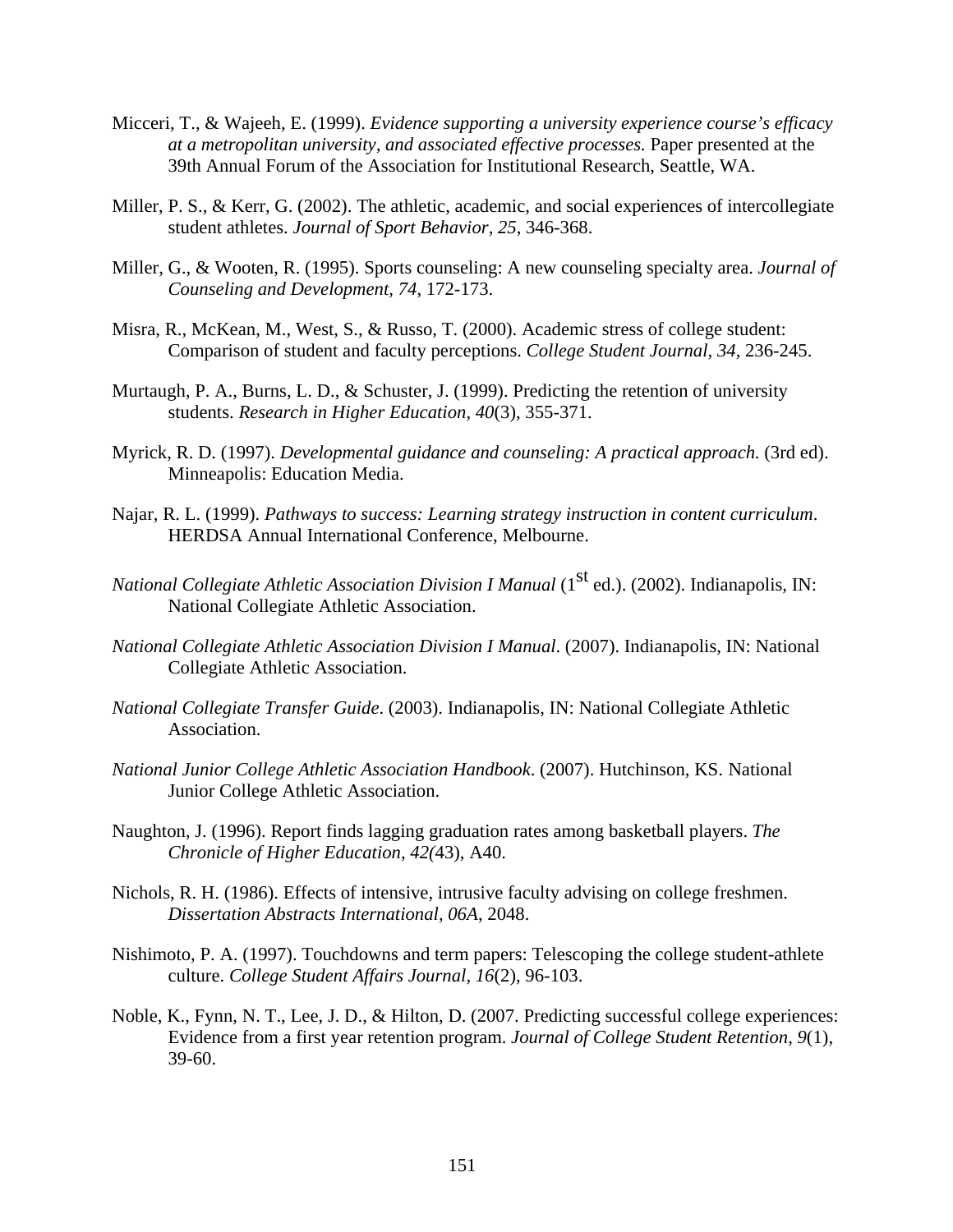Micceri, T., & Wajeeh, E. (1999). *Evidence supporting a university experience course's efficacy at a metropolitan university, and associated effective processes.* Paper presented at the 39th Annual Forum of the Association for Institutional Research, Seattle, WA.

Miller, P. S., & Kerr, G. (2002). The athletic, academic, and social experiences of intercollegiate student athletes. *Journal of Sport Behavior, 25*, 346-368.

Miller, G., & Wooten, R. (1995). Sports counseling: A new counseling specialty area. *Journal of Counseling and Development, 74*, 172-173.

Misra, R., McKean, M., West, S., & Russo, T. (2000). Academic stress of college student: Comparison of student and faculty perceptions. *College Student Journal, 34*, 236-245.

Murtaugh, P. A., Burns, L. D., & Schuster, J. (1999). Predicting the retention of university students. *Research in Higher Education, 40*(3), 355-371.

Myrick, R. D. (1997). *Developmental guidance and counseling: A practical approach.* (3rd ed). Minneapolis: Education Media.

Najar, R. L. (1999). *Pathways to success: Learning strategy instruction in content curriculum*. HERDSA Annual International Conference, Melbourne.

*National Collegiate Athletic Association Division I Manual* (1st ed.). (2002). Indianapolis, IN: National Collegiate Athletic Association.

*National Collegiate Athletic Association Division I Manual*. (2007). Indianapolis, IN: National Collegiate Athletic Association.

*National Collegiate Transfer Guide*. (2003). Indianapolis, IN: National Collegiate Athletic Association.

*National Junior College Athletic Association Handbook*. (2007). Hutchinson, KS. National Junior College Athletic Association.

Naughton, J. (1996). Report finds lagging graduation rates among basketball players. *The Chronicle of Higher Education, 42(*43), A40.

Nichols, R. H. (1986). Effects of intensive, intrusive faculty advising on college freshmen. *Dissertation Abstracts International, 06A*, 2048.

Nishimoto, P. A. (1997). Touchdowns and term papers: Telescoping the college student-athlete culture. *College Student Affairs Journal, 16*(2), 96-103.

Noble, K., Fynn, N. T., Lee, J. D., & Hilton, D. (2007. Predicting successful college experiences: Evidence from a first year retention program. *Journal of College Student Retention, 9*(1), 39-60.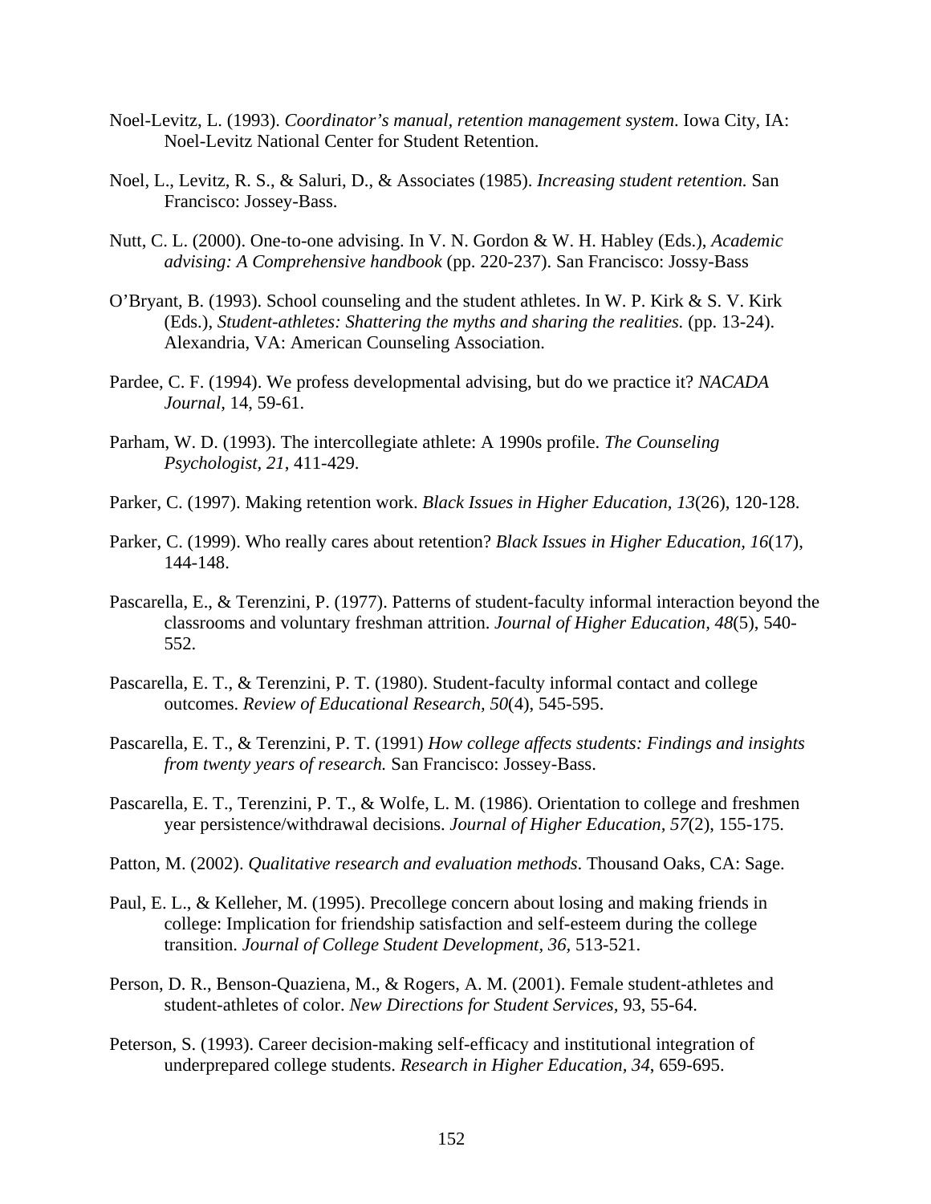Noel-Levitz, L. (1993). *Coordinator's manual, retention management system*. Iowa City, IA: Noel-Levitz National Center for Student Retention.

Noel, L., Levitz, R. S., & Saluri, D., & Associates (1985). *Increasing student retention.* San Francisco: Jossey-Bass.

Nutt, C. L. (2000). One-to-one advising. In V. N. Gordon & W. H. Habley (Eds.), *Academic advising: A Comprehensive handbook* (pp. 220-237). San Francisco: Jossy-Bass

O'Bryant, B. (1993). School counseling and the student athletes. In W. P. Kirk & S. V. Kirk (Eds.), *Student-athletes: Shattering the myths and sharing the realities.* (pp. 13-24). Alexandria, VA: American Counseling Association.

Pardee, C. F. (1994). We profess developmental advising, but do we practice it? *NACADA Journal*, 14, 59-61.

Parham, W. D. (1993). The intercollegiate athlete: A 1990s profile. *The Counseling Psychologist*, *21*, 411-429.

Parker, C. (1997). Making retention work. *Black Issues in Higher Education, 13*(26), 120-128.

Parker, C. (1999). Who really cares about retention? *Black Issues in Higher Education*, *16*(17), 144-148.

Pascarella, E., & Terenzini, P. (1977). Patterns of student-faculty informal interaction beyond the classrooms and voluntary freshman attrition. *Journal of Higher Education*, *48*(5), 540-552.

Pascarella, E. T., & Terenzini, P. T. (1980). Student-faculty informal contact and college outcomes. *Review of Educational Research*, *50*(4), 545-595.

Pascarella, E. T., & Terenzini, P. T. (1991) *How college affects students: Findings and insights from twenty years of research.* San Francisco: Jossey-Bass.

Pascarella, E. T., Terenzini, P. T., & Wolfe, L. M. (1986). Orientation to college and freshmen year persistence/withdrawal decisions. *Journal of Higher Education*, *57*(2), 155-175.

Patton, M. (2002). *Qualitative research and evaluation methods*. Thousand Oaks, CA: Sage.

Paul, E. L., & Kelleher, M. (1995). Precollege concern about losing and making friends in college: Implication for friendship satisfaction and self-esteem during the college transition. *Journal of College Student Development*, *36*, 513-521.

Person, D. R., Benson-Quaziena, M., & Rogers, A. M. (2001). Female student-athletes and student-athletes of color. *New Directions for Student Services*, 93, 55-64.

Peterson, S. (1993). Career decision-making self-efficacy and institutional integration of underprepared college students. *Research in Higher Education*, *34*, 659-695.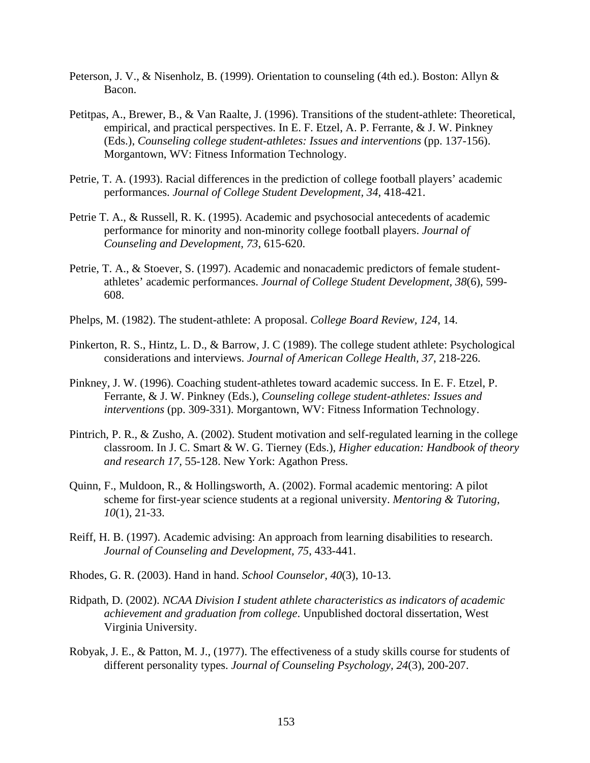Peterson, J. V., & Nisenholz, B. (1999). Orientation to counseling (4th ed.). Boston: Allyn & Bacon.

Petitpas, A., Brewer, B., & Van Raalte, J. (1996). Transitions of the student-athlete: Theoretical, empirical, and practical perspectives. In E. F. Etzel, A. P. Ferrante, & J. W. Pinkney (Eds.), *Counseling college student-athletes: Issues and interventions* (pp. 137-156). Morgantown, WV: Fitness Information Technology.

Petrie, T. A. (1993). Racial differences in the prediction of college football players' academic performances. *Journal of College Student Development, 34*, 418-421.

Petrie T. A., & Russell, R. K. (1995). Academic and psychosocial antecedents of academic performance for minority and non-minority college football players. *Journal of Counseling and Development, 73*, 615-620.

Petrie, T. A., & Stoever, S. (1997). Academic and nonacademic predictors of female student-athletes' academic performances. *Journal of College Student Development, 38*(6), 599-608.

Phelps, M. (1982). The student-athlete: A proposal. *College Board Review, 124*, 14.

Pinkerton, R. S., Hintz, L. D., & Barrow, J. C (1989). The college student athlete: Psychological considerations and interviews. *Journal of American College Health, 37*, 218-226.

Pinkney, J. W. (1996). Coaching student-athletes toward academic success. In E. F. Etzel, P. Ferrante, & J. W. Pinkney (Eds.), *Counseling college student-athletes: Issues and interventions* (pp. 309-331). Morgantown, WV: Fitness Information Technology.

Pintrich, P. R., & Zusho, A. (2002). Student motivation and self-regulated learning in the college classroom. In J. C. Smart & W. G. Tierney (Eds.), *Higher education: Handbook of theory and research 17,* 55-128. New York: Agathon Press.

Quinn, F., Muldoon, R., & Hollingsworth, A. (2002). Formal academic mentoring: A pilot scheme for first-year science students at a regional university. *Mentoring & Tutoring, 10*(1), 21-33.

Reiff, H. B. (1997). Academic advising: An approach from learning disabilities to research. *Journal of Counseling and Development, 75*, 433-441.

Rhodes, G. R. (2003). Hand in hand. *School Counselor, 40*(3), 10-13.

Ridpath, D. (2002). *NCAA Division I student athlete characteristics as indicators of academic achievement and graduation from college*. Unpublished doctoral dissertation, West Virginia University.

Robyak, J. E., & Patton, M. J., (1977). The effectiveness of a study skills course for students of different personality types. *Journal of Counseling Psychology, 24*(3), 200-207.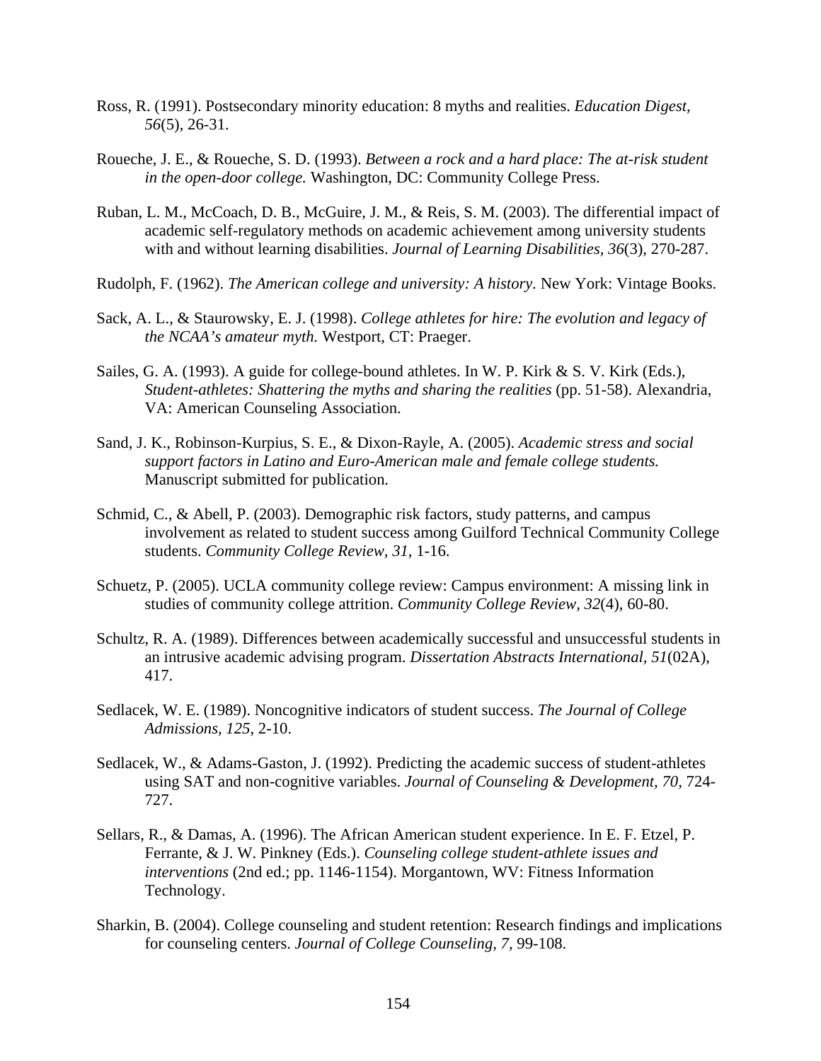Ross, R. (1991). Postsecondary minority education: 8 myths and realities. *Education Digest, 56*(5), 26-31.

Roueche, J. E., & Roueche, S. D. (1993). *Between a rock and a hard place: The at-risk student in the open-door college.* Washington, DC: Community College Press.

Ruban, L. M., McCoach, D. B., McGuire, J. M., & Reis, S. M. (2003). The differential impact of academic self-regulatory methods on academic achievement among university students with and without learning disabilities. *Journal of Learning Disabilities, 36*(3), 270-287.

Rudolph, F. (1962). *The American college and university: A history.* New York: Vintage Books.

Sack, A. L., & Staurowsky, E. J. (1998). *College athletes for hire: The evolution and legacy of the NCAA's amateur myth.* Westport, CT: Praeger.

Sailes, G. A. (1993). A guide for college-bound athletes. In W. P. Kirk & S. V. Kirk (Eds.), *Student-athletes: Shattering the myths and sharing the realities* (pp. 51-58). Alexandria, VA: American Counseling Association.

Sand, J. K., Robinson-Kurpius, S. E., & Dixon-Rayle, A. (2005). *Academic stress and social support factors in Latino and Euro-American male and female college students.* Manuscript submitted for publication.

Schmid, C., & Abell, P. (2003). Demographic risk factors, study patterns, and campus involvement as related to student success among Guilford Technical Community College students. *Community College Review, 31*, 1-16.

Schuetz, P. (2005). UCLA community college review: Campus environment: A missing link in studies of community college attrition. *Community College Review, 32*(4), 60-80.

Schultz, R. A. (1989). Differences between academically successful and unsuccessful students in an intrusive academic advising program. *Dissertation Abstracts International, 51*(02A), 417.

Sedlacek, W. E. (1989). Noncognitive indicators of student success. *The Journal of College Admissions, 125*, 2-10.

Sedlacek, W., & Adams-Gaston, J. (1992). Predicting the academic success of student-athletes using SAT and non-cognitive variables. *Journal of Counseling & Development, 70,* 724-727.

Sellars, R., & Damas, A. (1996). The African American student experience. In E. F. Etzel, P. Ferrante, & J. W. Pinkney (Eds.). *Counseling college student-athlete issues and interventions* (2nd ed.; pp. 1146-1154). Morgantown, WV: Fitness Information Technology.

Sharkin, B. (2004). College counseling and student retention: Research findings and implications for counseling centers. *Journal of College Counseling, 7,* 99-108.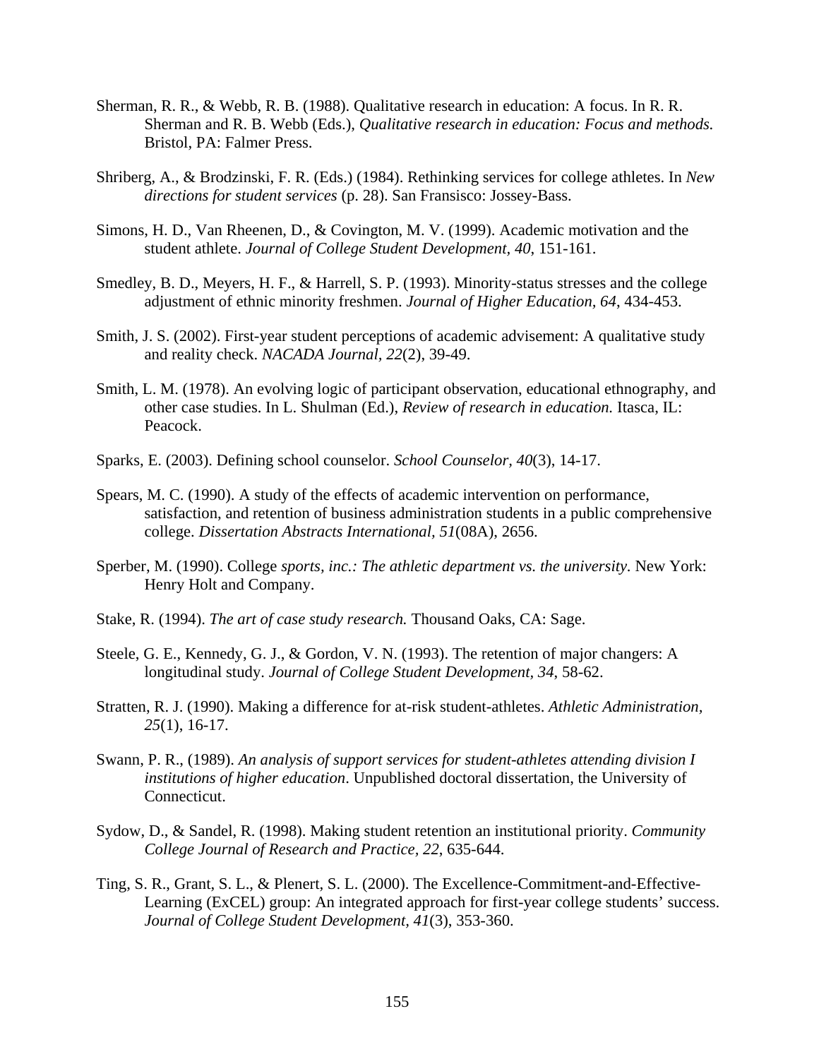Sherman, R. R., & Webb, R. B. (1988). Qualitative research in education: A focus. In R. R. Sherman and R. B. Webb (Eds.), *Qualitative research in education: Focus and methods.* Bristol, PA: Falmer Press.

Shriberg, A., & Brodzinski, F. R. (Eds.) (1984). Rethinking services for college athletes. In *New directions for student services* (p. 28). San Fransisco: Jossey-Bass.

Simons, H. D., Van Rheenen, D., & Covington, M. V. (1999). Academic motivation and the student athlete. *Journal of College Student Development, 40*, 151-161.

Smedley, B. D., Meyers, H. F., & Harrell, S. P. (1993). Minority-status stresses and the college adjustment of ethnic minority freshmen. *Journal of Higher Education, 64*, 434-453.

Smith, J. S. (2002). First-year student perceptions of academic advisement: A qualitative study and reality check. *NACADA Journal, 22*(2), 39-49.

Smith, L. M. (1978). An evolving logic of participant observation, educational ethnography, and other case studies. In L. Shulman (Ed.), *Review of research in education.* Itasca, IL: Peacock.

Sparks, E. (2003). Defining school counselor. *School Counselor, 40*(3), 14-17.

Spears, M. C. (1990). A study of the effects of academic intervention on performance, satisfaction, and retention of business administration students in a public comprehensive college. *Dissertation Abstracts International, 51*(08A), 2656.

Sperber, M. (1990). College *sports, inc.: The athletic department vs. the university*. New York: Henry Holt and Company.

Stake, R. (1994). *The art of case study research.* Thousand Oaks, CA: Sage.

Steele, G. E., Kennedy, G. J., & Gordon, V. N. (1993). The retention of major changers: A longitudinal study. *Journal of College Student Development, 34*, 58-62.

Stratten, R. J. (1990). Making a difference for at-risk student-athletes. *Athletic Administration, 25*(1), 16-17.

Swann, P. R., (1989). *An analysis of support services for student-athletes attending division I institutions of higher education*. Unpublished doctoral dissertation, the University of Connecticut.

Sydow, D., & Sandel, R. (1998). Making student retention an institutional priority. *Community College Journal of Research and Practice, 22*, 635-644.

Ting, S. R., Grant, S. L., & Plenert, S. L. (2000). The Excellence-Commitment-and-Effective-Learning (ExCEL) group: An integrated approach for first-year college students' success. *Journal of College Student Development, 41*(3), 353-360.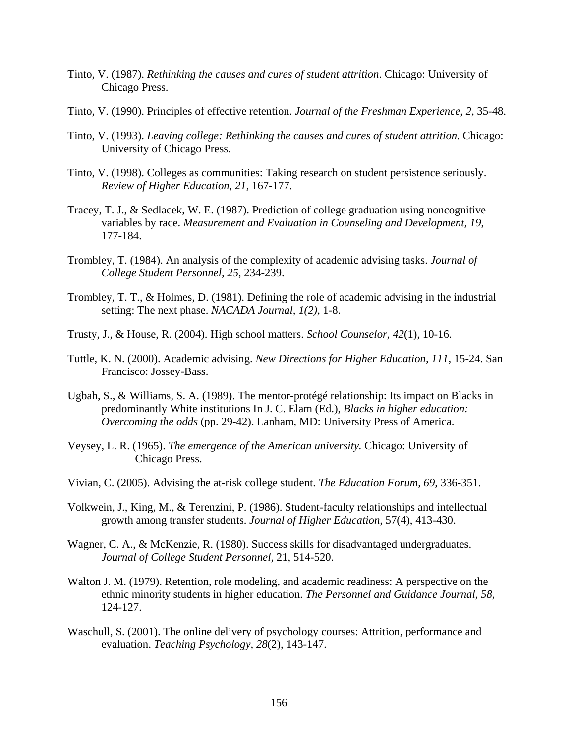Tinto, V. (1987). *Rethinking the causes and cures of student attrition*. Chicago: University of Chicago Press.

Tinto, V. (1990). Principles of effective retention. *Journal of the Freshman Experience, 2*, 35-48.

Tinto, V. (1993). *Leaving college: Rethinking the causes and cures of student attrition.* Chicago: University of Chicago Press.

Tinto, V. (1998). Colleges as communities: Taking research on student persistence seriously. *Review of Higher Education, 21*, 167-177.

Tracey, T. J., & Sedlacek, W. E. (1987). Prediction of college graduation using noncognitive variables by race. *Measurement and Evaluation in Counseling and Development, 19*, 177-184.

Trombley, T. (1984). An analysis of the complexity of academic advising tasks. *Journal of College Student Personnel, 25*, 234-239.

Trombley, T. T., & Holmes, D. (1981). Defining the role of academic advising in the industrial setting: The next phase. *NACADA Journal, 1(2),* 1-8.

Trusty, J., & House, R. (2004). High school matters. *School Counselor, 42*(1), 10-16.

Tuttle, K. N. (2000). Academic advising. *New Directions for Higher Education, 111,* 15-24. San Francisco: Jossey-Bass.

Ugbah, S., & Williams, S. A. (1989). The mentor-protégé relationship: Its impact on Blacks in predominantly White institutions In J. C. Elam (Ed.), *Blacks in higher education: Overcoming the odds* (pp. 29-42). Lanham, MD: University Press of America.

Veysey, L. R. (1965). *The emergence of the American university.* Chicago: University of Chicago Press.

Vivian, C. (2005). Advising the at-risk college student. *The Education Forum, 69*, 336-351.

Volkwein, J., King, M., & Terenzini, P. (1986). Student-faculty relationships and intellectual growth among transfer students. *Journal of Higher Education*, 57(4), 413-430.

Wagner, C. A., & McKenzie, R. (1980). Success skills for disadvantaged undergraduates. *Journal of College Student Personnel*, 21, 514-520.

Walton J. M. (1979). Retention, role modeling, and academic readiness: A perspective on the ethnic minority students in higher education. *The Personnel and Guidance Journal, 58*, 124-127.

Waschull, S. (2001). The online delivery of psychology courses: Attrition, performance and evaluation. *Teaching Psychology, 28*(2), 143-147.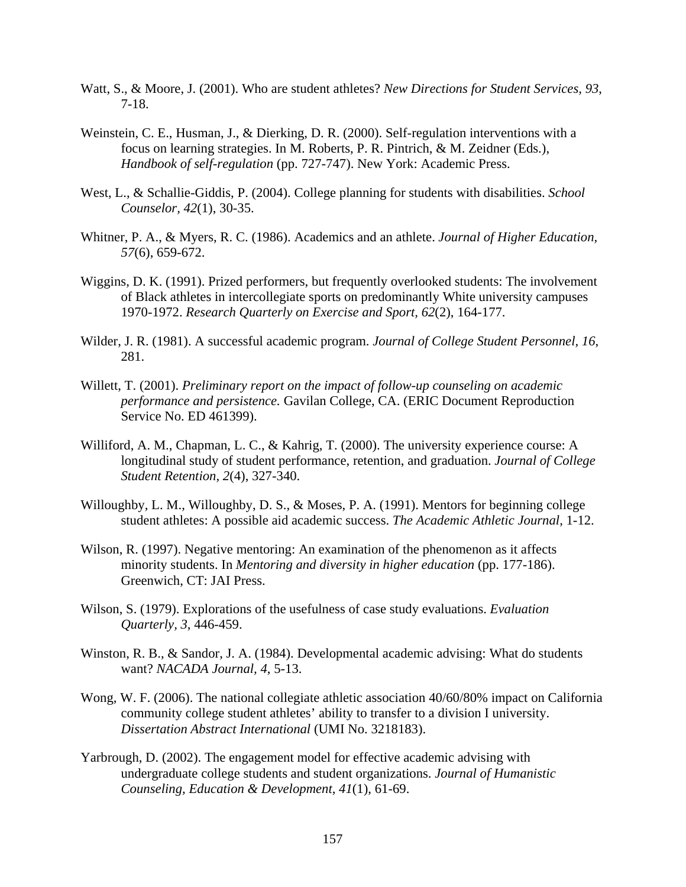Watt, S., & Moore, J. (2001). Who are student athletes? *New Directions for Student Services*, *93*, 7-18.

Weinstein, C. E., Husman, J., & Dierking, D. R. (2000). Self-regulation interventions with a focus on learning strategies. In M. Roberts, P. R. Pintrich, & M. Zeidner (Eds.), *Handbook of self-regulation* (pp. 727-747). New York: Academic Press.

West, L., & Schallie-Giddis, P. (2004). College planning for students with disabilities. *School Counselor, 42*(1), 30-35.

Whitner, P. A., & Myers, R. C. (1986). Academics and an athlete. *Journal of Higher Education, 57*(6), 659-672.

Wiggins, D. K. (1991). Prized performers, but frequently overlooked students: The involvement of Black athletes in intercollegiate sports on predominantly White university campuses 1970-1972. *Research Quarterly on Exercise and Sport, 62*(2), 164-177.

Wilder, J. R. (1981). A successful academic program. *Journal of College Student Personnel, 16*, 281.

Willett, T. (2001). *Preliminary report on the impact of follow-up counseling on academic performance and persistence.* Gavilan College, CA. (ERIC Document Reproduction Service No. ED 461399).

Williford, A. M., Chapman, L. C., & Kahrig, T. (2000). The university experience course: A longitudinal study of student performance, retention, and graduation. *Journal of College Student Retention, 2*(4), 327-340.

Willoughby, L. M., Willoughby, D. S., & Moses, P. A. (1991). Mentors for beginning college student athletes: A possible aid academic success. *The Academic Athletic Journal*, 1-12.

Wilson, R. (1997). Negative mentoring: An examination of the phenomenon as it affects minority students. In *Mentoring and diversity in higher education* (pp. 177-186). Greenwich, CT: JAI Press.

Wilson, S. (1979). Explorations of the usefulness of case study evaluations. *Evaluation Quarterly, 3*, 446-459.

Winston, R. B., & Sandor, J. A. (1984). Developmental academic advising: What do students want? *NACADA Journal*, *4*, 5-13.

Wong, W. F. (2006). The national collegiate athletic association 40/60/80% impact on California community college student athletes' ability to transfer to a division I university. *Dissertation Abstract International* (UMI No. 3218183).

Yarbrough, D. (2002). The engagement model for effective academic advising with undergraduate college students and student organizations. *Journal of Humanistic Counseling, Education & Development, 41*(1), 61-69.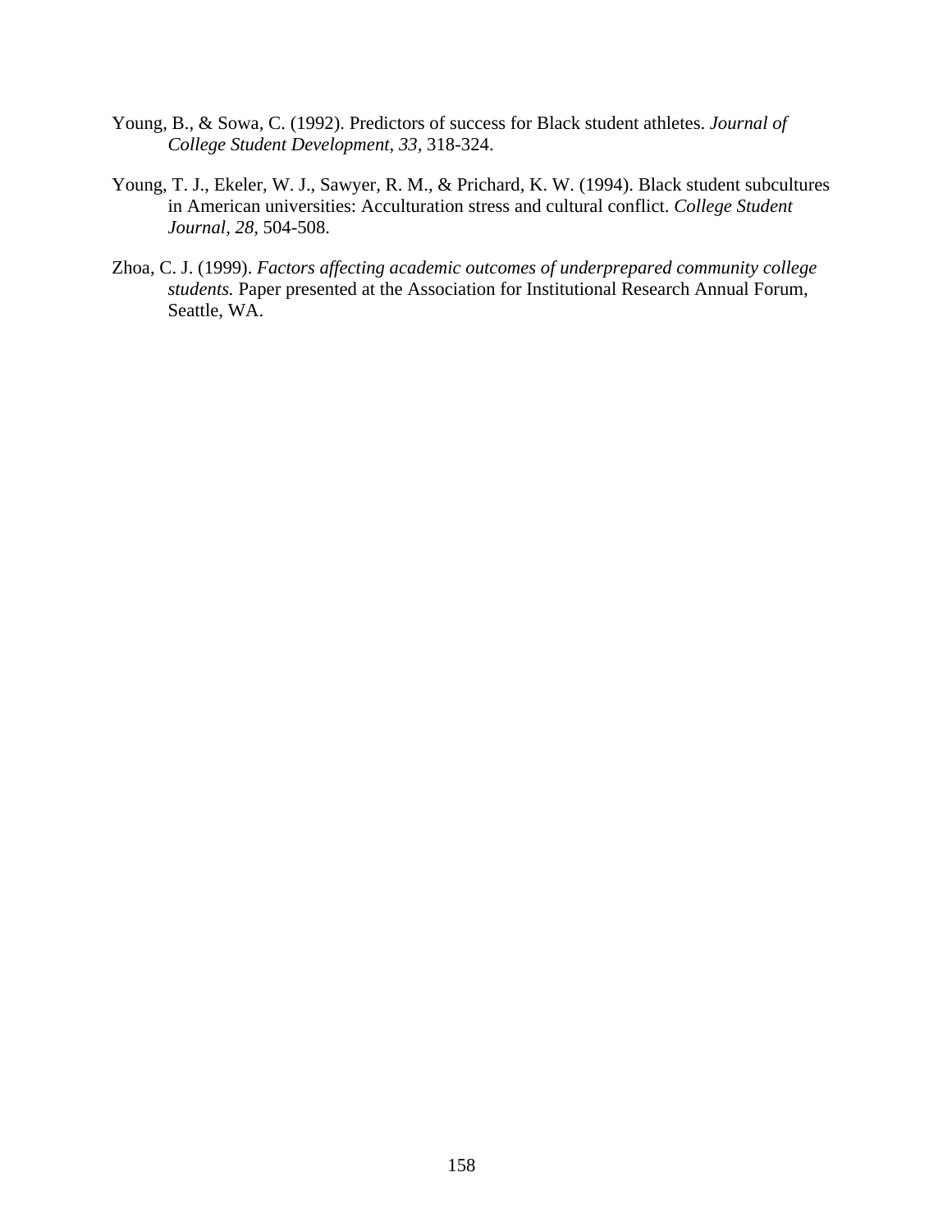Young, B., & Sowa, C. (1992). Predictors of success for Black student athletes. *Journal of College Student Development, 33,* 318-324.

Young, T. J., Ekeler, W. J., Sawyer, R. M., & Prichard, K. W. (1994). Black student subcultures in American universities: Acculturation stress and cultural conflict. *College Student Journal*, *28,* 504-508.

Zhoa, C. J. (1999). *Factors affecting academic outcomes of underprepared community college students.* Paper presented at the Association for Institutional Research Annual Forum, Seattle, WA.